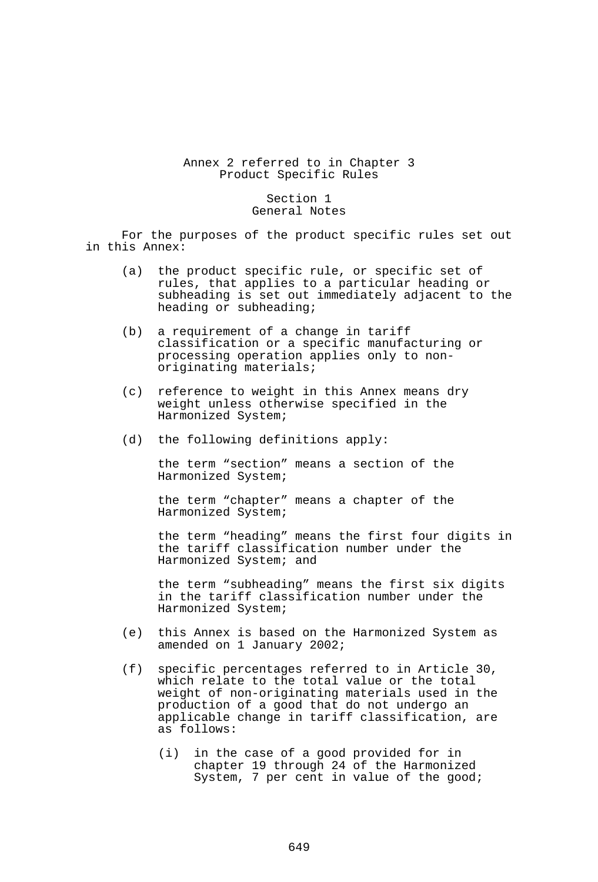# Annex 2 referred to in Chapter 3
# Product Specific Rules

## Section 1
## General Notes

For the purposes of the product specific rules set out in this Annex:

(a) the product specific rule, or specific set of rules, that applies to a particular heading or subheading is set out immediately adjacent to the heading or subheading;

(b) a requirement of a change in tariff classification or a specific manufacturing or processing operation applies only to non-originating materials;

(c) reference to weight in this Annex means dry weight unless otherwise specified in the Harmonized System;

(d) the following definitions apply:

the term "section" means a section of the Harmonized System;

the term "chapter" means a chapter of the Harmonized System;

the term "heading" means the first four digits in the tariff classification number under the Harmonized System; and

the term "subheading" means the first six digits in the tariff classification number under the Harmonized System;

(e) this Annex is based on the Harmonized System as amended on 1 January 2002;

(f) specific percentages referred to in Article 30, which relate to the total value or the total weight of non-originating materials used in the production of a good that do not undergo an applicable change in tariff classification, are as follows:

(i) in the case of a good provided for in chapter 19 through 24 of the Harmonized System, 7 per cent in value of the good;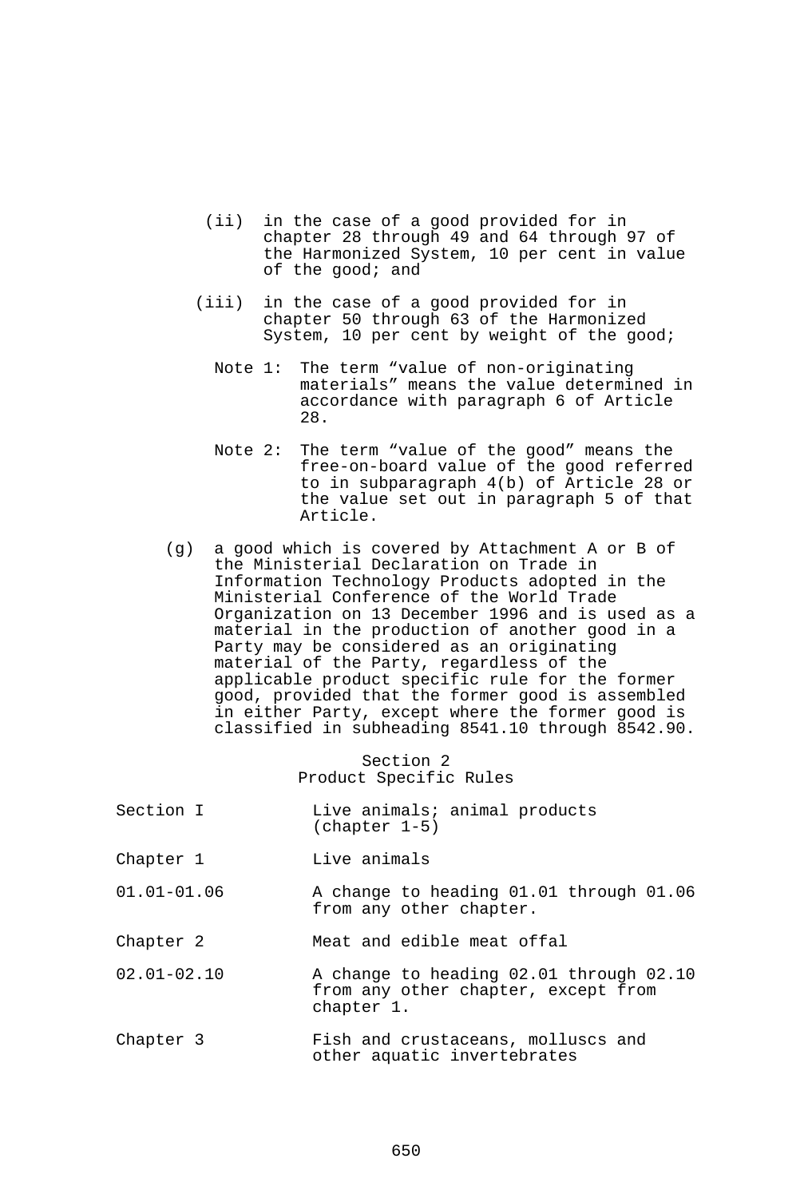(ii) in the case of a good provided for in chapter 28 through 49 and 64 through 97 of the Harmonized System, 10 per cent in value of the good; and

(iii) in the case of a good provided for in chapter 50 through 63 of the Harmonized System, 10 per cent by weight of the good;

Note 1: The term "value of non-originating materials" means the value determined in accordance with paragraph 6 of Article 28.

Note 2: The term "value of the good" means the free-on-board value of the good referred to in subparagraph 4(b) of Article 28 or the value set out in paragraph 5 of that Article.

(g) a good which is covered by Attachment A or B of the Ministerial Declaration on Trade in Information Technology Products adopted in the Ministerial Conference of the World Trade Organization on 13 December 1996 and is used as a material in the production of another good in a Party may be considered as an originating material of the Party, regardless of the applicable product specific rule for the former good, provided that the former good is assembled in either Party, except where the former good is classified in subheading 8541.10 through 8542.90.

## Section 2
## Product Specific Rules

| | |
|---|---|
| Section I | Live animals; animal products (chapter 1-5) |
| Chapter 1 | Live animals |
| 01.01-01.06 | A change to heading 01.01 through 01.06 from any other chapter. |
| Chapter 2 | Meat and edible meat offal |
| 02.01-02.10 | A change to heading 02.01 through 02.10 from any other chapter, except from chapter 1. |
| Chapter 3 | Fish and crustaceans, molluscs and other aquatic invertebrates |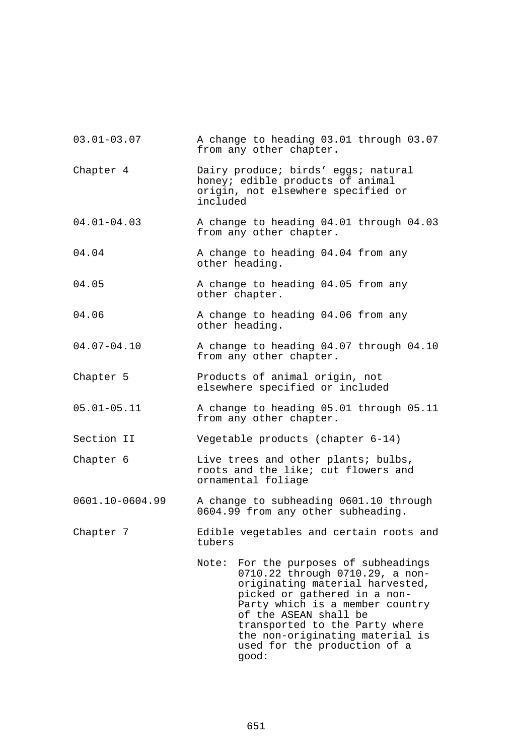| | |
|---|---|
| 03.01-03.07 | A change to heading 03.01 through 03.07 from any other chapter. |
| Chapter 4 | Dairy produce; birds' eggs; natural honey; edible products of animal origin, not elsewhere specified or included |
| 04.01-04.03 | A change to heading 04.01 through 04.03 from any other chapter. |
| 04.04 | A change to heading 04.04 from any other heading. |
| 04.05 | A change to heading 04.05 from any other chapter. |
| 04.06 | A change to heading 04.06 from any other heading. |
| 04.07-04.10 | A change to heading 04.07 through 04.10 from any other chapter. |
| Chapter 5 | Products of animal origin, not elsewhere specified or included |
| 05.01-05.11 | A change to heading 05.01 through 05.11 from any other chapter. |
| Section II | Vegetable products (chapter 6-14) |
| Chapter 6 | Live trees and other plants; bulbs, roots and the like; cut flowers and ornamental foliage |
| 0601.10-0604.99 | A change to subheading 0601.10 through 0604.99 from any other subheading. |
| Chapter 7 | Edible vegetables and certain roots and tubers |
| | Note: For the purposes of subheadings 0710.22 through 0710.29, a non-originating material harvested, picked or gathered in a non-Party which is a member country of the ASEAN shall be transported to the Party where the non-originating material is used for the production of a good: |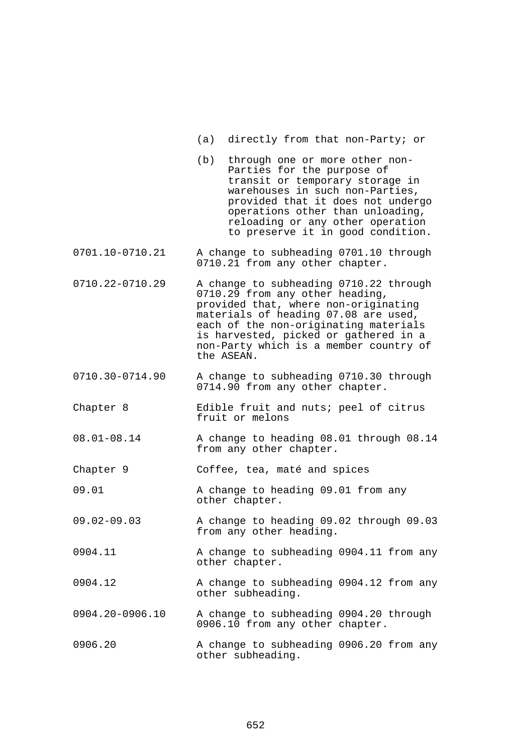(a) directly from that non-Party; or

(b) through one or more other non-Parties for the purpose of transit or temporary storage in warehouses in such non-Parties, provided that it does not undergo operations other than unloading, reloading or any other operation to preserve it in good condition.

| | |
|---|---|
| 0701.10-0710.21 | A change to subheading 0701.10 through 0710.21 from any other chapter. |
| 0710.22-0710.29 | A change to subheading 0710.22 through 0710.29 from any other heading, provided that, where non-originating materials of heading 07.08 are used, each of the non-originating materials is harvested, picked or gathered in a non-Party which is a member country of the ASEAN. |
| 0710.30-0714.90 | A change to subheading 0710.30 through 0714.90 from any other chapter. |
| Chapter 8 | Edible fruit and nuts; peel of citrus fruit or melons |
| 08.01-08.14 | A change to heading 08.01 through 08.14 from any other chapter. |
| Chapter 9 | Coffee, tea, maté and spices |
| 09.01 | A change to heading 09.01 from any other chapter. |
| 09.02-09.03 | A change to heading 09.02 through 09.03 from any other heading. |
| 0904.11 | A change to subheading 0904.11 from any other chapter. |
| 0904.12 | A change to subheading 0904.12 from any other subheading. |
| 0904.20-0906.10 | A change to subheading 0904.20 through 0906.10 from any other chapter. |
| 0906.20 | A change to subheading 0906.20 from any other subheading. |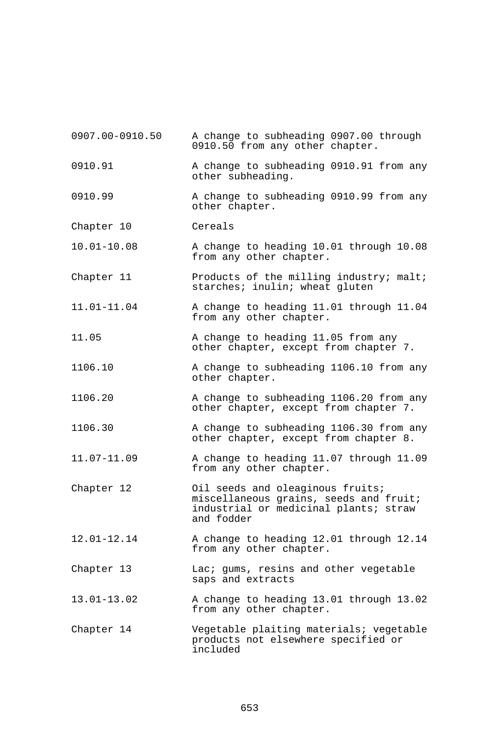| | |
|---|---|
| 0907.00-0910.50 | A change to subheading 0907.00 through 0910.50 from any other chapter. |
| 0910.91 | A change to subheading 0910.91 from any other subheading. |
| 0910.99 | A change to subheading 0910.99 from any other chapter. |
| Chapter 10 | Cereals |
| 10.01-10.08 | A change to heading 10.01 through 10.08 from any other chapter. |
| Chapter 11 | Products of the milling industry; malt; starches; inulin; wheat gluten |
| 11.01-11.04 | A change to heading 11.01 through 11.04 from any other chapter. |
| 11.05 | A change to heading 11.05 from any other chapter, except from chapter 7. |
| 1106.10 | A change to subheading 1106.10 from any other chapter. |
| 1106.20 | A change to subheading 1106.20 from any other chapter, except from chapter 7. |
| 1106.30 | A change to subheading 1106.30 from any other chapter, except from chapter 8. |
| 11.07-11.09 | A change to heading 11.07 through 11.09 from any other chapter. |
| Chapter 12 | Oil seeds and oleaginous fruits; miscellaneous grains, seeds and fruit; industrial or medicinal plants; straw and fodder |
| 12.01-12.14 | A change to heading 12.01 through 12.14 from any other chapter. |
| Chapter 13 | Lac; gums, resins and other vegetable saps and extracts |
| 13.01-13.02 | A change to heading 13.01 through 13.02 from any other chapter. |
| Chapter 14 | Vegetable plaiting materials; vegetable products not elsewhere specified or included |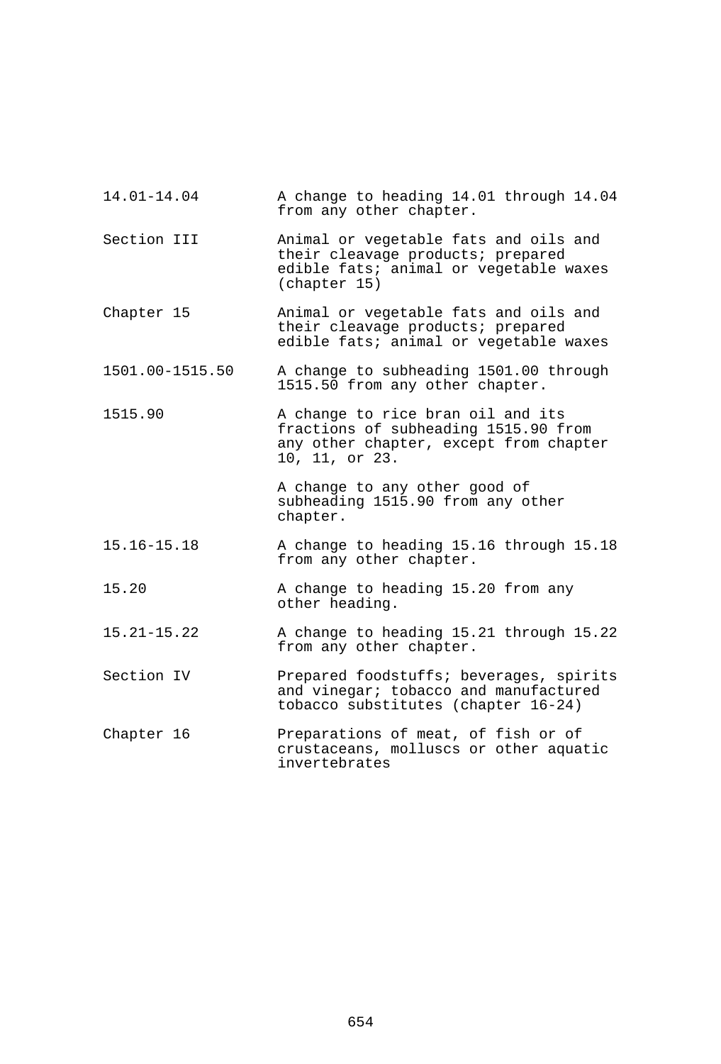| | |
|---|---|
| 14.01-14.04 | A change to heading 14.01 through 14.04 from any other chapter. |
| Section III | Animal or vegetable fats and oils and their cleavage products; prepared edible fats; animal or vegetable waxes (chapter 15) |
| Chapter 15 | Animal or vegetable fats and oils and their cleavage products; prepared edible fats; animal or vegetable waxes |
| 1501.00-1515.50 | A change to subheading 1501.00 through 1515.50 from any other chapter. |
| 1515.90 | A change to rice bran oil and its fractions of subheading 1515.90 from any other chapter, except from chapter 10, 11, or 23. |
| | A change to any other good of subheading 1515.90 from any other chapter. |
| 15.16-15.18 | A change to heading 15.16 through 15.18 from any other chapter. |
| 15.20 | A change to heading 15.20 from any other heading. |
| 15.21-15.22 | A change to heading 15.21 through 15.22 from any other chapter. |
| Section IV | Prepared foodstuffs; beverages, spirits and vinegar; tobacco and manufactured tobacco substitutes (chapter 16-24) |
| Chapter 16 | Preparations of meat, of fish or of crustaceans, molluscs or other aquatic invertebrates |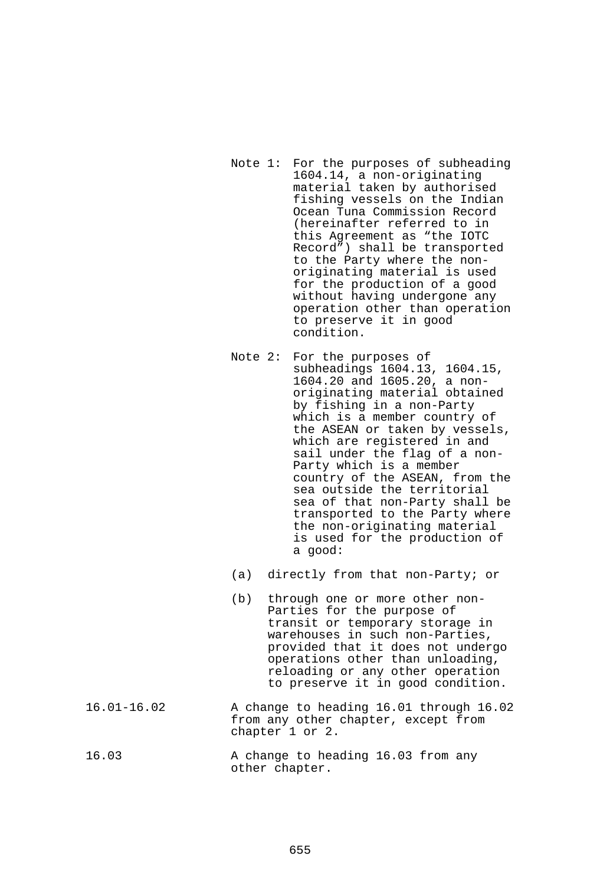| | |
|---|---|
| | Note 1: For the purposes of subheading 1604.14, a non-originating material taken by authorised fishing vessels on the Indian Ocean Tuna Commission Record (hereinafter referred to in this Agreement as “the IOTC Record”) shall be transported to the Party where the non-originating material is used for the production of a good without having undergone any operation other than operation to preserve it in good condition. |
| | Note 2: For the purposes of subheadings 1604.13, 1604.15, 1604.20 and 1605.20, a non-originating material obtained by fishing in a non-Party which is a member country of the ASEAN or taken by vessels, which are registered in and sail under the flag of a non-Party which is a member country of the ASEAN, from the sea outside the territorial sea of that non-Party shall be transported to the Party where the non-originating material is used for the production of a good:<br><br>(a) directly from that non-Party; or<br><br>(b) through one or more other non-Parties for the purpose of transit or temporary storage in warehouses in such non-Parties, provided that it does not undergo operations other than unloading, reloading or any other operation to preserve it in good condition. |
| 16.01-16.02 | A change to heading 16.01 through 16.02 from any other chapter, except from chapter 1 or 2. |
| 16.03 | A change to heading 16.03 from any other chapter. |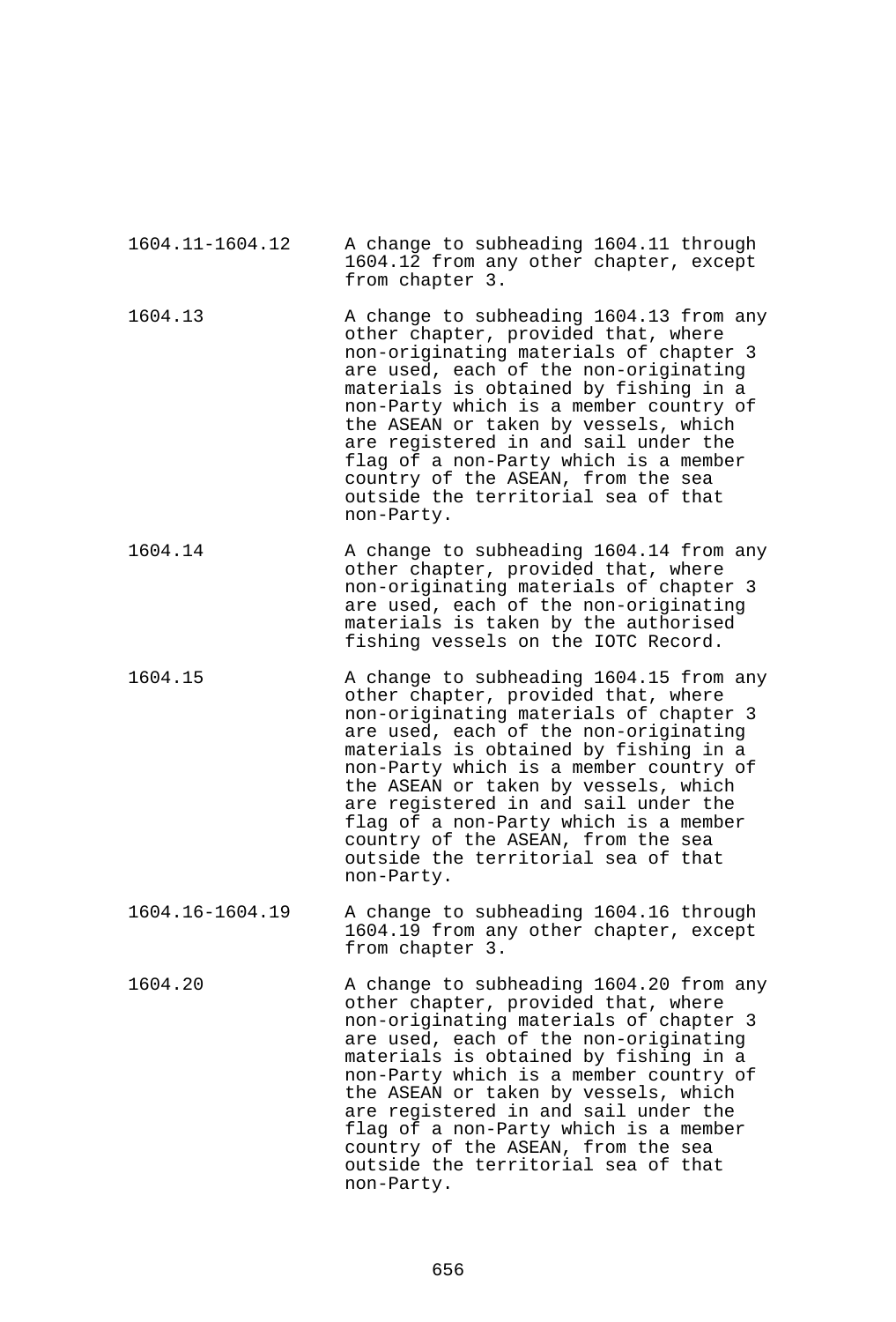| | |
|---|---|
| 1604.11-1604.12 | A change to subheading 1604.11 through 1604.12 from any other chapter, except from chapter 3. |
| 1604.13 | A change to subheading 1604.13 from any other chapter, provided that, where non-originating materials of chapter 3 are used, each of the non-originating materials is obtained by fishing in a non-Party which is a member country of the ASEAN or taken by vessels, which are registered in and sail under the flag of a non-Party which is a member country of the ASEAN, from the sea outside the territorial sea of that non-Party. |
| 1604.14 | A change to subheading 1604.14 from any other chapter, provided that, where non-originating materials of chapter 3 are used, each of the non-originating materials is taken by the authorised fishing vessels on the IOTC Record. |
| 1604.15 | A change to subheading 1604.15 from any other chapter, provided that, where non-originating materials of chapter 3 are used, each of the non-originating materials is obtained by fishing in a non-Party which is a member country of the ASEAN or taken by vessels, which are registered in and sail under the flag of a non-Party which is a member country of the ASEAN, from the sea outside the territorial sea of that non-Party. |
| 1604.16-1604.19 | A change to subheading 1604.16 through 1604.19 from any other chapter, except from chapter 3. |
| 1604.20 | A change to subheading 1604.20 from any other chapter, provided that, where non-originating materials of chapter 3 are used, each of the non-originating materials is obtained by fishing in a non-Party which is a member country of the ASEAN or taken by vessels, which are registered in and sail under the flag of a non-Party which is a member country of the ASEAN, from the sea outside the territorial sea of that non-Party. |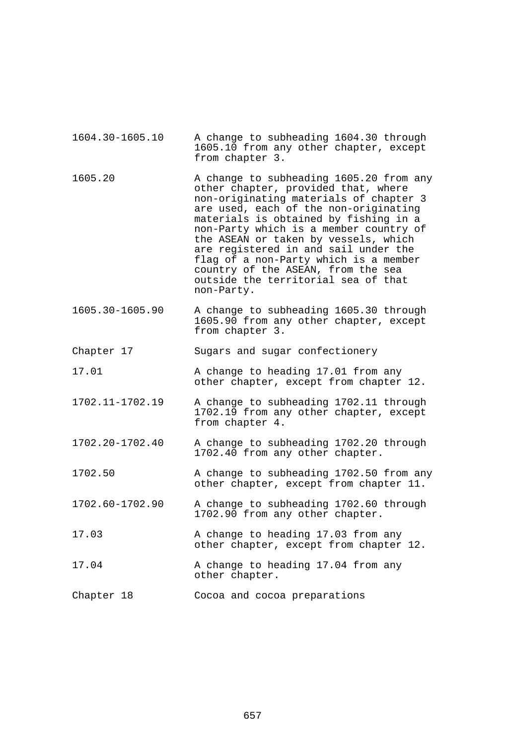| | |
|---|---|
| 1604.30-1605.10 | A change to subheading 1604.30 through 1605.10 from any other chapter, except from chapter 3. |
| 1605.20 | A change to subheading 1605.20 from any other chapter, provided that, where non-originating materials of chapter 3 are used, each of the non-originating materials is obtained by fishing in a non-Party which is a member country of the ASEAN or taken by vessels, which are registered in and sail under the flag of a non-Party which is a member country of the ASEAN, from the sea outside the territorial sea of that non-Party. |
| 1605.30-1605.90 | A change to subheading 1605.30 through 1605.90 from any other chapter, except from chapter 3. |
| Chapter 17 | Sugars and sugar confectionery |
| 17.01 | A change to heading 17.01 from any other chapter, except from chapter 12. |
| 1702.11-1702.19 | A change to subheading 1702.11 through 1702.19 from any other chapter, except from chapter 4. |
| 1702.20-1702.40 | A change to subheading 1702.20 through 1702.40 from any other chapter. |
| 1702.50 | A change to subheading 1702.50 from any other chapter, except from chapter 11. |
| 1702.60-1702.90 | A change to subheading 1702.60 through 1702.90 from any other chapter. |
| 17.03 | A change to heading 17.03 from any other chapter, except from chapter 12. |
| 17.04 | A change to heading 17.04 from any other chapter. |
| Chapter 18 | Cocoa and cocoa preparations |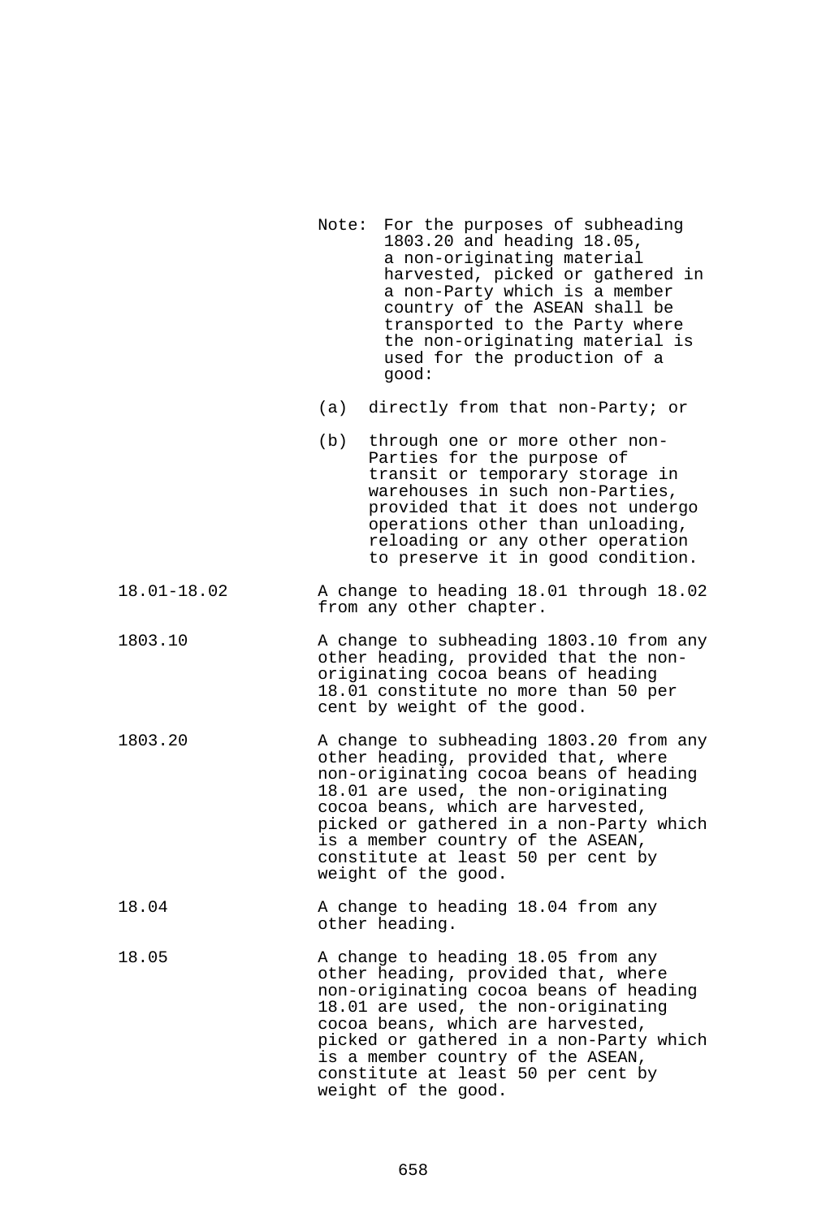| | |
|---|---|
| | Note: For the purposes of subheading 1803.20 and heading 18.05, a non-originating material harvested, picked or gathered in a non-Party which is a member country of the ASEAN shall be transported to the Party where the non-originating material is used for the production of a good:<br><br>(a) directly from that non-Party; or<br><br>(b) through one or more other non-Parties for the purpose of transit or temporary storage in warehouses in such non-Parties, provided that it does not undergo operations other than unloading, reloading or any other operation to preserve it in good condition. |
| 18.01-18.02 | A change to heading 18.01 through 18.02 from any other chapter. |
| 1803.10 | A change to subheading 1803.10 from any other heading, provided that the non-originating cocoa beans of heading 18.01 constitute no more than 50 per cent by weight of the good. |
| 1803.20 | A change to subheading 1803.20 from any other heading, provided that, where non-originating cocoa beans of heading 18.01 are used, the non-originating cocoa beans, which are harvested, picked or gathered in a non-Party which is a member country of the ASEAN, constitute at least 50 per cent by weight of the good. |
| 18.04 | A change to heading 18.04 from any other heading. |
| 18.05 | A change to heading 18.05 from any other heading, provided that, where non-originating cocoa beans of heading 18.01 are used, the non-originating cocoa beans, which are harvested, picked or gathered in a non-Party which is a member country of the ASEAN, constitute at least 50 per cent by weight of the good. |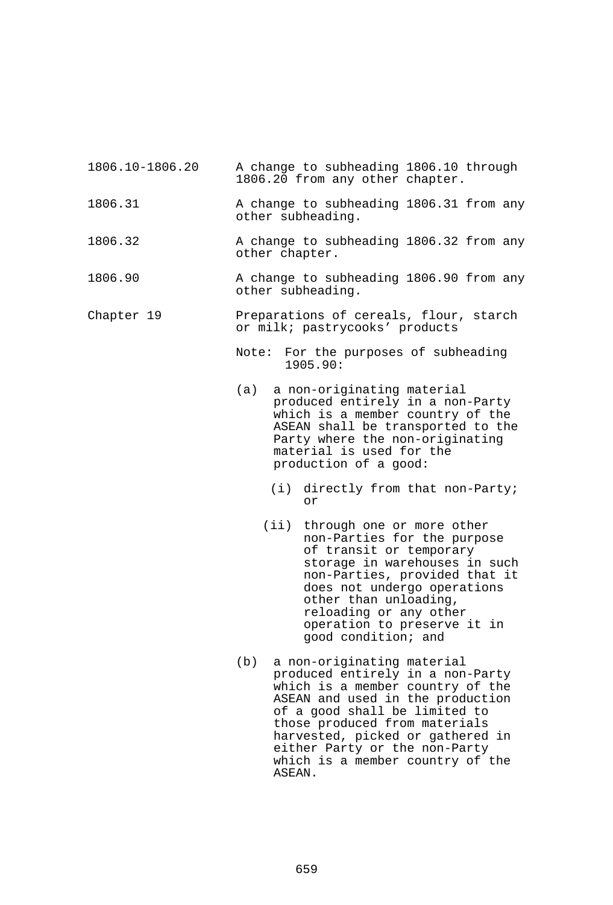| | |
|---|---|
| 1806.10-1806.20 | A change to subheading 1806.10 through 1806.20 from any other chapter. |
| 1806.31 | A change to subheading 1806.31 from any other subheading. |
| 1806.32 | A change to subheading 1806.32 from any other chapter. |
| 1806.90 | A change to subheading 1806.90 from any other subheading. |
| Chapter 19 | Preparations of cereals, flour, starch or milk; pastrycooks' products |

Note: For the purposes of subheading 1905.90:

(a) a non-originating material produced entirely in a non-Party which is a member country of the ASEAN shall be transported to the Party where the non-originating material is used for the production of a good:

(i) directly from that non-Party; or

(ii) through one or more other non-Parties for the purpose of transit or temporary storage in warehouses in such non-Parties, provided that it does not undergo operations other than unloading, reloading or any other operation to preserve it in good condition; and

(b) a non-originating material produced entirely in a non-Party which is a member country of the ASEAN and used in the production of a good shall be limited to those produced from materials harvested, picked or gathered in either Party or the non-Party which is a member country of the ASEAN.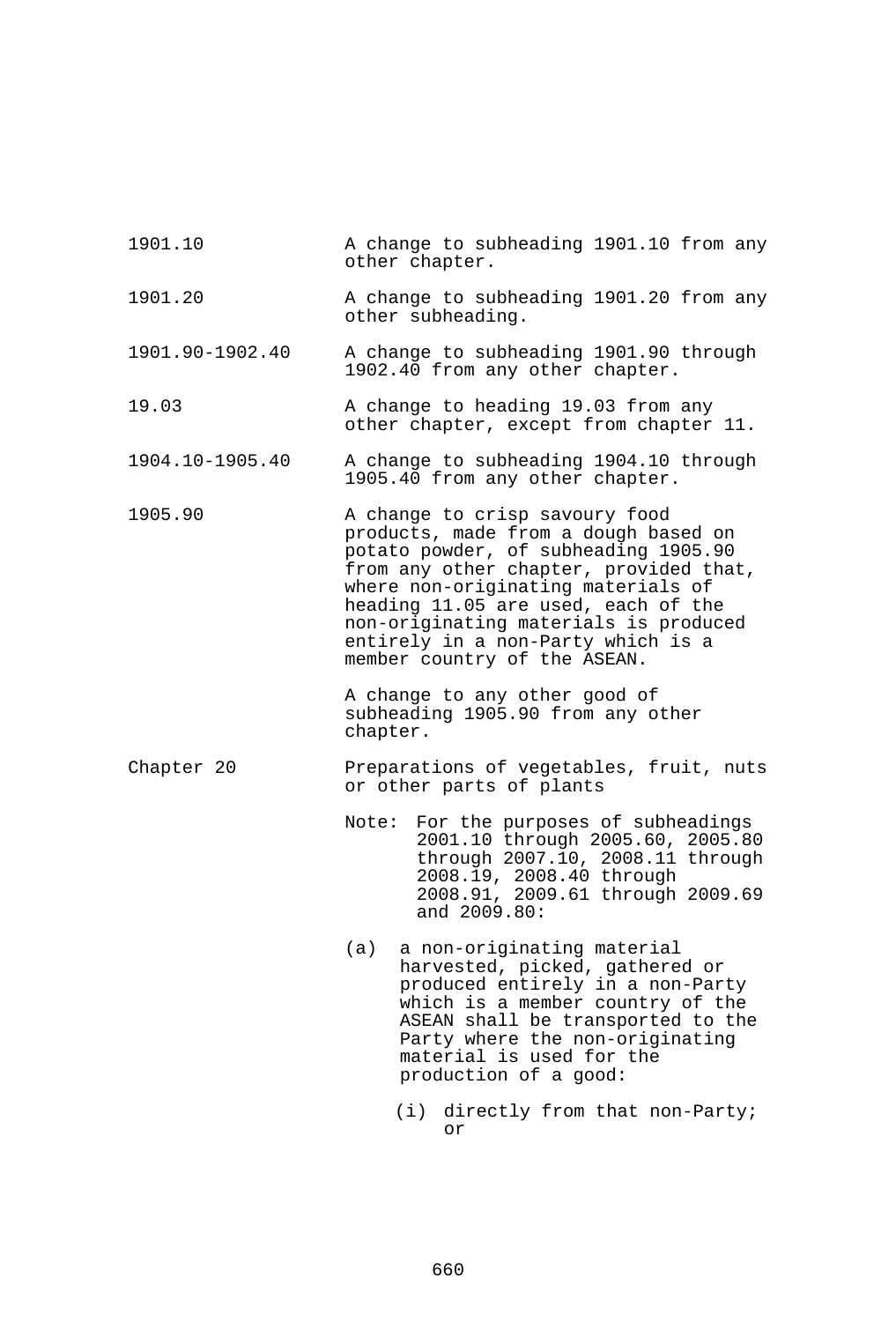| | |
|---|---|
| 1901.10 | A change to subheading 1901.10 from any other chapter. |
| 1901.20 | A change to subheading 1901.20 from any other subheading. |
| 1901.90-1902.40 | A change to subheading 1901.90 through 1902.40 from any other chapter. |
| 19.03 | A change to heading 19.03 from any other chapter, except from chapter 11. |
| 1904.10-1905.40 | A change to subheading 1904.10 through 1905.40 from any other chapter. |
| 1905.90 | A change to crisp savoury food products, made from a dough based on potato powder, of subheading 1905.90 from any other chapter, provided that, where non-originating materials of heading 11.05 are used, each of the non-originating materials is produced entirely in a non-Party which is a member country of the ASEAN. |
| | A change to any other good of subheading 1905.90 from any other chapter. |
| Chapter 20 | Preparations of vegetables, fruit, nuts or other parts of plants |

Note: For the purposes of subheadings 2001.10 through 2005.60, 2005.80 through 2007.10, 2008.11 through 2008.19, 2008.40 through 2008.91, 2009.61 through 2009.69 and 2009.80:

(a) a non-originating material harvested, picked, gathered or produced entirely in a non-Party which is a member country of the ASEAN shall be transported to the Party where the non-originating material is used for the production of a good:

(i) directly from that non-Party; or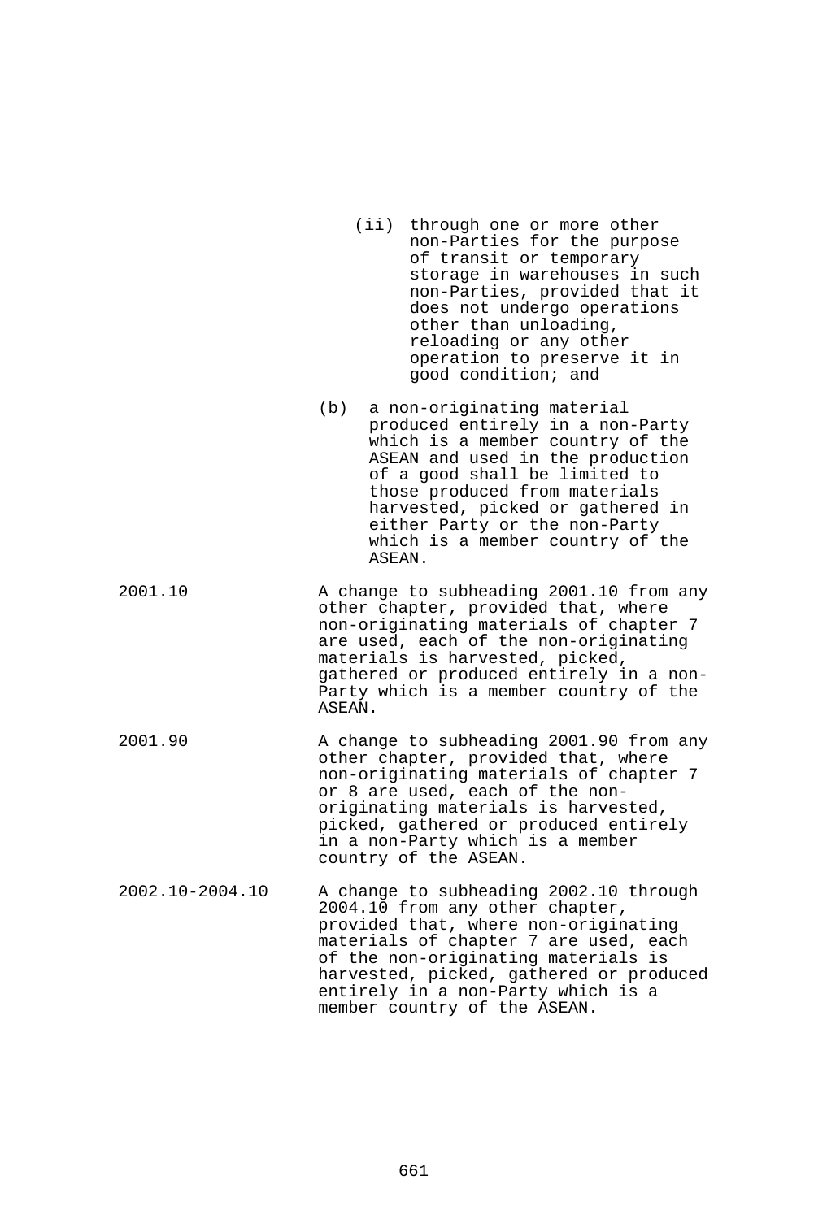(ii) through one or more other non-Parties for the purpose of transit or temporary storage in warehouses in such non-Parties, provided that it does not undergo operations other than unloading, reloading or any other operation to preserve it in good condition; and

(b) a non-originating material produced entirely in a non-Party which is a member country of the ASEAN and used in the production of a good shall be limited to those produced from materials harvested, picked or gathered in either Party or the non-Party which is a member country of the ASEAN.

| | |
|---|---|
| 2001.10 | A change to subheading 2001.10 from any other chapter, provided that, where non-originating materials of chapter 7 are used, each of the non-originating materials is harvested, picked, gathered or produced entirely in a non-Party which is a member country of the ASEAN. |
| 2001.90 | A change to subheading 2001.90 from any other chapter, provided that, where non-originating materials of chapter 7 or 8 are used, each of the non-originating materials is harvested, picked, gathered or produced entirely in a non-Party which is a member country of the ASEAN. |
| 2002.10-2004.10 | A change to subheading 2002.10 through 2004.10 from any other chapter, provided that, where non-originating materials of chapter 7 are used, each of the non-originating materials is harvested, picked, gathered or produced entirely in a non-Party which is a member country of the ASEAN. |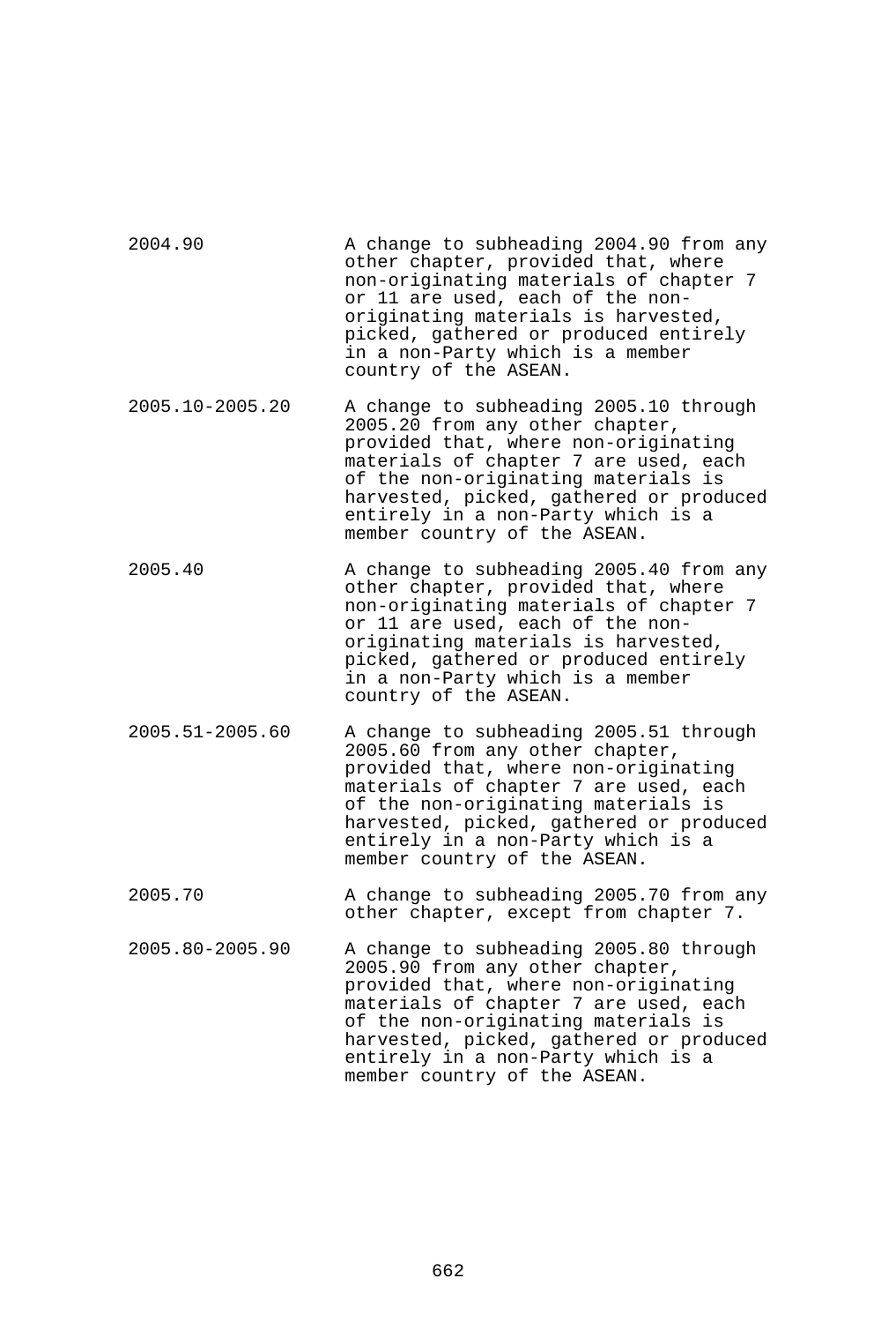| | |
|---|---|
| 2004.90 | A change to subheading 2004.90 from any other chapter, provided that, where non-originating materials of chapter 7 or 11 are used, each of the non-originating materials is harvested, picked, gathered or produced entirely in a non-Party which is a member country of the ASEAN. |
| 2005.10-2005.20 | A change to subheading 2005.10 through 2005.20 from any other chapter, provided that, where non-originating materials of chapter 7 are used, each of the non-originating materials is harvested, picked, gathered or produced entirely in a non-Party which is a member country of the ASEAN. |
| 2005.40 | A change to subheading 2005.40 from any other chapter, provided that, where non-originating materials of chapter 7 or 11 are used, each of the non-originating materials is harvested, picked, gathered or produced entirely in a non-Party which is a member country of the ASEAN. |
| 2005.51-2005.60 | A change to subheading 2005.51 through 2005.60 from any other chapter, provided that, where non-originating materials of chapter 7 are used, each of the non-originating materials is harvested, picked, gathered or produced entirely in a non-Party which is a member country of the ASEAN. |
| 2005.70 | A change to subheading 2005.70 from any other chapter, except from chapter 7. |
| 2005.80-2005.90 | A change to subheading 2005.80 through 2005.90 from any other chapter, provided that, where non-originating materials of chapter 7 are used, each of the non-originating materials is harvested, picked, gathered or produced entirely in a non-Party which is a member country of the ASEAN. |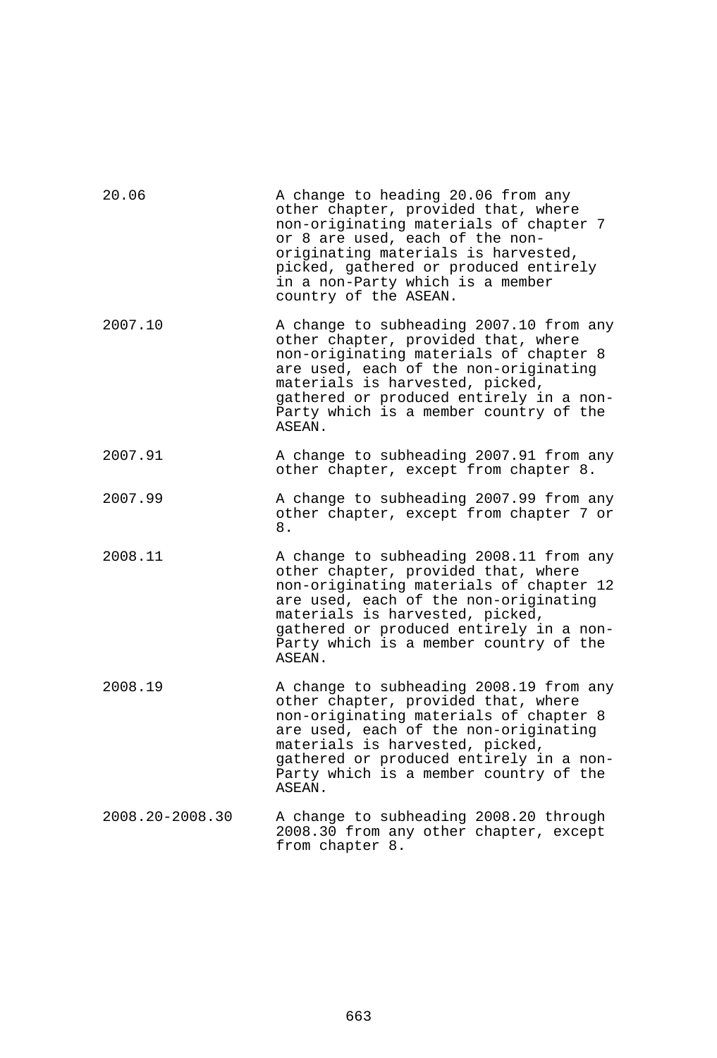| | |
|---|---|
| 20.06 | A change to heading 20.06 from any other chapter, provided that, where non-originating materials of chapter 7 or 8 are used, each of the non-originating materials is harvested, picked, gathered or produced entirely in a non-Party which is a member country of the ASEAN. |
| 2007.10 | A change to subheading 2007.10 from any other chapter, provided that, where non-originating materials of chapter 8 are used, each of the non-originating materials is harvested, picked, gathered or produced entirely in a non-Party which is a member country of the ASEAN. |
| 2007.91 | A change to subheading 2007.91 from any other chapter, except from chapter 8. |
| 2007.99 | A change to subheading 2007.99 from any other chapter, except from chapter 7 or 8. |
| 2008.11 | A change to subheading 2008.11 from any other chapter, provided that, where non-originating materials of chapter 12 are used, each of the non-originating materials is harvested, picked, gathered or produced entirely in a non-Party which is a member country of the ASEAN. |
| 2008.19 | A change to subheading 2008.19 from any other chapter, provided that, where non-originating materials of chapter 8 are used, each of the non-originating materials is harvested, picked, gathered or produced entirely in a non-Party which is a member country of the ASEAN. |
| 2008.20-2008.30 | A change to subheading 2008.20 through 2008.30 from any other chapter, except from chapter 8. |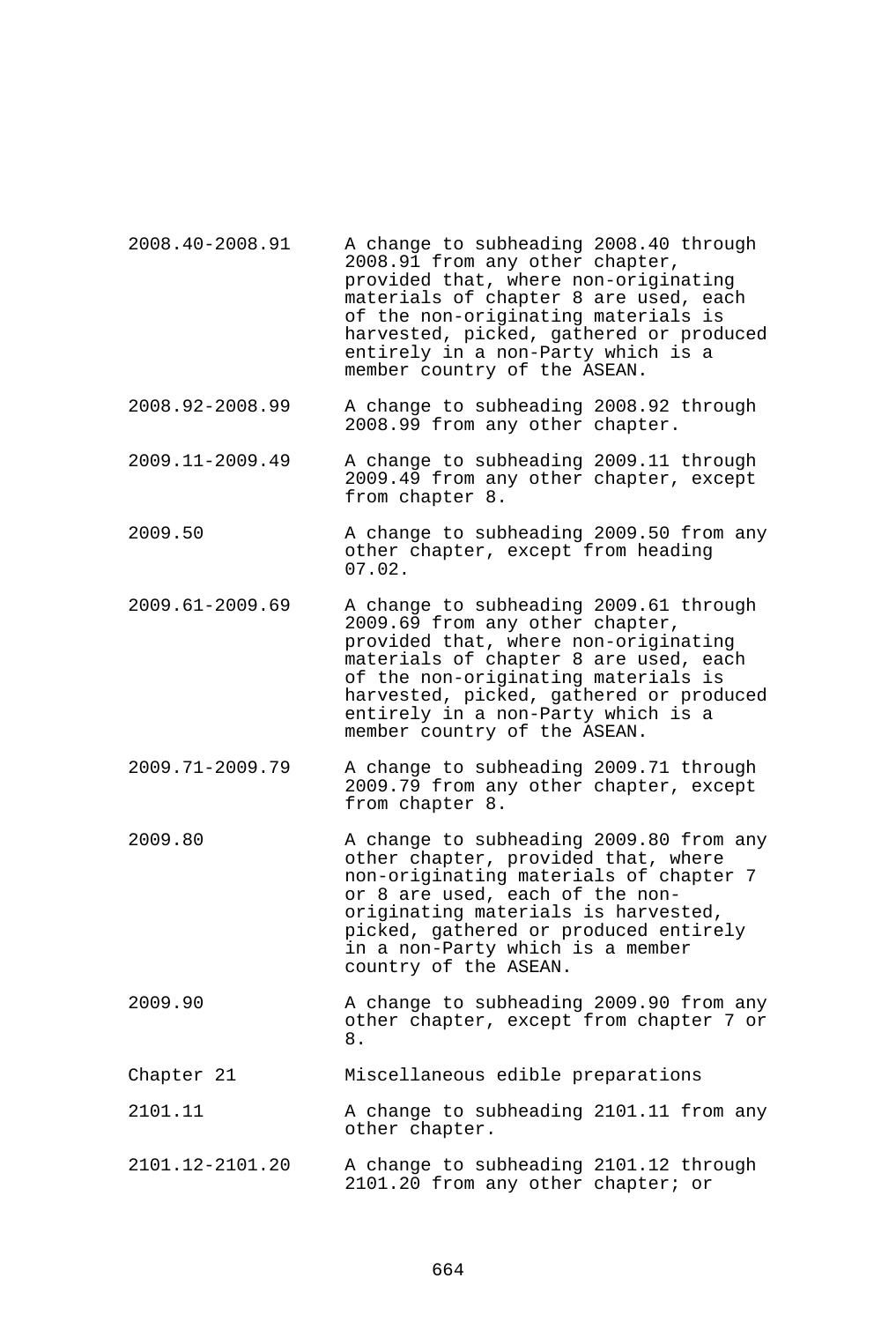| | |
|---|---|
| 2008.40-2008.91 | A change to subheading 2008.40 through 2008.91 from any other chapter, provided that, where non-originating materials of chapter 8 are used, each of the non-originating materials is harvested, picked, gathered or produced entirely in a non-Party which is a member country of the ASEAN. |
| 2008.92-2008.99 | A change to subheading 2008.92 through 2008.99 from any other chapter. |
| 2009.11-2009.49 | A change to subheading 2009.11 through 2009.49 from any other chapter, except from chapter 8. |
| 2009.50 | A change to subheading 2009.50 from any other chapter, except from heading 07.02. |
| 2009.61-2009.69 | A change to subheading 2009.61 through 2009.69 from any other chapter, provided that, where non-originating materials of chapter 8 are used, each of the non-originating materials is harvested, picked, gathered or produced entirely in a non-Party which is a member country of the ASEAN. |
| 2009.71-2009.79 | A change to subheading 2009.71 through 2009.79 from any other chapter, except from chapter 8. |
| 2009.80 | A change to subheading 2009.80 from any other chapter, provided that, where non-originating materials of chapter 7 or 8 are used, each of the non-originating materials is harvested, picked, gathered or produced entirely in a non-Party which is a member country of the ASEAN. |
| 2009.90 | A change to subheading 2009.90 from any other chapter, except from chapter 7 or 8. |
| Chapter 21 | Miscellaneous edible preparations |
| 2101.11 | A change to subheading 2101.11 from any other chapter. |
| 2101.12-2101.20 | A change to subheading 2101.12 through 2101.20 from any other chapter; or |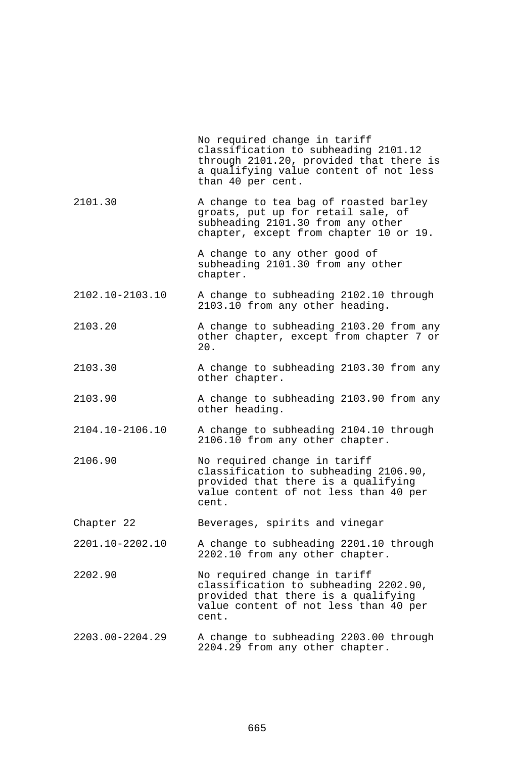| | |
|---|---|
| | No required change in tariff classification to subheading 2101.12 through 2101.20, provided that there is a qualifying value content of not less than 40 per cent. |
| 2101.30 | A change to tea bag of roasted barley groats, put up for retail sale, of subheading 2101.30 from any other chapter, except from chapter 10 or 19. |
| | A change to any other good of subheading 2101.30 from any other chapter. |
| 2102.10-2103.10 | A change to subheading 2102.10 through 2103.10 from any other heading. |
| 2103.20 | A change to subheading 2103.20 from any other chapter, except from chapter 7 or 20. |
| 2103.30 | A change to subheading 2103.30 from any other chapter. |
| 2103.90 | A change to subheading 2103.90 from any other heading. |
| 2104.10-2106.10 | A change to subheading 2104.10 through 2106.10 from any other chapter. |
| 2106.90 | No required change in tariff classification to subheading 2106.90, provided that there is a qualifying value content of not less than 40 per cent. |
| Chapter 22 | Beverages, spirits and vinegar |
| 2201.10-2202.10 | A change to subheading 2201.10 through 2202.10 from any other chapter. |
| 2202.90 | No required change in tariff classification to subheading 2202.90, provided that there is a qualifying value content of not less than 40 per cent. |
| 2203.00-2204.29 | A change to subheading 2203.00 through 2204.29 from any other chapter. |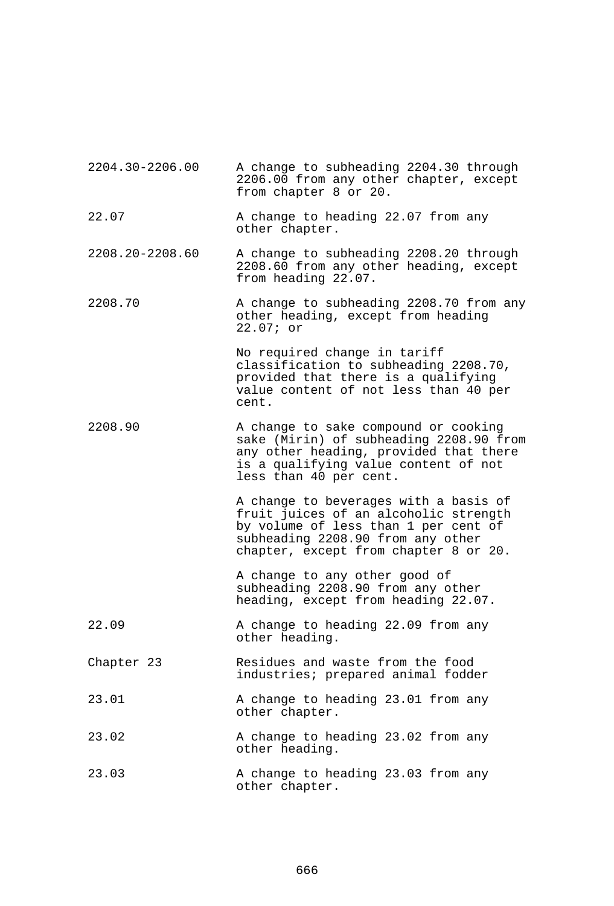| | |
|---|---|
| 2204.30-2206.00 | A change to subheading 2204.30 through 2206.00 from any other chapter, except from chapter 8 or 20. |
| 22.07 | A change to heading 22.07 from any other chapter. |
| 2208.20-2208.60 | A change to subheading 2208.20 through 2208.60 from any other heading, except from heading 22.07. |
| 2208.70 | A change to subheading 2208.70 from any other heading, except from heading 22.07; or |
| | No required change in tariff classification to subheading 2208.70, provided that there is a qualifying value content of not less than 40 per cent. |
| 2208.90 | A change to sake compound or cooking sake (Mirin) of subheading 2208.90 from any other heading, provided that there is a qualifying value content of not less than 40 per cent. |
| | A change to beverages with a basis of fruit juices of an alcoholic strength by volume of less than 1 per cent of subheading 2208.90 from any other chapter, except from chapter 8 or 20. |
| | A change to any other good of subheading 2208.90 from any other heading, except from heading 22.07. |
| 22.09 | A change to heading 22.09 from any other heading. |
| Chapter 23 | Residues and waste from the food industries; prepared animal fodder |
| 23.01 | A change to heading 23.01 from any other chapter. |
| 23.02 | A change to heading 23.02 from any other heading. |
| 23.03 | A change to heading 23.03 from any other chapter. |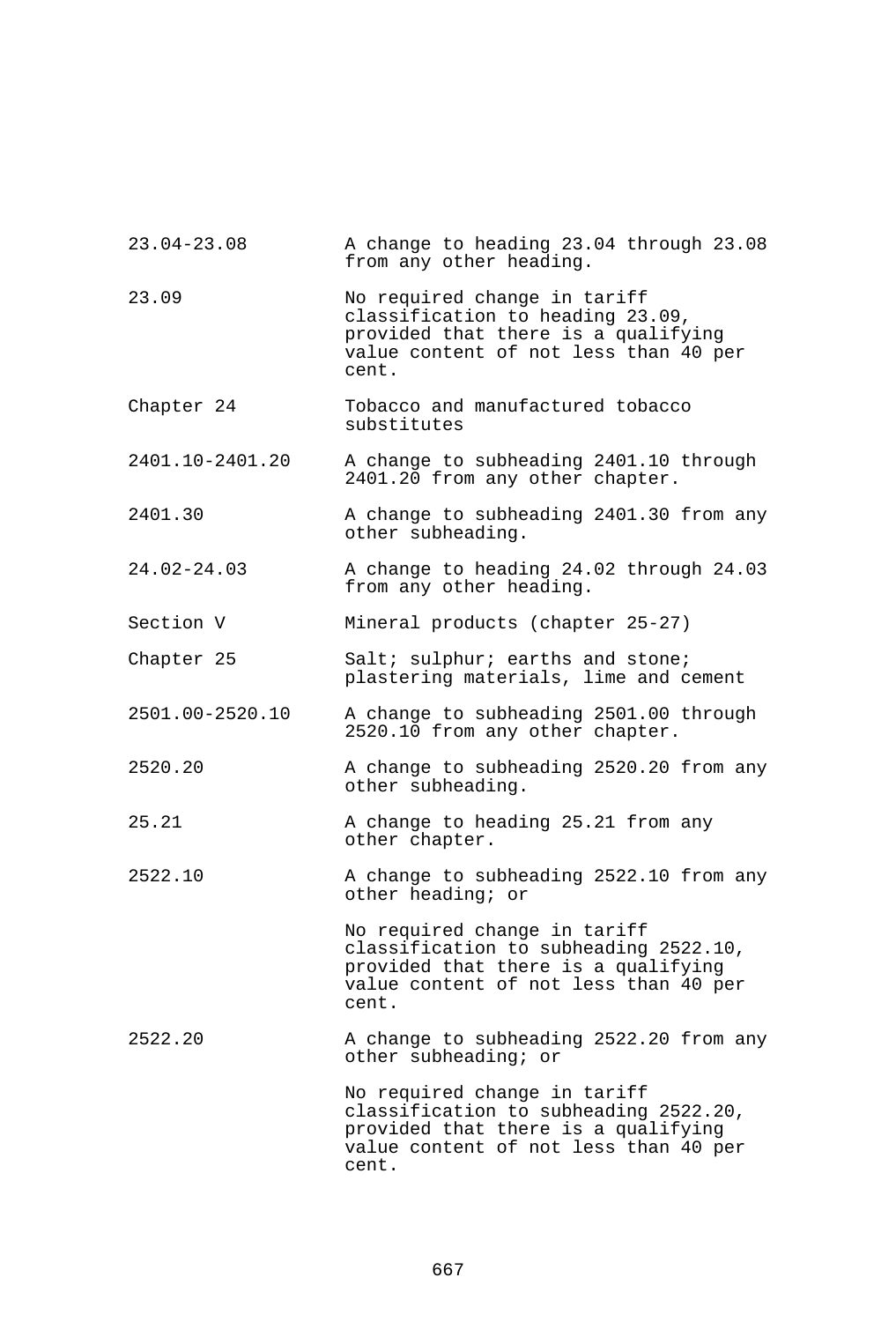| | |
|---|---|
| 23.04-23.08 | A change to heading 23.04 through 23.08 from any other heading. |
| 23.09 | No required change in tariff classification to heading 23.09, provided that there is a qualifying value content of not less than 40 per cent. |
| Chapter 24 | Tobacco and manufactured tobacco substitutes |
| 2401.10-2401.20 | A change to subheading 2401.10 through 2401.20 from any other chapter. |
| 2401.30 | A change to subheading 2401.30 from any other subheading. |
| 24.02-24.03 | A change to heading 24.02 through 24.03 from any other heading. |
| Section V | Mineral products (chapter 25-27) |
| Chapter 25 | Salt; sulphur; earths and stone; plastering materials, lime and cement |
| 2501.00-2520.10 | A change to subheading 2501.00 through 2520.10 from any other chapter. |
| 2520.20 | A change to subheading 2520.20 from any other subheading. |
| 25.21 | A change to heading 25.21 from any other chapter. |
| 2522.10 | A change to subheading 2522.10 from any other heading; or |
| | No required change in tariff classification to subheading 2522.10, provided that there is a qualifying value content of not less than 40 per cent. |
| 2522.20 | A change to subheading 2522.20 from any other subheading; or |
| | No required change in tariff classification to subheading 2522.20, provided that there is a qualifying value content of not less than 40 per cent. |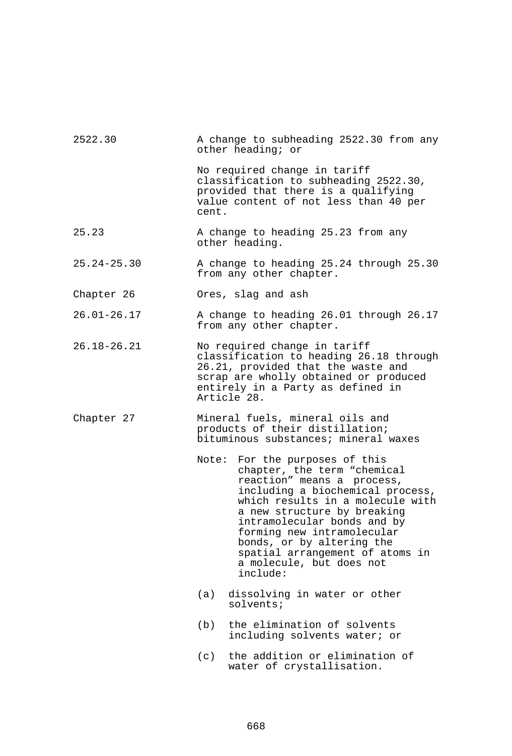| | |
|---|---|
| 2522.30 | A change to subheading 2522.30 from any other heading; or<br><br>No required change in tariff classification to subheading 2522.30, provided that there is a qualifying value content of not less than 40 per cent. |
| 25.23 | A change to heading 25.23 from any other heading. |
| 25.24-25.30 | A change to heading 25.24 through 25.30 from any other chapter. |
| Chapter 26 | Ores, slag and ash |
| 26.01-26.17 | A change to heading 26.01 through 26.17 from any other chapter. |
| 26.18-26.21 | No required change in tariff classification to heading 26.18 through 26.21, provided that the waste and scrap are wholly obtained or produced entirely in a Party as defined in Article 28. |
| Chapter 27 | Mineral fuels, mineral oils and products of their distillation; bituminous substances; mineral waxes |
| | Note: For the purposes of this chapter, the term "chemical reaction" means a process, including a biochemical process, which results in a molecule with a new structure by breaking intramolecular bonds and by forming new intramolecular bonds, or by altering the spatial arrangement of atoms in a molecule, but does not include:<br><br>(a) dissolving in water or other solvents;<br><br>(b) the elimination of solvents including solvents water; or<br><br>(c) the addition or elimination of water of crystallisation. |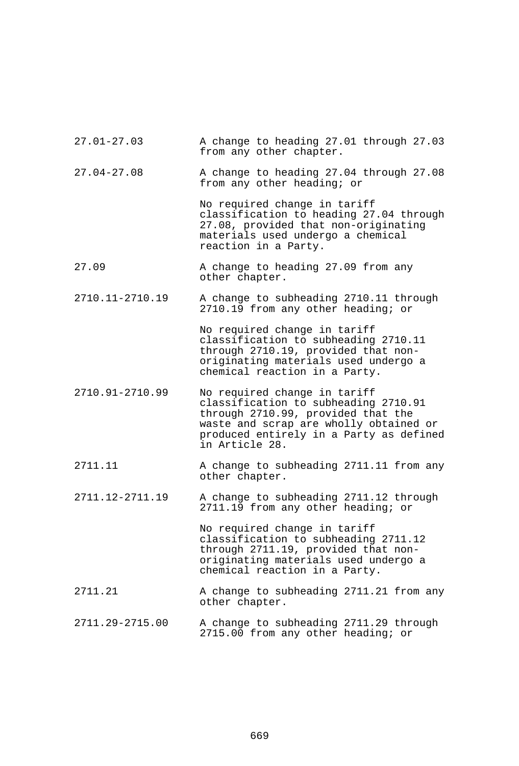| | |
|---|---|
| 27.01-27.03 | A change to heading 27.01 through 27.03 from any other chapter. |
| 27.04-27.08 | A change to heading 27.04 through 27.08 from any other heading; or |
| | No required change in tariff classification to heading 27.04 through 27.08, provided that non-originating materials used undergo a chemical reaction in a Party. |
| 27.09 | A change to heading 27.09 from any other chapter. |
| 2710.11-2710.19 | A change to subheading 2710.11 through 2710.19 from any other heading; or |
| | No required change in tariff classification to subheading 2710.11 through 2710.19, provided that non-originating materials used undergo a chemical reaction in a Party. |
| 2710.91-2710.99 | No required change in tariff classification to subheading 2710.91 through 2710.99, provided that the waste and scrap are wholly obtained or produced entirely in a Party as defined in Article 28. |
| 2711.11 | A change to subheading 2711.11 from any other chapter. |
| 2711.12-2711.19 | A change to subheading 2711.12 through 2711.19 from any other heading; or |
| | No required change in tariff classification to subheading 2711.12 through 2711.19, provided that non-originating materials used undergo a chemical reaction in a Party. |
| 2711.21 | A change to subheading 2711.21 from any other chapter. |
| 2711.29-2715.00 | A change to subheading 2711.29 through 2715.00 from any other heading; or |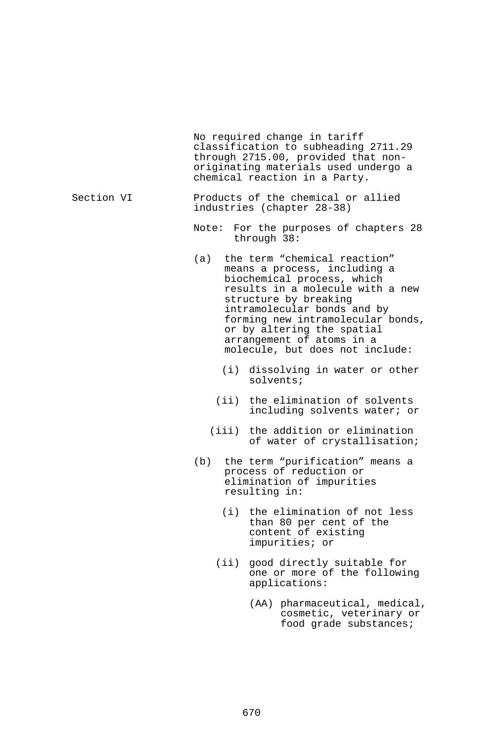No required change in tariff classification to subheading 2711.29 through 2715.00, provided that non-originating materials used undergo a chemical reaction in a Party.

| | |
|---|---|
| Section VI | Products of the chemical or allied industries (chapter 28-38) |

Note: For the purposes of chapters 28 through 38:

(a) the term "chemical reaction" means a process, including a biochemical process, which results in a molecule with a new structure by breaking intramolecular bonds and by forming new intramolecular bonds, or by altering the spatial arrangement of atoms in a molecule, but does not include:

- (i) dissolving in water or other solvents;
- (ii) the elimination of solvents including solvents water; or
- (iii) the addition or elimination of water of crystallisation;

(b) the term "purification" means a process of reduction or elimination of impurities resulting in:

- (i) the elimination of not less than 80 per cent of the content of existing impurities; or
- (ii) good directly suitable for one or more of the following applications:
  - (AA) pharmaceutical, medical, cosmetic, veterinary or food grade substances;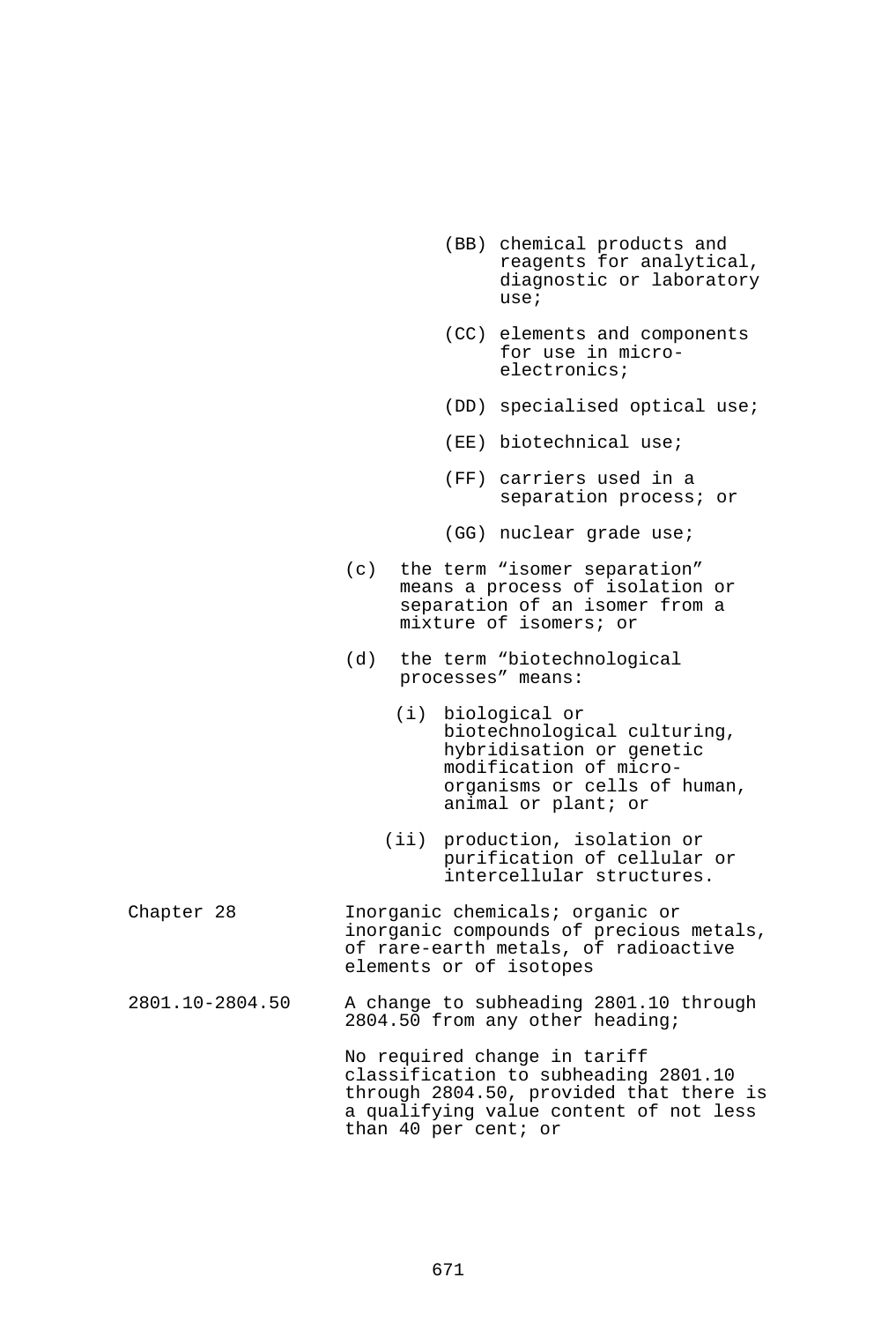(BB) chemical products and reagents for analytical, diagnostic or laboratory use;

(CC) elements and components for use in micro-electronics;

(DD) specialised optical use;

(EE) biotechnical use;

(FF) carriers used in a separation process; or

(GG) nuclear grade use;

(c) the term “isomer separation” means a process of isolation or separation of an isomer from a mixture of isomers; or

(d) the term “biotechnological processes” means:

(i) biological or biotechnological culturing, hybridisation or genetic modification of micro-organisms or cells of human, animal or plant; or

(ii) production, isolation or purification of cellular or intercellular structures.

| | |
|---|---|
| Chapter 28 | Inorganic chemicals; organic or inorganic compounds of precious metals, of rare-earth metals, of radioactive elements or of isotopes |
| 2801.10-2804.50 | A change to subheading 2801.10 through 2804.50 from any other heading;<br><br>No required change in tariff classification to subheading 2801.10 through 2804.50, provided that there is a qualifying value content of not less than 40 per cent; or |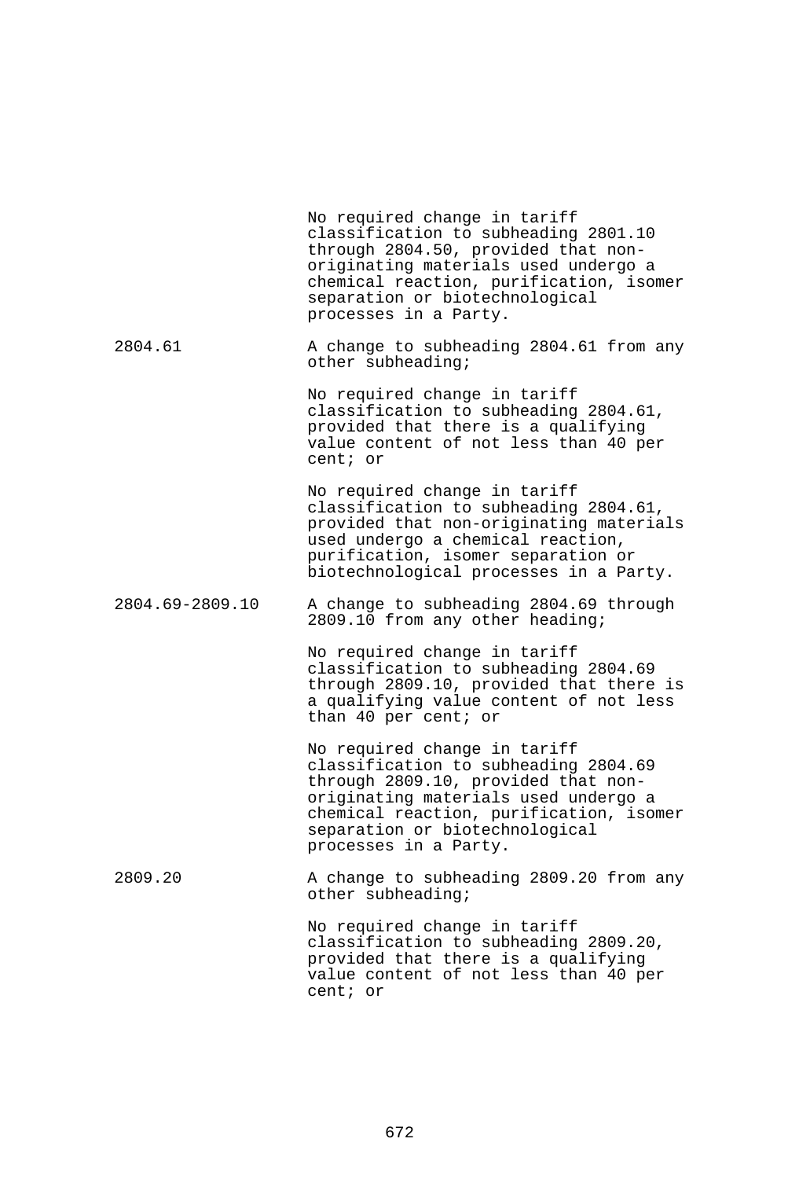| | |
|---|---|
| | No required change in tariff classification to subheading 2801.10 through 2804.50, provided that non-originating materials used undergo a chemical reaction, purification, isomer separation or biotechnological processes in a Party. |
| 2804.61 | A change to subheading 2804.61 from any other subheading;<br><br>No required change in tariff classification to subheading 2804.61, provided that there is a qualifying value content of not less than 40 per cent; or<br><br>No required change in tariff classification to subheading 2804.61, provided that non-originating materials used undergo a chemical reaction, purification, isomer separation or biotechnological processes in a Party. |
| 2804.69-2809.10 | A change to subheading 2804.69 through 2809.10 from any other heading;<br><br>No required change in tariff classification to subheading 2804.69 through 2809.10, provided that there is a qualifying value content of not less than 40 per cent; or<br><br>No required change in tariff classification to subheading 2804.69 through 2809.10, provided that non-originating materials used undergo a chemical reaction, purification, isomer separation or biotechnological processes in a Party. |
| 2809.20 | A change to subheading 2809.20 from any other subheading;<br><br>No required change in tariff classification to subheading 2809.20, provided that there is a qualifying value content of not less than 40 per cent; or |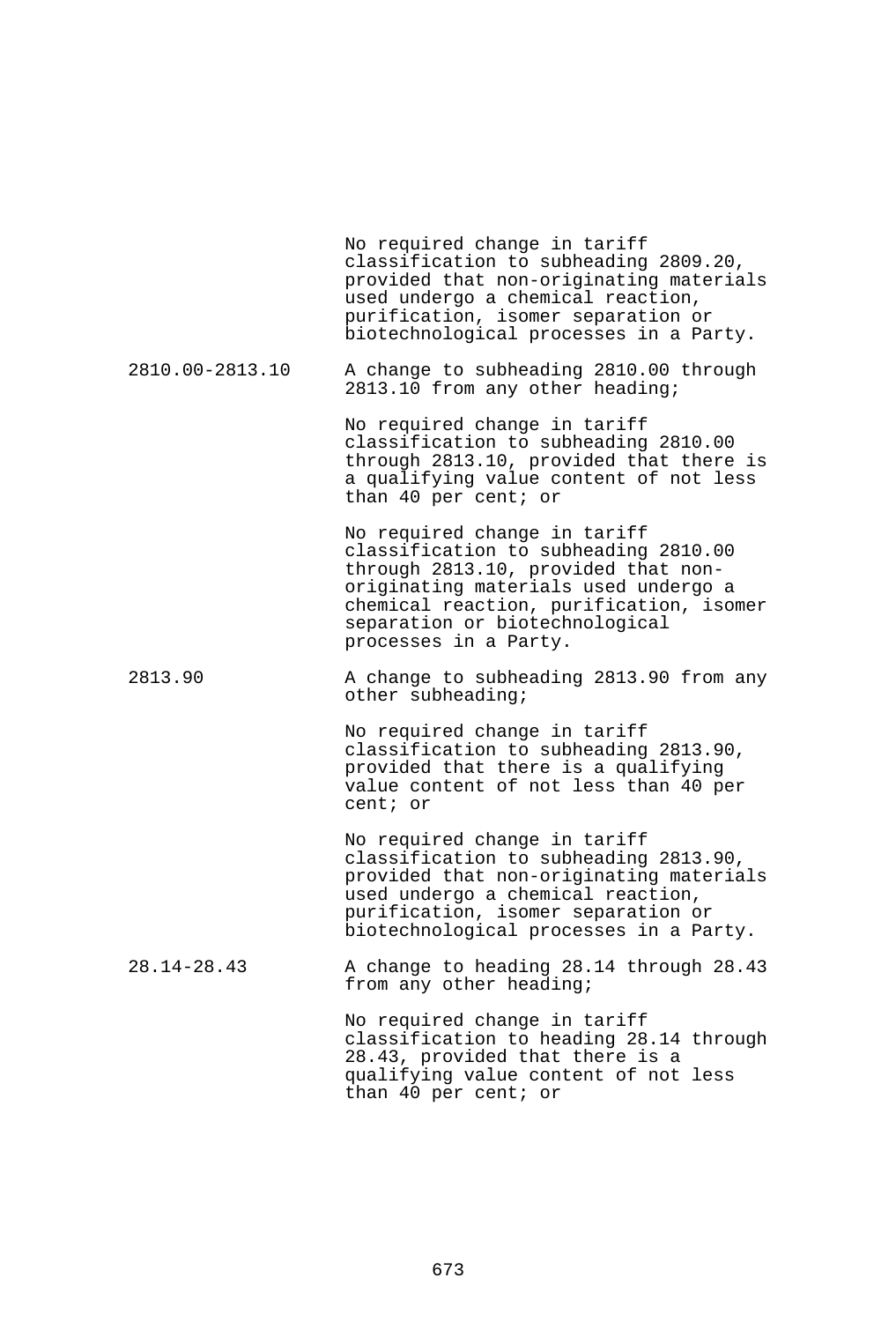| | |
|---|---|
| | No required change in tariff classification to subheading 2809.20, provided that non-originating materials used undergo a chemical reaction, purification, isomer separation or biotechnological processes in a Party. |
| 2810.00-2813.10 | A change to subheading 2810.00 through 2813.10 from any other heading; |
| | No required change in tariff classification to subheading 2810.00 through 2813.10, provided that there is a qualifying value content of not less than 40 per cent; or |
| | No required change in tariff classification to subheading 2810.00 through 2813.10, provided that non-originating materials used undergo a chemical reaction, purification, isomer separation or biotechnological processes in a Party. |
| 2813.90 | A change to subheading 2813.90 from any other subheading; |
| | No required change in tariff classification to subheading 2813.90, provided that there is a qualifying value content of not less than 40 per cent; or |
| | No required change in tariff classification to subheading 2813.90, provided that non-originating materials used undergo a chemical reaction, purification, isomer separation or biotechnological processes in a Party. |
| 28.14-28.43 | A change to heading 28.14 through 28.43 from any other heading; |
| | No required change in tariff classification to heading 28.14 through 28.43, provided that there is a qualifying value content of not less than 40 per cent; or |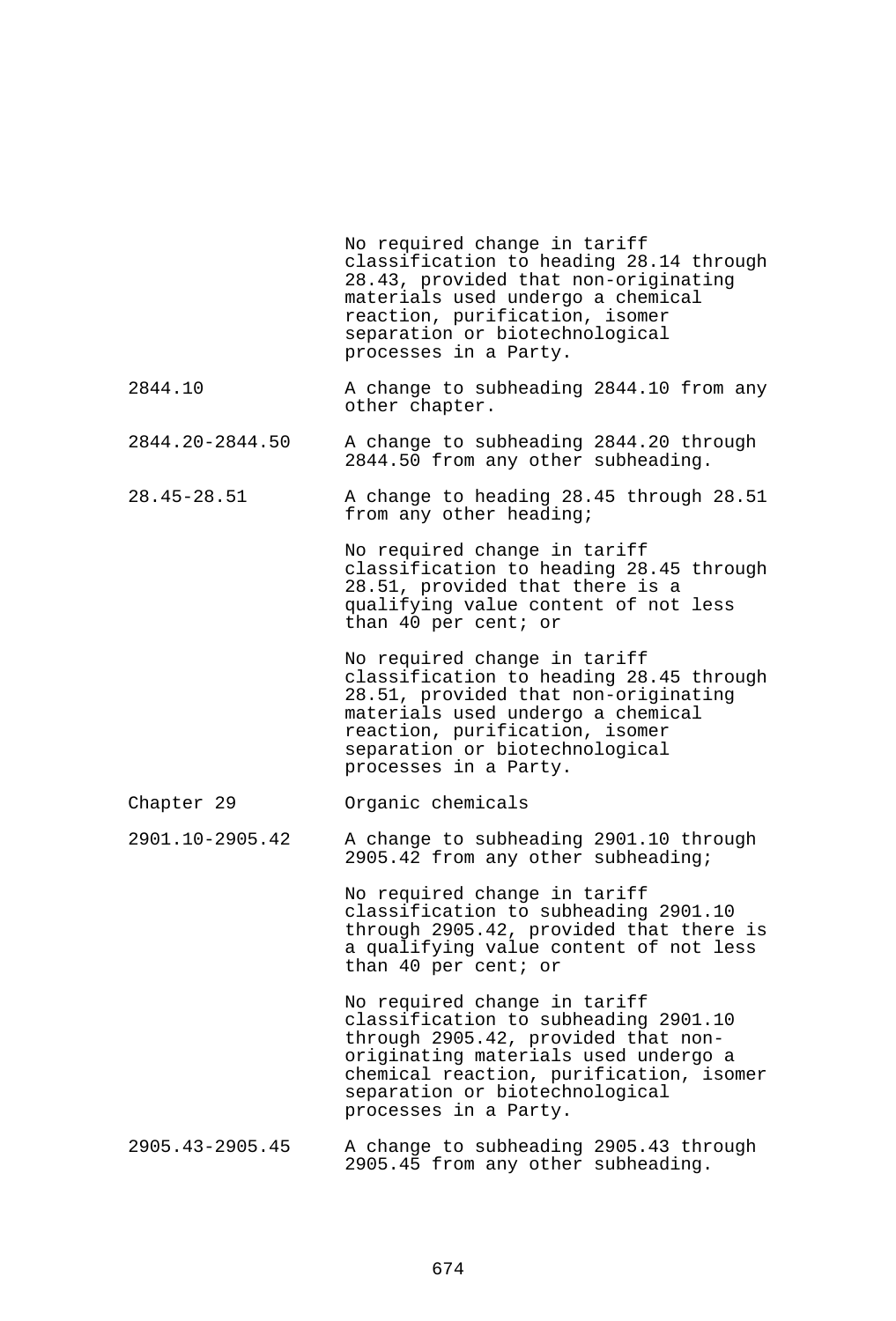| | |
|---|---|
| | No required change in tariff classification to heading 28.14 through 28.43, provided that non-originating materials used undergo a chemical reaction, purification, isomer separation or biotechnological processes in a Party. |
| 2844.10 | A change to subheading 2844.10 from any other chapter. |
| 2844.20-2844.50 | A change to subheading 2844.20 through 2844.50 from any other subheading. |
| 28.45-28.51 | A change to heading 28.45 through 28.51 from any other heading; |
| | No required change in tariff classification to heading 28.45 through 28.51, provided that there is a qualifying value content of not less than 40 per cent; or |
| | No required change in tariff classification to heading 28.45 through 28.51, provided that non-originating materials used undergo a chemical reaction, purification, isomer separation or biotechnological processes in a Party. |
| Chapter 29 | Organic chemicals |
| 2901.10-2905.42 | A change to subheading 2901.10 through 2905.42 from any other subheading; |
| | No required change in tariff classification to subheading 2901.10 through 2905.42, provided that there is a qualifying value content of not less than 40 per cent; or |
| | No required change in tariff classification to subheading 2901.10 through 2905.42, provided that non-originating materials used undergo a chemical reaction, purification, isomer separation or biotechnological processes in a Party. |
| 2905.43-2905.45 | A change to subheading 2905.43 through 2905.45 from any other subheading. |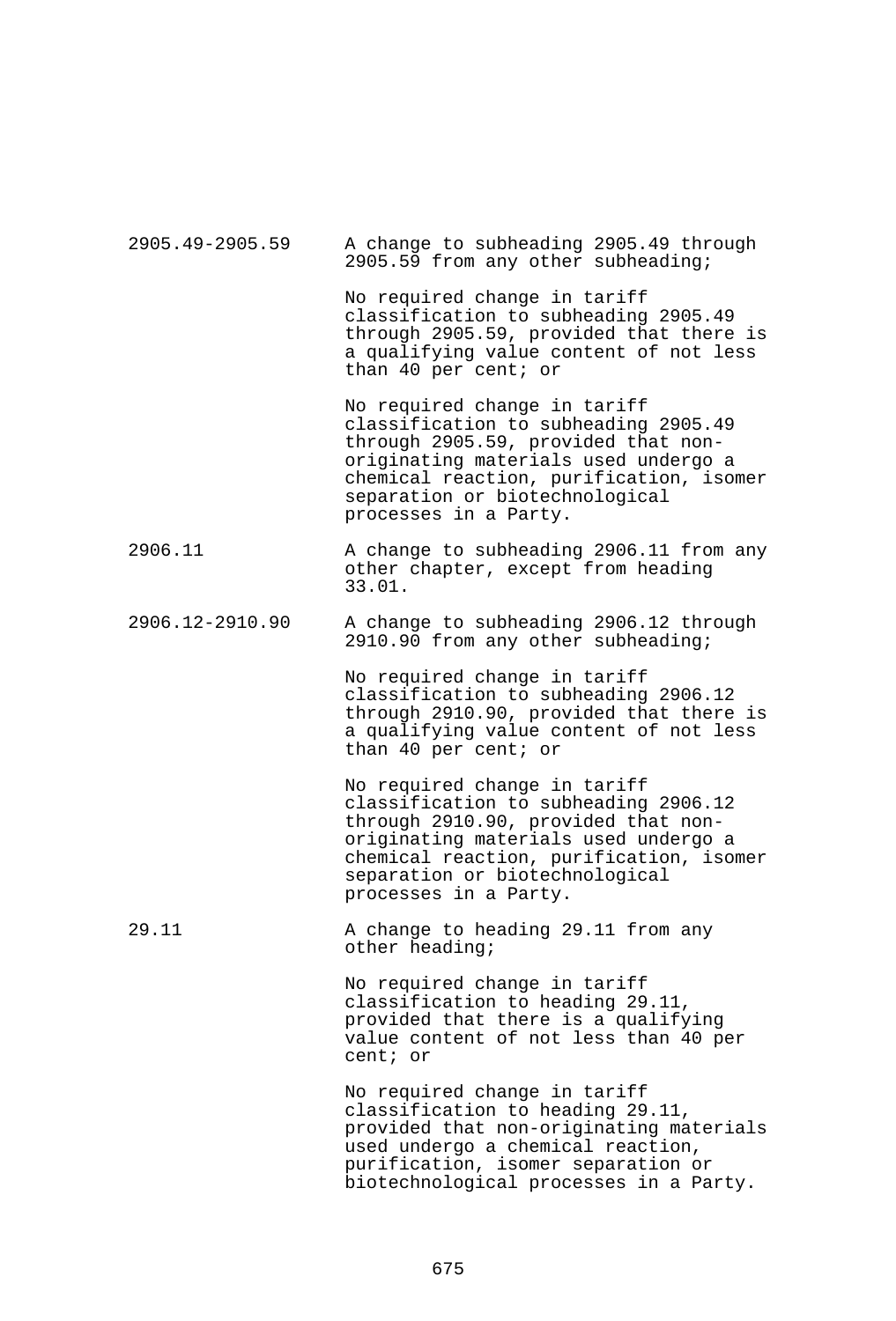| | |
|---|---|
| 2905.49-2905.59 | A change to subheading 2905.49 through 2905.59 from any other subheading; |
| | No required change in tariff classification to subheading 2905.49 through 2905.59, provided that there is a qualifying value content of not less than 40 per cent; or |
| | No required change in tariff classification to subheading 2905.49 through 2905.59, provided that non-originating materials used undergo a chemical reaction, purification, isomer separation or biotechnological processes in a Party. |
| 2906.11 | A change to subheading 2906.11 from any other chapter, except from heading 33.01. |
| 2906.12-2910.90 | A change to subheading 2906.12 through 2910.90 from any other subheading; |
| | No required change in tariff classification to subheading 2906.12 through 2910.90, provided that there is a qualifying value content of not less than 40 per cent; or |
| | No required change in tariff classification to subheading 2906.12 through 2910.90, provided that non-originating materials used undergo a chemical reaction, purification, isomer separation or biotechnological processes in a Party. |
| 29.11 | A change to heading 29.11 from any other heading; |
| | No required change in tariff classification to heading 29.11, provided that there is a qualifying value content of not less than 40 per cent; or |
| | No required change in tariff classification to heading 29.11, provided that non-originating materials used undergo a chemical reaction, purification, isomer separation or biotechnological processes in a Party. |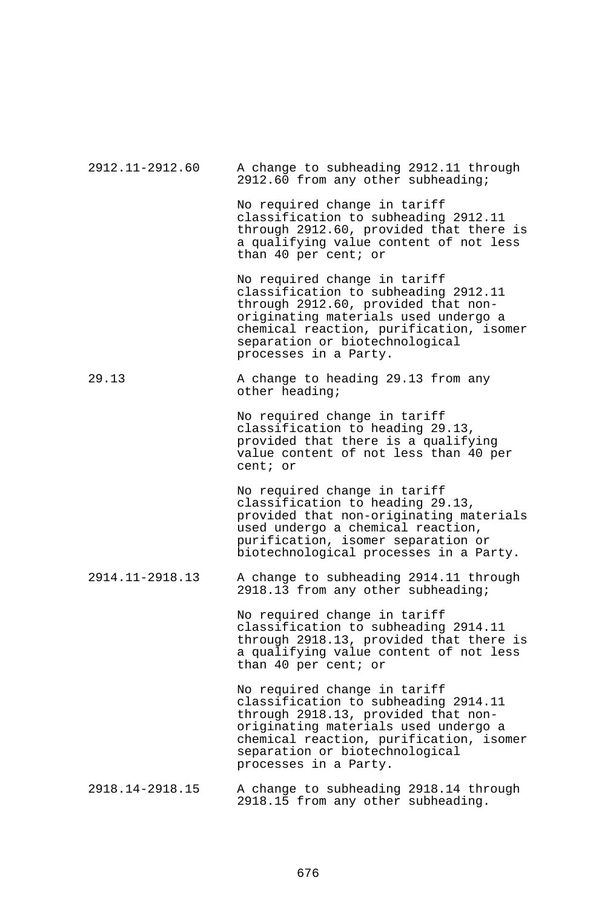| | |
|---|---|
| 2912.11-2912.60 | A change to subheading 2912.11 through 2912.60 from any other subheading;<br><br>No required change in tariff classification to subheading 2912.11 through 2912.60, provided that there is a qualifying value content of not less than 40 per cent; or<br><br>No required change in tariff classification to subheading 2912.11 through 2912.60, provided that non-originating materials used undergo a chemical reaction, purification, isomer separation or biotechnological processes in a Party. |
| 29.13 | A change to heading 29.13 from any other heading;<br><br>No required change in tariff classification to heading 29.13, provided that there is a qualifying value content of not less than 40 per cent; or<br><br>No required change in tariff classification to heading 29.13, provided that non-originating materials used undergo a chemical reaction, purification, isomer separation or biotechnological processes in a Party. |
| 2914.11-2918.13 | A change to subheading 2914.11 through 2918.13 from any other subheading;<br><br>No required change in tariff classification to subheading 2914.11 through 2918.13, provided that there is a qualifying value content of not less than 40 per cent; or<br><br>No required change in tariff classification to subheading 2914.11 through 2918.13, provided that non-originating materials used undergo a chemical reaction, purification, isomer separation or biotechnological processes in a Party. |
| 2918.14-2918.15 | A change to subheading 2918.14 through 2918.15 from any other subheading. |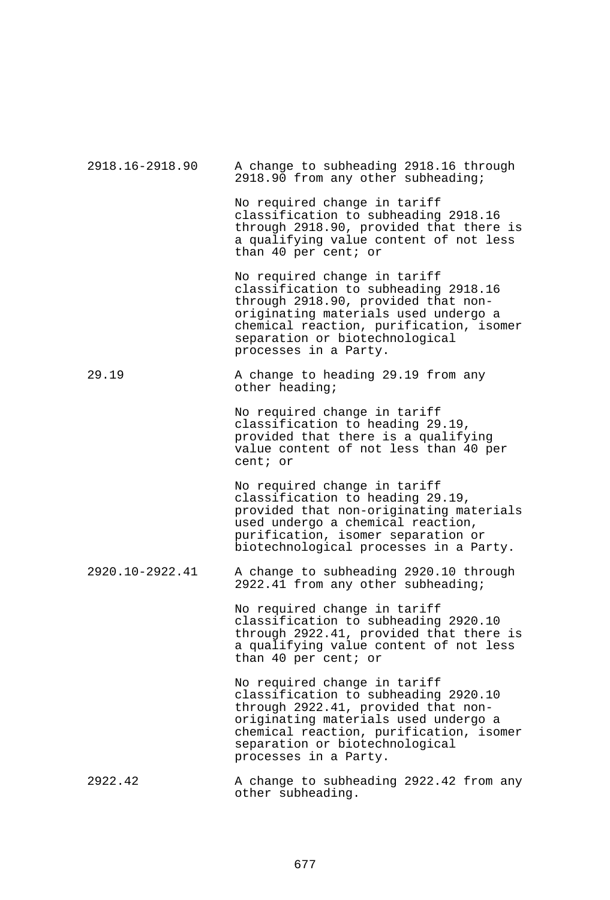| | |
|---|---|
| 2918.16-2918.90 | A change to subheading 2918.16 through 2918.90 from any other subheading;<br><br>No required change in tariff classification to subheading 2918.16 through 2918.90, provided that there is a qualifying value content of not less than 40 per cent; or<br><br>No required change in tariff classification to subheading 2918.16 through 2918.90, provided that non-originating materials used undergo a chemical reaction, purification, isomer separation or biotechnological processes in a Party. |
| 29.19 | A change to heading 29.19 from any other heading;<br><br>No required change in tariff classification to heading 29.19, provided that there is a qualifying value content of not less than 40 per cent; or<br><br>No required change in tariff classification to heading 29.19, provided that non-originating materials used undergo a chemical reaction, purification, isomer separation or biotechnological processes in a Party. |
| 2920.10-2922.41 | A change to subheading 2920.10 through 2922.41 from any other subheading;<br><br>No required change in tariff classification to subheading 2920.10 through 2922.41, provided that there is a qualifying value content of not less than 40 per cent; or<br><br>No required change in tariff classification to subheading 2920.10 through 2922.41, provided that non-originating materials used undergo a chemical reaction, purification, isomer separation or biotechnological processes in a Party. |
| 2922.42 | A change to subheading 2922.42 from any other subheading. |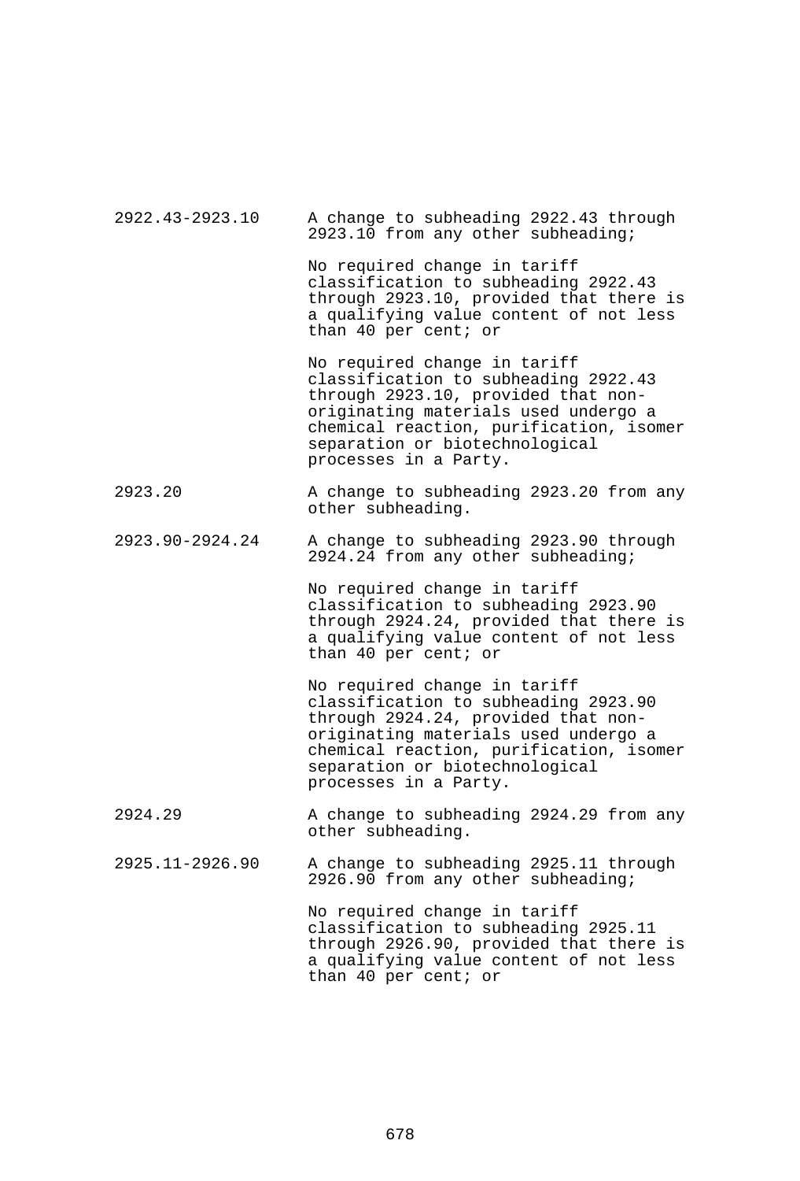| | |
|---|---|
| 2922.43-2923.10 | A change to subheading 2922.43 through 2923.10 from any other subheading;<br><br>No required change in tariff classification to subheading 2922.43 through 2923.10, provided that there is a qualifying value content of not less than 40 per cent; or<br><br>No required change in tariff classification to subheading 2922.43 through 2923.10, provided that non-originating materials used undergo a chemical reaction, purification, isomer separation or biotechnological processes in a Party. |
| 2923.20 | A change to subheading 2923.20 from any other subheading. |
| 2923.90-2924.24 | A change to subheading 2923.90 through 2924.24 from any other subheading;<br><br>No required change in tariff classification to subheading 2923.90 through 2924.24, provided that there is a qualifying value content of not less than 40 per cent; or<br><br>No required change in tariff classification to subheading 2923.90 through 2924.24, provided that non-originating materials used undergo a chemical reaction, purification, isomer separation or biotechnological processes in a Party. |
| 2924.29 | A change to subheading 2924.29 from any other subheading. |
| 2925.11-2926.90 | A change to subheading 2925.11 through 2926.90 from any other subheading;<br><br>No required change in tariff classification to subheading 2925.11 through 2926.90, provided that there is a qualifying value content of not less than 40 per cent; or |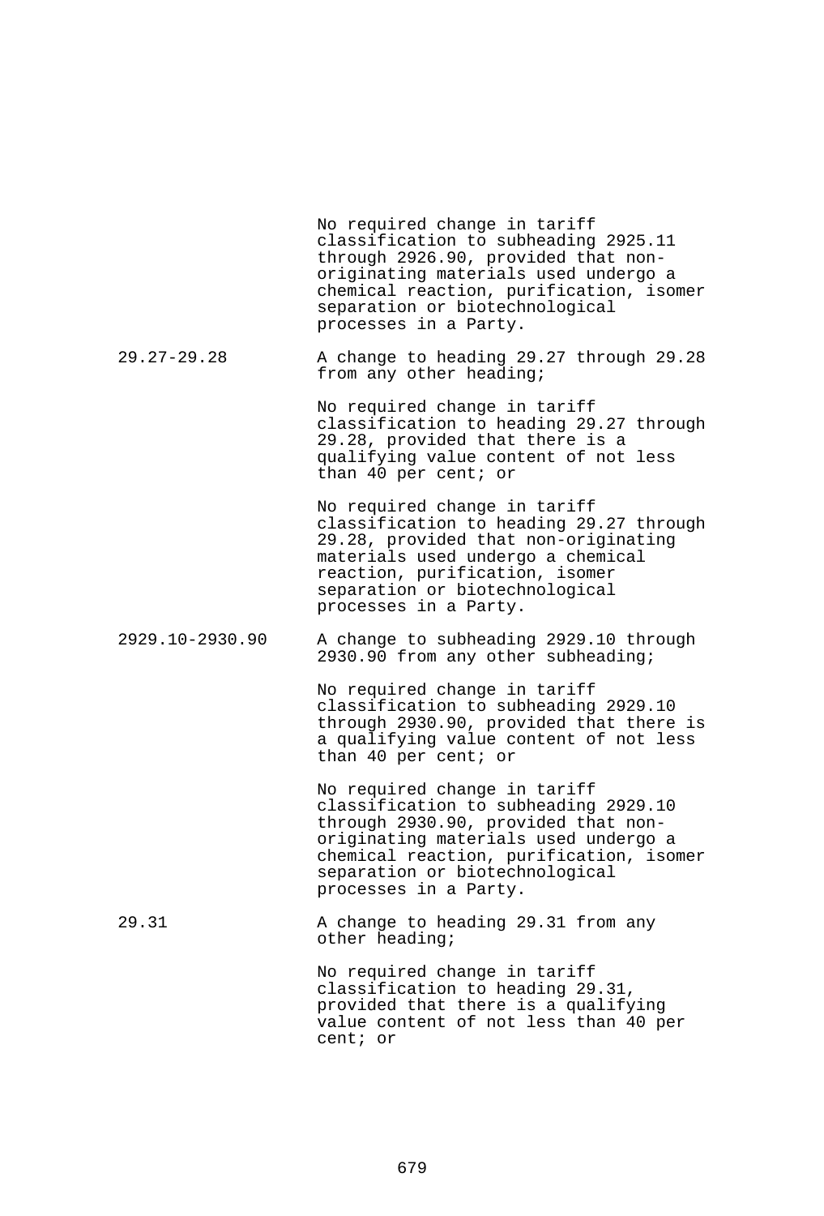| | |
|---|---|
| | No required change in tariff classification to subheading 2925.11 through 2926.90, provided that non-originating materials used undergo a chemical reaction, purification, isomer separation or biotechnological processes in a Party. |
| 29.27-29.28 | A change to heading 29.27 through 29.28 from any other heading; |
| | No required change in tariff classification to heading 29.27 through 29.28, provided that there is a qualifying value content of not less than 40 per cent; or |
| | No required change in tariff classification to heading 29.27 through 29.28, provided that non-originating materials used undergo a chemical reaction, purification, isomer separation or biotechnological processes in a Party. |
| 2929.10-2930.90 | A change to subheading 2929.10 through 2930.90 from any other subheading; |
| | No required change in tariff classification to subheading 2929.10 through 2930.90, provided that there is a qualifying value content of not less than 40 per cent; or |
| | No required change in tariff classification to subheading 2929.10 through 2930.90, provided that non-originating materials used undergo a chemical reaction, purification, isomer separation or biotechnological processes in a Party. |
| 29.31 | A change to heading 29.31 from any other heading; |
| | No required change in tariff classification to heading 29.31, provided that there is a qualifying value content of not less than 40 per cent; or |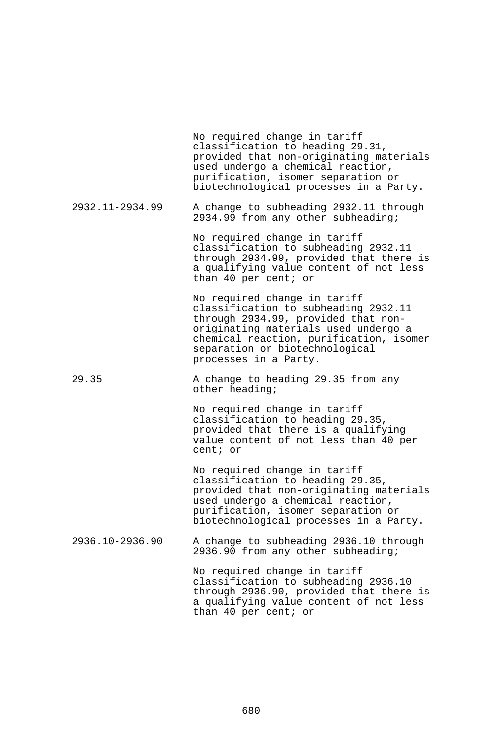| | |
|---|---|
| | No required change in tariff classification to heading 29.31, provided that non-originating materials used undergo a chemical reaction, purification, isomer separation or biotechnological processes in a Party. |
| 2932.11-2934.99 | A change to subheading 2932.11 through 2934.99 from any other subheading; |
| | No required change in tariff classification to subheading 2932.11 through 2934.99, provided that there is a qualifying value content of not less than 40 per cent; or |
| | No required change in tariff classification to subheading 2932.11 through 2934.99, provided that non-originating materials used undergo a chemical reaction, purification, isomer separation or biotechnological processes in a Party. |
| 29.35 | A change to heading 29.35 from any other heading; |
| | No required change in tariff classification to heading 29.35, provided that there is a qualifying value content of not less than 40 per cent; or |
| | No required change in tariff classification to heading 29.35, provided that non-originating materials used undergo a chemical reaction, purification, isomer separation or biotechnological processes in a Party. |
| 2936.10-2936.90 | A change to subheading 2936.10 through 2936.90 from any other subheading; |
| | No required change in tariff classification to subheading 2936.10 through 2936.90, provided that there is a qualifying value content of not less than 40 per cent; or |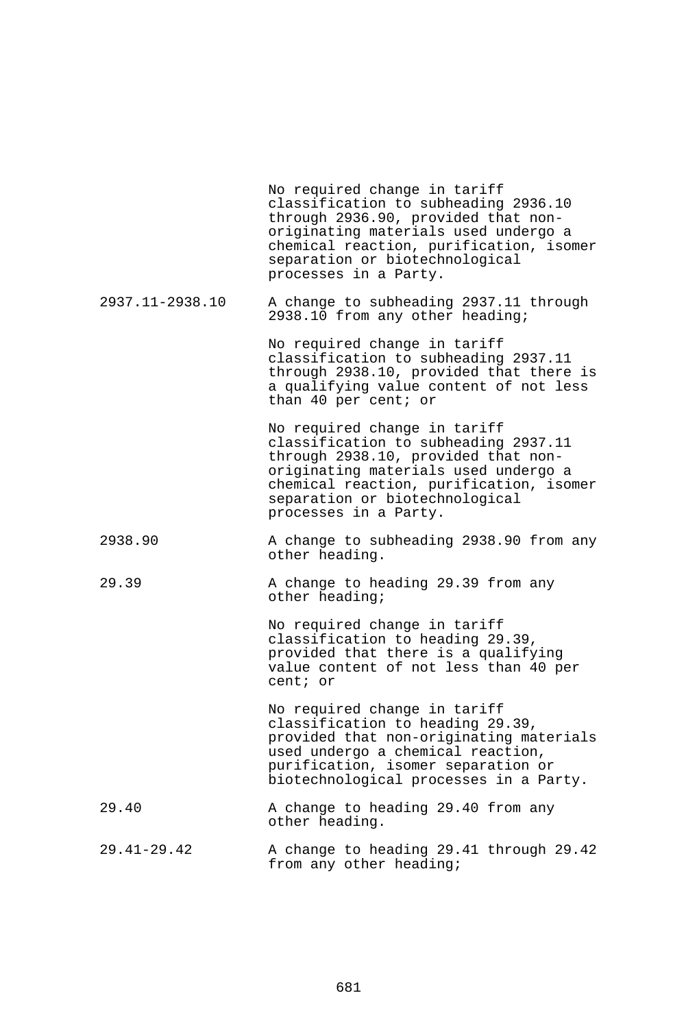| | |
|---|---|
| | No required change in tariff classification to subheading 2936.10 through 2936.90, provided that non-originating materials used undergo a chemical reaction, purification, isomer separation or biotechnological processes in a Party. |
| 2937.11-2938.10 | A change to subheading 2937.11 through 2938.10 from any other heading; |
| | No required change in tariff classification to subheading 2937.11 through 2938.10, provided that there is a qualifying value content of not less than 40 per cent; or |
| | No required change in tariff classification to subheading 2937.11 through 2938.10, provided that non-originating materials used undergo a chemical reaction, purification, isomer separation or biotechnological processes in a Party. |
| 2938.90 | A change to subheading 2938.90 from any other heading. |
| 29.39 | A change to heading 29.39 from any other heading; |
| | No required change in tariff classification to heading 29.39, provided that there is a qualifying value content of not less than 40 per cent; or |
| | No required change in tariff classification to heading 29.39, provided that non-originating materials used undergo a chemical reaction, purification, isomer separation or biotechnological processes in a Party. |
| 29.40 | A change to heading 29.40 from any other heading. |
| 29.41-29.42 | A change to heading 29.41 through 29.42 from any other heading; |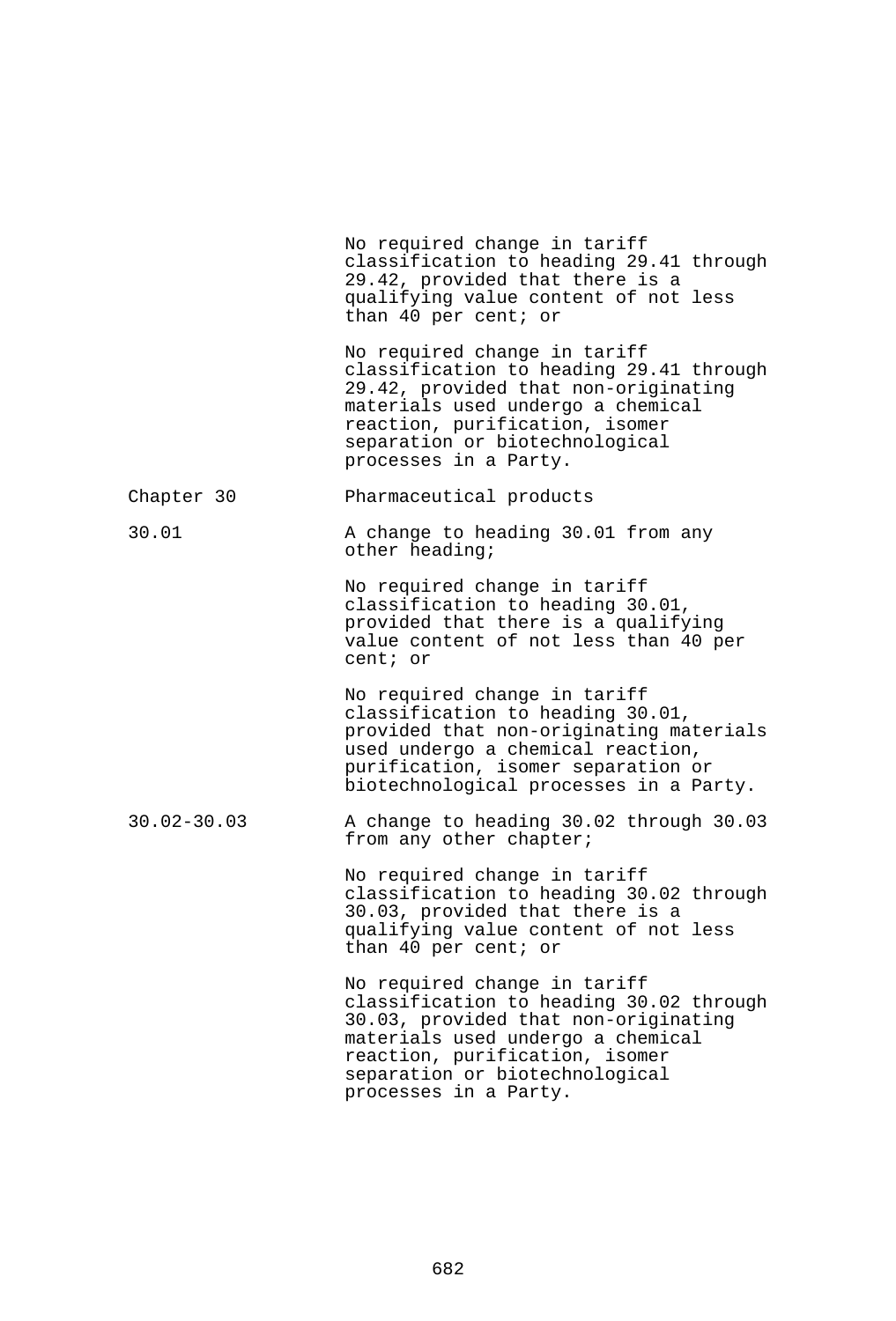| | |
|---|---|
| | No required change in tariff classification to heading 29.41 through 29.42, provided that there is a qualifying value content of not less than 40 per cent; or |
| | No required change in tariff classification to heading 29.41 through 29.42, provided that non-originating materials used undergo a chemical reaction, purification, isomer separation or biotechnological processes in a Party. |
| Chapter 30 | Pharmaceutical products |
| 30.01 | A change to heading 30.01 from any other heading; |
| | No required change in tariff classification to heading 30.01, provided that there is a qualifying value content of not less than 40 per cent; or |
| | No required change in tariff classification to heading 30.01, provided that non-originating materials used undergo a chemical reaction, purification, isomer separation or biotechnological processes in a Party. |
| 30.02-30.03 | A change to heading 30.02 through 30.03 from any other chapter; |
| | No required change in tariff classification to heading 30.02 through 30.03, provided that there is a qualifying value content of not less than 40 per cent; or |
| | No required change in tariff classification to heading 30.02 through 30.03, provided that non-originating materials used undergo a chemical reaction, purification, isomer separation or biotechnological processes in a Party. |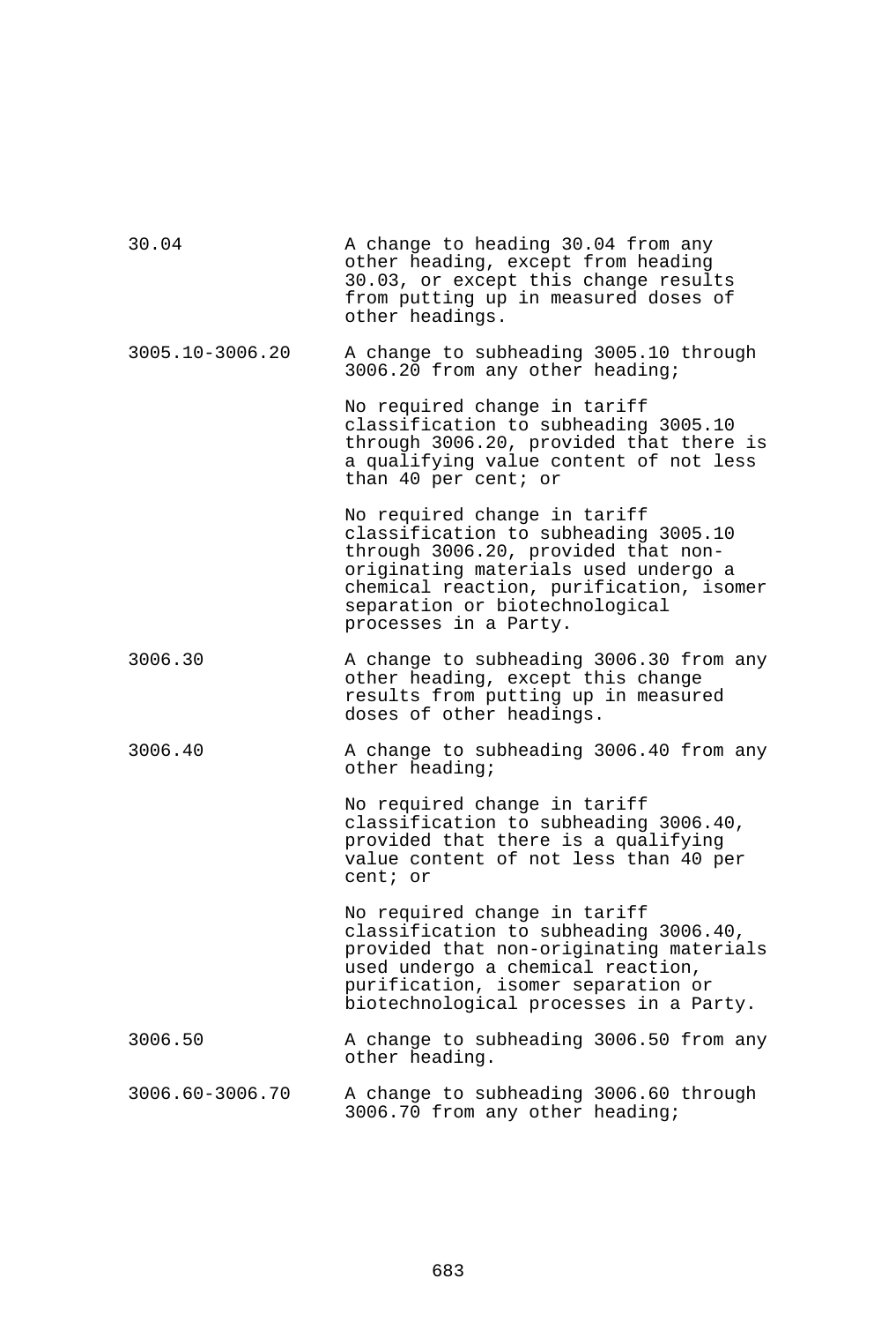| | |
|---|---|
| 30.04 | A change to heading 30.04 from any other heading, except from heading 30.03, or except this change results from putting up in measured doses of other headings. |
| 3005.10-3006.20 | A change to subheading 3005.10 through 3006.20 from any other heading; |
| | No required change in tariff classification to subheading 3005.10 through 3006.20, provided that there is a qualifying value content of not less than 40 per cent; or |
| | No required change in tariff classification to subheading 3005.10 through 3006.20, provided that non-originating materials used undergo a chemical reaction, purification, isomer separation or biotechnological processes in a Party. |
| 3006.30 | A change to subheading 3006.30 from any other heading, except this change results from putting up in measured doses of other headings. |
| 3006.40 | A change to subheading 3006.40 from any other heading; |
| | No required change in tariff classification to subheading 3006.40, provided that there is a qualifying value content of not less than 40 per cent; or |
| | No required change in tariff classification to subheading 3006.40, provided that non-originating materials used undergo a chemical reaction, purification, isomer separation or biotechnological processes in a Party. |
| 3006.50 | A change to subheading 3006.50 from any other heading. |
| 3006.60-3006.70 | A change to subheading 3006.60 through 3006.70 from any other heading; |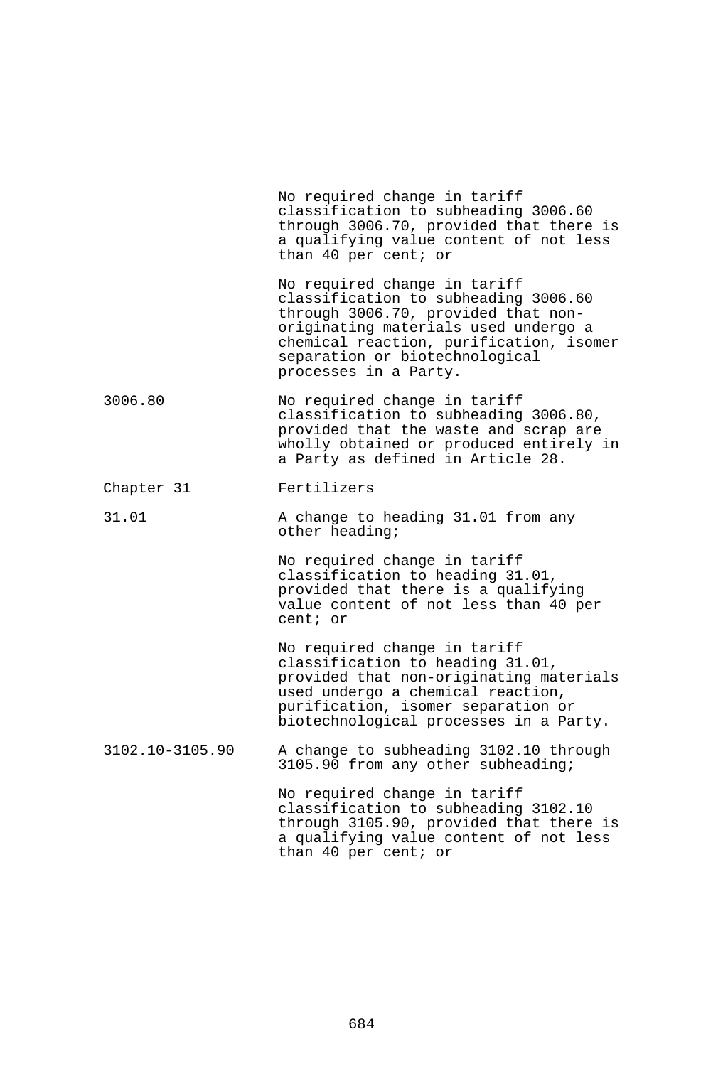| | |
|---|---|
| | No required change in tariff classification to subheading 3006.60 through 3006.70, provided that there is a qualifying value content of not less than 40 per cent; or |
| | No required change in tariff classification to subheading 3006.60 through 3006.70, provided that non-originating materials used undergo a chemical reaction, purification, isomer separation or biotechnological processes in a Party. |
| 3006.80 | No required change in tariff classification to subheading 3006.80, provided that the waste and scrap are wholly obtained or produced entirely in a Party as defined in Article 28. |
| Chapter 31 | Fertilizers |
| 31.01 | A change to heading 31.01 from any other heading; |
| | No required change in tariff classification to heading 31.01, provided that there is a qualifying value content of not less than 40 per cent; or |
| | No required change in tariff classification to heading 31.01, provided that non-originating materials used undergo a chemical reaction, purification, isomer separation or biotechnological processes in a Party. |
| 3102.10-3105.90 | A change to subheading 3102.10 through 3105.90 from any other subheading; |
| | No required change in tariff classification to subheading 3102.10 through 3105.90, provided that there is a qualifying value content of not less than 40 per cent; or |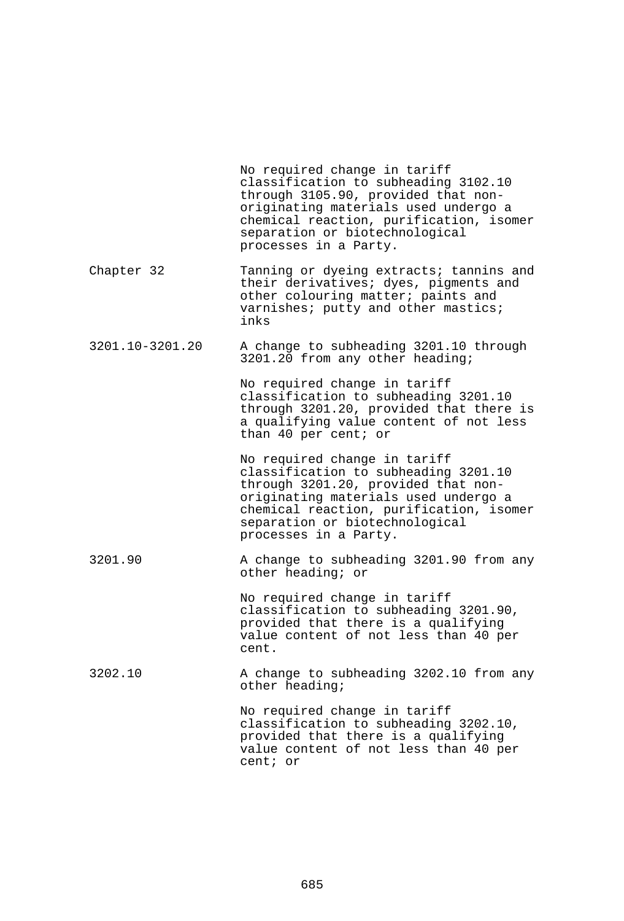| | |
|---|---|
| | No required change in tariff classification to subheading 3102.10 through 3105.90, provided that non-originating materials used undergo a chemical reaction, purification, isomer separation or biotechnological processes in a Party. |
| Chapter 32 | Tanning or dyeing extracts; tannins and their derivatives; dyes, pigments and other colouring matter; paints and varnishes; putty and other mastics; inks |
| 3201.10-3201.20 | A change to subheading 3201.10 through 3201.20 from any other heading; |
| | No required change in tariff classification to subheading 3201.10 through 3201.20, provided that there is a qualifying value content of not less than 40 per cent; or |
| | No required change in tariff classification to subheading 3201.10 through 3201.20, provided that non-originating materials used undergo a chemical reaction, purification, isomer separation or biotechnological processes in a Party. |
| 3201.90 | A change to subheading 3201.90 from any other heading; or |
| | No required change in tariff classification to subheading 3201.90, provided that there is a qualifying value content of not less than 40 per cent. |
| 3202.10 | A change to subheading 3202.10 from any other heading; |
| | No required change in tariff classification to subheading 3202.10, provided that there is a qualifying value content of not less than 40 per cent; or |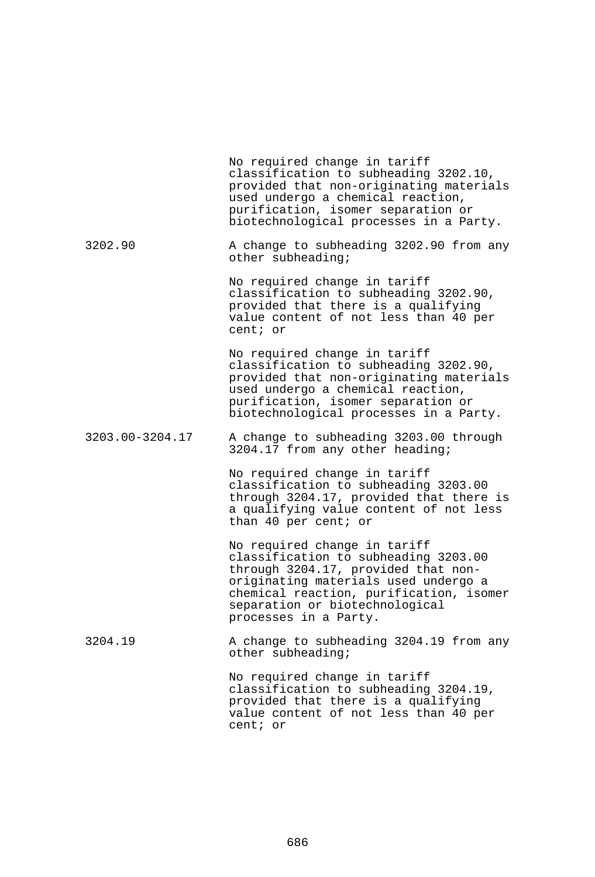| | |
|---|---|
| | No required change in tariff classification to subheading 3202.10, provided that non-originating materials used undergo a chemical reaction, purification, isomer separation or biotechnological processes in a Party. |
| 3202.90 | A change to subheading 3202.90 from any other subheading; |
| | No required change in tariff classification to subheading 3202.90, provided that there is a qualifying value content of not less than 40 per cent; or |
| | No required change in tariff classification to subheading 3202.90, provided that non-originating materials used undergo a chemical reaction, purification, isomer separation or biotechnological processes in a Party. |
| 3203.00-3204.17 | A change to subheading 3203.00 through 3204.17 from any other heading; |
| | No required change in tariff classification to subheading 3203.00 through 3204.17, provided that there is a qualifying value content of not less than 40 per cent; or |
| | No required change in tariff classification to subheading 3203.00 through 3204.17, provided that non-originating materials used undergo a chemical reaction, purification, isomer separation or biotechnological processes in a Party. |
| 3204.19 | A change to subheading 3204.19 from any other subheading; |
| | No required change in tariff classification to subheading 3204.19, provided that there is a qualifying value content of not less than 40 per cent; or |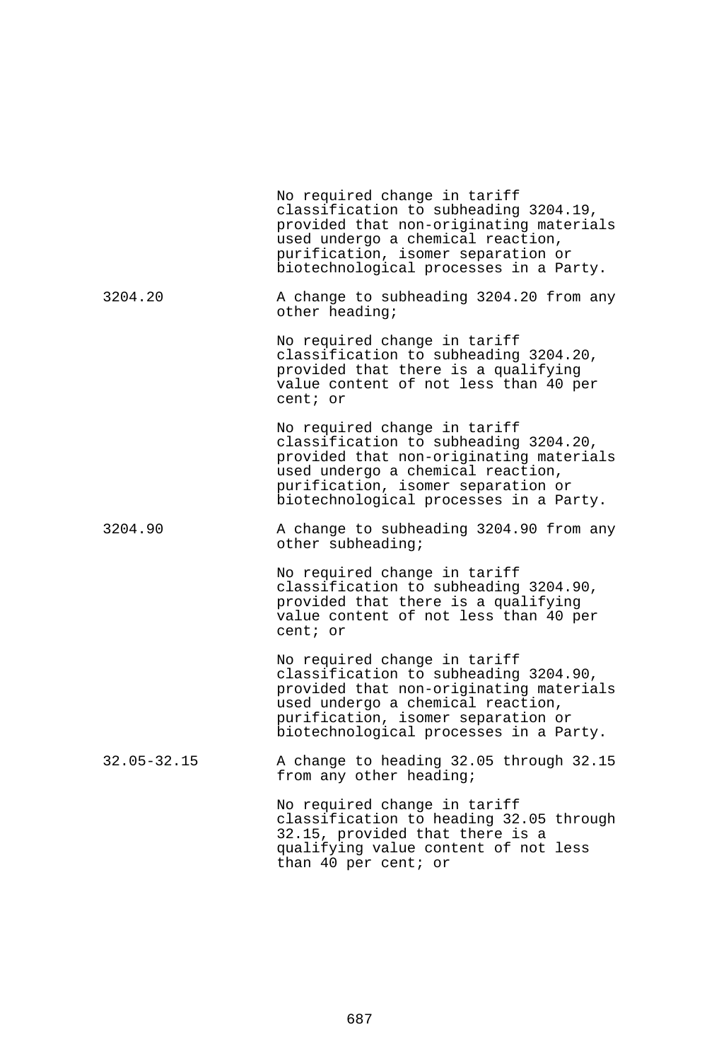| | |
|---|---|
| | No required change in tariff classification to subheading 3204.19, provided that non-originating materials used undergo a chemical reaction, purification, isomer separation or biotechnological processes in a Party. |
| 3204.20 | A change to subheading 3204.20 from any other heading; |
| | No required change in tariff classification to subheading 3204.20, provided that there is a qualifying value content of not less than 40 per cent; or |
| | No required change in tariff classification to subheading 3204.20, provided that non-originating materials used undergo a chemical reaction, purification, isomer separation or biotechnological processes in a Party. |
| 3204.90 | A change to subheading 3204.90 from any other subheading; |
| | No required change in tariff classification to subheading 3204.90, provided that there is a qualifying value content of not less than 40 per cent; or |
| | No required change in tariff classification to subheading 3204.90, provided that non-originating materials used undergo a chemical reaction, purification, isomer separation or biotechnological processes in a Party. |
| 32.05-32.15 | A change to heading 32.05 through 32.15 from any other heading; |
| | No required change in tariff classification to heading 32.05 through 32.15, provided that there is a qualifying value content of not less than 40 per cent; or |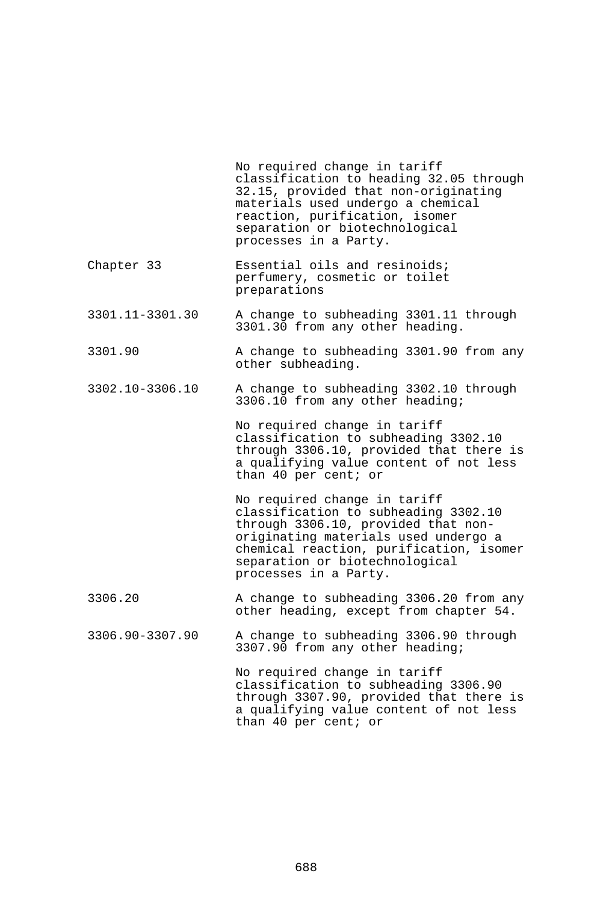| | |
|---|---|
| | No required change in tariff classification to heading 32.05 through 32.15, provided that non-originating materials used undergo a chemical reaction, purification, isomer separation or biotechnological processes in a Party. |
| Chapter 33 | Essential oils and resinoids; perfumery, cosmetic or toilet preparations |
| 3301.11-3301.30 | A change to subheading 3301.11 through 3301.30 from any other heading. |
| 3301.90 | A change to subheading 3301.90 from any other subheading. |
| 3302.10-3306.10 | A change to subheading 3302.10 through 3306.10 from any other heading; |
| | No required change in tariff classification to subheading 3302.10 through 3306.10, provided that there is a qualifying value content of not less than 40 per cent; or |
| | No required change in tariff classification to subheading 3302.10 through 3306.10, provided that non-originating materials used undergo a chemical reaction, purification, isomer separation or biotechnological processes in a Party. |
| 3306.20 | A change to subheading 3306.20 from any other heading, except from chapter 54. |
| 3306.90-3307.90 | A change to subheading 3306.90 through 3307.90 from any other heading; |
| | No required change in tariff classification to subheading 3306.90 through 3307.90, provided that there is a qualifying value content of not less than 40 per cent; or |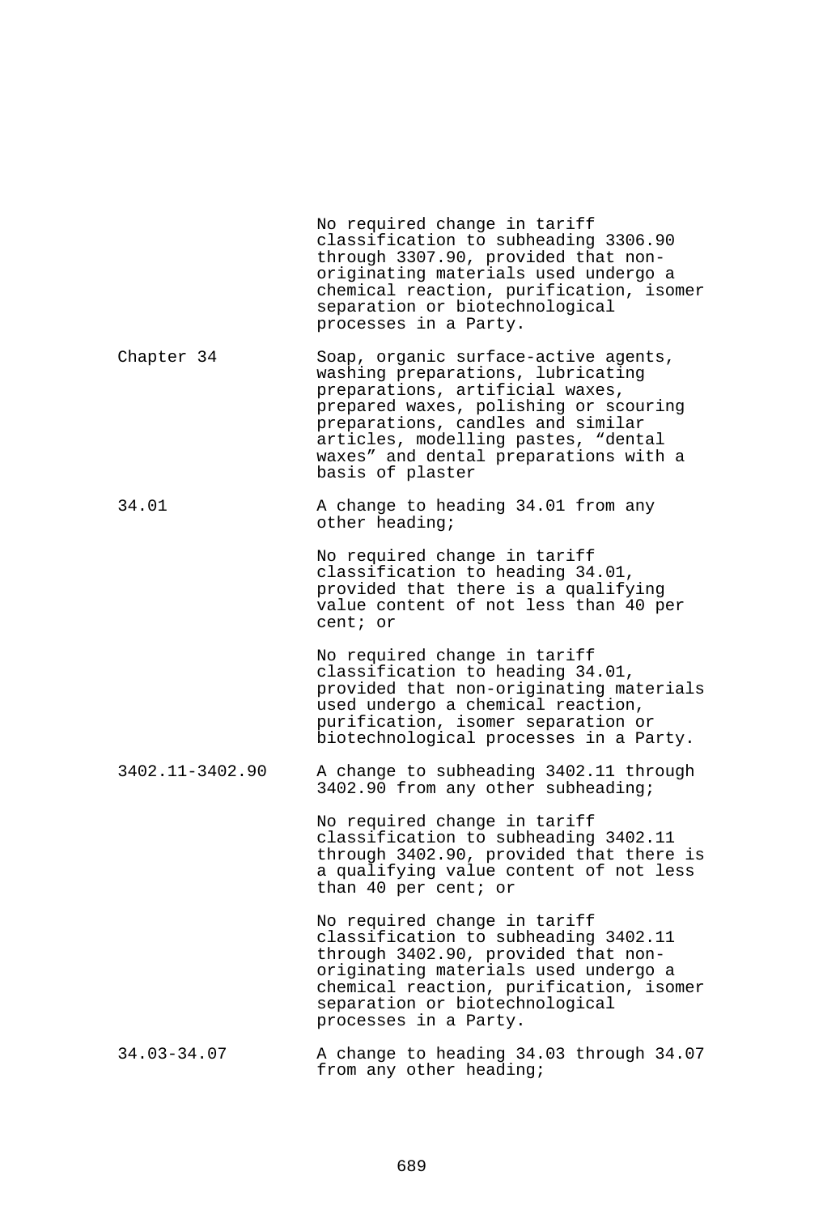| | |
|---|---|
| | No required change in tariff classification to subheading 3306.90 through 3307.90, provided that non-originating materials used undergo a chemical reaction, purification, isomer separation or biotechnological processes in a Party. |
| Chapter 34 | Soap, organic surface-active agents, washing preparations, lubricating preparations, artificial waxes, prepared waxes, polishing or scouring preparations, candles and similar articles, modelling pastes, “dental waxes” and dental preparations with a basis of plaster |
| 34.01 | A change to heading 34.01 from any other heading; |
| | No required change in tariff classification to heading 34.01, provided that there is a qualifying value content of not less than 40 per cent; or |
| | No required change in tariff classification to heading 34.01, provided that non-originating materials used undergo a chemical reaction, purification, isomer separation or biotechnological processes in a Party. |
| 3402.11-3402.90 | A change to subheading 3402.11 through 3402.90 from any other subheading; |
| | No required change in tariff classification to subheading 3402.11 through 3402.90, provided that there is a qualifying value content of not less than 40 per cent; or |
| | No required change in tariff classification to subheading 3402.11 through 3402.90, provided that non-originating materials used undergo a chemical reaction, purification, isomer separation or biotechnological processes in a Party. |
| 34.03-34.07 | A change to heading 34.03 through 34.07 from any other heading; |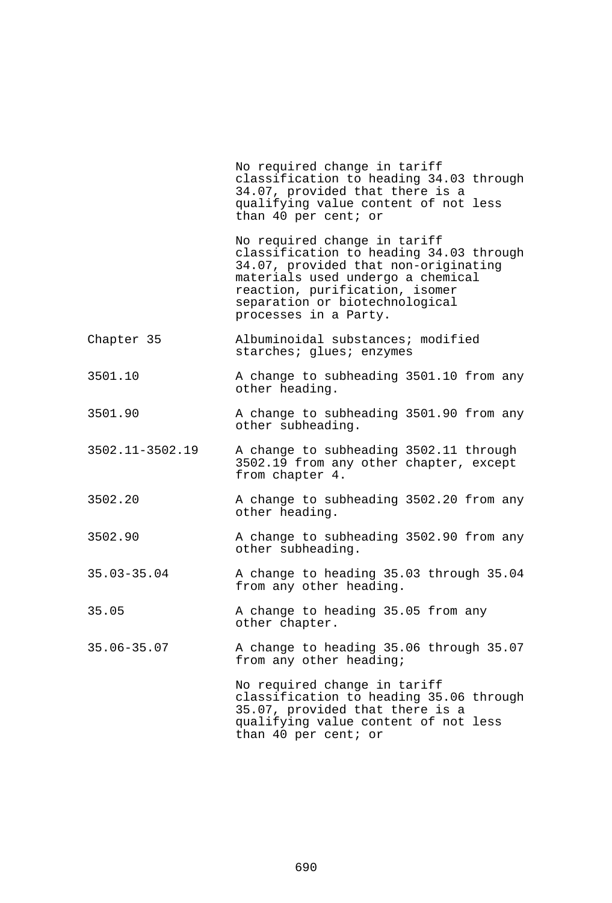| | |
|---|---|
| | No required change in tariff classification to heading 34.03 through 34.07, provided that there is a qualifying value content of not less than 40 per cent; or |
| | No required change in tariff classification to heading 34.03 through 34.07, provided that non-originating materials used undergo a chemical reaction, purification, isomer separation or biotechnological processes in a Party. |
| Chapter 35 | Albuminoidal substances; modified starches; glues; enzymes |
| 3501.10 | A change to subheading 3501.10 from any other heading. |
| 3501.90 | A change to subheading 3501.90 from any other subheading. |
| 3502.11-3502.19 | A change to subheading 3502.11 through 3502.19 from any other chapter, except from chapter 4. |
| 3502.20 | A change to subheading 3502.20 from any other heading. |
| 3502.90 | A change to subheading 3502.90 from any other subheading. |
| 35.03-35.04 | A change to heading 35.03 through 35.04 from any other heading. |
| 35.05 | A change to heading 35.05 from any other chapter. |
| 35.06-35.07 | A change to heading 35.06 through 35.07 from any other heading; |
| | No required change in tariff classification to heading 35.06 through 35.07, provided that there is a qualifying value content of not less than 40 per cent; or |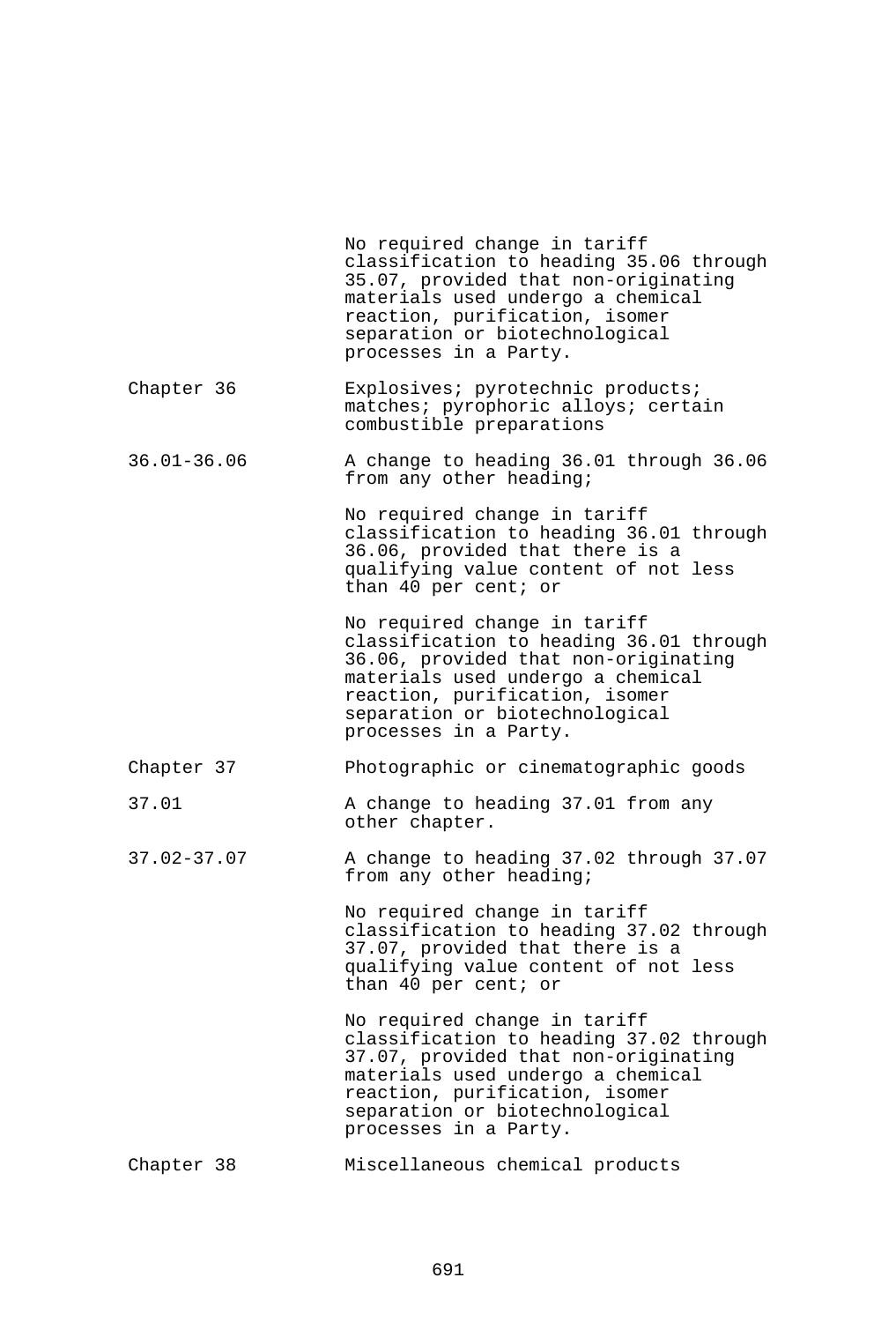| | |
|---|---|
| | No required change in tariff classification to heading 35.06 through 35.07, provided that non-originating materials used undergo a chemical reaction, purification, isomer separation or biotechnological processes in a Party. |
| Chapter 36 | Explosives; pyrotechnic products; matches; pyrophoric alloys; certain combustible preparations |
| 36.01-36.06 | A change to heading 36.01 through 36.06 from any other heading; |
| | No required change in tariff classification to heading 36.01 through 36.06, provided that there is a qualifying value content of not less than 40 per cent; or |
| | No required change in tariff classification to heading 36.01 through 36.06, provided that non-originating materials used undergo a chemical reaction, purification, isomer separation or biotechnological processes in a Party. |
| Chapter 37 | Photographic or cinematographic goods |
| 37.01 | A change to heading 37.01 from any other chapter. |
| 37.02-37.07 | A change to heading 37.02 through 37.07 from any other heading; |
| | No required change in tariff classification to heading 37.02 through 37.07, provided that there is a qualifying value content of not less than 40 per cent; or |
| | No required change in tariff classification to heading 37.02 through 37.07, provided that non-originating materials used undergo a chemical reaction, purification, isomer separation or biotechnological processes in a Party. |
| Chapter 38 | Miscellaneous chemical products |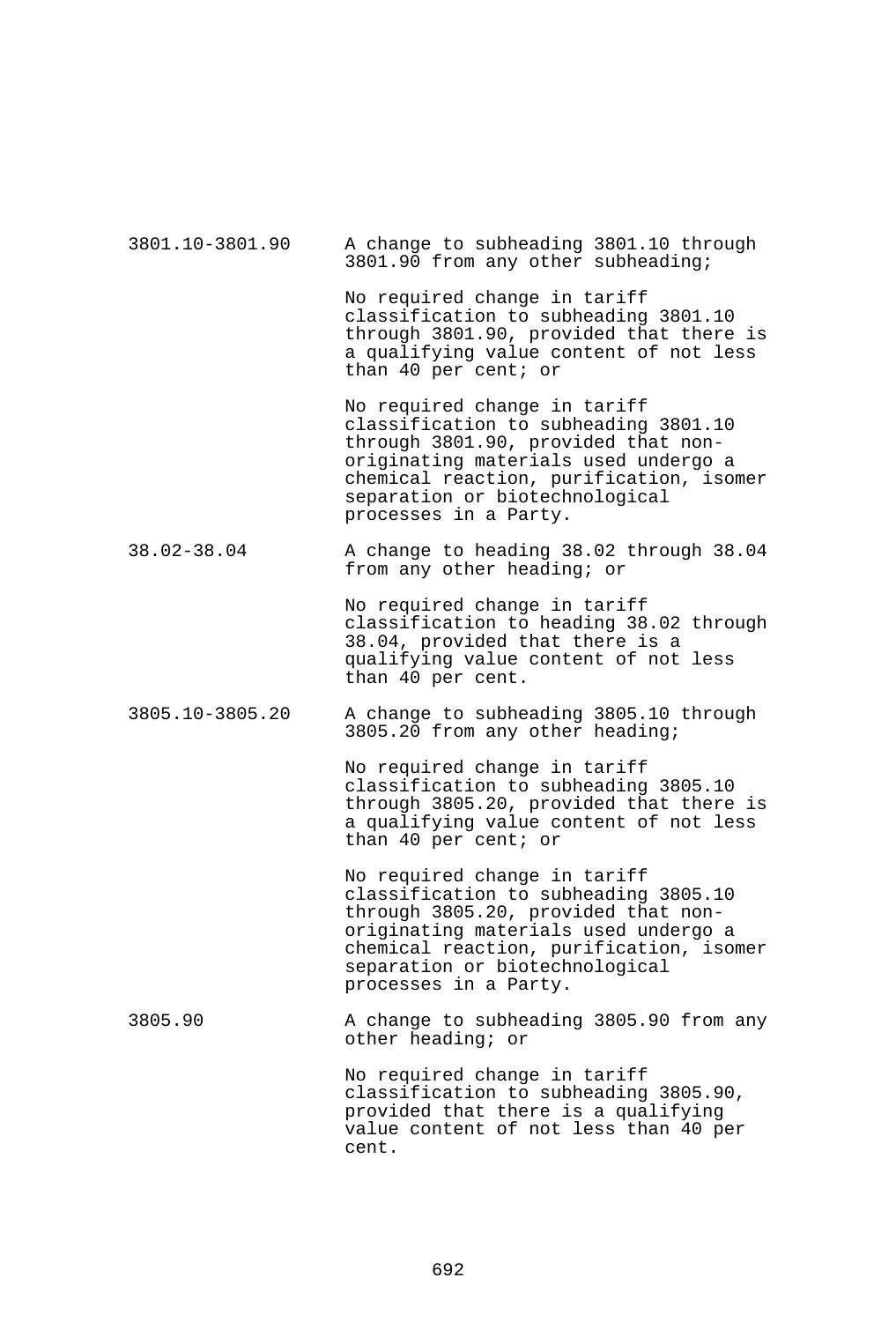| | |
|---|---|
| 3801.10-3801.90 | A change to subheading 3801.10 through 3801.90 from any other subheading;<br><br>No required change in tariff classification to subheading 3801.10 through 3801.90, provided that there is a qualifying value content of not less than 40 per cent; or<br><br>No required change in tariff classification to subheading 3801.10 through 3801.90, provided that non-originating materials used undergo a chemical reaction, purification, isomer separation or biotechnological processes in a Party. |
| 38.02-38.04 | A change to heading 38.02 through 38.04 from any other heading; or<br><br>No required change in tariff classification to heading 38.02 through 38.04, provided that there is a qualifying value content of not less than 40 per cent. |
| 3805.10-3805.20 | A change to subheading 3805.10 through 3805.20 from any other heading;<br><br>No required change in tariff classification to subheading 3805.10 through 3805.20, provided that there is a qualifying value content of not less than 40 per cent; or<br><br>No required change in tariff classification to subheading 3805.10 through 3805.20, provided that non-originating materials used undergo a chemical reaction, purification, isomer separation or biotechnological processes in a Party. |
| 3805.90 | A change to subheading 3805.90 from any other heading; or<br><br>No required change in tariff classification to subheading 3805.90, provided that there is a qualifying value content of not less than 40 per cent. |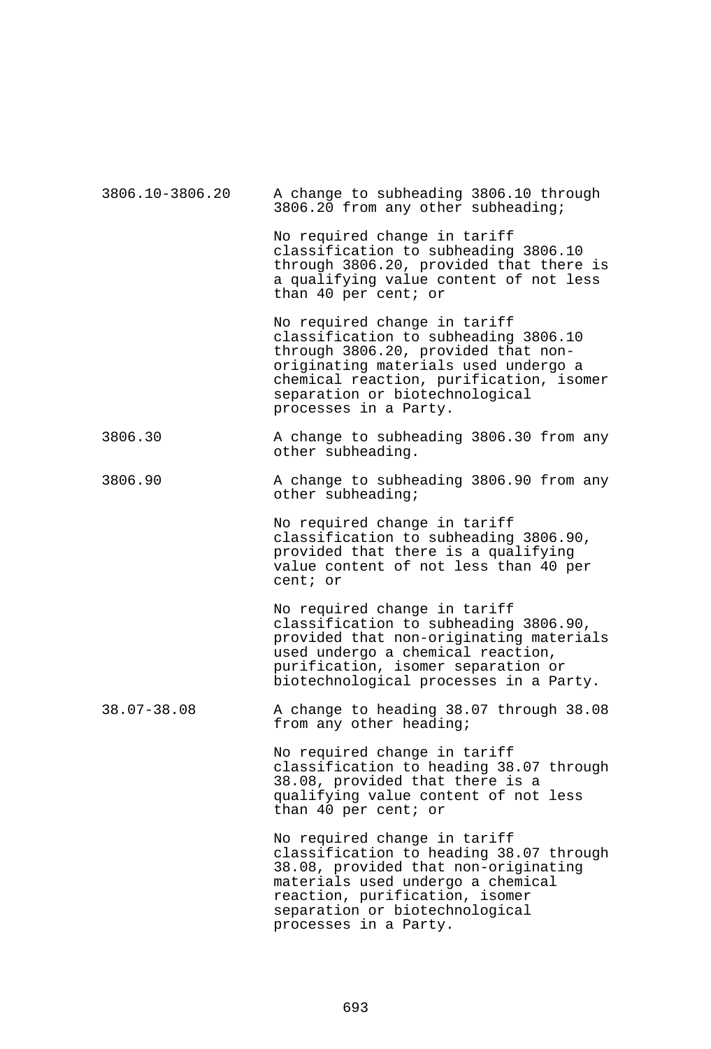| | |
|---|---|
| 3806.10-3806.20 | A change to subheading 3806.10 through 3806.20 from any other subheading; |
| | No required change in tariff classification to subheading 3806.10 through 3806.20, provided that there is a qualifying value content of not less than 40 per cent; or |
| | No required change in tariff classification to subheading 3806.10 through 3806.20, provided that non-originating materials used undergo a chemical reaction, purification, isomer separation or biotechnological processes in a Party. |
| 3806.30 | A change to subheading 3806.30 from any other subheading. |
| 3806.90 | A change to subheading 3806.90 from any other subheading; |
| | No required change in tariff classification to subheading 3806.90, provided that there is a qualifying value content of not less than 40 per cent; or |
| | No required change in tariff classification to subheading 3806.90, provided that non-originating materials used undergo a chemical reaction, purification, isomer separation or biotechnological processes in a Party. |
| 38.07-38.08 | A change to heading 38.07 through 38.08 from any other heading; |
| | No required change in tariff classification to heading 38.07 through 38.08, provided that there is a qualifying value content of not less than 40 per cent; or |
| | No required change in tariff classification to heading 38.07 through 38.08, provided that non-originating materials used undergo a chemical reaction, purification, isomer separation or biotechnological processes in a Party. |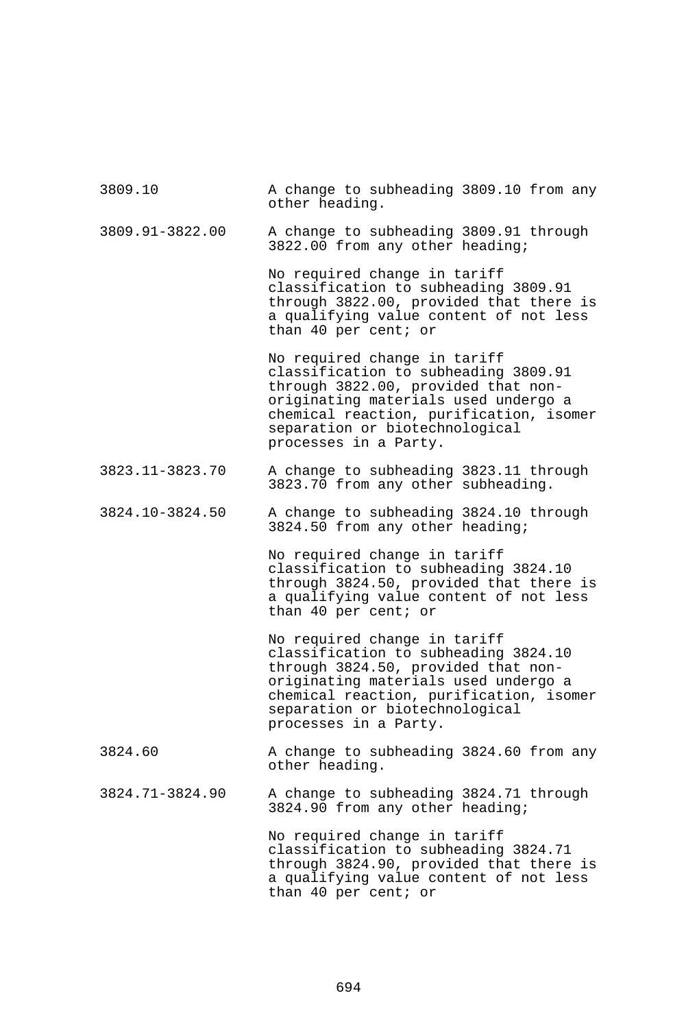| | |
|---|---|
| 3809.10 | A change to subheading 3809.10 from any other heading. |
| 3809.91-3822.00 | A change to subheading 3809.91 through 3822.00 from any other heading; |
| | No required change in tariff classification to subheading 3809.91 through 3822.00, provided that there is a qualifying value content of not less than 40 per cent; or |
| | No required change in tariff classification to subheading 3809.91 through 3822.00, provided that non-originating materials used undergo a chemical reaction, purification, isomer separation or biotechnological processes in a Party. |
| 3823.11-3823.70 | A change to subheading 3823.11 through 3823.70 from any other subheading. |
| 3824.10-3824.50 | A change to subheading 3824.10 through 3824.50 from any other heading; |
| | No required change in tariff classification to subheading 3824.10 through 3824.50, provided that there is a qualifying value content of not less than 40 per cent; or |
| | No required change in tariff classification to subheading 3824.10 through 3824.50, provided that non-originating materials used undergo a chemical reaction, purification, isomer separation or biotechnological processes in a Party. |
| 3824.60 | A change to subheading 3824.60 from any other heading. |
| 3824.71-3824.90 | A change to subheading 3824.71 through 3824.90 from any other heading; |
| | No required change in tariff classification to subheading 3824.71 through 3824.90, provided that there is a qualifying value content of not less than 40 per cent; or |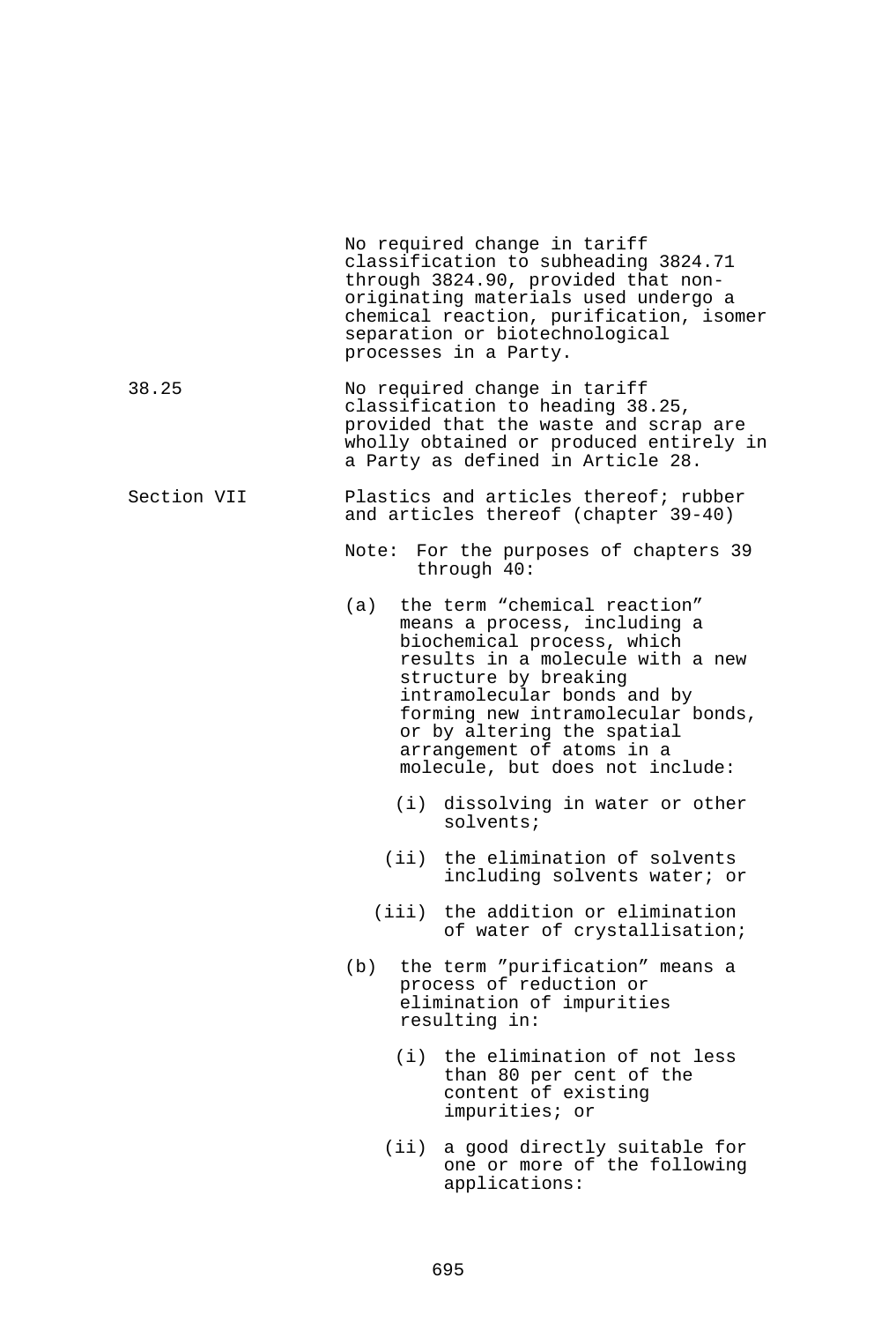| | |
|---|---|
| | No required change in tariff classification to subheading 3824.71 through 3824.90, provided that non-originating materials used undergo a chemical reaction, purification, isomer separation or biotechnological processes in a Party. |
| 38.25 | No required change in tariff classification to heading 38.25, provided that the waste and scrap are wholly obtained or produced entirely in a Party as defined in Article 28. |
| Section VII | Plastics and articles thereof; rubber and articles thereof (chapter 39-40) |

Note: For the purposes of chapters 39 through 40:

(a) the term “chemical reaction” means a process, including a biochemical process, which results in a molecule with a new structure by breaking intramolecular bonds and by forming new intramolecular bonds, or by altering the spatial arrangement of atoms in a molecule, but does not include:

- (i) dissolving in water or other solvents;
- (ii) the elimination of solvents including solvents water; or
- (iii) the addition or elimination of water of crystallisation;

(b) the term ”purification” means a process of reduction or elimination of impurities resulting in:

- (i) the elimination of not less than 80 per cent of the content of existing impurities; or
- (ii) a good directly suitable for one or more of the following applications: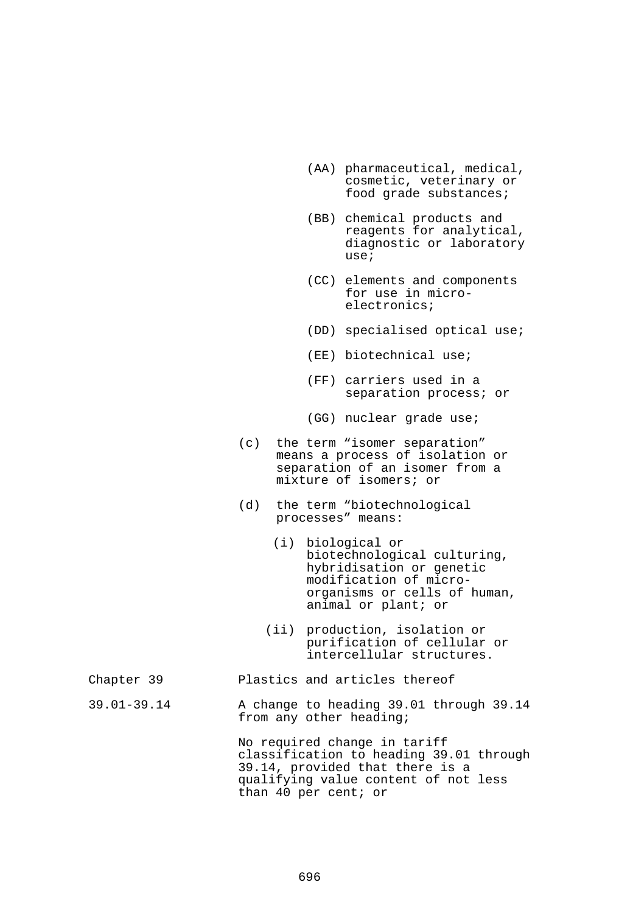(AA) pharmaceutical, medical, cosmetic, veterinary or food grade substances;

(BB) chemical products and reagents for analytical, diagnostic or laboratory use;

(CC) elements and components for use in micro-electronics;

(DD) specialised optical use;

(EE) biotechnical use;

(FF) carriers used in a separation process; or

(GG) nuclear grade use;

(c) the term "isomer separation" means a process of isolation or separation of an isomer from a mixture of isomers; or

(d) the term "biotechnological processes" means:

(i) biological or biotechnological culturing, hybridisation or genetic modification of micro-organisms or cells of human, animal or plant; or

(ii) production, isolation or purification of cellular or intercellular structures.

| | |
|---|---|
| Chapter 39 | Plastics and articles thereof |
| 39.01-39.14 | A change to heading 39.01 through 39.14 from any other heading;<br><br>No required change in tariff classification to heading 39.01 through 39.14, provided that there is a qualifying value content of not less than 40 per cent; or |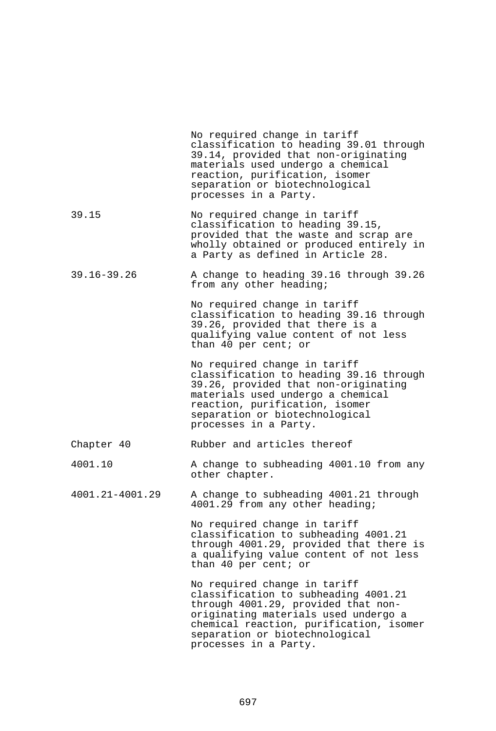| | |
|---|---|
| | No required change in tariff classification to heading 39.01 through 39.14, provided that non-originating materials used undergo a chemical reaction, purification, isomer separation or biotechnological processes in a Party. |
| 39.15 | No required change in tariff classification to heading 39.15, provided that the waste and scrap are wholly obtained or produced entirely in a Party as defined in Article 28. |
| 39.16-39.26 | A change to heading 39.16 through 39.26 from any other heading; |
| | No required change in tariff classification to heading 39.16 through 39.26, provided that there is a qualifying value content of not less than 40 per cent; or |
| | No required change in tariff classification to heading 39.16 through 39.26, provided that non-originating materials used undergo a chemical reaction, purification, isomer separation or biotechnological processes in a Party. |
| Chapter 40 | Rubber and articles thereof |
| 4001.10 | A change to subheading 4001.10 from any other chapter. |
| 4001.21-4001.29 | A change to subheading 4001.21 through 4001.29 from any other heading; |
| | No required change in tariff classification to subheading 4001.21 through 4001.29, provided that there is a qualifying value content of not less than 40 per cent; or |
| | No required change in tariff classification to subheading 4001.21 through 4001.29, provided that non-originating materials used undergo a chemical reaction, purification, isomer separation or biotechnological processes in a Party. |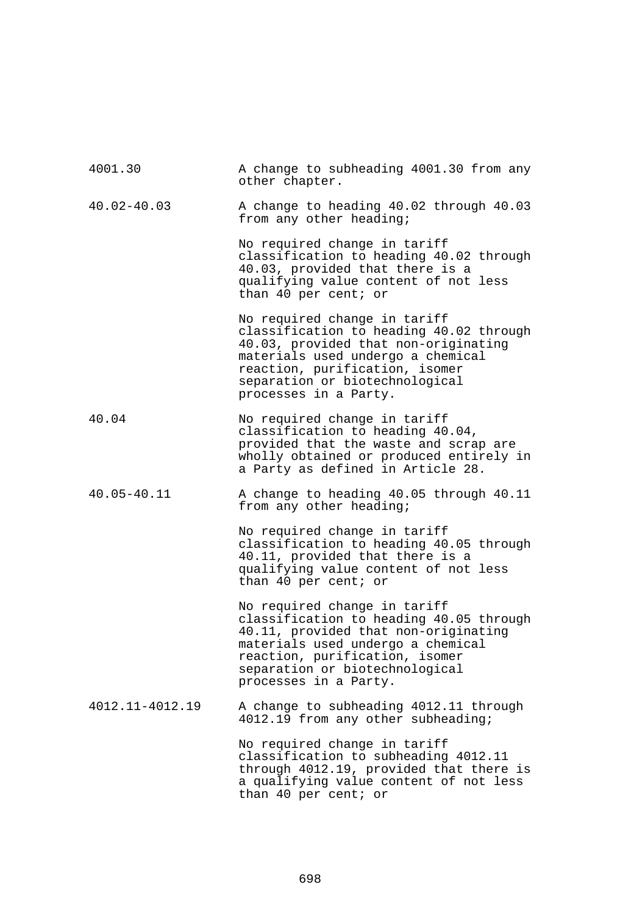| | |
|---|---|
| 4001.30 | A change to subheading 4001.30 from any other chapter. |
| 40.02-40.03 | A change to heading 40.02 through 40.03 from any other heading; |
| | No required change in tariff classification to heading 40.02 through 40.03, provided that there is a qualifying value content of not less than 40 per cent; or |
| | No required change in tariff classification to heading 40.02 through 40.03, provided that non-originating materials used undergo a chemical reaction, purification, isomer separation or biotechnological processes in a Party. |
| 40.04 | No required change in tariff classification to heading 40.04, provided that the waste and scrap are wholly obtained or produced entirely in a Party as defined in Article 28. |
| 40.05-40.11 | A change to heading 40.05 through 40.11 from any other heading; |
| | No required change in tariff classification to heading 40.05 through 40.11, provided that there is a qualifying value content of not less than 40 per cent; or |
| | No required change in tariff classification to heading 40.05 through 40.11, provided that non-originating materials used undergo a chemical reaction, purification, isomer separation or biotechnological processes in a Party. |
| 4012.11-4012.19 | A change to subheading 4012.11 through 4012.19 from any other subheading; |
| | No required change in tariff classification to subheading 4012.11 through 4012.19, provided that there is a qualifying value content of not less than 40 per cent; or |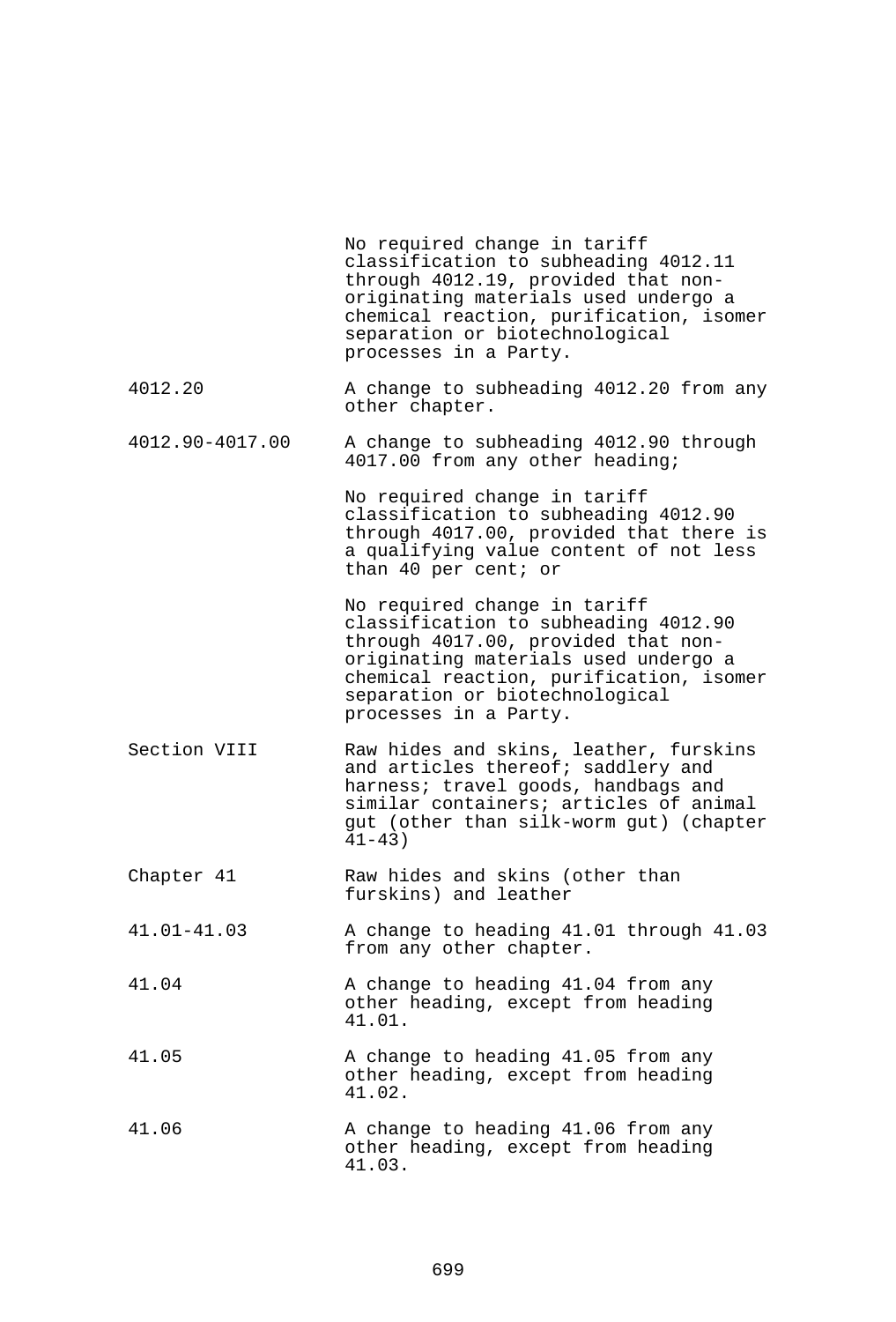| | |
|---|---|
| | No required change in tariff classification to subheading 4012.11 through 4012.19, provided that non-originating materials used undergo a chemical reaction, purification, isomer separation or biotechnological processes in a Party. |
| 4012.20 | A change to subheading 4012.20 from any other chapter. |
| 4012.90-4017.00 | A change to subheading 4012.90 through 4017.00 from any other heading; |
| | No required change in tariff classification to subheading 4012.90 through 4017.00, provided that there is a qualifying value content of not less than 40 per cent; or |
| | No required change in tariff classification to subheading 4012.90 through 4017.00, provided that non-originating materials used undergo a chemical reaction, purification, isomer separation or biotechnological processes in a Party. |
| Section VIII | Raw hides and skins, leather, furskins and articles thereof; saddlery and harness; travel goods, handbags and similar containers; articles of animal gut (other than silk-worm gut) (chapter 41-43) |
| Chapter 41 | Raw hides and skins (other than furskins) and leather |
| 41.01-41.03 | A change to heading 41.01 through 41.03 from any other chapter. |
| 41.04 | A change to heading 41.04 from any other heading, except from heading 41.01. |
| 41.05 | A change to heading 41.05 from any other heading, except from heading 41.02. |
| 41.06 | A change to heading 41.06 from any other heading, except from heading 41.03. |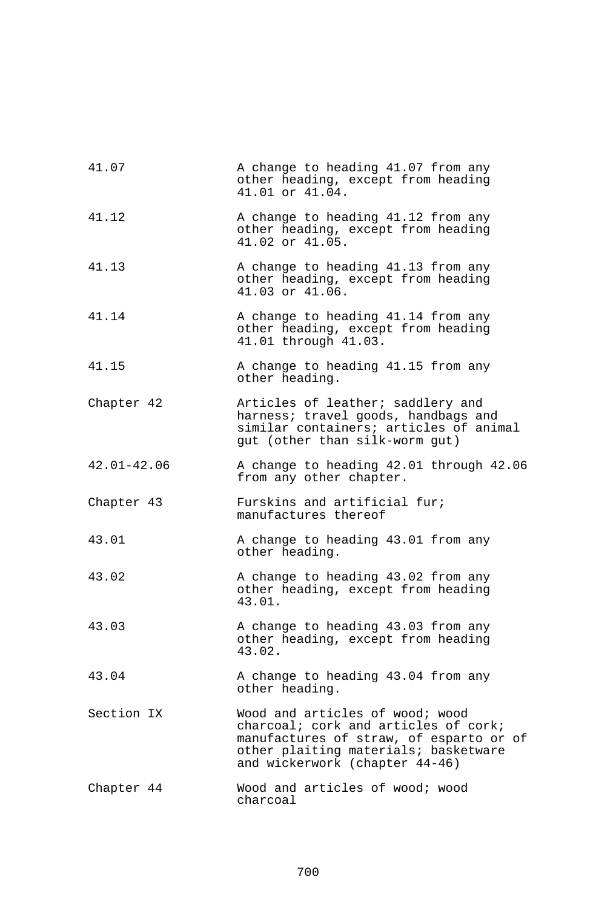| | |
|---|---|
| 41.07 | A change to heading 41.07 from any other heading, except from heading 41.01 or 41.04. |
| 41.12 | A change to heading 41.12 from any other heading, except from heading 41.02 or 41.05. |
| 41.13 | A change to heading 41.13 from any other heading, except from heading 41.03 or 41.06. |
| 41.14 | A change to heading 41.14 from any other heading, except from heading 41.01 through 41.03. |
| 41.15 | A change to heading 41.15 from any other heading. |
| Chapter 42 | Articles of leather; saddlery and harness; travel goods, handbags and similar containers; articles of animal gut (other than silk-worm gut) |
| 42.01-42.06 | A change to heading 42.01 through 42.06 from any other chapter. |
| Chapter 43 | Furskins and artificial fur; manufactures thereof |
| 43.01 | A change to heading 43.01 from any other heading. |
| 43.02 | A change to heading 43.02 from any other heading, except from heading 43.01. |
| 43.03 | A change to heading 43.03 from any other heading, except from heading 43.02. |
| 43.04 | A change to heading 43.04 from any other heading. |
| Section IX | Wood and articles of wood; wood charcoal; cork and articles of cork; manufactures of straw, of esparto or of other plaiting materials; basketware and wickerwork (chapter 44-46) |
| Chapter 44 | Wood and articles of wood; wood charcoal |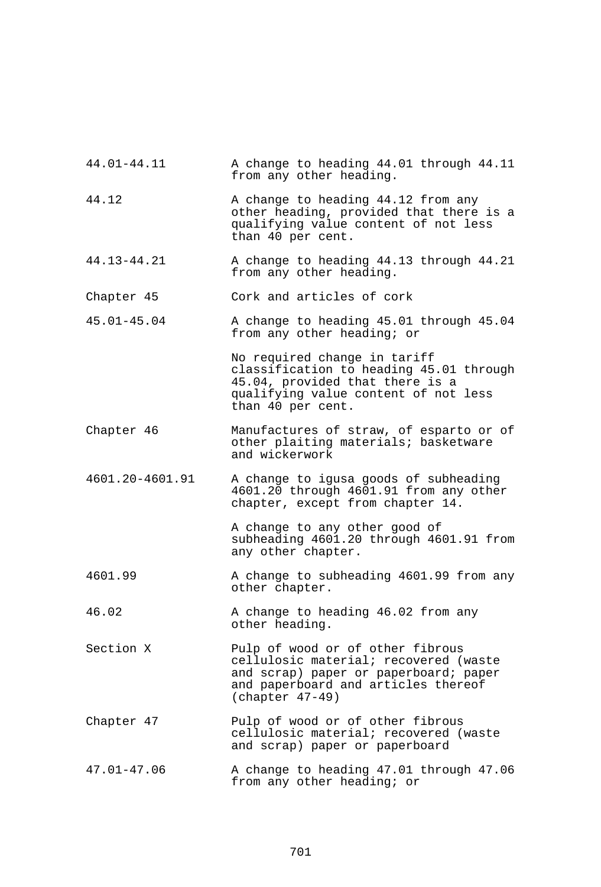| | |
|---|---|
| 44.01-44.11 | A change to heading 44.01 through 44.11 from any other heading. |
| 44.12 | A change to heading 44.12 from any other heading, provided that there is a qualifying value content of not less than 40 per cent. |
| 44.13-44.21 | A change to heading 44.13 through 44.21 from any other heading. |
| Chapter 45 | Cork and articles of cork |
| 45.01-45.04 | A change to heading 45.01 through 45.04 from any other heading; or |
| | No required change in tariff classification to heading 45.01 through 45.04, provided that there is a qualifying value content of not less than 40 per cent. |
| Chapter 46 | Manufactures of straw, of esparto or of other plaiting materials; basketware and wickerwork |
| 4601.20-4601.91 | A change to igusa goods of subheading 4601.20 through 4601.91 from any other chapter, except from chapter 14. |
| | A change to any other good of subheading 4601.20 through 4601.91 from any other chapter. |
| 4601.99 | A change to subheading 4601.99 from any other chapter. |
| 46.02 | A change to heading 46.02 from any other heading. |
| Section X | Pulp of wood or of other fibrous cellulosic material; recovered (waste and scrap) paper or paperboard; paper and paperboard and articles thereof (chapter 47-49) |
| Chapter 47 | Pulp of wood or of other fibrous cellulosic material; recovered (waste and scrap) paper or paperboard |
| 47.01-47.06 | A change to heading 47.01 through 47.06 from any other heading; or |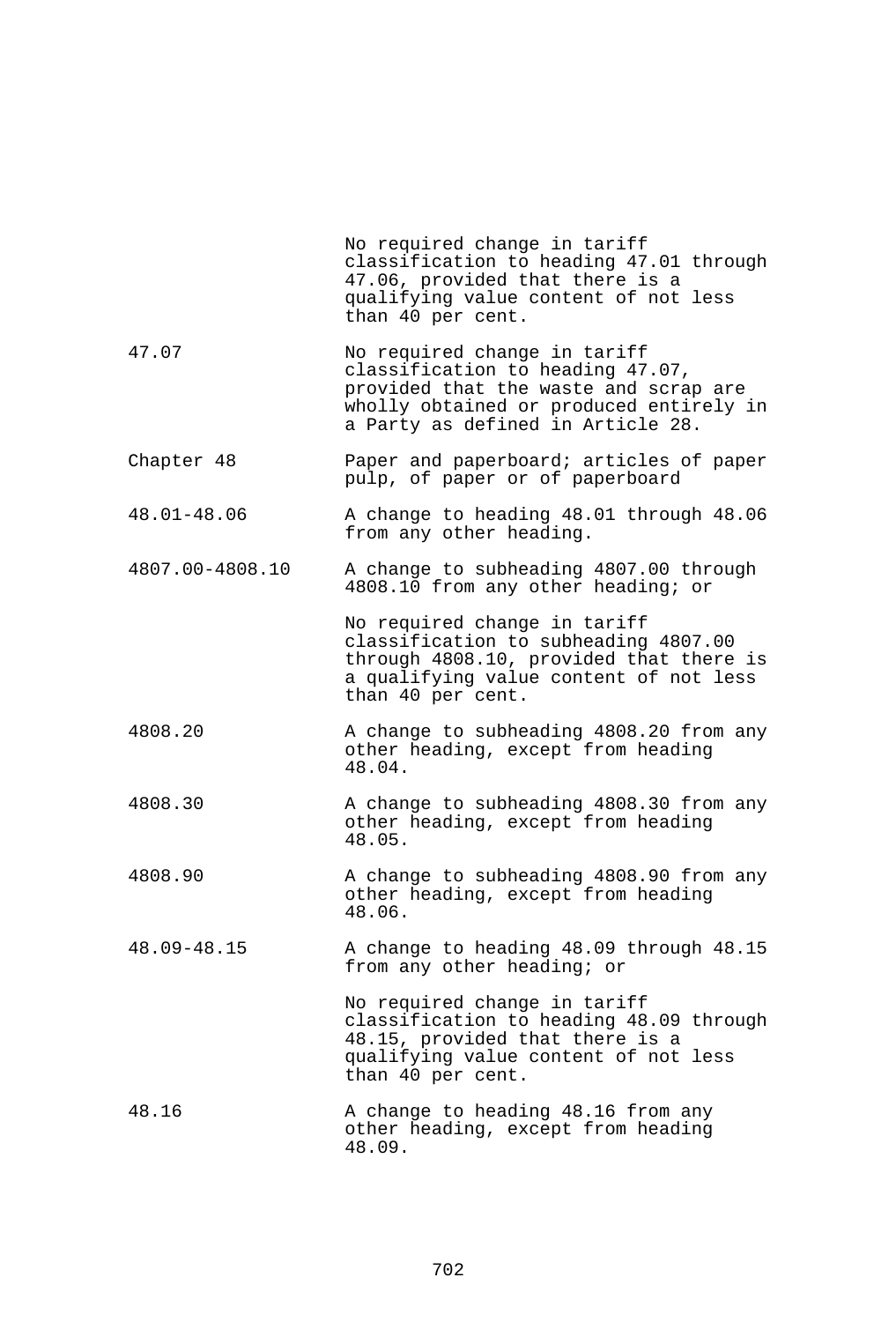| | |
|---|---|
| | No required change in tariff classification to heading 47.01 through 47.06, provided that there is a qualifying value content of not less than 40 per cent. |
| 47.07 | No required change in tariff classification to heading 47.07, provided that the waste and scrap are wholly obtained or produced entirely in a Party as defined in Article 28. |
| Chapter 48 | Paper and paperboard; articles of paper pulp, of paper or of paperboard |
| 48.01-48.06 | A change to heading 48.01 through 48.06 from any other heading. |
| 4807.00-4808.10 | A change to subheading 4807.00 through 4808.10 from any other heading; or |
| | No required change in tariff classification to subheading 4807.00 through 4808.10, provided that there is a qualifying value content of not less than 40 per cent. |
| 4808.20 | A change to subheading 4808.20 from any other heading, except from heading 48.04. |
| 4808.30 | A change to subheading 4808.30 from any other heading, except from heading 48.05. |
| 4808.90 | A change to subheading 4808.90 from any other heading, except from heading 48.06. |
| 48.09-48.15 | A change to heading 48.09 through 48.15 from any other heading; or |
| | No required change in tariff classification to heading 48.09 through 48.15, provided that there is a qualifying value content of not less than 40 per cent. |
| 48.16 | A change to heading 48.16 from any other heading, except from heading 48.09. |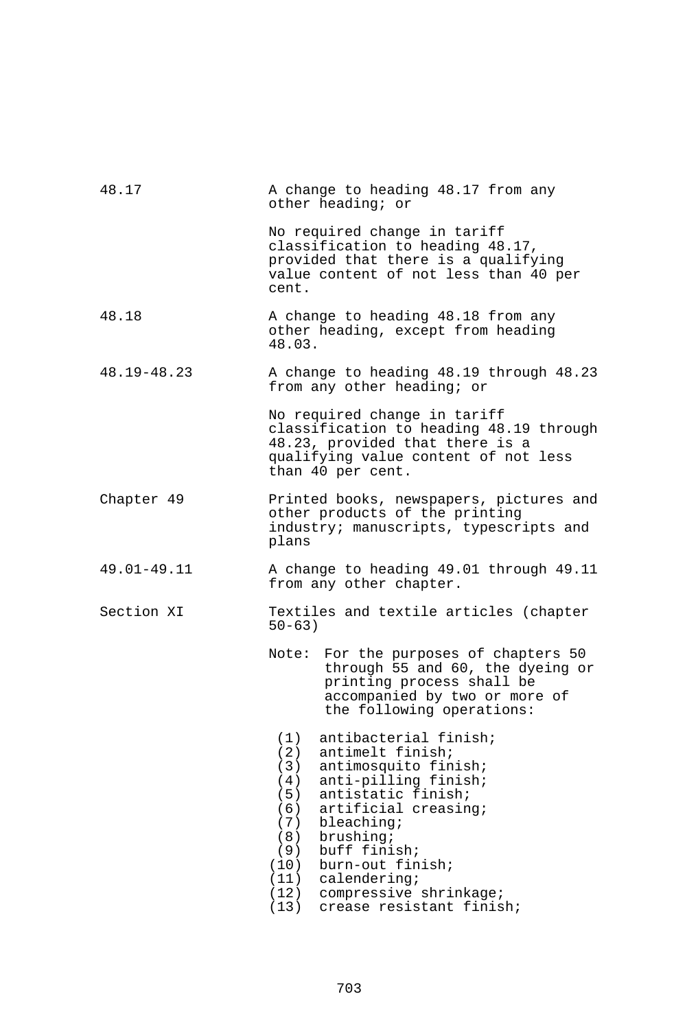| | |
|---|---|
| 48.17 | A change to heading 48.17 from any other heading; or<br><br>No required change in tariff classification to heading 48.17, provided that there is a qualifying value content of not less than 40 per cent. |
| 48.18 | A change to heading 48.18 from any other heading, except from heading 48.03. |
| 48.19-48.23 | A change to heading 48.19 through 48.23 from any other heading; or<br><br>No required change in tariff classification to heading 48.19 through 48.23, provided that there is a qualifying value content of not less than 40 per cent. |
| Chapter 49 | Printed books, newspapers, pictures and other products of the printing industry; manuscripts, typescripts and plans |
| 49.01-49.11 | A change to heading 49.01 through 49.11 from any other chapter. |
| Section XI | Textiles and textile articles (chapter 50-63) |

Note: For the purposes of chapters 50 through 55 and 60, the dyeing or printing process shall be accompanied by two or more of the following operations:

(1) antibacterial finish;
(2) antimelt finish;
(3) antimosquito finish;
(4) anti-pilling finish;
(5) antistatic finish;
(6) artificial creasing;
(7) bleaching;
(8) brushing;
(9) buff finish;
(10) burn-out finish;
(11) calendering;
(12) compressive shrinkage;
(13) crease resistant finish;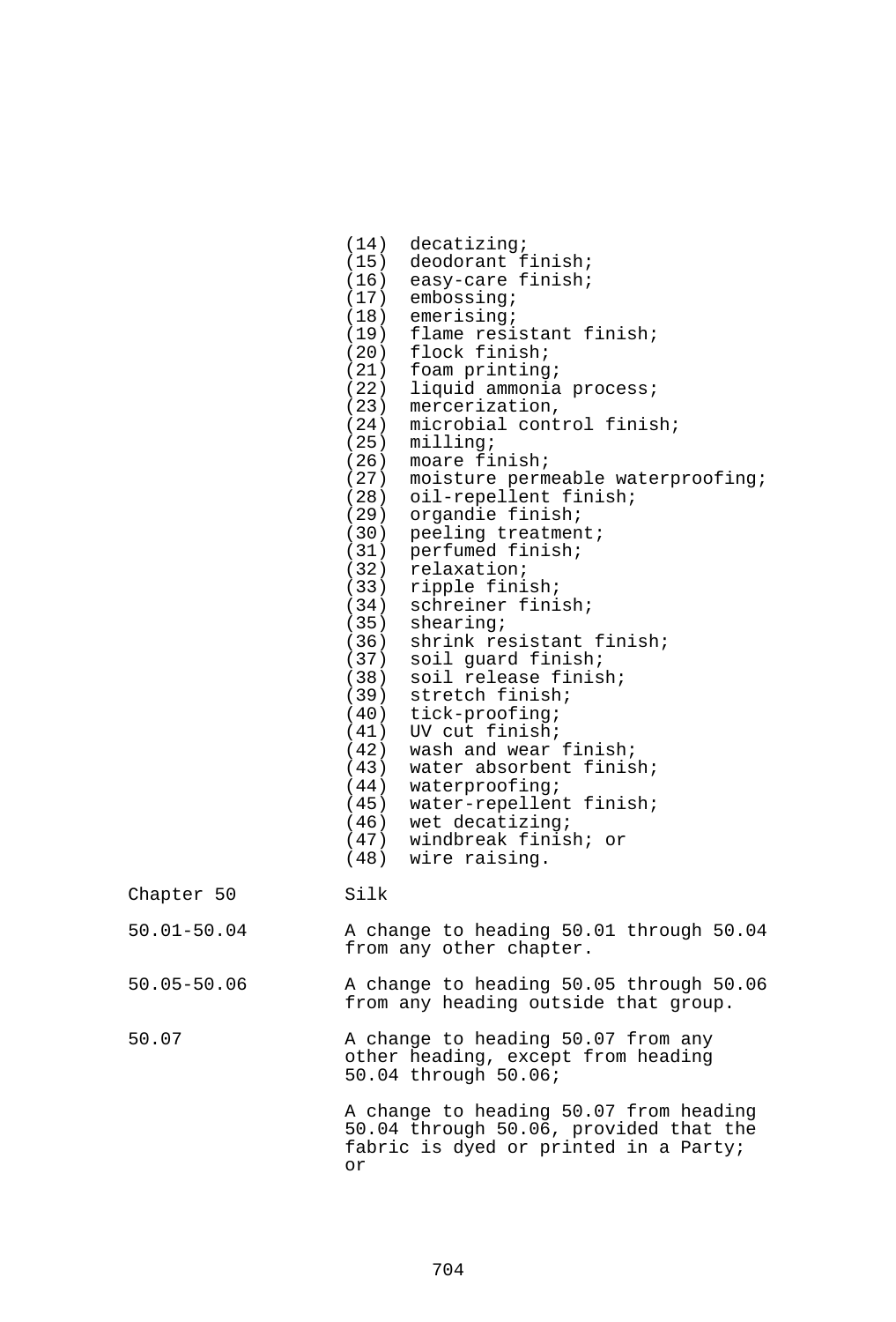(14) decatizing;
(15) deodorant finish;
(16) easy-care finish;
(17) embossing;
(18) emerising;
(19) flame resistant finish;
(20) flock finish;
(21) foam printing;
(22) liquid ammonia process;
(23) mercerization,
(24) microbial control finish;
(25) milling;
(26) moare finish;
(27) moisture permeable waterproofing;
(28) oil-repellent finish;
(29) organdie finish;
(30) peeling treatment;
(31) perfumed finish;
(32) relaxation;
(33) ripple finish;
(34) schreiner finish;
(35) shearing;
(36) shrink resistant finish;
(37) soil guard finish;
(38) soil release finish;
(39) stretch finish;
(40) tick-proofing;
(41) UV cut finish;
(42) wash and wear finish;
(43) water absorbent finish;
(44) waterproofing;
(45) water-repellent finish;
(46) wet decatizing;
(47) windbreak finish; or
(48) wire raising.

| | |
|---|---|
| Chapter 50 | Silk |
| 50.01-50.04 | A change to heading 50.01 through 50.04 from any other chapter. |
| 50.05-50.06 | A change to heading 50.05 through 50.06 from any heading outside that group. |
| 50.07 | A change to heading 50.07 from any other heading, except from heading 50.04 through 50.06;<br><br>A change to heading 50.07 from heading 50.04 through 50.06, provided that the fabric is dyed or printed in a Party; or |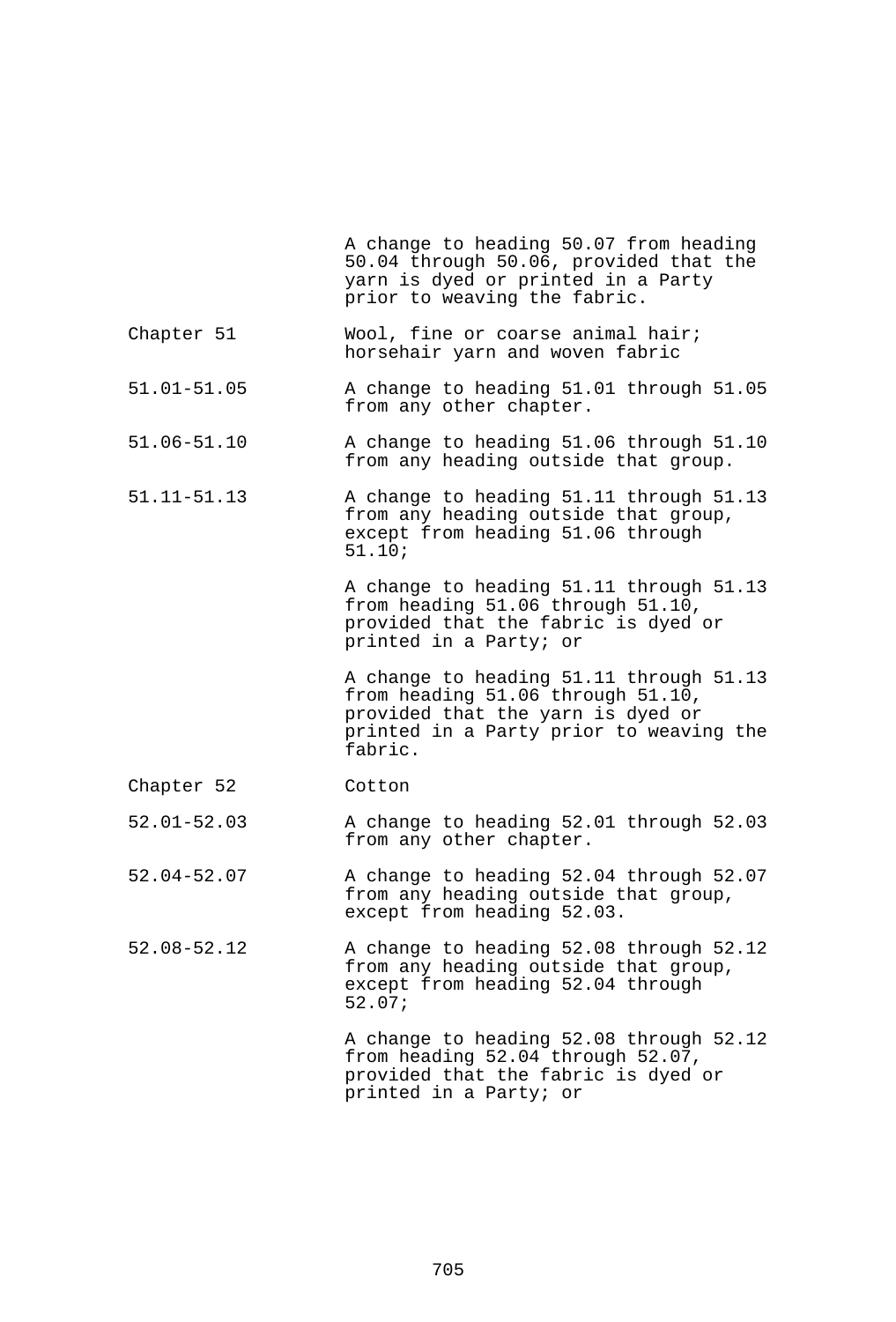| | |
|---|---|
| | A change to heading 50.07 from heading 50.04 through 50.06, provided that the yarn is dyed or printed in a Party prior to weaving the fabric. |
| Chapter 51 | Wool, fine or coarse animal hair; horsehair yarn and woven fabric |
| 51.01-51.05 | A change to heading 51.01 through 51.05 from any other chapter. |
| 51.06-51.10 | A change to heading 51.06 through 51.10 from any heading outside that group. |
| 51.11-51.13 | A change to heading 51.11 through 51.13 from any heading outside that group, except from heading 51.06 through 51.10; |
| | A change to heading 51.11 through 51.13 from heading 51.06 through 51.10, provided that the fabric is dyed or printed in a Party; or |
| | A change to heading 51.11 through 51.13 from heading 51.06 through 51.10, provided that the yarn is dyed or printed in a Party prior to weaving the fabric. |
| Chapter 52 | Cotton |
| 52.01-52.03 | A change to heading 52.01 through 52.03 from any other chapter. |
| 52.04-52.07 | A change to heading 52.04 through 52.07 from any heading outside that group, except from heading 52.03. |
| 52.08-52.12 | A change to heading 52.08 through 52.12 from any heading outside that group, except from heading 52.04 through 52.07; |
| | A change to heading 52.08 through 52.12 from heading 52.04 through 52.07, provided that the fabric is dyed or printed in a Party; or |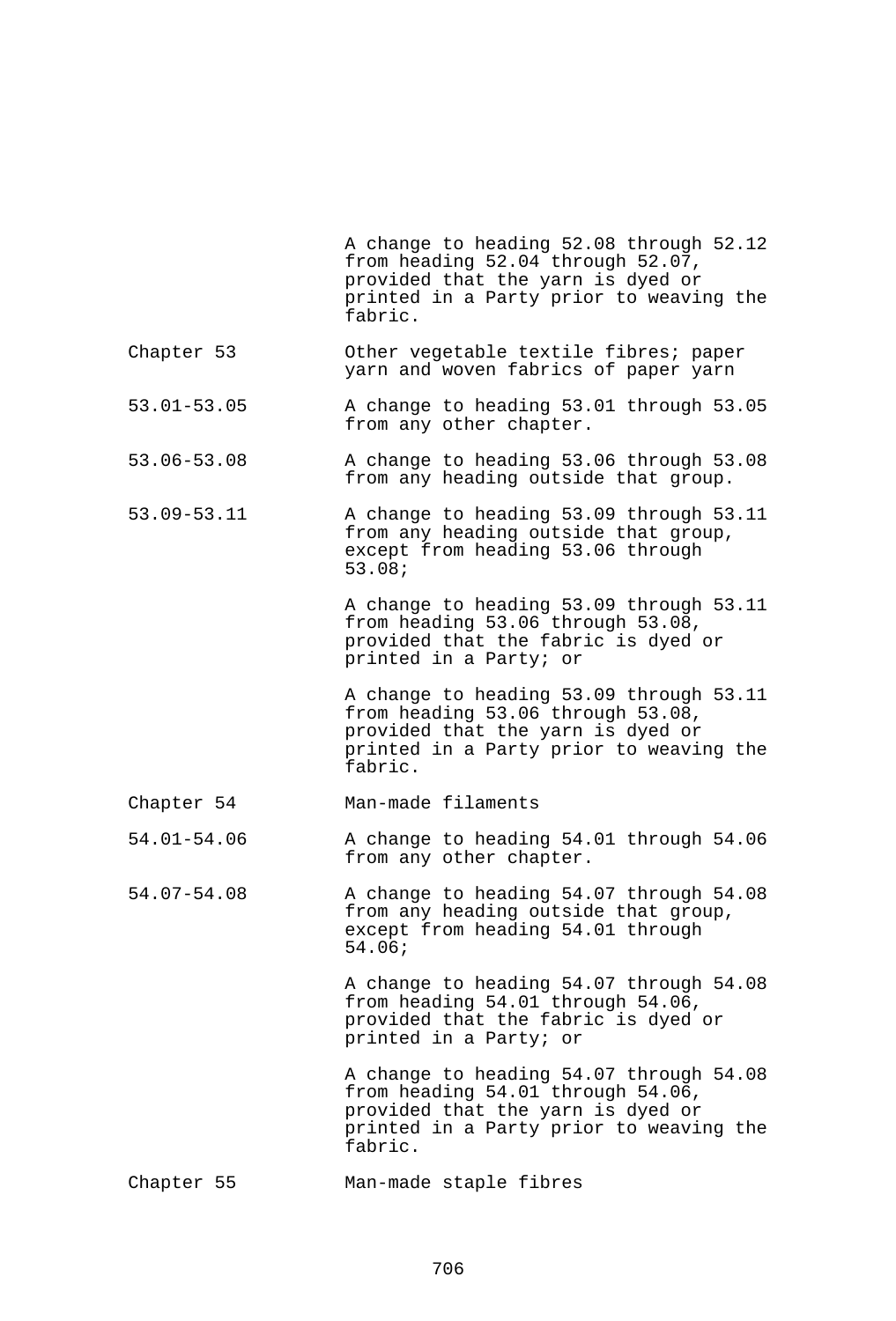| | |
|---|---|
| | A change to heading 52.08 through 52.12 from heading 52.04 through 52.07, provided that the yarn is dyed or printed in a Party prior to weaving the fabric. |
| Chapter 53 | Other vegetable textile fibres; paper yarn and woven fabrics of paper yarn |
| 53.01-53.05 | A change to heading 53.01 through 53.05 from any other chapter. |
| 53.06-53.08 | A change to heading 53.06 through 53.08 from any heading outside that group. |
| 53.09-53.11 | A change to heading 53.09 through 53.11 from any heading outside that group, except from heading 53.06 through 53.08; |
| | A change to heading 53.09 through 53.11 from heading 53.06 through 53.08, provided that the fabric is dyed or printed in a Party; or |
| | A change to heading 53.09 through 53.11 from heading 53.06 through 53.08, provided that the yarn is dyed or printed in a Party prior to weaving the fabric. |
| Chapter 54 | Man-made filaments |
| 54.01-54.06 | A change to heading 54.01 through 54.06 from any other chapter. |
| 54.07-54.08 | A change to heading 54.07 through 54.08 from any heading outside that group, except from heading 54.01 through 54.06; |
| | A change to heading 54.07 through 54.08 from heading 54.01 through 54.06, provided that the fabric is dyed or printed in a Party; or |
| | A change to heading 54.07 through 54.08 from heading 54.01 through 54.06, provided that the yarn is dyed or printed in a Party prior to weaving the fabric. |
| Chapter 55 | Man-made staple fibres |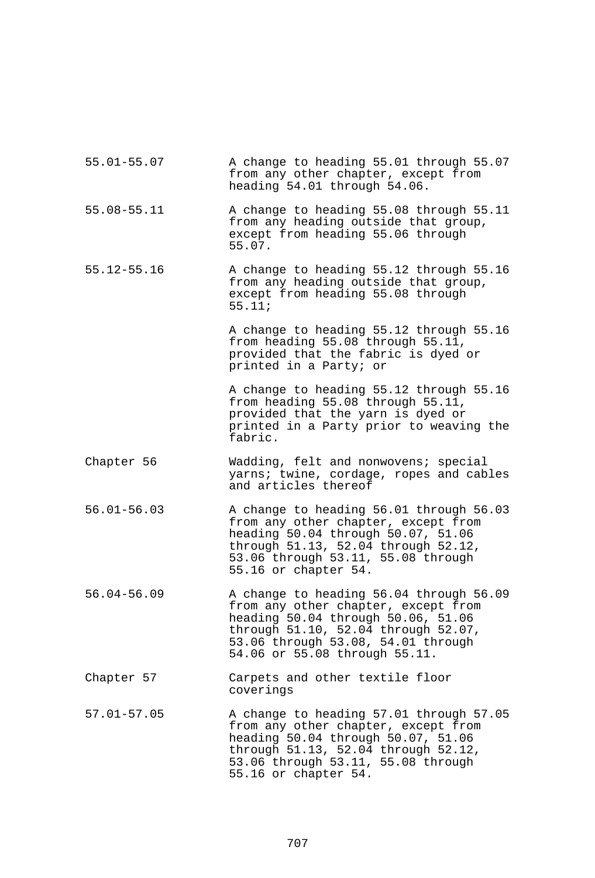| | |
|---|---|
| 55.01-55.07 | A change to heading 55.01 through 55.07 from any other chapter, except from heading 54.01 through 54.06. |
| 55.08-55.11 | A change to heading 55.08 through 55.11 from any heading outside that group, except from heading 55.06 through 55.07. |
| 55.12-55.16 | A change to heading 55.12 through 55.16 from any heading outside that group, except from heading 55.08 through 55.11; |
| | A change to heading 55.12 through 55.16 from heading 55.08 through 55.11, provided that the fabric is dyed or printed in a Party; or |
| | A change to heading 55.12 through 55.16 from heading 55.08 through 55.11, provided that the yarn is dyed or printed in a Party prior to weaving the fabric. |
| Chapter 56 | Wadding, felt and nonwovens; special yarns; twine, cordage, ropes and cables and articles thereof |
| 56.01-56.03 | A change to heading 56.01 through 56.03 from any other chapter, except from heading 50.04 through 50.07, 51.06 through 51.13, 52.04 through 52.12, 53.06 through 53.11, 55.08 through 55.16 or chapter 54. |
| 56.04-56.09 | A change to heading 56.04 through 56.09 from any other chapter, except from heading 50.04 through 50.06, 51.06 through 51.10, 52.04 through 52.07, 53.06 through 53.08, 54.01 through 54.06 or 55.08 through 55.11. |
| Chapter 57 | Carpets and other textile floor coverings |
| 57.01-57.05 | A change to heading 57.01 through 57.05 from any other chapter, except from heading 50.04 through 50.07, 51.06 through 51.13, 52.04 through 52.12, 53.06 through 53.11, 55.08 through 55.16 or chapter 54. |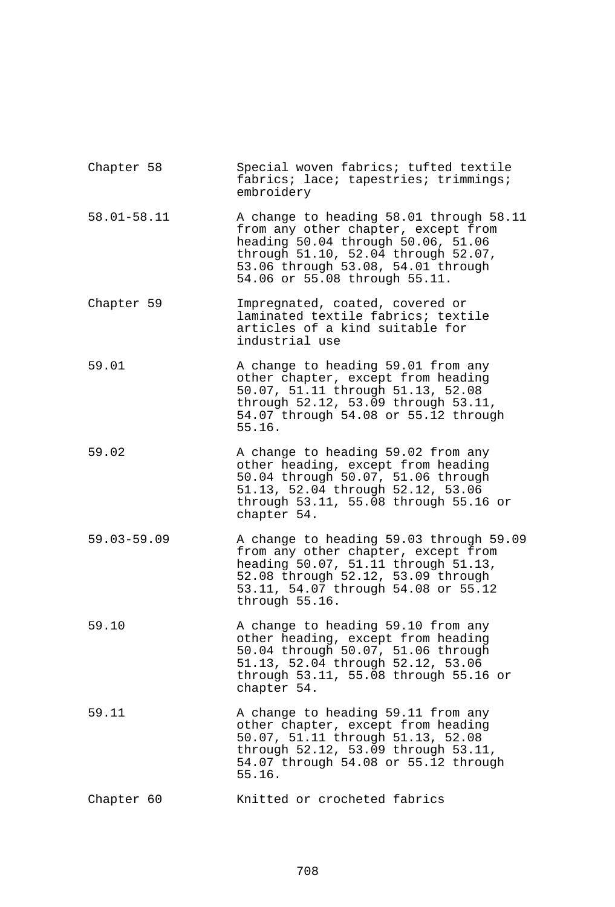| | |
|---|---|
| Chapter 58 | Special woven fabrics; tufted textile fabrics; lace; tapestries; trimmings; embroidery |
| 58.01-58.11 | A change to heading 58.01 through 58.11 from any other chapter, except from heading 50.04 through 50.06, 51.06 through 51.10, 52.04 through 52.07, 53.06 through 53.08, 54.01 through 54.06 or 55.08 through 55.11. |
| Chapter 59 | Impregnated, coated, covered or laminated textile fabrics; textile articles of a kind suitable for industrial use |
| 59.01 | A change to heading 59.01 from any other chapter, except from heading 50.07, 51.11 through 51.13, 52.08 through 52.12, 53.09 through 53.11, 54.07 through 54.08 or 55.12 through 55.16. |
| 59.02 | A change to heading 59.02 from any other heading, except from heading 50.04 through 50.07, 51.06 through 51.13, 52.04 through 52.12, 53.06 through 53.11, 55.08 through 55.16 or chapter 54. |
| 59.03-59.09 | A change to heading 59.03 through 59.09 from any other chapter, except from heading 50.07, 51.11 through 51.13, 52.08 through 52.12, 53.09 through 53.11, 54.07 through 54.08 or 55.12 through 55.16. |
| 59.10 | A change to heading 59.10 from any other heading, except from heading 50.04 through 50.07, 51.06 through 51.13, 52.04 through 52.12, 53.06 through 53.11, 55.08 through 55.16 or chapter 54. |
| 59.11 | A change to heading 59.11 from any other chapter, except from heading 50.07, 51.11 through 51.13, 52.08 through 52.12, 53.09 through 53.11, 54.07 through 54.08 or 55.12 through 55.16. |
| Chapter 60 | Knitted or crocheted fabrics |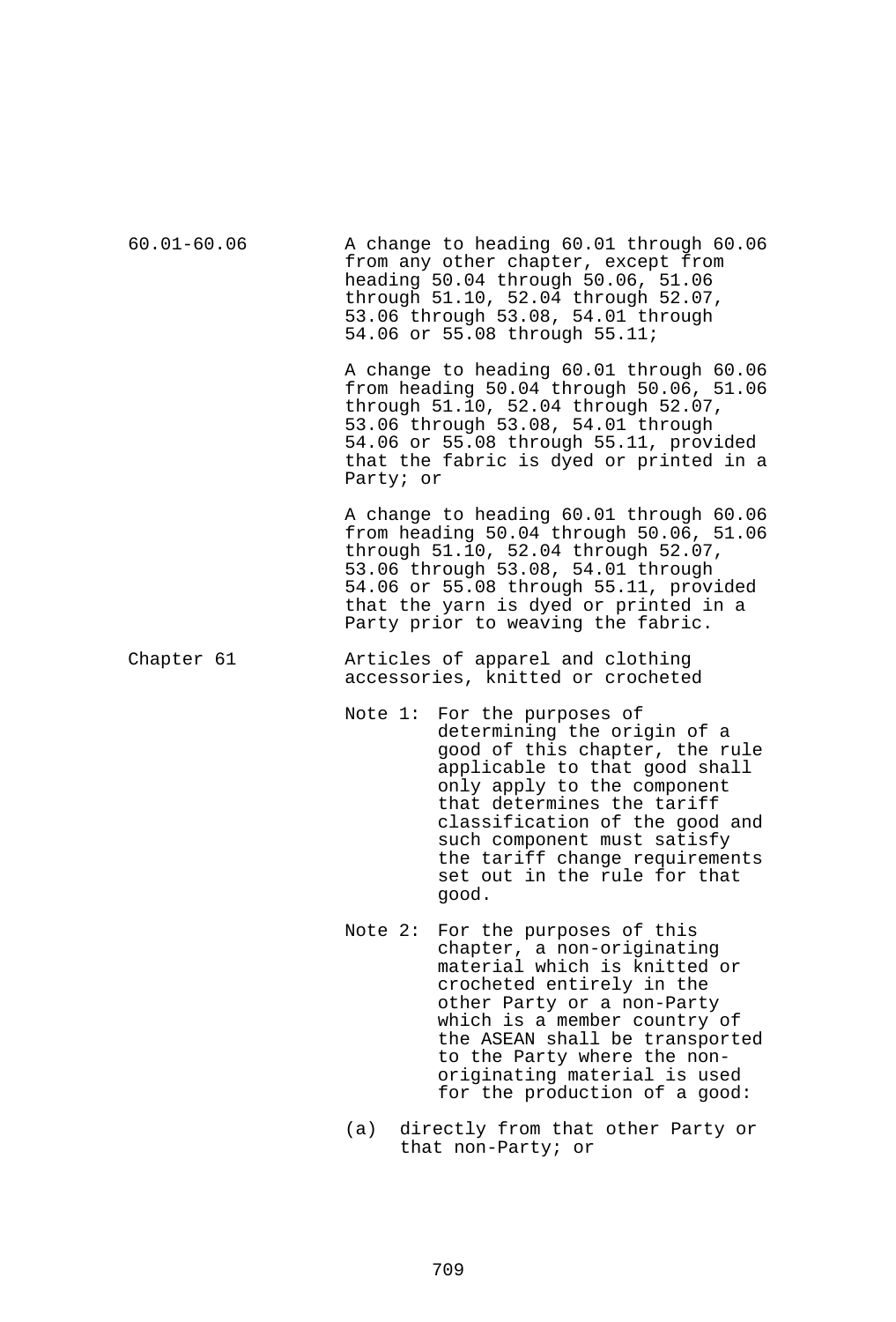| | |
|---|---|
| 60.01-60.06 | A change to heading 60.01 through 60.06 from any other chapter, except from heading 50.04 through 50.06, 51.06 through 51.10, 52.04 through 52.07, 53.06 through 53.08, 54.01 through 54.06 or 55.08 through 55.11;<br><br>A change to heading 60.01 through 60.06 from heading 50.04 through 50.06, 51.06 through 51.10, 52.04 through 52.07, 53.06 through 53.08, 54.01 through 54.06 or 55.08 through 55.11, provided that the fabric is dyed or printed in a Party; or<br><br>A change to heading 60.01 through 60.06 from heading 50.04 through 50.06, 51.06 through 51.10, 52.04 through 52.07, 53.06 through 53.08, 54.01 through 54.06 or 55.08 through 55.11, provided that the yarn is dyed or printed in a Party prior to weaving the fabric. |
| Chapter 61 | Articles of apparel and clothing accessories, knitted or crocheted<br><br>Note 1: For the purposes of determining the origin of a good of this chapter, the rule applicable to that good shall only apply to the component that determines the tariff classification of the good and such component must satisfy the tariff change requirements set out in the rule for that good.<br><br>Note 2: For the purposes of this chapter, a non-originating material which is knitted or crocheted entirely in the other Party or a non-Party which is a member country of the ASEAN shall be transported to the Party where the non-originating material is used for the production of a good:<br><br>(a) directly from that other Party or that non-Party; or |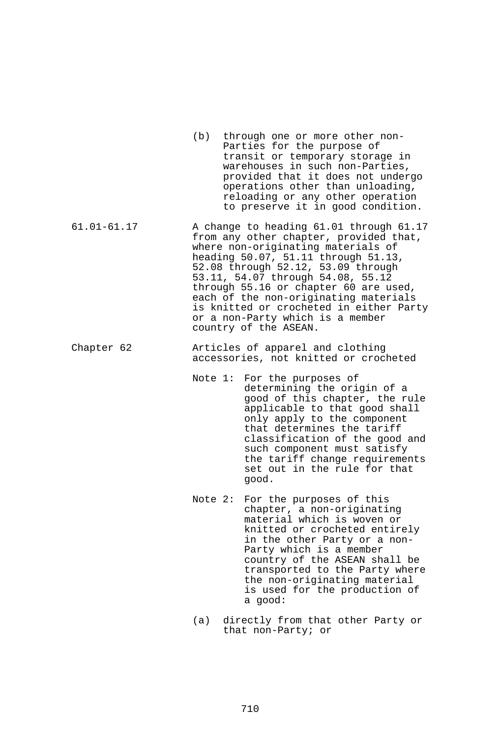| | |
|---|---|
| | (b) through one or more other non-Parties for the purpose of transit or temporary storage in warehouses in such non-Parties, provided that it does not undergo operations other than unloading, reloading or any other operation to preserve it in good condition. |
| 61.01-61.17 | A change to heading 61.01 through 61.17 from any other chapter, provided that, where non-originating materials of heading 50.07, 51.11 through 51.13, 52.08 through 52.12, 53.09 through 53.11, 54.07 through 54.08, 55.12 through 55.16 or chapter 60 are used, each of the non-originating materials is knitted or crocheted in either Party or a non-Party which is a member country of the ASEAN. |
| Chapter 62 | Articles of apparel and clothing accessories, not knitted or crocheted |
| | Note 1: For the purposes of determining the origin of a good of this chapter, the rule applicable to that good shall only apply to the component that determines the tariff classification of the good and such component must satisfy the tariff change requirements set out in the rule for that good. |
| | Note 2: For the purposes of this chapter, a non-originating material which is woven or knitted or crocheted entirely in the other Party or a non-Party which is a member country of the ASEAN shall be transported to the Party where the non-originating material is used for the production of a good: |
| | (a) directly from that other Party or that non-Party; or |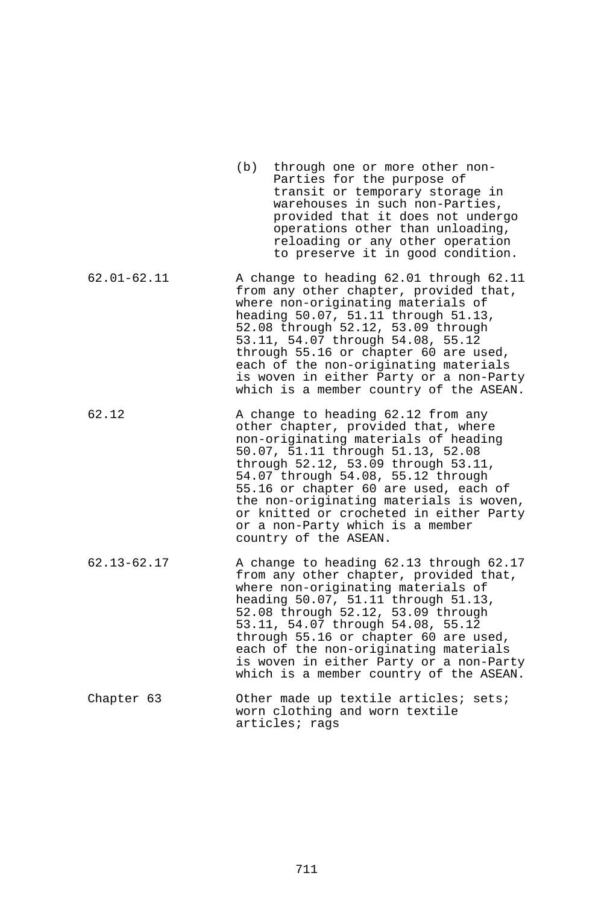| | |
|---|---|
| | (b) through one or more other non-Parties for the purpose of transit or temporary storage in warehouses in such non-Parties, provided that it does not undergo operations other than unloading, reloading or any other operation to preserve it in good condition. |
| 62.01-62.11 | A change to heading 62.01 through 62.11 from any other chapter, provided that, where non-originating materials of heading 50.07, 51.11 through 51.13, 52.08 through 52.12, 53.09 through 53.11, 54.07 through 54.08, 55.12 through 55.16 or chapter 60 are used, each of the non-originating materials is woven in either Party or a non-Party which is a member country of the ASEAN. |
| 62.12 | A change to heading 62.12 from any other chapter, provided that, where non-originating materials of heading 50.07, 51.11 through 51.13, 52.08 through 52.12, 53.09 through 53.11, 54.07 through 54.08, 55.12 through 55.16 or chapter 60 are used, each of the non-originating materials is woven, or knitted or crocheted in either Party or a non-Party which is a member country of the ASEAN. |
| 62.13-62.17 | A change to heading 62.13 through 62.17 from any other chapter, provided that, where non-originating materials of heading 50.07, 51.11 through 51.13, 52.08 through 52.12, 53.09 through 53.11, 54.07 through 54.08, 55.12 through 55.16 or chapter 60 are used, each of the non-originating materials is woven in either Party or a non-Party which is a member country of the ASEAN. |
| Chapter 63 | Other made up textile articles; sets; worn clothing and worn textile articles; rags |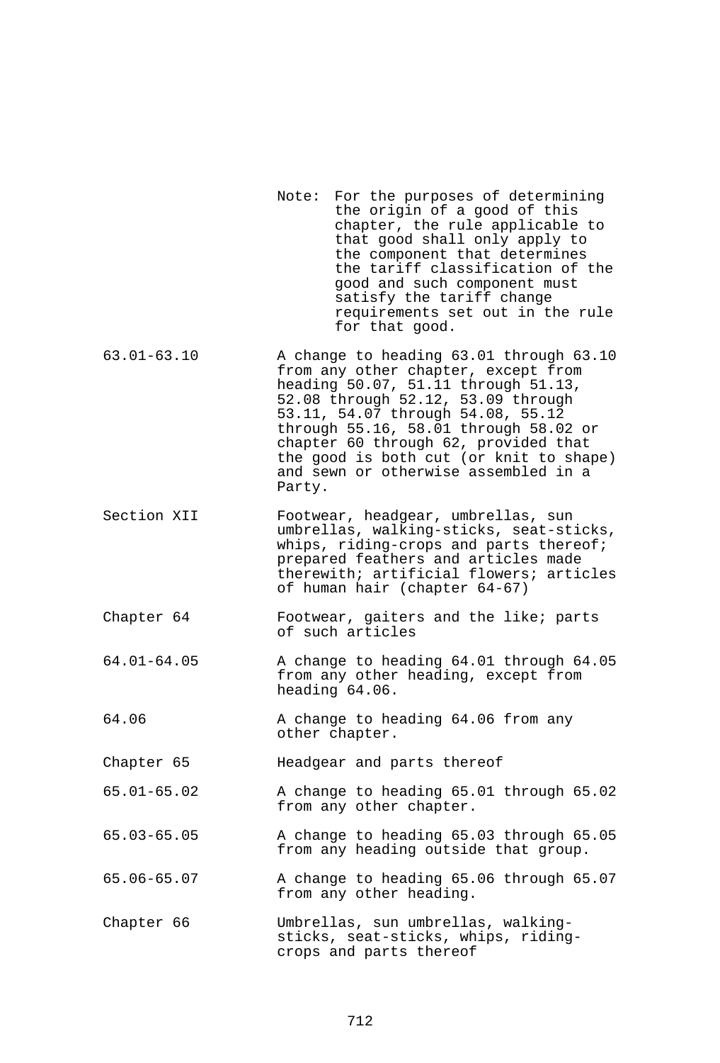Note: For the purposes of determining the origin of a good of this chapter, the rule applicable to that good shall only apply to the component that determines the tariff classification of the good and such component must satisfy the tariff change requirements set out in the rule for that good.

| | |
|---|---|
| 63.01-63.10 | A change to heading 63.01 through 63.10 from any other chapter, except from heading 50.07, 51.11 through 51.13, 52.08 through 52.12, 53.09 through 53.11, 54.07 through 54.08, 55.12 through 55.16, 58.01 through 58.02 or chapter 60 through 62, provided that the good is both cut (or knit to shape) and sewn or otherwise assembled in a Party. |
| Section XII | Footwear, headgear, umbrellas, sun umbrellas, walking-sticks, seat-sticks, whips, riding-crops and parts thereof; prepared feathers and articles made therewith; artificial flowers; articles of human hair (chapter 64-67) |
| Chapter 64 | Footwear, gaiters and the like; parts of such articles |
| 64.01-64.05 | A change to heading 64.01 through 64.05 from any other heading, except from heading 64.06. |
| 64.06 | A change to heading 64.06 from any other chapter. |
| Chapter 65 | Headgear and parts thereof |
| 65.01-65.02 | A change to heading 65.01 through 65.02 from any other chapter. |
| 65.03-65.05 | A change to heading 65.03 through 65.05 from any heading outside that group. |
| 65.06-65.07 | A change to heading 65.06 through 65.07 from any other heading. |
| Chapter 66 | Umbrellas, sun umbrellas, walking-sticks, seat-sticks, whips, riding-crops and parts thereof |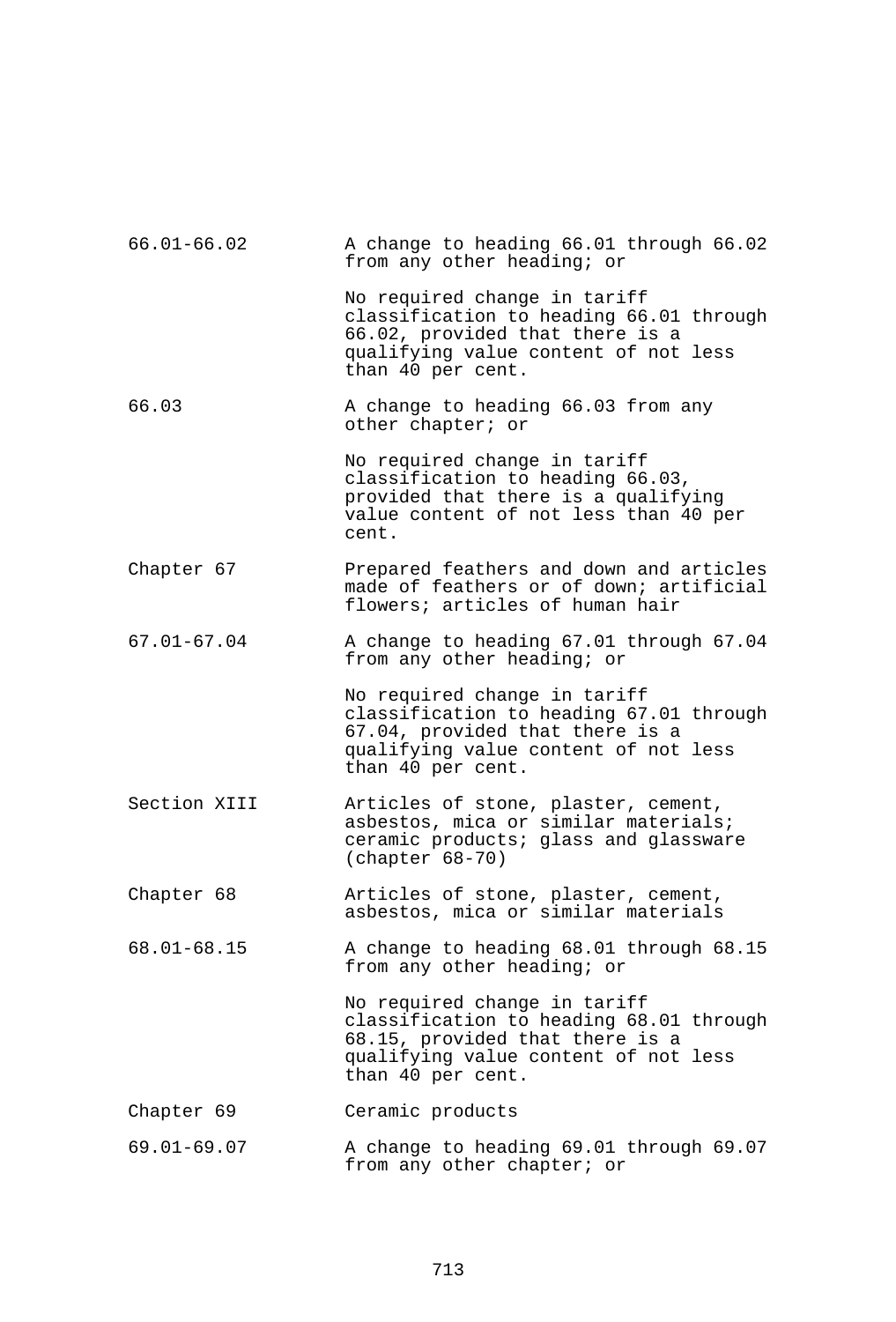| | |
|---|---|
| 66.01-66.02 | A change to heading 66.01 through 66.02 from any other heading; or |
| | No required change in tariff classification to heading 66.01 through 66.02, provided that there is a qualifying value content of not less than 40 per cent. |
| 66.03 | A change to heading 66.03 from any other chapter; or |
| | No required change in tariff classification to heading 66.03, provided that there is a qualifying value content of not less than 40 per cent. |
| Chapter 67 | Prepared feathers and down and articles made of feathers or of down; artificial flowers; articles of human hair |
| 67.01-67.04 | A change to heading 67.01 through 67.04 from any other heading; or |
| | No required change in tariff classification to heading 67.01 through 67.04, provided that there is a qualifying value content of not less than 40 per cent. |
| Section XIII | Articles of stone, plaster, cement, asbestos, mica or similar materials; ceramic products; glass and glassware (chapter 68-70) |
| Chapter 68 | Articles of stone, plaster, cement, asbestos, mica or similar materials |
| 68.01-68.15 | A change to heading 68.01 through 68.15 from any other heading; or |
| | No required change in tariff classification to heading 68.01 through 68.15, provided that there is a qualifying value content of not less than 40 per cent. |
| Chapter 69 | Ceramic products |
| 69.01-69.07 | A change to heading 69.01 through 69.07 from any other chapter; or |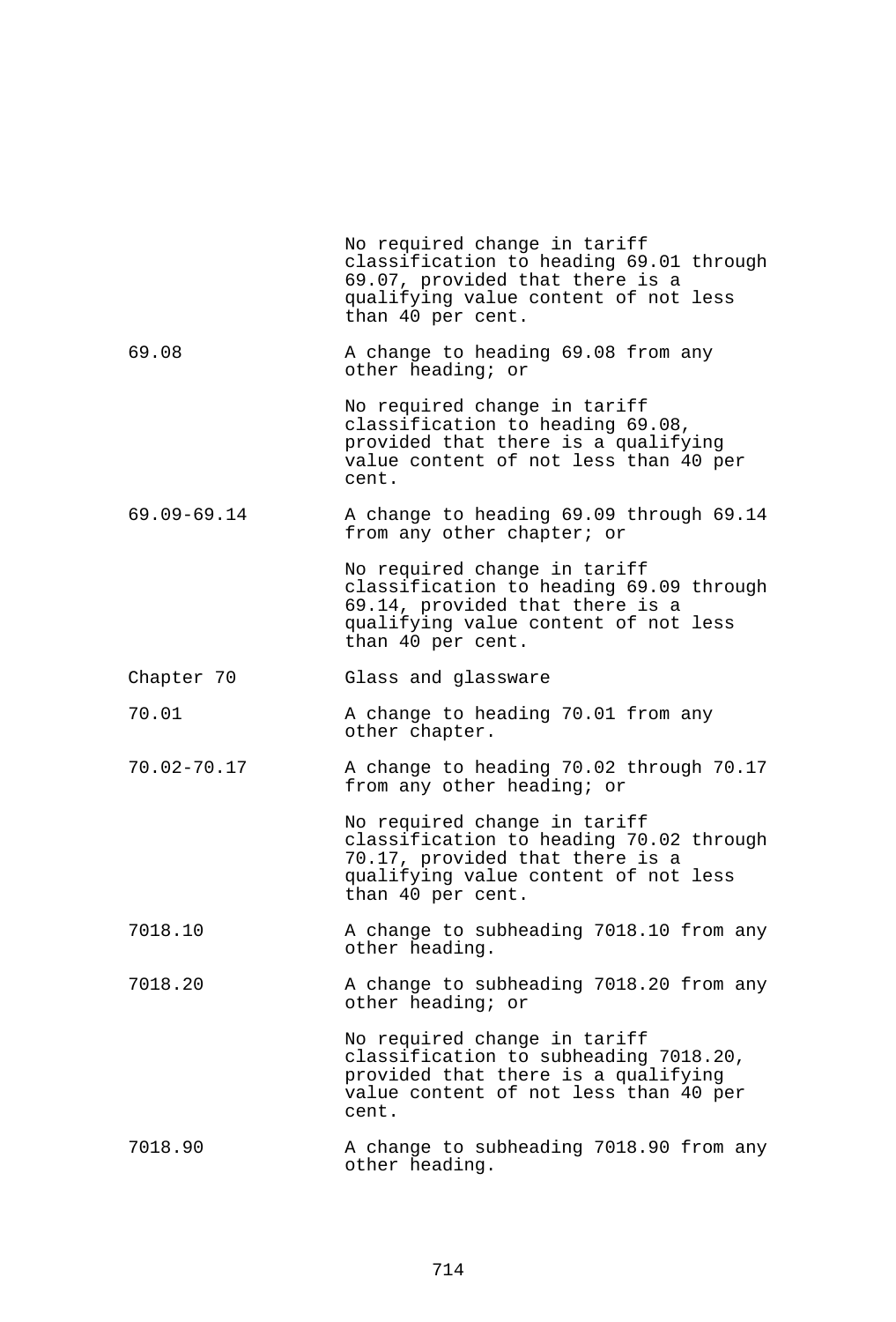| | |
|---|---|
| | No required change in tariff classification to heading 69.01 through 69.07, provided that there is a qualifying value content of not less than 40 per cent. |
| 69.08 | A change to heading 69.08 from any other heading; or |
| | No required change in tariff classification to heading 69.08, provided that there is a qualifying value content of not less than 40 per cent. |
| 69.09-69.14 | A change to heading 69.09 through 69.14 from any other chapter; or |
| | No required change in tariff classification to heading 69.09 through 69.14, provided that there is a qualifying value content of not less than 40 per cent. |
| Chapter 70 | Glass and glassware |
| 70.01 | A change to heading 70.01 from any other chapter. |
| 70.02-70.17 | A change to heading 70.02 through 70.17 from any other heading; or |
| | No required change in tariff classification to heading 70.02 through 70.17, provided that there is a qualifying value content of not less than 40 per cent. |
| 7018.10 | A change to subheading 7018.10 from any other heading. |
| 7018.20 | A change to subheading 7018.20 from any other heading; or |
| | No required change in tariff classification to subheading 7018.20, provided that there is a qualifying value content of not less than 40 per cent. |
| 7018.90 | A change to subheading 7018.90 from any other heading. |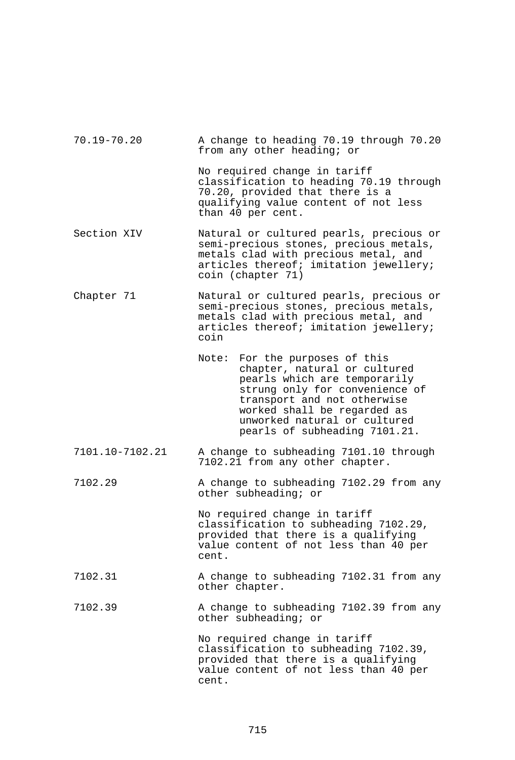| | |
|---|---|
| 70.19-70.20 | A change to heading 70.19 through 70.20 from any other heading; or<br><br>No required change in tariff classification to heading 70.19 through 70.20, provided that there is a qualifying value content of not less than 40 per cent. |
| Section XIV | Natural or cultured pearls, precious or semi-precious stones, precious metals, metals clad with precious metal, and articles thereof; imitation jewellery; coin (chapter 71) |
| Chapter 71 | Natural or cultured pearls, precious or semi-precious stones, precious metals, metals clad with precious metal, and articles thereof; imitation jewellery; coin<br><br>Note: For the purposes of this chapter, natural or cultured pearls which are temporarily strung only for convenience of transport and not otherwise worked shall be regarded as unworked natural or cultured pearls of subheading 7101.21. |
| 7101.10-7102.21 | A change to subheading 7101.10 through 7102.21 from any other chapter. |
| 7102.29 | A change to subheading 7102.29 from any other subheading; or<br><br>No required change in tariff classification to subheading 7102.29, provided that there is a qualifying value content of not less than 40 per cent. |
| 7102.31 | A change to subheading 7102.31 from any other chapter. |
| 7102.39 | A change to subheading 7102.39 from any other subheading; or<br><br>No required change in tariff classification to subheading 7102.39, provided that there is a qualifying value content of not less than 40 per cent. |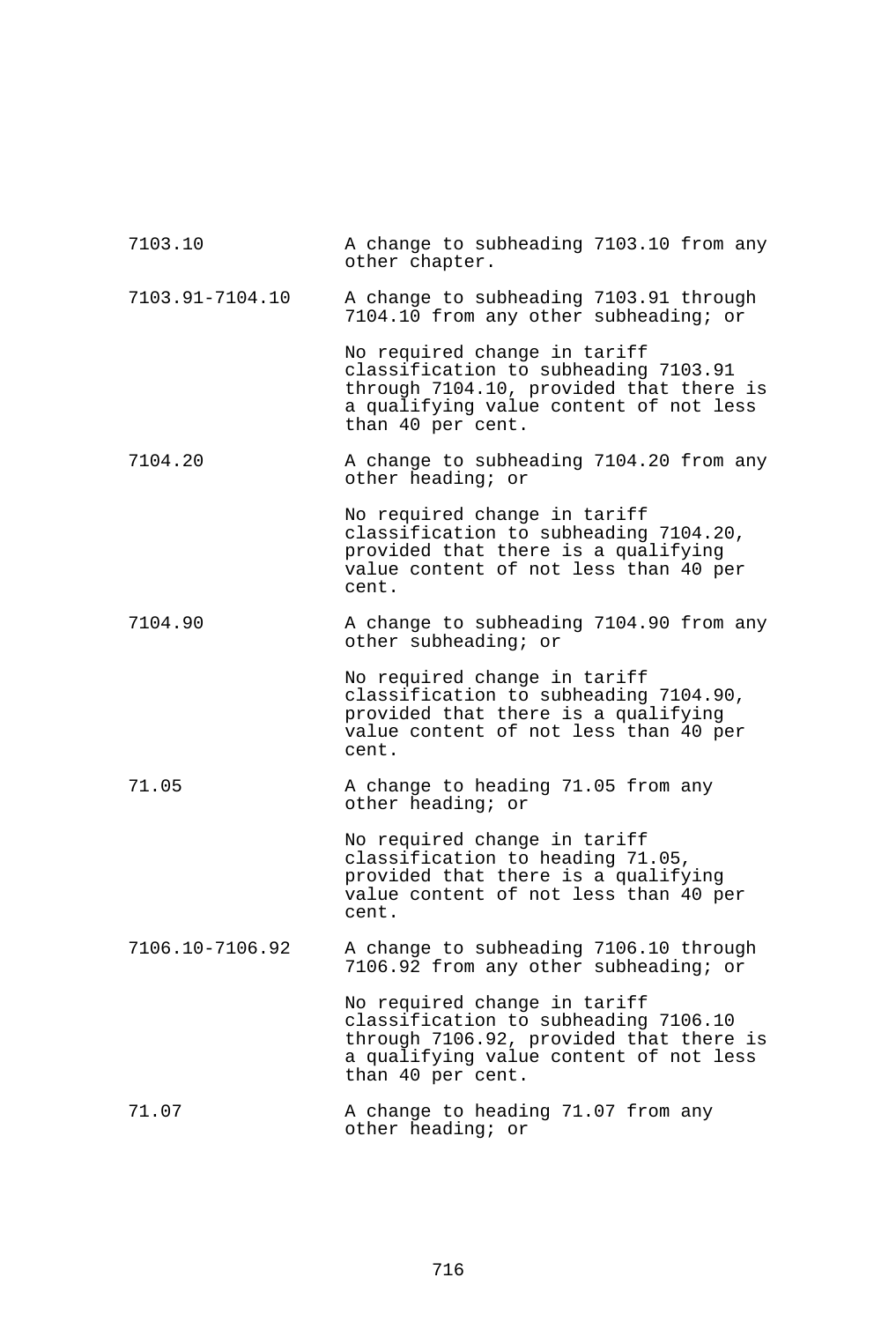| | |
|---|---|
| 7103.10 | A change to subheading 7103.10 from any other chapter. |
| 7103.91-7104.10 | A change to subheading 7103.91 through 7104.10 from any other subheading; or |
| | No required change in tariff classification to subheading 7103.91 through 7104.10, provided that there is a qualifying value content of not less than 40 per cent. |
| 7104.20 | A change to subheading 7104.20 from any other heading; or |
| | No required change in tariff classification to subheading 7104.20, provided that there is a qualifying value content of not less than 40 per cent. |
| 7104.90 | A change to subheading 7104.90 from any other subheading; or |
| | No required change in tariff classification to subheading 7104.90, provided that there is a qualifying value content of not less than 40 per cent. |
| 71.05 | A change to heading 71.05 from any other heading; or |
| | No required change in tariff classification to heading 71.05, provided that there is a qualifying value content of not less than 40 per cent. |
| 7106.10-7106.92 | A change to subheading 7106.10 through 7106.92 from any other subheading; or |
| | No required change in tariff classification to subheading 7106.10 through 7106.92, provided that there is a qualifying value content of not less than 40 per cent. |
| 71.07 | A change to heading 71.07 from any other heading; or |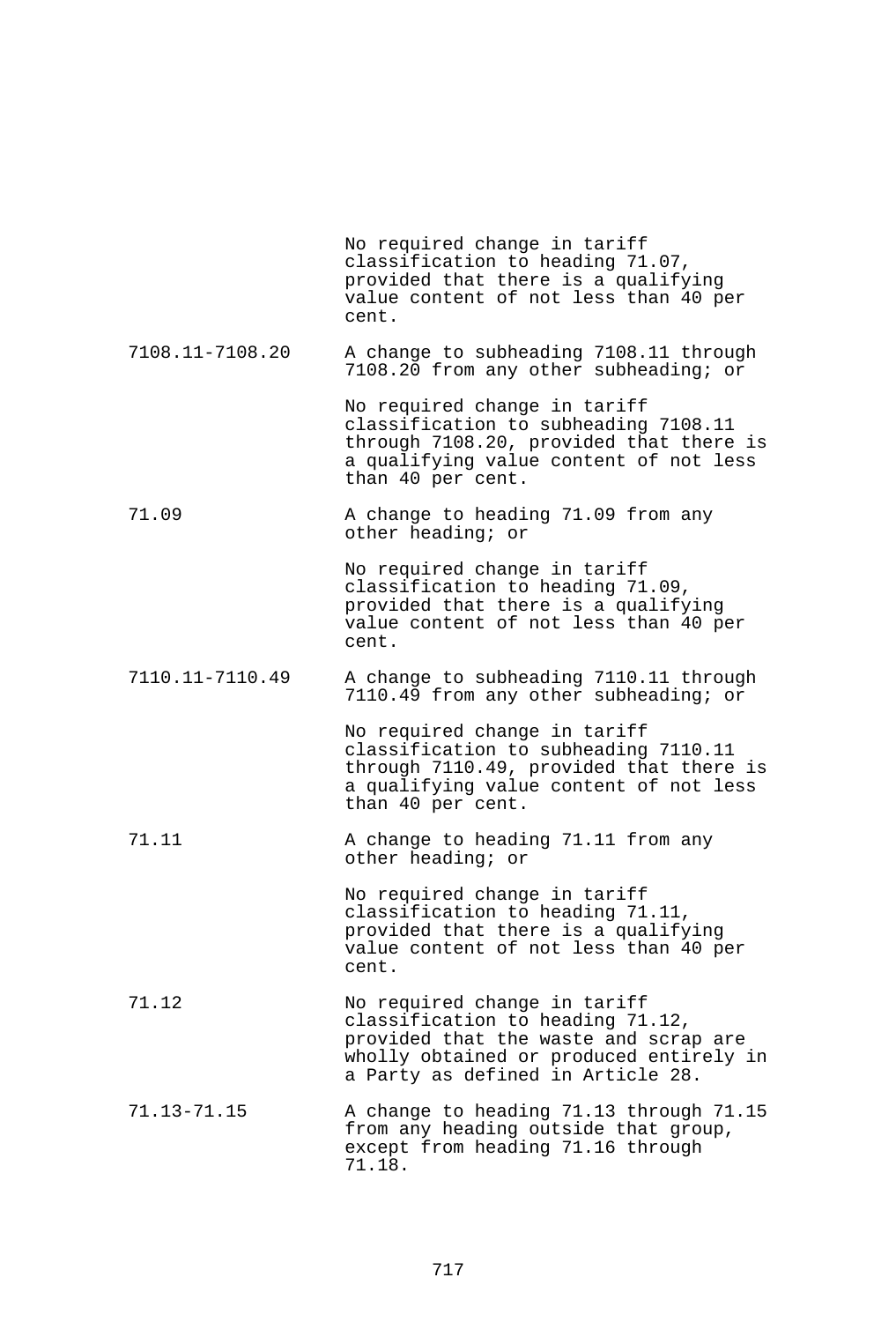| | |
|---|---|
| | No required change in tariff classification to heading 71.07, provided that there is a qualifying value content of not less than 40 per cent. |
| 7108.11-7108.20 | A change to subheading 7108.11 through 7108.20 from any other subheading; or |
| | No required change in tariff classification to subheading 7108.11 through 7108.20, provided that there is a qualifying value content of not less than 40 per cent. |
| 71.09 | A change to heading 71.09 from any other heading; or |
| | No required change in tariff classification to heading 71.09, provided that there is a qualifying value content of not less than 40 per cent. |
| 7110.11-7110.49 | A change to subheading 7110.11 through 7110.49 from any other subheading; or |
| | No required change in tariff classification to subheading 7110.11 through 7110.49, provided that there is a qualifying value content of not less than 40 per cent. |
| 71.11 | A change to heading 71.11 from any other heading; or |
| | No required change in tariff classification to heading 71.11, provided that there is a qualifying value content of not less than 40 per cent. |
| 71.12 | No required change in tariff classification to heading 71.12, provided that the waste and scrap are wholly obtained or produced entirely in a Party as defined in Article 28. |
| 71.13-71.15 | A change to heading 71.13 through 71.15 from any heading outside that group, except from heading 71.16 through 71.18. |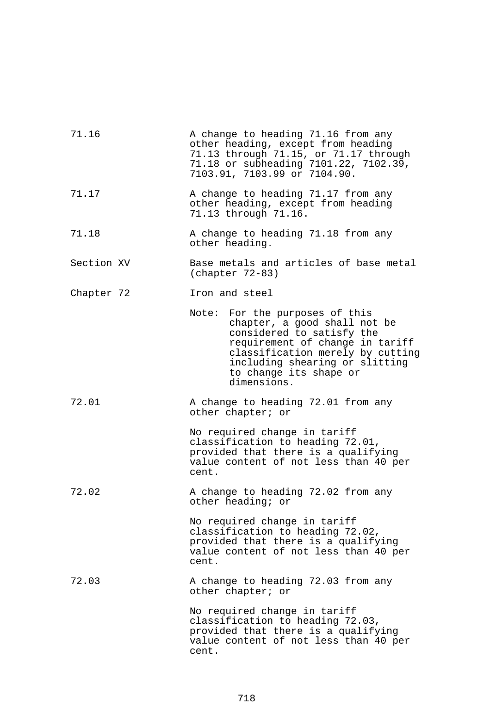| | |
|---|---|
| 71.16 | A change to heading 71.16 from any other heading, except from heading 71.13 through 71.15, or 71.17 through 71.18 or subheading 7101.22, 7102.39, 7103.91, 7103.99 or 7104.90. |
| 71.17 | A change to heading 71.17 from any other heading, except from heading 71.13 through 71.16. |
| 71.18 | A change to heading 71.18 from any other heading. |
| Section XV | Base metals and articles of base metal (chapter 72-83) |
| Chapter 72 | Iron and steel |
| | Note: For the purposes of this chapter, a good shall not be considered to satisfy the requirement of change in tariff classification merely by cutting including shearing or slitting to change its shape or dimensions. |
| 72.01 | A change to heading 72.01 from any other chapter; or |
| | No required change in tariff classification to heading 72.01, provided that there is a qualifying value content of not less than 40 per cent. |
| 72.02 | A change to heading 72.02 from any other heading; or |
| | No required change in tariff classification to heading 72.02, provided that there is a qualifying value content of not less than 40 per cent. |
| 72.03 | A change to heading 72.03 from any other chapter; or |
| | No required change in tariff classification to heading 72.03, provided that there is a qualifying value content of not less than 40 per cent. |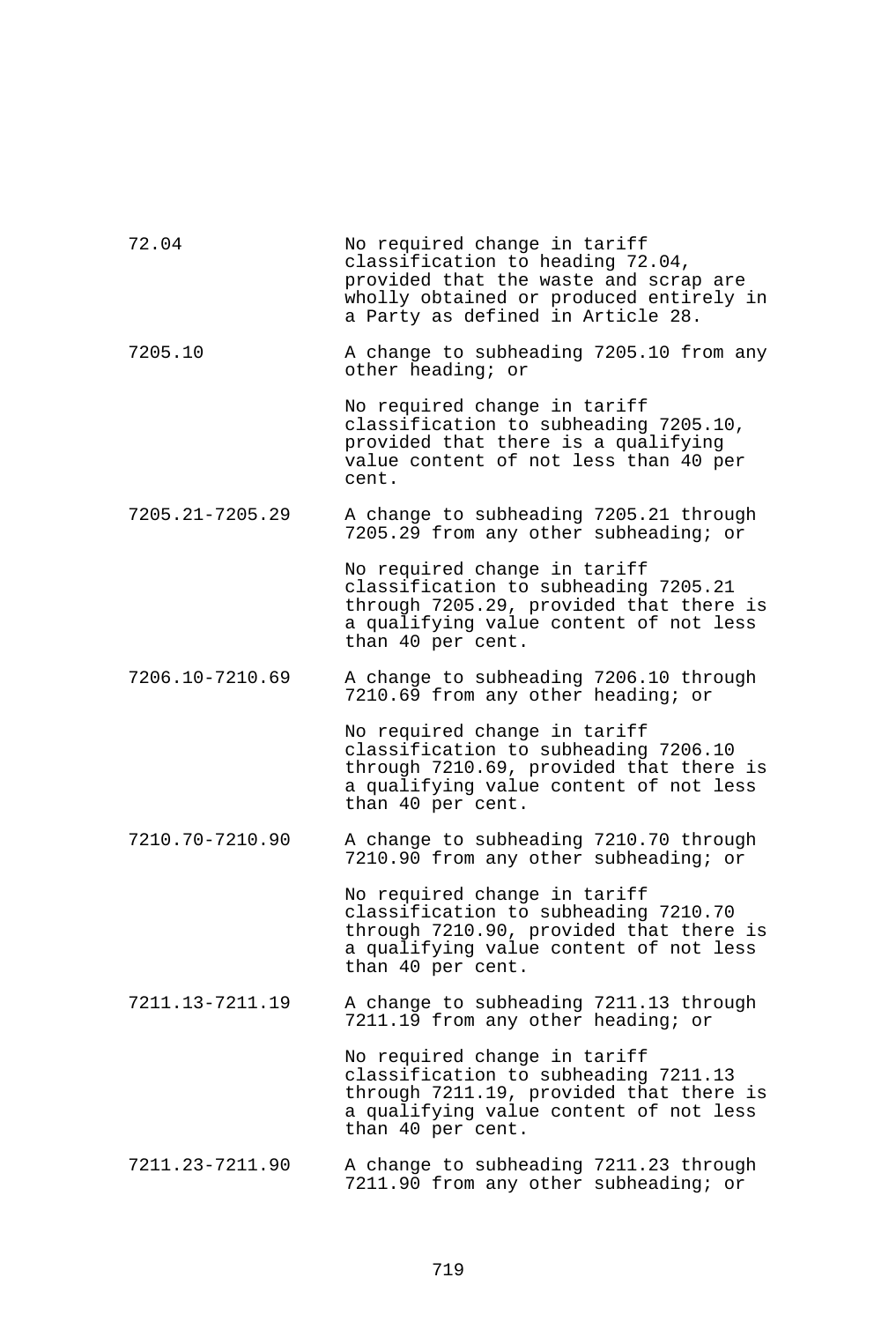| | |
|---|---|
| 72.04 | No required change in tariff classification to heading 72.04, provided that the waste and scrap are wholly obtained or produced entirely in a Party as defined in Article 28. |
| 7205.10 | A change to subheading 7205.10 from any other heading; or<br><br>No required change in tariff classification to subheading 7205.10, provided that there is a qualifying value content of not less than 40 per cent. |
| 7205.21-7205.29 | A change to subheading 7205.21 through 7205.29 from any other subheading; or<br><br>No required change in tariff classification to subheading 7205.21 through 7205.29, provided that there is a qualifying value content of not less than 40 per cent. |
| 7206.10-7210.69 | A change to subheading 7206.10 through 7210.69 from any other heading; or<br><br>No required change in tariff classification to subheading 7206.10 through 7210.69, provided that there is a qualifying value content of not less than 40 per cent. |
| 7210.70-7210.90 | A change to subheading 7210.70 through 7210.90 from any other subheading; or<br><br>No required change in tariff classification to subheading 7210.70 through 7210.90, provided that there is a qualifying value content of not less than 40 per cent. |
| 7211.13-7211.19 | A change to subheading 7211.13 through 7211.19 from any other heading; or<br><br>No required change in tariff classification to subheading 7211.13 through 7211.19, provided that there is a qualifying value content of not less than 40 per cent. |
| 7211.23-7211.90 | A change to subheading 7211.23 through 7211.90 from any other subheading; or |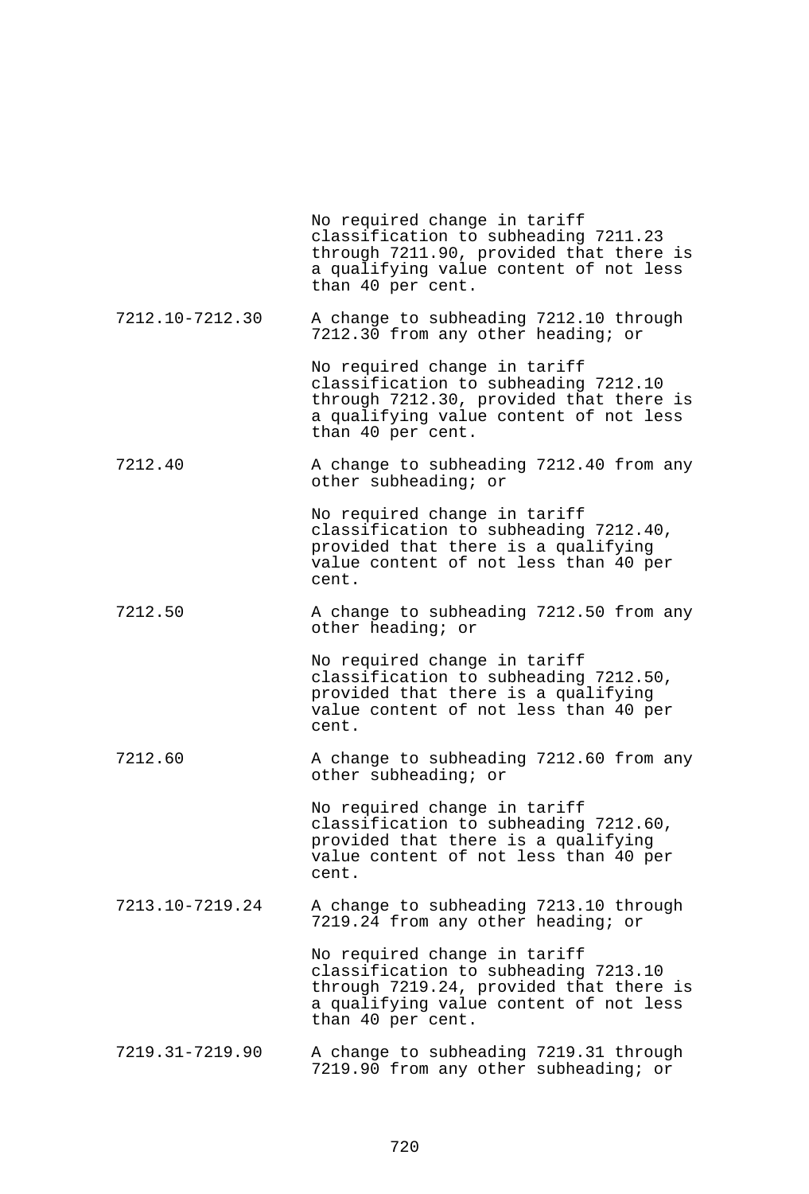| | |
|---|---|
| | No required change in tariff classification to subheading 7211.23 through 7211.90, provided that there is a qualifying value content of not less than 40 per cent. |
| 7212.10-7212.30 | A change to subheading 7212.10 through 7212.30 from any other heading; or |
| | No required change in tariff classification to subheading 7212.10 through 7212.30, provided that there is a qualifying value content of not less than 40 per cent. |
| 7212.40 | A change to subheading 7212.40 from any other subheading; or |
| | No required change in tariff classification to subheading 7212.40, provided that there is a qualifying value content of not less than 40 per cent. |
| 7212.50 | A change to subheading 7212.50 from any other heading; or |
| | No required change in tariff classification to subheading 7212.50, provided that there is a qualifying value content of not less than 40 per cent. |
| 7212.60 | A change to subheading 7212.60 from any other subheading; or |
| | No required change in tariff classification to subheading 7212.60, provided that there is a qualifying value content of not less than 40 per cent. |
| 7213.10-7219.24 | A change to subheading 7213.10 through 7219.24 from any other heading; or |
| | No required change in tariff classification to subheading 7213.10 through 7219.24, provided that there is a qualifying value content of not less than 40 per cent. |
| 7219.31-7219.90 | A change to subheading 7219.31 through 7219.90 from any other subheading; or |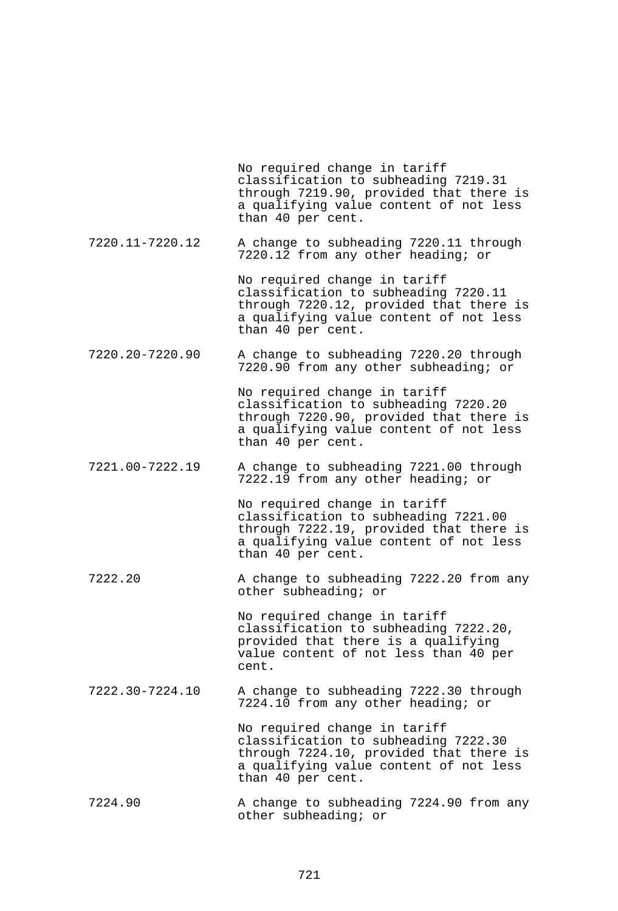| | |
|---|---|
| | No required change in tariff classification to subheading 7219.31 through 7219.90, provided that there is a qualifying value content of not less than 40 per cent. |
| 7220.11-7220.12 | A change to subheading 7220.11 through 7220.12 from any other heading; or |
| | No required change in tariff classification to subheading 7220.11 through 7220.12, provided that there is a qualifying value content of not less than 40 per cent. |
| 7220.20-7220.90 | A change to subheading 7220.20 through 7220.90 from any other subheading; or |
| | No required change in tariff classification to subheading 7220.20 through 7220.90, provided that there is a qualifying value content of not less than 40 per cent. |
| 7221.00-7222.19 | A change to subheading 7221.00 through 7222.19 from any other heading; or |
| | No required change in tariff classification to subheading 7221.00 through 7222.19, provided that there is a qualifying value content of not less than 40 per cent. |
| 7222.20 | A change to subheading 7222.20 from any other subheading; or |
| | No required change in tariff classification to subheading 7222.20, provided that there is a qualifying value content of not less than 40 per cent. |
| 7222.30-7224.10 | A change to subheading 7222.30 through 7224.10 from any other heading; or |
| | No required change in tariff classification to subheading 7222.30 through 7224.10, provided that there is a qualifying value content of not less than 40 per cent. |
| 7224.90 | A change to subheading 7224.90 from any other subheading; or |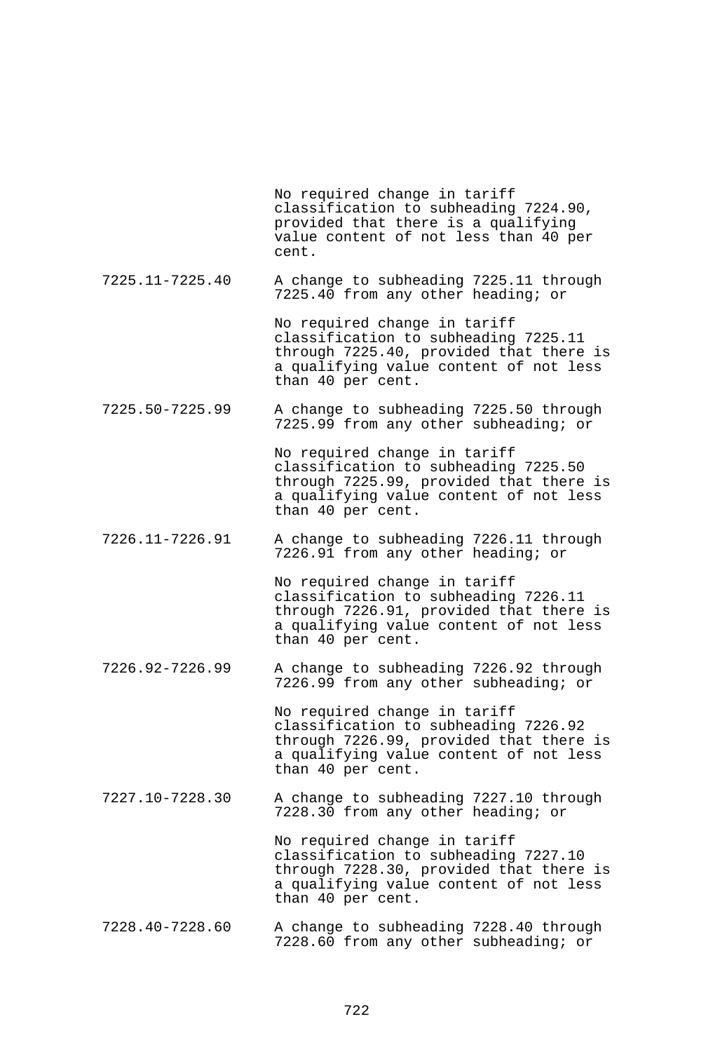| | |
|---|---|
| | No required change in tariff classification to subheading 7224.90, provided that there is a qualifying value content of not less than 40 per cent. |
| 7225.11-7225.40 | A change to subheading 7225.11 through 7225.40 from any other heading; or |
| | No required change in tariff classification to subheading 7225.11 through 7225.40, provided that there is a qualifying value content of not less than 40 per cent. |
| 7225.50-7225.99 | A change to subheading 7225.50 through 7225.99 from any other subheading; or |
| | No required change in tariff classification to subheading 7225.50 through 7225.99, provided that there is a qualifying value content of not less than 40 per cent. |
| 7226.11-7226.91 | A change to subheading 7226.11 through 7226.91 from any other heading; or |
| | No required change in tariff classification to subheading 7226.11 through 7226.91, provided that there is a qualifying value content of not less than 40 per cent. |
| 7226.92-7226.99 | A change to subheading 7226.92 through 7226.99 from any other subheading; or |
| | No required change in tariff classification to subheading 7226.92 through 7226.99, provided that there is a qualifying value content of not less than 40 per cent. |
| 7227.10-7228.30 | A change to subheading 7227.10 through 7228.30 from any other heading; or |
| | No required change in tariff classification to subheading 7227.10 through 7228.30, provided that there is a qualifying value content of not less than 40 per cent. |
| 7228.40-7228.60 | A change to subheading 7228.40 through 7228.60 from any other subheading; or |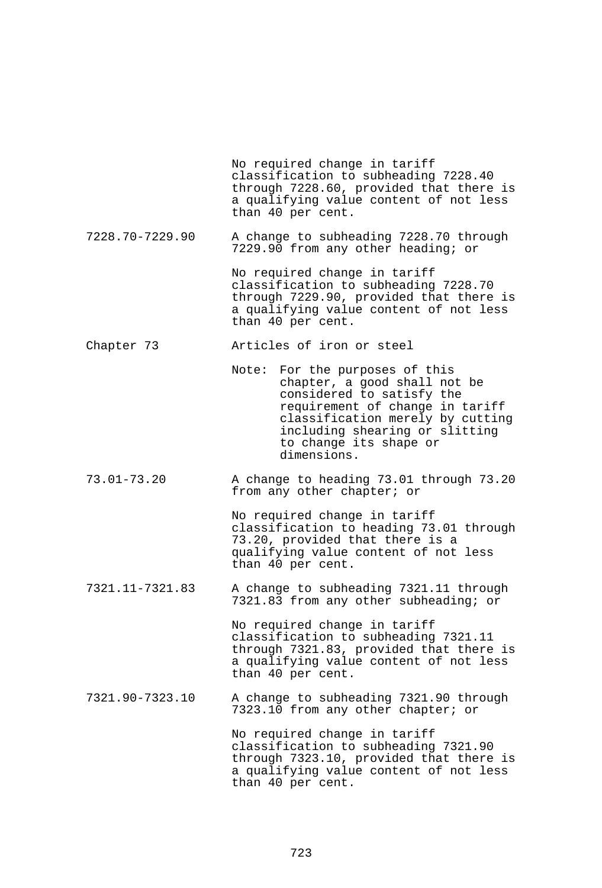| | |
|---|---|
| | No required change in tariff classification to subheading 7228.40 through 7228.60, provided that there is a qualifying value content of not less than 40 per cent. |
| 7228.70-7229.90 | A change to subheading 7228.70 through 7229.90 from any other heading; or |
| | No required change in tariff classification to subheading 7228.70 through 7229.90, provided that there is a qualifying value content of not less than 40 per cent. |
| Chapter 73 | Articles of iron or steel |
| | Note: For the purposes of this chapter, a good shall not be considered to satisfy the requirement of change in tariff classification merely by cutting including shearing or slitting to change its shape or dimensions. |
| 73.01-73.20 | A change to heading 73.01 through 73.20 from any other chapter; or |
| | No required change in tariff classification to heading 73.01 through 73.20, provided that there is a qualifying value content of not less than 40 per cent. |
| 7321.11-7321.83 | A change to subheading 7321.11 through 7321.83 from any other subheading; or |
| | No required change in tariff classification to subheading 7321.11 through 7321.83, provided that there is a qualifying value content of not less than 40 per cent. |
| 7321.90-7323.10 | A change to subheading 7321.90 through 7323.10 from any other chapter; or |
| | No required change in tariff classification to subheading 7321.90 through 7323.10, provided that there is a qualifying value content of not less than 40 per cent. |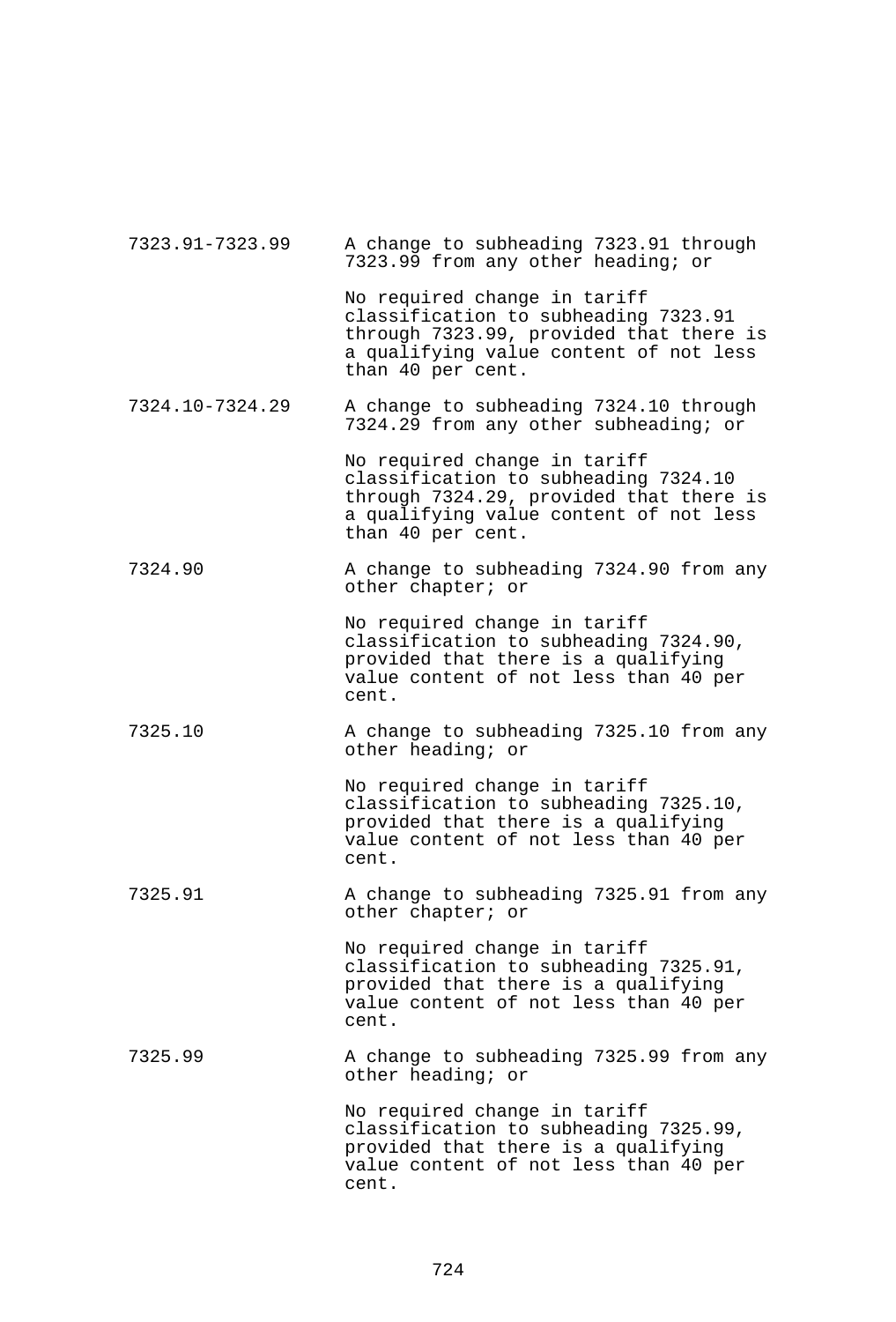| | |
|---|---|
| 7323.91-7323.99 | A change to subheading 7323.91 through 7323.99 from any other heading; or<br><br>No required change in tariff classification to subheading 7323.91 through 7323.99, provided that there is a qualifying value content of not less than 40 per cent. |
| 7324.10-7324.29 | A change to subheading 7324.10 through 7324.29 from any other subheading; or<br><br>No required change in tariff classification to subheading 7324.10 through 7324.29, provided that there is a qualifying value content of not less than 40 per cent. |
| 7324.90 | A change to subheading 7324.90 from any other chapter; or<br><br>No required change in tariff classification to subheading 7324.90, provided that there is a qualifying value content of not less than 40 per cent. |
| 7325.10 | A change to subheading 7325.10 from any other heading; or<br><br>No required change in tariff classification to subheading 7325.10, provided that there is a qualifying value content of not less than 40 per cent. |
| 7325.91 | A change to subheading 7325.91 from any other chapter; or<br><br>No required change in tariff classification to subheading 7325.91, provided that there is a qualifying value content of not less than 40 per cent. |
| 7325.99 | A change to subheading 7325.99 from any other heading; or<br><br>No required change in tariff classification to subheading 7325.99, provided that there is a qualifying value content of not less than 40 per cent. |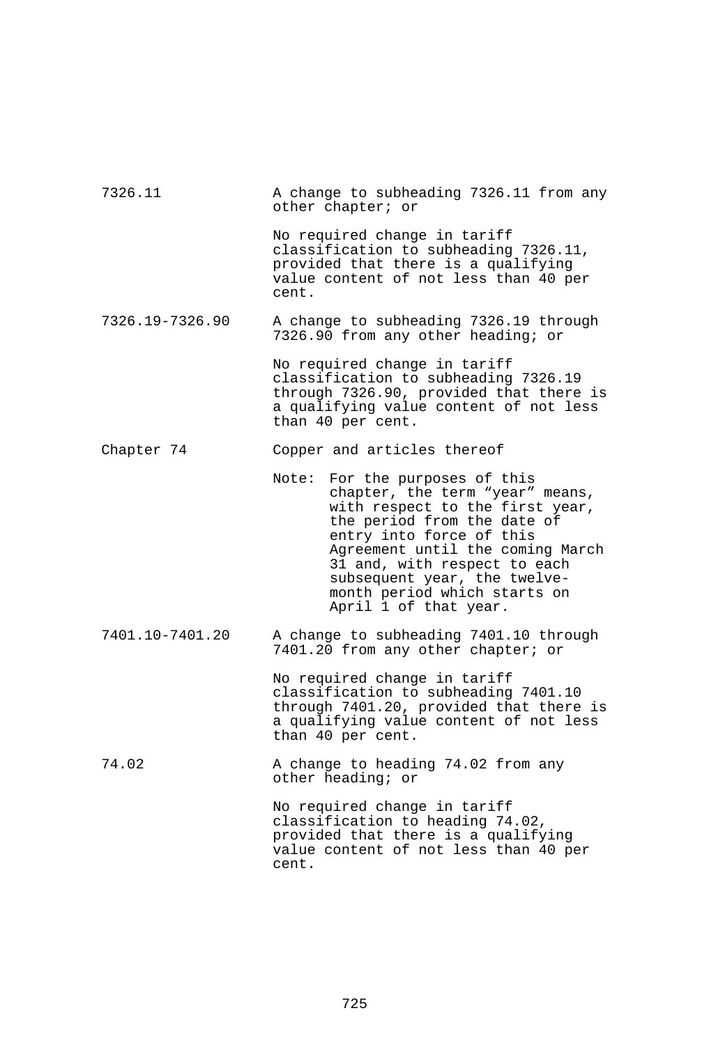| | |
|---|---|
| 7326.11 | A change to subheading 7326.11 from any other chapter; or<br><br>No required change in tariff classification to subheading 7326.11, provided that there is a qualifying value content of not less than 40 per cent. |
| 7326.19-7326.90 | A change to subheading 7326.19 through 7326.90 from any other heading; or<br><br>No required change in tariff classification to subheading 7326.19 through 7326.90, provided that there is a qualifying value content of not less than 40 per cent. |
| Chapter 74 | Copper and articles thereof<br><br>Note: For the purposes of this chapter, the term “year” means, with respect to the first year, the period from the date of entry into force of this Agreement until the coming March 31 and, with respect to each subsequent year, the twelve-month period which starts on April 1 of that year. |
| 7401.10-7401.20 | A change to subheading 7401.10 through 7401.20 from any other chapter; or<br><br>No required change in tariff classification to subheading 7401.10 through 7401.20, provided that there is a qualifying value content of not less than 40 per cent. |
| 74.02 | A change to heading 74.02 from any other heading; or<br><br>No required change in tariff classification to heading 74.02, provided that there is a qualifying value content of not less than 40 per cent. |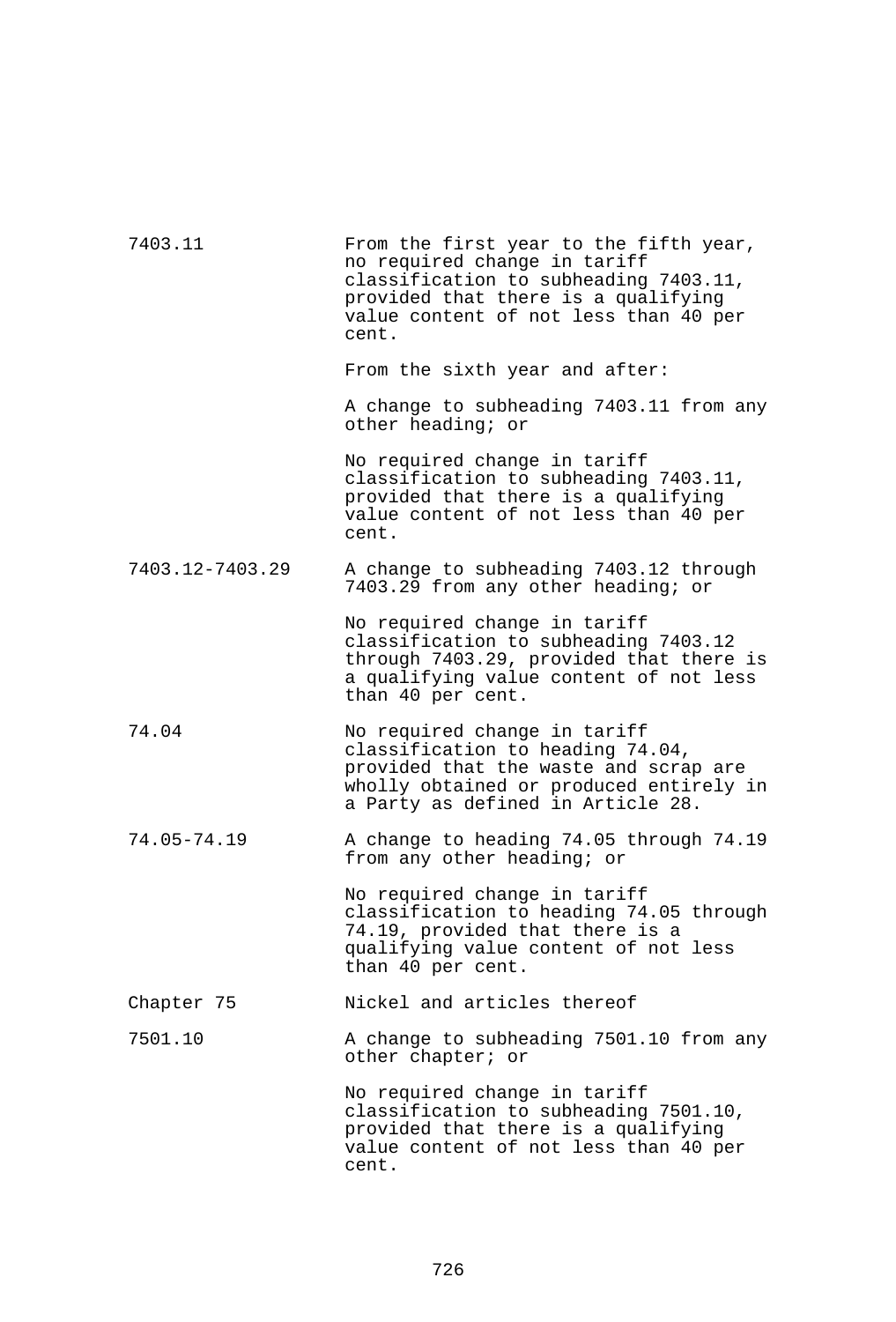| | |
|---|---|
| 7403.11 | From the first year to the fifth year, no required change in tariff classification to subheading 7403.11, provided that there is a qualifying value content of not less than 40 per cent. |
| | From the sixth year and after: |
| | A change to subheading 7403.11 from any other heading; or |
| | No required change in tariff classification to subheading 7403.11, provided that there is a qualifying value content of not less than 40 per cent. |
| 7403.12-7403.29 | A change to subheading 7403.12 through 7403.29 from any other heading; or |
| | No required change in tariff classification to subheading 7403.12 through 7403.29, provided that there is a qualifying value content of not less than 40 per cent. |
| 74.04 | No required change in tariff classification to heading 74.04, provided that the waste and scrap are wholly obtained or produced entirely in a Party as defined in Article 28. |
| 74.05-74.19 | A change to heading 74.05 through 74.19 from any other heading; or |
| | No required change in tariff classification to heading 74.05 through 74.19, provided that there is a qualifying value content of not less than 40 per cent. |
| Chapter 75 | Nickel and articles thereof |
| 7501.10 | A change to subheading 7501.10 from any other chapter; or |
| | No required change in tariff classification to subheading 7501.10, provided that there is a qualifying value content of not less than 40 per cent. |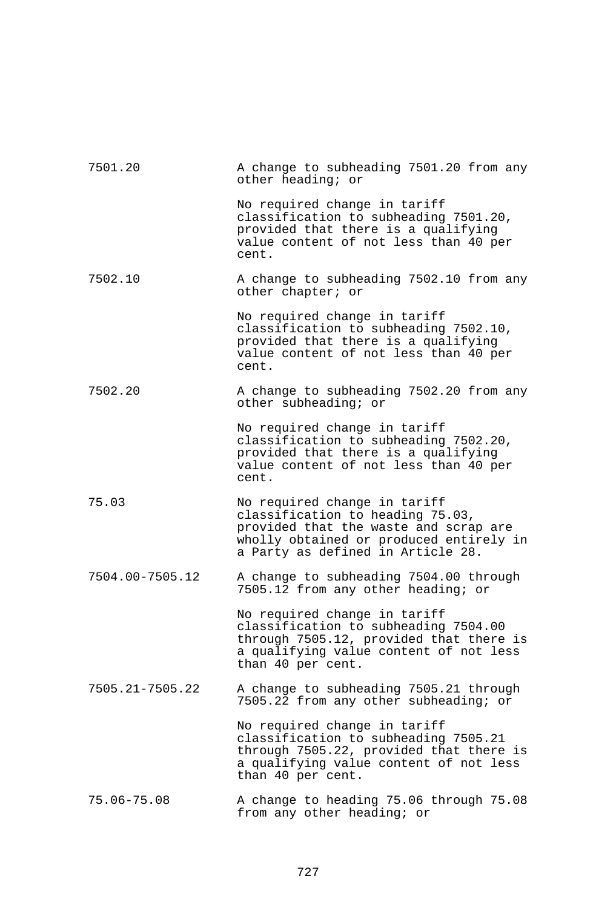| | |
|---|---|
| 7501.20 | A change to subheading 7501.20 from any other heading; or<br><br>No required change in tariff classification to subheading 7501.20, provided that there is a qualifying value content of not less than 40 per cent. |
| 7502.10 | A change to subheading 7502.10 from any other chapter; or<br><br>No required change in tariff classification to subheading 7502.10, provided that there is a qualifying value content of not less than 40 per cent. |
| 7502.20 | A change to subheading 7502.20 from any other subheading; or<br><br>No required change in tariff classification to subheading 7502.20, provided that there is a qualifying value content of not less than 40 per cent. |
| 75.03 | No required change in tariff classification to heading 75.03, provided that the waste and scrap are wholly obtained or produced entirely in a Party as defined in Article 28. |
| 7504.00-7505.12 | A change to subheading 7504.00 through 7505.12 from any other heading; or<br><br>No required change in tariff classification to subheading 7504.00 through 7505.12, provided that there is a qualifying value content of not less than 40 per cent. |
| 7505.21-7505.22 | A change to subheading 7505.21 through 7505.22 from any other subheading; or<br><br>No required change in tariff classification to subheading 7505.21 through 7505.22, provided that there is a qualifying value content of not less than 40 per cent. |
| 75.06-75.08 | A change to heading 75.06 through 75.08 from any other heading; or |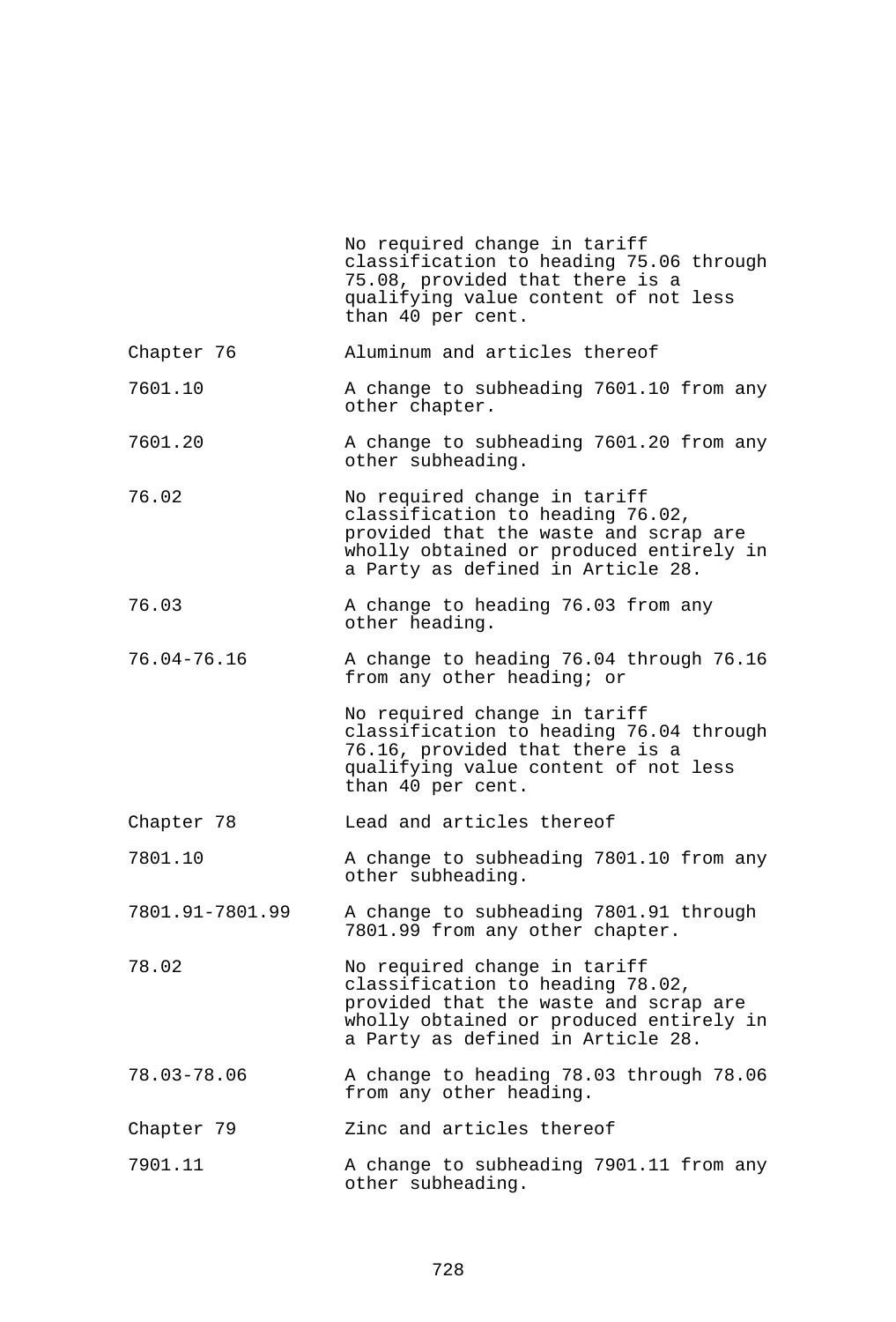| | |
|---|---|
| | No required change in tariff classification to heading 75.06 through 75.08, provided that there is a qualifying value content of not less than 40 per cent. |
| Chapter 76 | Aluminum and articles thereof |
| 7601.10 | A change to subheading 7601.10 from any other chapter. |
| 7601.20 | A change to subheading 7601.20 from any other subheading. |
| 76.02 | No required change in tariff classification to heading 76.02, provided that the waste and scrap are wholly obtained or produced entirely in a Party as defined in Article 28. |
| 76.03 | A change to heading 76.03 from any other heading. |
| 76.04-76.16 | A change to heading 76.04 through 76.16 from any other heading; or |
| | No required change in tariff classification to heading 76.04 through 76.16, provided that there is a qualifying value content of not less than 40 per cent. |
| Chapter 78 | Lead and articles thereof |
| 7801.10 | A change to subheading 7801.10 from any other subheading. |
| 7801.91-7801.99 | A change to subheading 7801.91 through 7801.99 from any other chapter. |
| 78.02 | No required change in tariff classification to heading 78.02, provided that the waste and scrap are wholly obtained or produced entirely in a Party as defined in Article 28. |
| 78.03-78.06 | A change to heading 78.03 through 78.06 from any other heading. |
| Chapter 79 | Zinc and articles thereof |
| 7901.11 | A change to subheading 7901.11 from any other subheading. |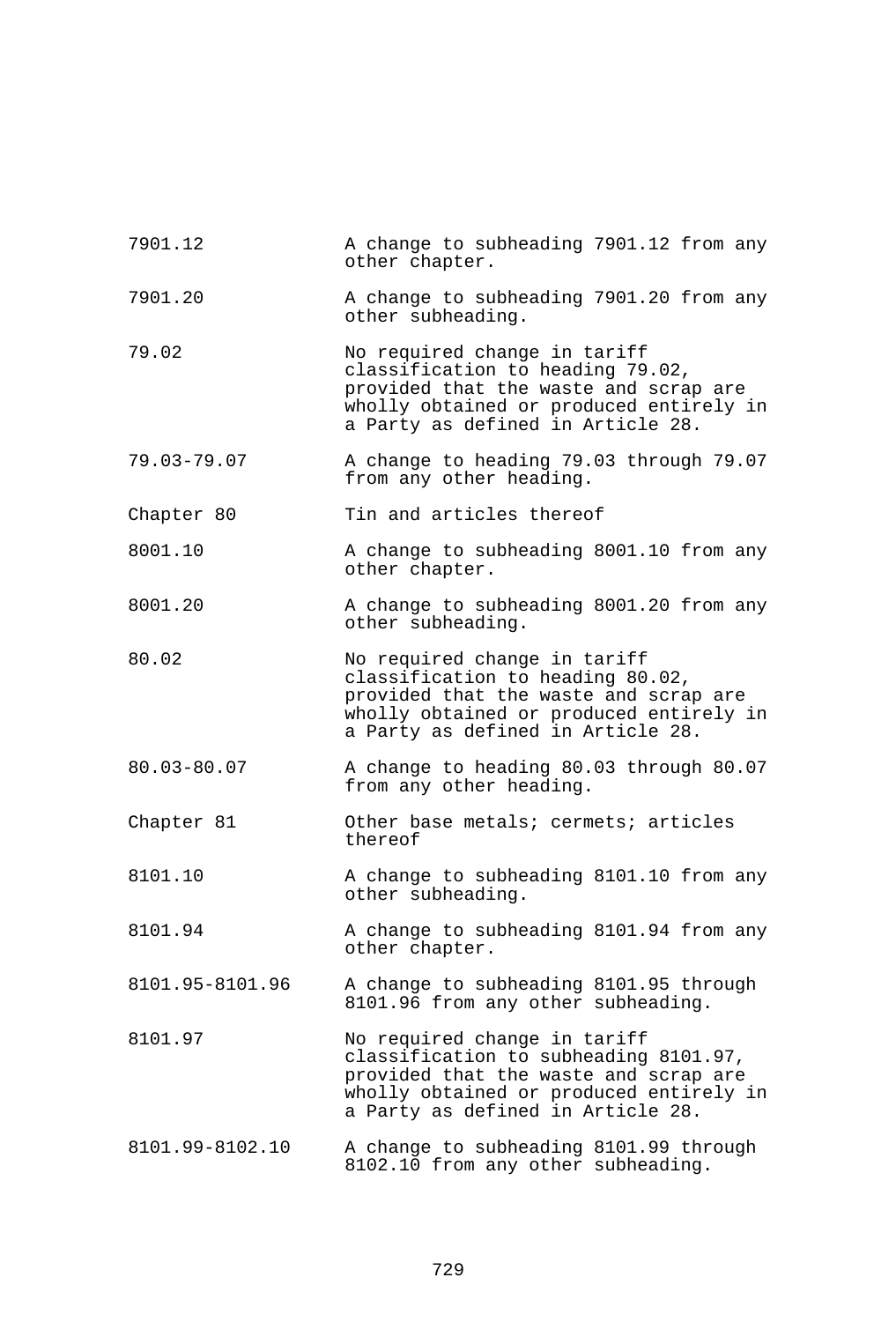| | |
|---|---|
| 7901.12 | A change to subheading 7901.12 from any other chapter. |
| 7901.20 | A change to subheading 7901.20 from any other subheading. |
| 79.02 | No required change in tariff classification to heading 79.02, provided that the waste and scrap are wholly obtained or produced entirely in a Party as defined in Article 28. |
| 79.03-79.07 | A change to heading 79.03 through 79.07 from any other heading. |
| Chapter 80 | Tin and articles thereof |
| 8001.10 | A change to subheading 8001.10 from any other chapter. |
| 8001.20 | A change to subheading 8001.20 from any other subheading. |
| 80.02 | No required change in tariff classification to heading 80.02, provided that the waste and scrap are wholly obtained or produced entirely in a Party as defined in Article 28. |
| 80.03-80.07 | A change to heading 80.03 through 80.07 from any other heading. |
| Chapter 81 | Other base metals; cermets; articles thereof |
| 8101.10 | A change to subheading 8101.10 from any other subheading. |
| 8101.94 | A change to subheading 8101.94 from any other chapter. |
| 8101.95-8101.96 | A change to subheading 8101.95 through 8101.96 from any other subheading. |
| 8101.97 | No required change in tariff classification to subheading 8101.97, provided that the waste and scrap are wholly obtained or produced entirely in a Party as defined in Article 28. |
| 8101.99-8102.10 | A change to subheading 8101.99 through 8102.10 from any other subheading. |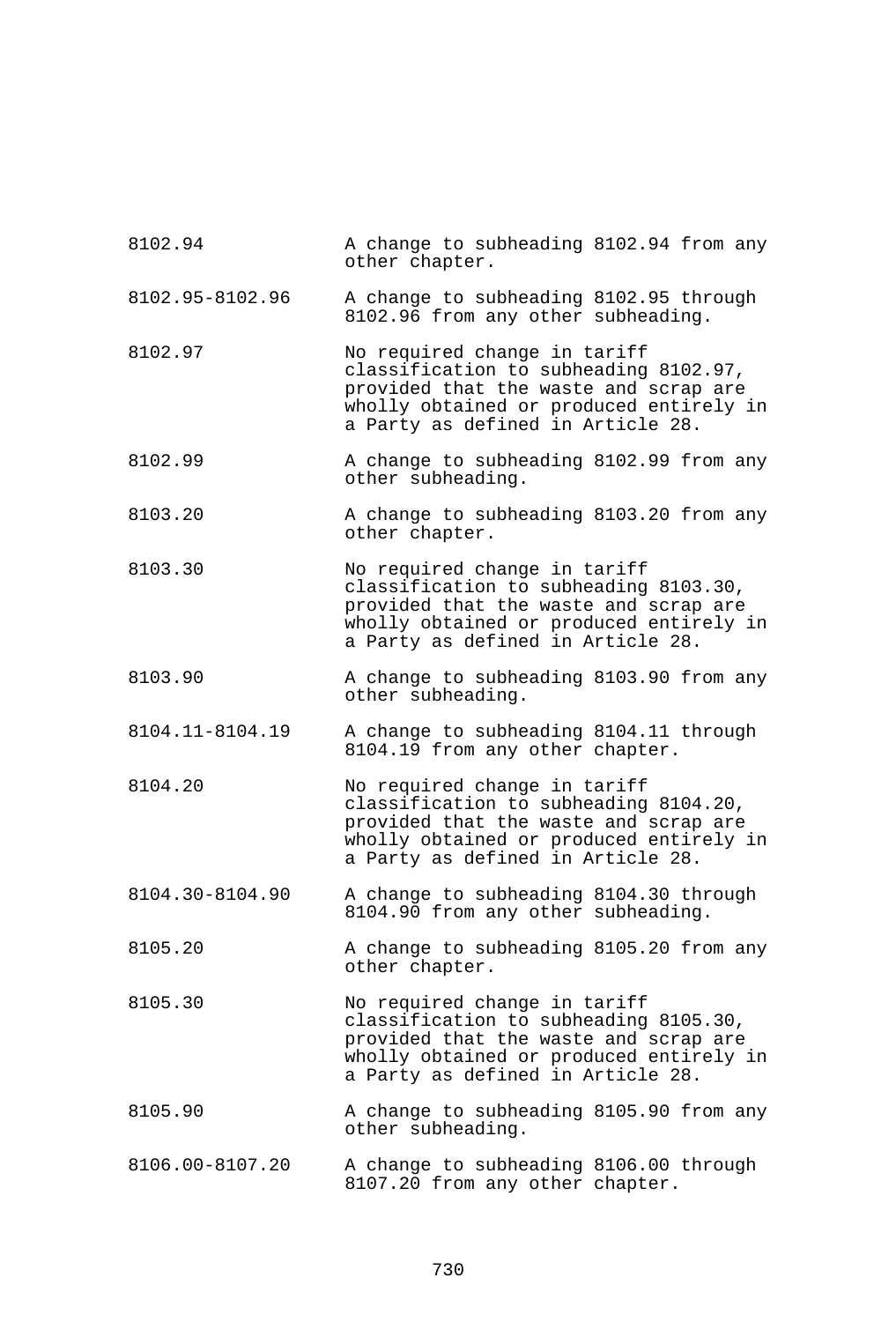| | |
|---|---|
| 8102.94 | A change to subheading 8102.94 from any other chapter. |
| 8102.95-8102.96 | A change to subheading 8102.95 through 8102.96 from any other subheading. |
| 8102.97 | No required change in tariff classification to subheading 8102.97, provided that the waste and scrap are wholly obtained or produced entirely in a Party as defined in Article 28. |
| 8102.99 | A change to subheading 8102.99 from any other subheading. |
| 8103.20 | A change to subheading 8103.20 from any other chapter. |
| 8103.30 | No required change in tariff classification to subheading 8103.30, provided that the waste and scrap are wholly obtained or produced entirely in a Party as defined in Article 28. |
| 8103.90 | A change to subheading 8103.90 from any other subheading. |
| 8104.11-8104.19 | A change to subheading 8104.11 through 8104.19 from any other chapter. |
| 8104.20 | No required change in tariff classification to subheading 8104.20, provided that the waste and scrap are wholly obtained or produced entirely in a Party as defined in Article 28. |
| 8104.30-8104.90 | A change to subheading 8104.30 through 8104.90 from any other subheading. |
| 8105.20 | A change to subheading 8105.20 from any other chapter. |
| 8105.30 | No required change in tariff classification to subheading 8105.30, provided that the waste and scrap are wholly obtained or produced entirely in a Party as defined in Article 28. |
| 8105.90 | A change to subheading 8105.90 from any other subheading. |
| 8106.00-8107.20 | A change to subheading 8106.00 through 8107.20 from any other chapter. |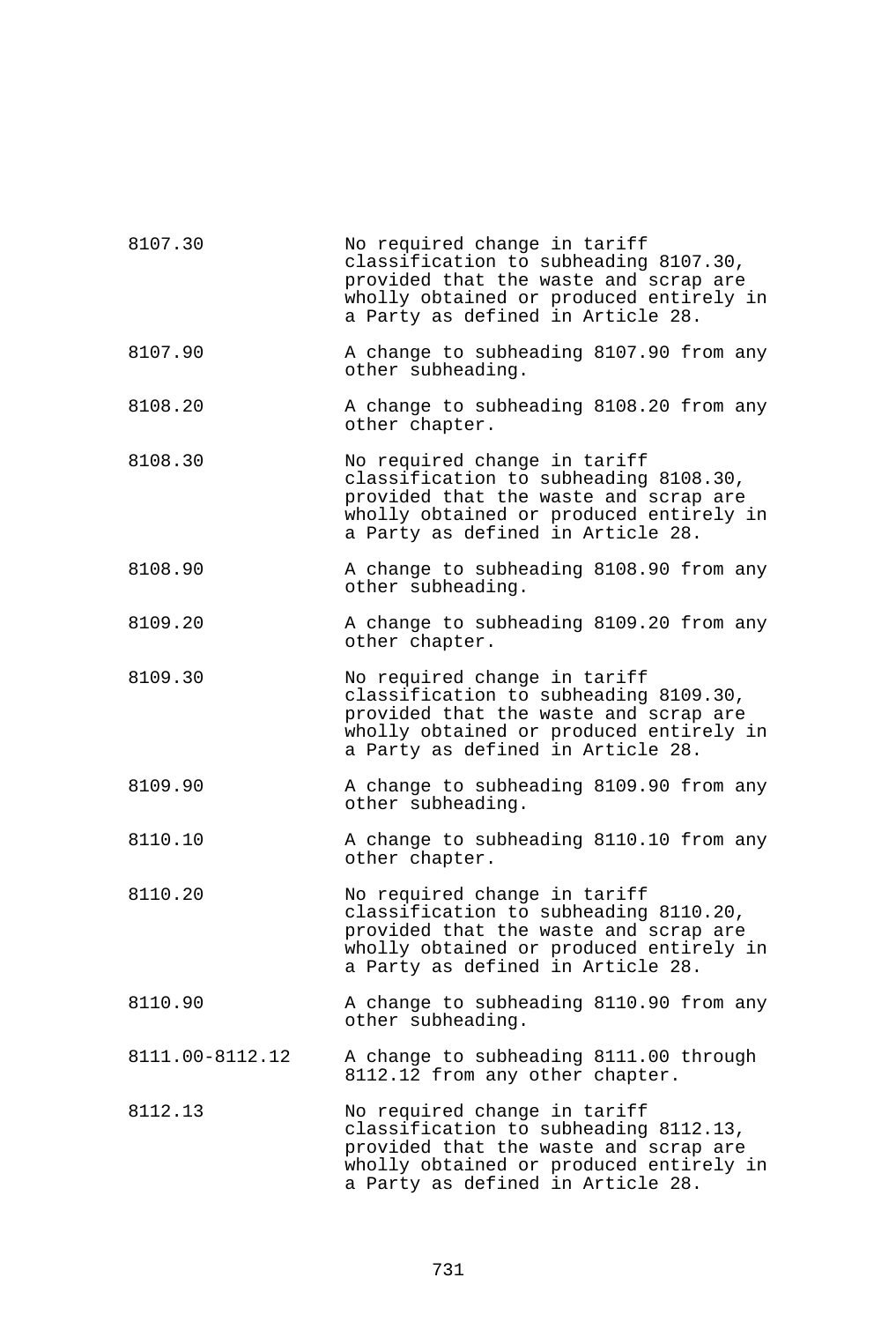| | |
|---|---|
| 8107.30 | No required change in tariff classification to subheading 8107.30, provided that the waste and scrap are wholly obtained or produced entirely in a Party as defined in Article 28. |
| 8107.90 | A change to subheading 8107.90 from any other subheading. |
| 8108.20 | A change to subheading 8108.20 from any other chapter. |
| 8108.30 | No required change in tariff classification to subheading 8108.30, provided that the waste and scrap are wholly obtained or produced entirely in a Party as defined in Article 28. |
| 8108.90 | A change to subheading 8108.90 from any other subheading. |
| 8109.20 | A change to subheading 8109.20 from any other chapter. |
| 8109.30 | No required change in tariff classification to subheading 8109.30, provided that the waste and scrap are wholly obtained or produced entirely in a Party as defined in Article 28. |
| 8109.90 | A change to subheading 8109.90 from any other subheading. |
| 8110.10 | A change to subheading 8110.10 from any other chapter. |
| 8110.20 | No required change in tariff classification to subheading 8110.20, provided that the waste and scrap are wholly obtained or produced entirely in a Party as defined in Article 28. |
| 8110.90 | A change to subheading 8110.90 from any other subheading. |
| 8111.00-8112.12 | A change to subheading 8111.00 through 8112.12 from any other chapter. |
| 8112.13 | No required change in tariff classification to subheading 8112.13, provided that the waste and scrap are wholly obtained or produced entirely in a Party as defined in Article 28. |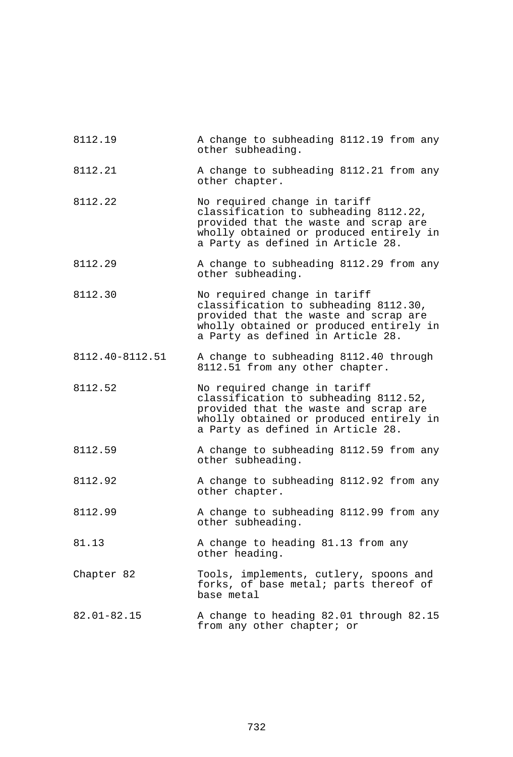| | |
|---|---|
| 8112.19 | A change to subheading 8112.19 from any other subheading. |
| 8112.21 | A change to subheading 8112.21 from any other chapter. |
| 8112.22 | No required change in tariff classification to subheading 8112.22, provided that the waste and scrap are wholly obtained or produced entirely in a Party as defined in Article 28. |
| 8112.29 | A change to subheading 8112.29 from any other subheading. |
| 8112.30 | No required change in tariff classification to subheading 8112.30, provided that the waste and scrap are wholly obtained or produced entirely in a Party as defined in Article 28. |
| 8112.40-8112.51 | A change to subheading 8112.40 through 8112.51 from any other chapter. |
| 8112.52 | No required change in tariff classification to subheading 8112.52, provided that the waste and scrap are wholly obtained or produced entirely in a Party as defined in Article 28. |
| 8112.59 | A change to subheading 8112.59 from any other subheading. |
| 8112.92 | A change to subheading 8112.92 from any other chapter. |
| 8112.99 | A change to subheading 8112.99 from any other subheading. |
| 81.13 | A change to heading 81.13 from any other heading. |
| Chapter 82 | Tools, implements, cutlery, spoons and forks, of base metal; parts thereof of base metal |
| 82.01-82.15 | A change to heading 82.01 through 82.15 from any other chapter; or |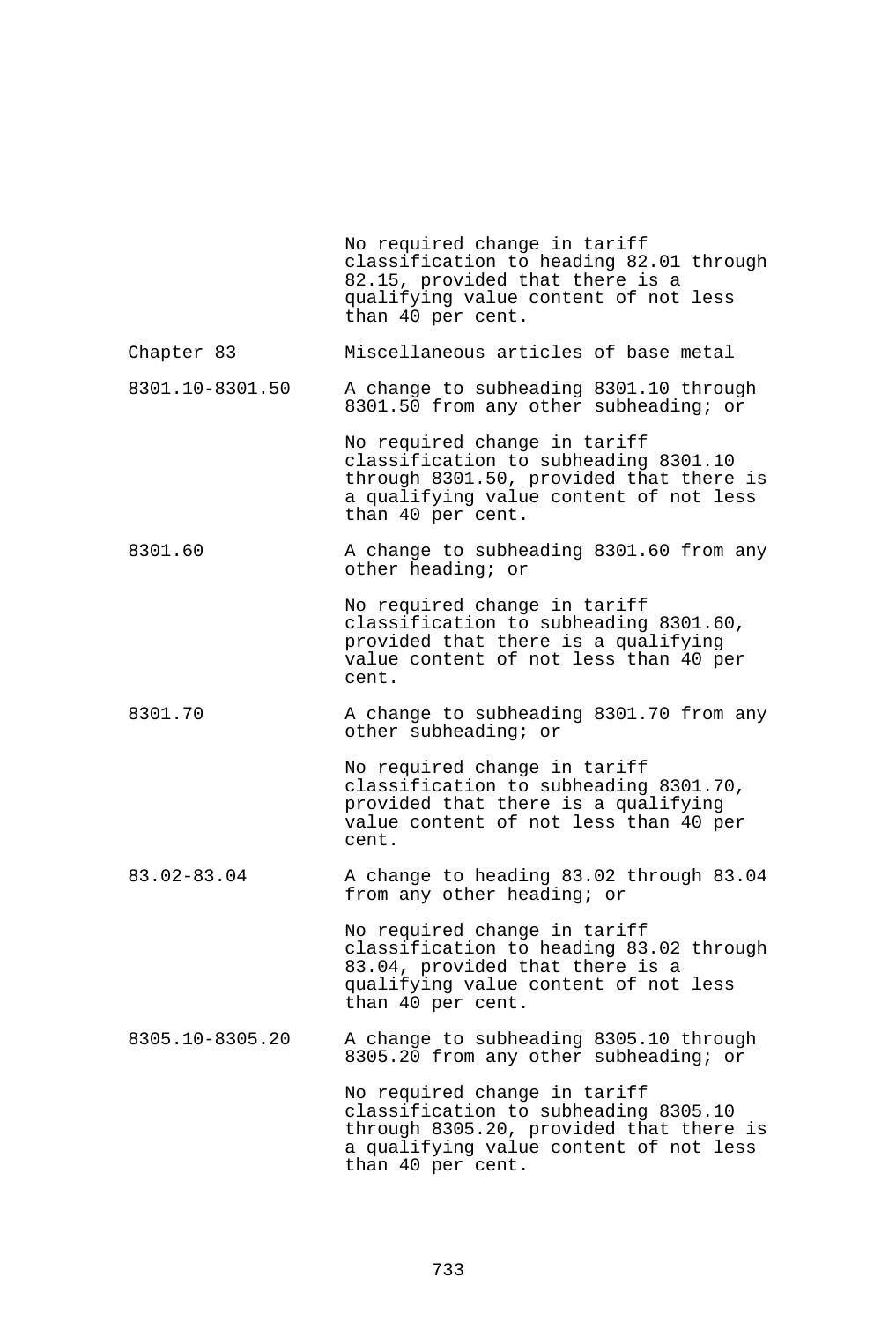| | |
|---|---|
| | No required change in tariff classification to heading 82.01 through 82.15, provided that there is a qualifying value content of not less than 40 per cent. |
| Chapter 83 | Miscellaneous articles of base metal |
| 8301.10-8301.50 | A change to subheading 8301.10 through 8301.50 from any other subheading; or |
| | No required change in tariff classification to subheading 8301.10 through 8301.50, provided that there is a qualifying value content of not less than 40 per cent. |
| 8301.60 | A change to subheading 8301.60 from any other heading; or |
| | No required change in tariff classification to subheading 8301.60, provided that there is a qualifying value content of not less than 40 per cent. |
| 8301.70 | A change to subheading 8301.70 from any other subheading; or |
| | No required change in tariff classification to subheading 8301.70, provided that there is a qualifying value content of not less than 40 per cent. |
| 83.02-83.04 | A change to heading 83.02 through 83.04 from any other heading; or |
| | No required change in tariff classification to heading 83.02 through 83.04, provided that there is a qualifying value content of not less than 40 per cent. |
| 8305.10-8305.20 | A change to subheading 8305.10 through 8305.20 from any other subheading; or |
| | No required change in tariff classification to subheading 8305.10 through 8305.20, provided that there is a qualifying value content of not less than 40 per cent. |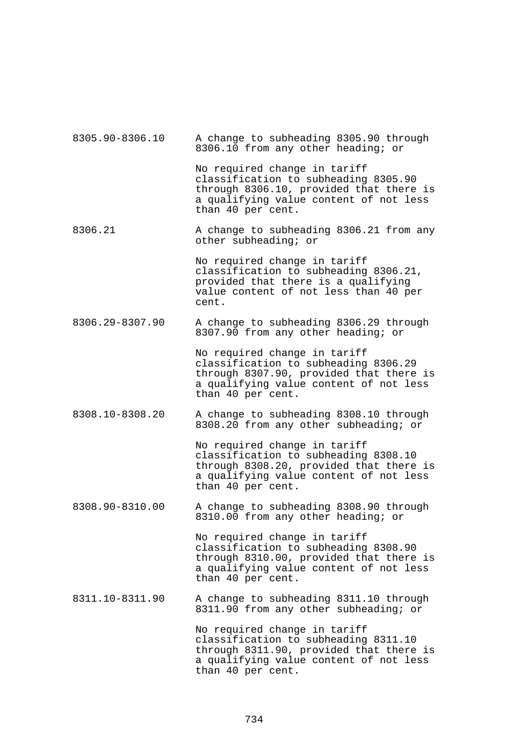| | |
|---|---|
| 8305.90-8306.10 | A change to subheading 8305.90 through 8306.10 from any other heading; or<br><br>No required change in tariff classification to subheading 8305.90 through 8306.10, provided that there is a qualifying value content of not less than 40 per cent. |
| 8306.21 | A change to subheading 8306.21 from any other subheading; or<br><br>No required change in tariff classification to subheading 8306.21, provided that there is a qualifying value content of not less than 40 per cent. |
| 8306.29-8307.90 | A change to subheading 8306.29 through 8307.90 from any other heading; or<br><br>No required change in tariff classification to subheading 8306.29 through 8307.90, provided that there is a qualifying value content of not less than 40 per cent. |
| 8308.10-8308.20 | A change to subheading 8308.10 through 8308.20 from any other subheading; or<br><br>No required change in tariff classification to subheading 8308.10 through 8308.20, provided that there is a qualifying value content of not less than 40 per cent. |
| 8308.90-8310.00 | A change to subheading 8308.90 through 8310.00 from any other heading; or<br><br>No required change in tariff classification to subheading 8308.90 through 8310.00, provided that there is a qualifying value content of not less than 40 per cent. |
| 8311.10-8311.90 | A change to subheading 8311.10 through 8311.90 from any other subheading; or<br><br>No required change in tariff classification to subheading 8311.10 through 8311.90, provided that there is a qualifying value content of not less than 40 per cent. |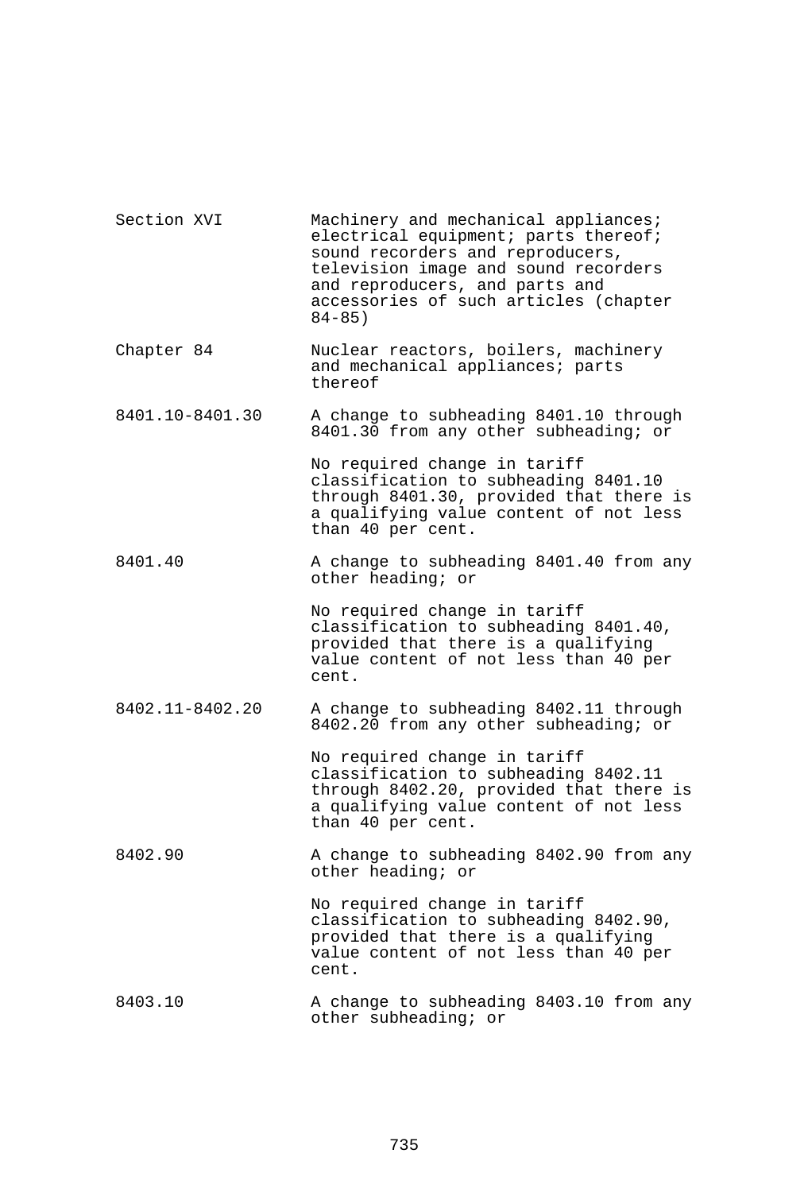| | |
|---|---|
| Section XVI | Machinery and mechanical appliances; electrical equipment; parts thereof; sound recorders and reproducers, television image and sound recorders and reproducers, and parts and accessories of such articles (chapter 84-85) |
| Chapter 84 | Nuclear reactors, boilers, machinery and mechanical appliances; parts thereof |
| 8401.10-8401.30 | A change to subheading 8401.10 through 8401.30 from any other subheading; or |
| | No required change in tariff classification to subheading 8401.10 through 8401.30, provided that there is a qualifying value content of not less than 40 per cent. |
| 8401.40 | A change to subheading 8401.40 from any other heading; or |
| | No required change in tariff classification to subheading 8401.40, provided that there is a qualifying value content of not less than 40 per cent. |
| 8402.11-8402.20 | A change to subheading 8402.11 through 8402.20 from any other subheading; or |
| | No required change in tariff classification to subheading 8402.11 through 8402.20, provided that there is a qualifying value content of not less than 40 per cent. |
| 8402.90 | A change to subheading 8402.90 from any other heading; or |
| | No required change in tariff classification to subheading 8402.90, provided that there is a qualifying value content of not less than 40 per cent. |
| 8403.10 | A change to subheading 8403.10 from any other subheading; or |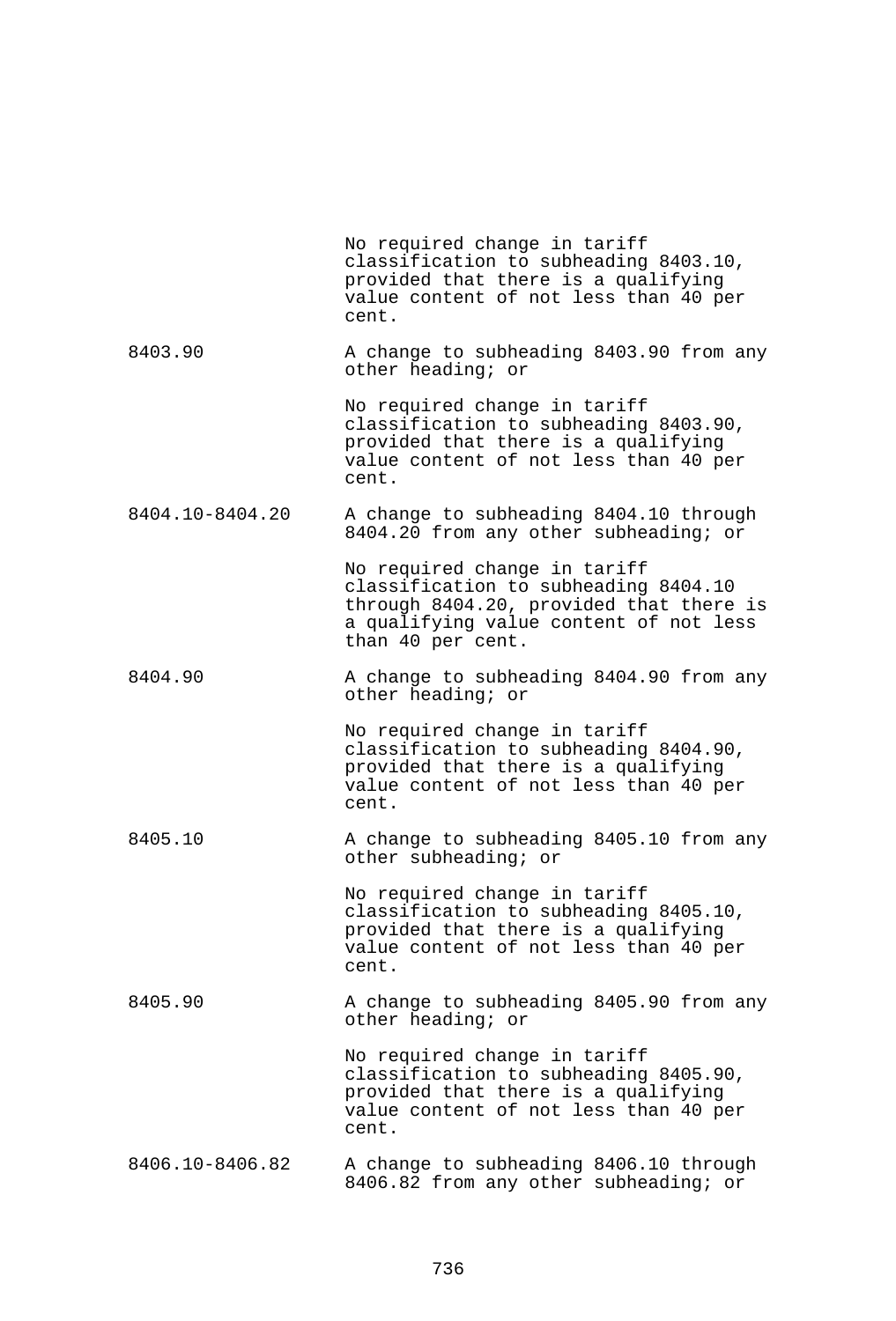| | |
|---|---|
| | No required change in tariff classification to subheading 8403.10, provided that there is a qualifying value content of not less than 40 per cent. |
| 8403.90 | A change to subheading 8403.90 from any other heading; or |
| | No required change in tariff classification to subheading 8403.90, provided that there is a qualifying value content of not less than 40 per cent. |
| 8404.10-8404.20 | A change to subheading 8404.10 through 8404.20 from any other subheading; or |
| | No required change in tariff classification to subheading 8404.10 through 8404.20, provided that there is a qualifying value content of not less than 40 per cent. |
| 8404.90 | A change to subheading 8404.90 from any other heading; or |
| | No required change in tariff classification to subheading 8404.90, provided that there is a qualifying value content of not less than 40 per cent. |
| 8405.10 | A change to subheading 8405.10 from any other subheading; or |
| | No required change in tariff classification to subheading 8405.10, provided that there is a qualifying value content of not less than 40 per cent. |
| 8405.90 | A change to subheading 8405.90 from any other heading; or |
| | No required change in tariff classification to subheading 8405.90, provided that there is a qualifying value content of not less than 40 per cent. |
| 8406.10-8406.82 | A change to subheading 8406.10 through 8406.82 from any other subheading; or |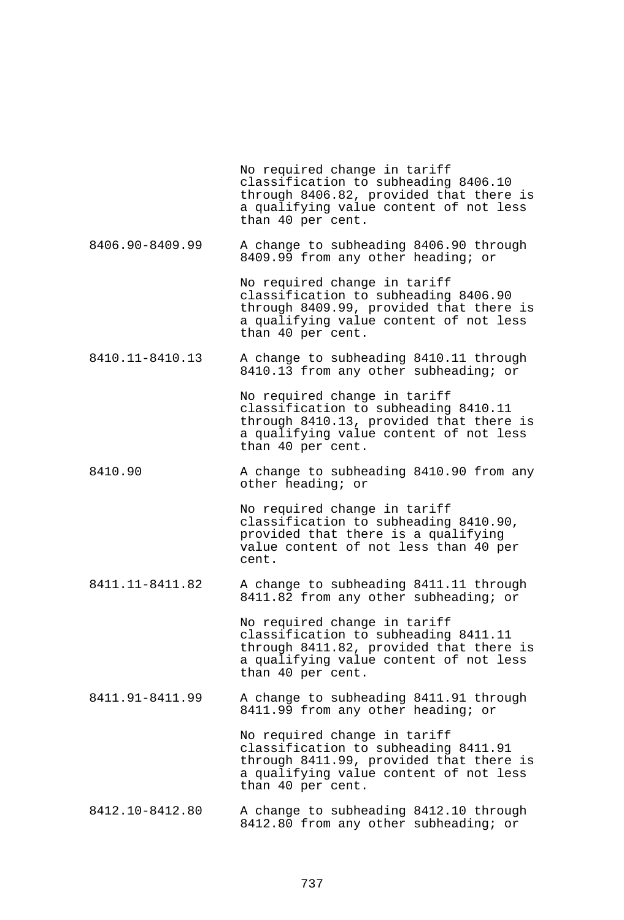| | |
|---|---|
| | No required change in tariff classification to subheading 8406.10 through 8406.82, provided that there is a qualifying value content of not less than 40 per cent. |
| 8406.90-8409.99 | A change to subheading 8406.90 through 8409.99 from any other heading; or |
| | No required change in tariff classification to subheading 8406.90 through 8409.99, provided that there is a qualifying value content of not less than 40 per cent. |
| 8410.11-8410.13 | A change to subheading 8410.11 through 8410.13 from any other subheading; or |
| | No required change in tariff classification to subheading 8410.11 through 8410.13, provided that there is a qualifying value content of not less than 40 per cent. |
| 8410.90 | A change to subheading 8410.90 from any other heading; or |
| | No required change in tariff classification to subheading 8410.90, provided that there is a qualifying value content of not less than 40 per cent. |
| 8411.11-8411.82 | A change to subheading 8411.11 through 8411.82 from any other subheading; or |
| | No required change in tariff classification to subheading 8411.11 through 8411.82, provided that there is a qualifying value content of not less than 40 per cent. |
| 8411.91-8411.99 | A change to subheading 8411.91 through 8411.99 from any other heading; or |
| | No required change in tariff classification to subheading 8411.91 through 8411.99, provided that there is a qualifying value content of not less than 40 per cent. |
| 8412.10-8412.80 | A change to subheading 8412.10 through 8412.80 from any other subheading; or |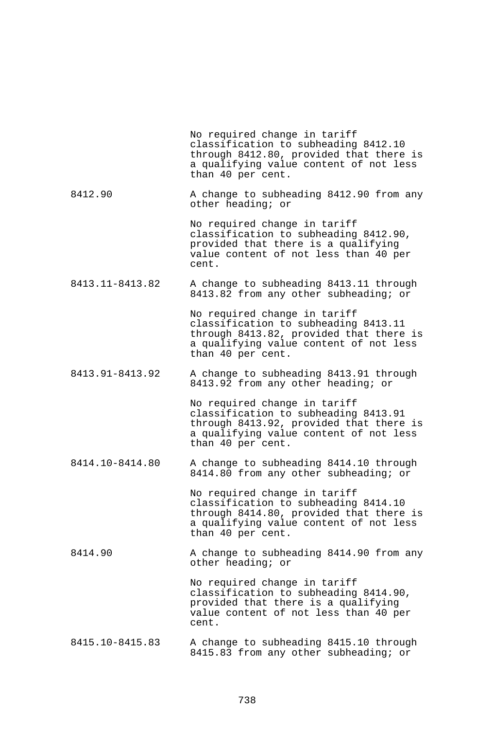| | |
|---|---|
| | No required change in tariff classification to subheading 8412.10 through 8412.80, provided that there is a qualifying value content of not less than 40 per cent. |
| 8412.90 | A change to subheading 8412.90 from any other heading; or |
| | No required change in tariff classification to subheading 8412.90, provided that there is a qualifying value content of not less than 40 per cent. |
| 8413.11-8413.82 | A change to subheading 8413.11 through 8413.82 from any other subheading; or |
| | No required change in tariff classification to subheading 8413.11 through 8413.82, provided that there is a qualifying value content of not less than 40 per cent. |
| 8413.91-8413.92 | A change to subheading 8413.91 through 8413.92 from any other heading; or |
| | No required change in tariff classification to subheading 8413.91 through 8413.92, provided that there is a qualifying value content of not less than 40 per cent. |
| 8414.10-8414.80 | A change to subheading 8414.10 through 8414.80 from any other subheading; or |
| | No required change in tariff classification to subheading 8414.10 through 8414.80, provided that there is a qualifying value content of not less than 40 per cent. |
| 8414.90 | A change to subheading 8414.90 from any other heading; or |
| | No required change in tariff classification to subheading 8414.90, provided that there is a qualifying value content of not less than 40 per cent. |
| 8415.10-8415.83 | A change to subheading 8415.10 through 8415.83 from any other subheading; or |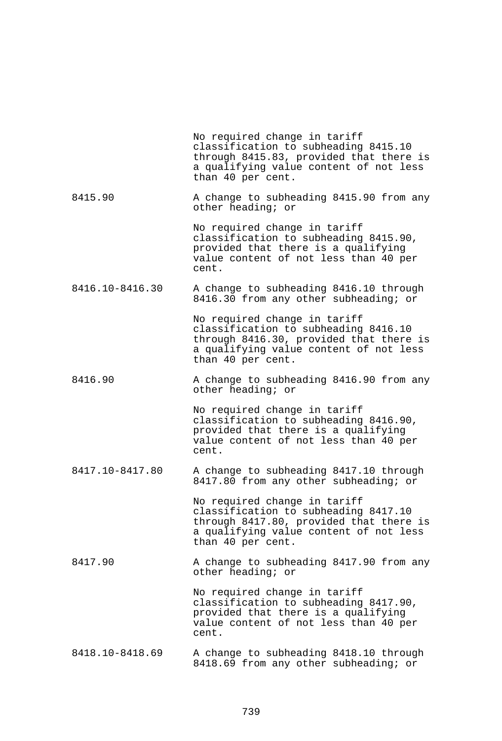| | |
|---|---|
| | No required change in tariff classification to subheading 8415.10 through 8415.83, provided that there is a qualifying value content of not less than 40 per cent. |
| 8415.90 | A change to subheading 8415.90 from any other heading; or |
| | No required change in tariff classification to subheading 8415.90, provided that there is a qualifying value content of not less than 40 per cent. |
| 8416.10-8416.30 | A change to subheading 8416.10 through 8416.30 from any other subheading; or |
| | No required change in tariff classification to subheading 8416.10 through 8416.30, provided that there is a qualifying value content of not less than 40 per cent. |
| 8416.90 | A change to subheading 8416.90 from any other heading; or |
| | No required change in tariff classification to subheading 8416.90, provided that there is a qualifying value content of not less than 40 per cent. |
| 8417.10-8417.80 | A change to subheading 8417.10 through 8417.80 from any other subheading; or |
| | No required change in tariff classification to subheading 8417.10 through 8417.80, provided that there is a qualifying value content of not less than 40 per cent. |
| 8417.90 | A change to subheading 8417.90 from any other heading; or |
| | No required change in tariff classification to subheading 8417.90, provided that there is a qualifying value content of not less than 40 per cent. |
| 8418.10-8418.69 | A change to subheading 8418.10 through 8418.69 from any other subheading; or |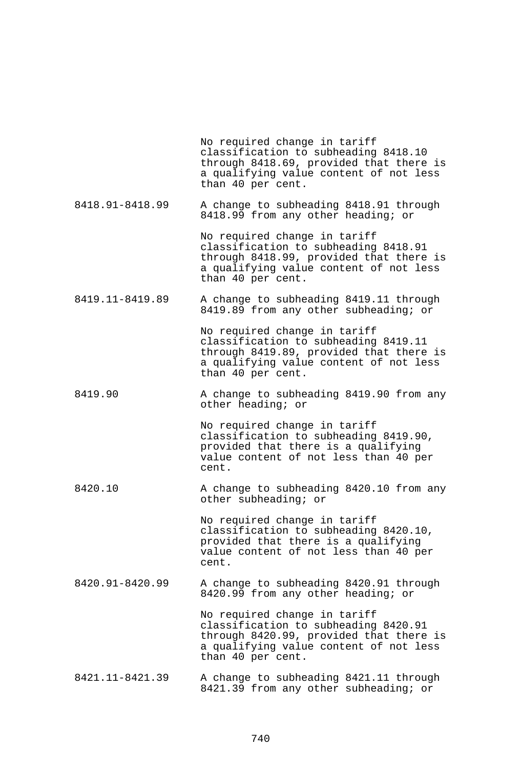| | |
|---|---|
| | No required change in tariff classification to subheading 8418.10 through 8418.69, provided that there is a qualifying value content of not less than 40 per cent. |
| 8418.91-8418.99 | A change to subheading 8418.91 through 8418.99 from any other heading; or |
| | No required change in tariff classification to subheading 8418.91 through 8418.99, provided that there is a qualifying value content of not less than 40 per cent. |
| 8419.11-8419.89 | A change to subheading 8419.11 through 8419.89 from any other subheading; or |
| | No required change in tariff classification to subheading 8419.11 through 8419.89, provided that there is a qualifying value content of not less than 40 per cent. |
| 8419.90 | A change to subheading 8419.90 from any other heading; or |
| | No required change in tariff classification to subheading 8419.90, provided that there is a qualifying value content of not less than 40 per cent. |
| 8420.10 | A change to subheading 8420.10 from any other subheading; or |
| | No required change in tariff classification to subheading 8420.10, provided that there is a qualifying value content of not less than 40 per cent. |
| 8420.91-8420.99 | A change to subheading 8420.91 through 8420.99 from any other heading; or |
| | No required change in tariff classification to subheading 8420.91 through 8420.99, provided that there is a qualifying value content of not less than 40 per cent. |
| 8421.11-8421.39 | A change to subheading 8421.11 through 8421.39 from any other subheading; or |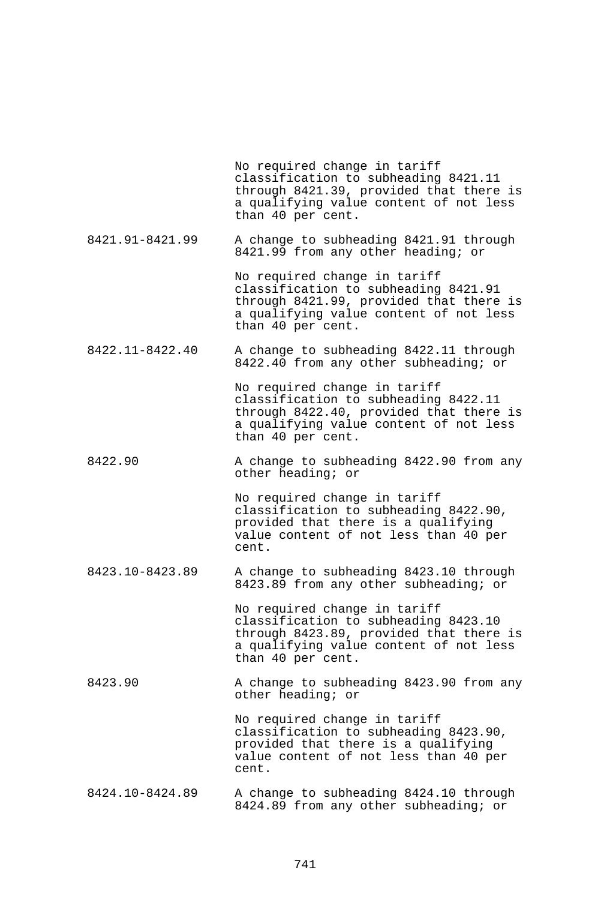| | |
|---|---|
| | No required change in tariff classification to subheading 8421.11 through 8421.39, provided that there is a qualifying value content of not less than 40 per cent. |
| 8421.91-8421.99 | A change to subheading 8421.91 through 8421.99 from any other heading; or |
| | No required change in tariff classification to subheading 8421.91 through 8421.99, provided that there is a qualifying value content of not less than 40 per cent. |
| 8422.11-8422.40 | A change to subheading 8422.11 through 8422.40 from any other subheading; or |
| | No required change in tariff classification to subheading 8422.11 through 8422.40, provided that there is a qualifying value content of not less than 40 per cent. |
| 8422.90 | A change to subheading 8422.90 from any other heading; or |
| | No required change in tariff classification to subheading 8422.90, provided that there is a qualifying value content of not less than 40 per cent. |
| 8423.10-8423.89 | A change to subheading 8423.10 through 8423.89 from any other subheading; or |
| | No required change in tariff classification to subheading 8423.10 through 8423.89, provided that there is a qualifying value content of not less than 40 per cent. |
| 8423.90 | A change to subheading 8423.90 from any other heading; or |
| | No required change in tariff classification to subheading 8423.90, provided that there is a qualifying value content of not less than 40 per cent. |
| 8424.10-8424.89 | A change to subheading 8424.10 through 8424.89 from any other subheading; or |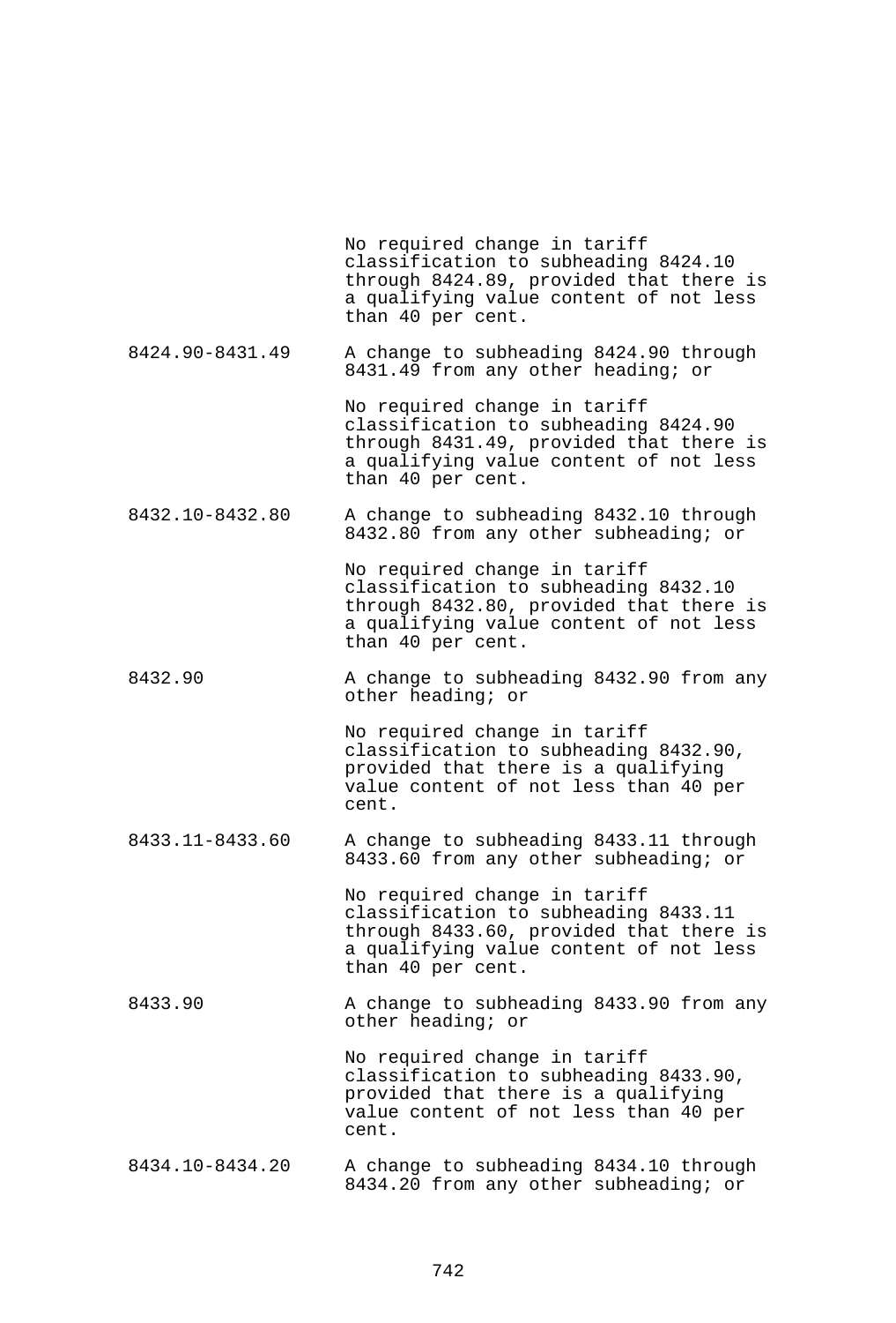| | |
|---|---|
| | No required change in tariff classification to subheading 8424.10 through 8424.89, provided that there is a qualifying value content of not less than 40 per cent. |
| 8424.90-8431.49 | A change to subheading 8424.90 through 8431.49 from any other heading; or |
| | No required change in tariff classification to subheading 8424.90 through 8431.49, provided that there is a qualifying value content of not less than 40 per cent. |
| 8432.10-8432.80 | A change to subheading 8432.10 through 8432.80 from any other subheading; or |
| | No required change in tariff classification to subheading 8432.10 through 8432.80, provided that there is a qualifying value content of not less than 40 per cent. |
| 8432.90 | A change to subheading 8432.90 from any other heading; or |
| | No required change in tariff classification to subheading 8432.90, provided that there is a qualifying value content of not less than 40 per cent. |
| 8433.11-8433.60 | A change to subheading 8433.11 through 8433.60 from any other subheading; or |
| | No required change in tariff classification to subheading 8433.11 through 8433.60, provided that there is a qualifying value content of not less than 40 per cent. |
| 8433.90 | A change to subheading 8433.90 from any other heading; or |
| | No required change in tariff classification to subheading 8433.90, provided that there is a qualifying value content of not less than 40 per cent. |
| 8434.10-8434.20 | A change to subheading 8434.10 through 8434.20 from any other subheading; or |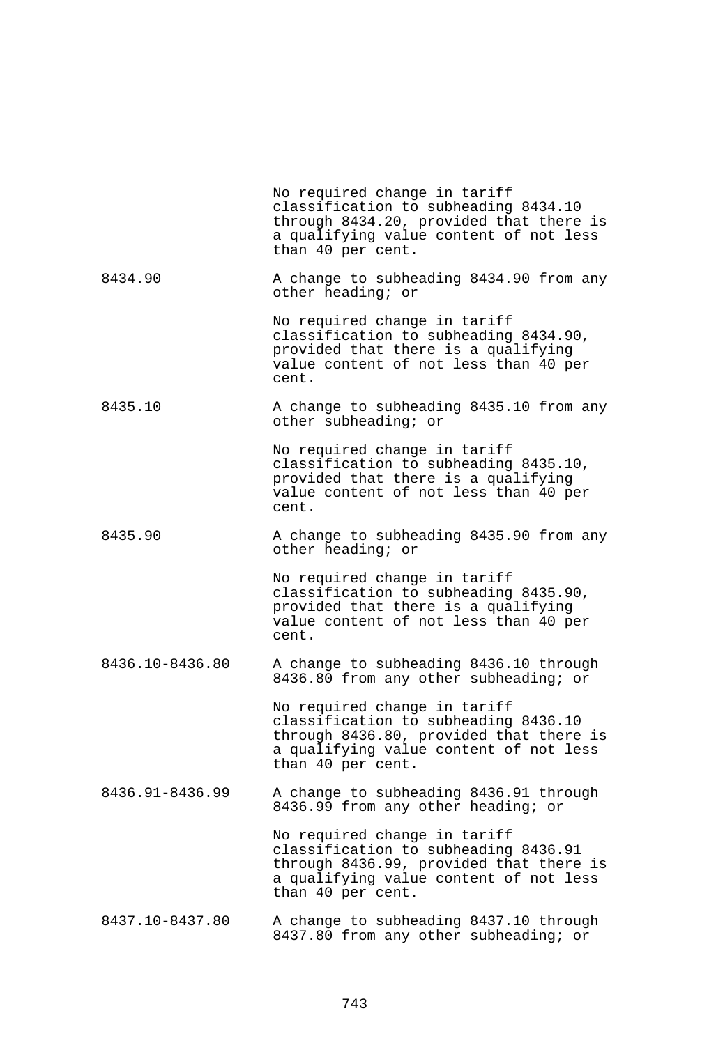| | |
|---|---|
| | No required change in tariff classification to subheading 8434.10 through 8434.20, provided that there is a qualifying value content of not less than 40 per cent. |
| 8434.90 | A change to subheading 8434.90 from any other heading; or |
| | No required change in tariff classification to subheading 8434.90, provided that there is a qualifying value content of not less than 40 per cent. |
| 8435.10 | A change to subheading 8435.10 from any other subheading; or |
| | No required change in tariff classification to subheading 8435.10, provided that there is a qualifying value content of not less than 40 per cent. |
| 8435.90 | A change to subheading 8435.90 from any other heading; or |
| | No required change in tariff classification to subheading 8435.90, provided that there is a qualifying value content of not less than 40 per cent. |
| 8436.10-8436.80 | A change to subheading 8436.10 through 8436.80 from any other subheading; or |
| | No required change in tariff classification to subheading 8436.10 through 8436.80, provided that there is a qualifying value content of not less than 40 per cent. |
| 8436.91-8436.99 | A change to subheading 8436.91 through 8436.99 from any other heading; or |
| | No required change in tariff classification to subheading 8436.91 through 8436.99, provided that there is a qualifying value content of not less than 40 per cent. |
| 8437.10-8437.80 | A change to subheading 8437.10 through 8437.80 from any other subheading; or |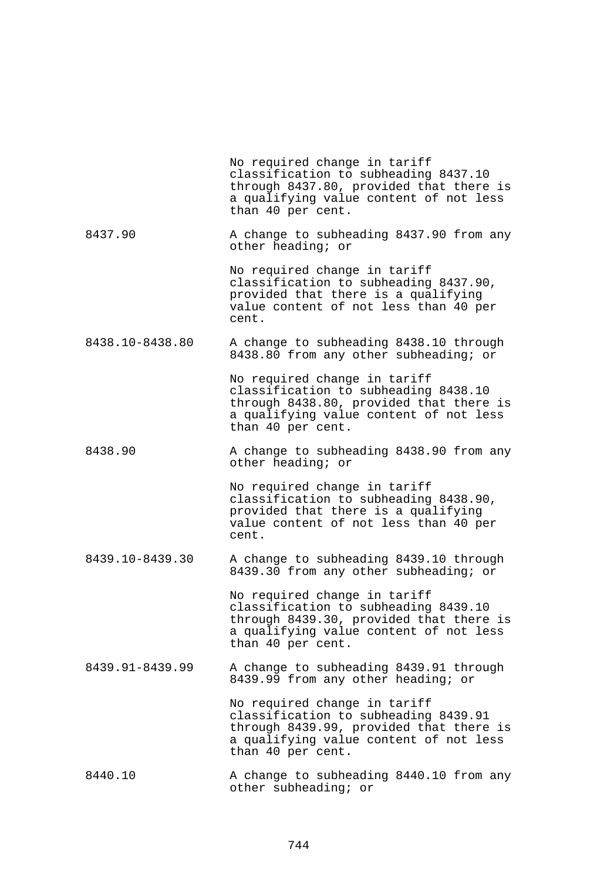| | |
|---|---|
| | No required change in tariff classification to subheading 8437.10 through 8437.80, provided that there is a qualifying value content of not less than 40 per cent. |
| 8437.90 | A change to subheading 8437.90 from any other heading; or |
| | No required change in tariff classification to subheading 8437.90, provided that there is a qualifying value content of not less than 40 per cent. |
| 8438.10-8438.80 | A change to subheading 8438.10 through 8438.80 from any other subheading; or |
| | No required change in tariff classification to subheading 8438.10 through 8438.80, provided that there is a qualifying value content of not less than 40 per cent. |
| 8438.90 | A change to subheading 8438.90 from any other heading; or |
| | No required change in tariff classification to subheading 8438.90, provided that there is a qualifying value content of not less than 40 per cent. |
| 8439.10-8439.30 | A change to subheading 8439.10 through 8439.30 from any other subheading; or |
| | No required change in tariff classification to subheading 8439.10 through 8439.30, provided that there is a qualifying value content of not less than 40 per cent. |
| 8439.91-8439.99 | A change to subheading 8439.91 through 8439.99 from any other heading; or |
| | No required change in tariff classification to subheading 8439.91 through 8439.99, provided that there is a qualifying value content of not less than 40 per cent. |
| 8440.10 | A change to subheading 8440.10 from any other subheading; or |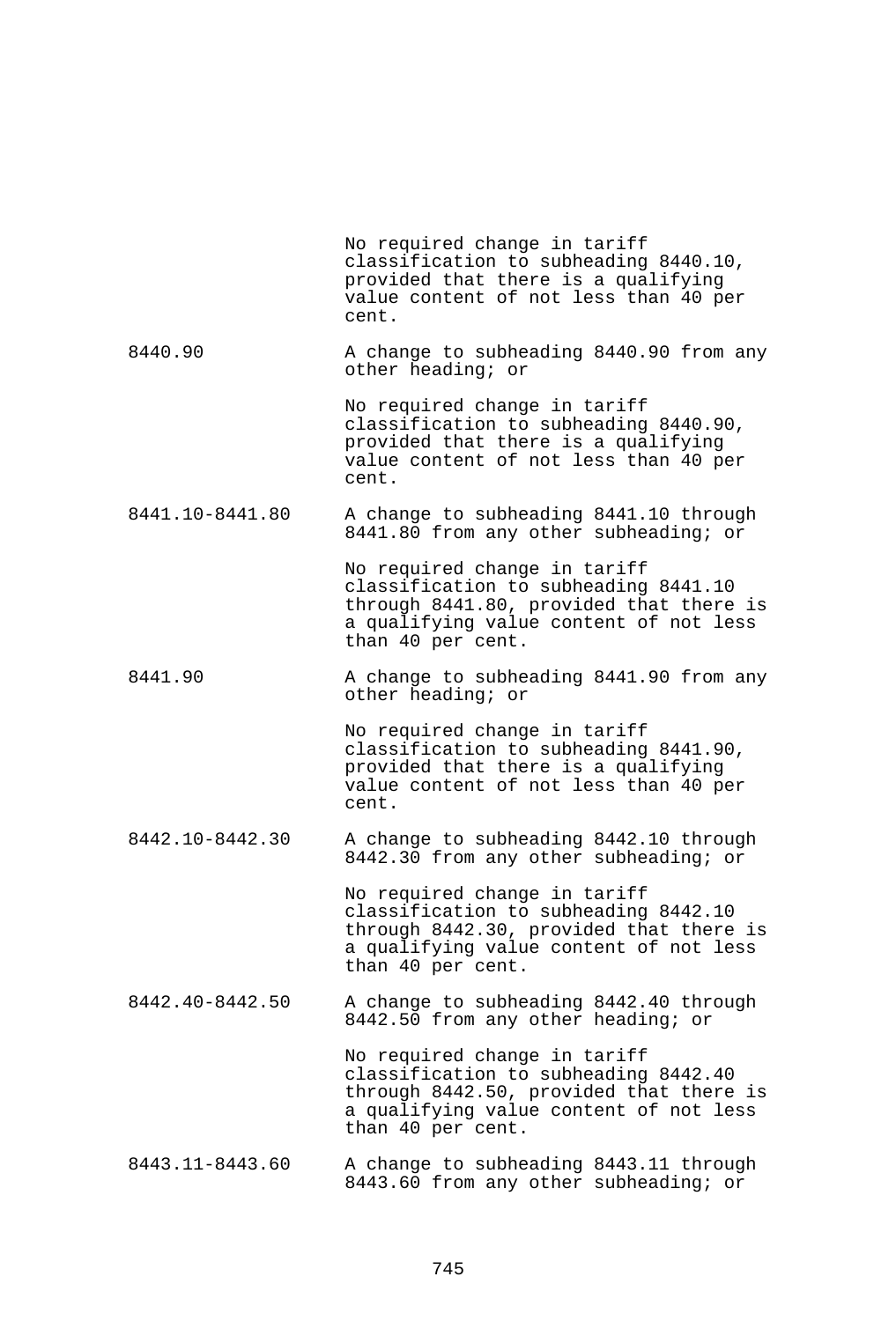| | |
|---|---|
| | No required change in tariff classification to subheading 8440.10, provided that there is a qualifying value content of not less than 40 per cent. |
| 8440.90 | A change to subheading 8440.90 from any other heading; or |
| | No required change in tariff classification to subheading 8440.90, provided that there is a qualifying value content of not less than 40 per cent. |
| 8441.10-8441.80 | A change to subheading 8441.10 through 8441.80 from any other subheading; or |
| | No required change in tariff classification to subheading 8441.10 through 8441.80, provided that there is a qualifying value content of not less than 40 per cent. |
| 8441.90 | A change to subheading 8441.90 from any other heading; or |
| | No required change in tariff classification to subheading 8441.90, provided that there is a qualifying value content of not less than 40 per cent. |
| 8442.10-8442.30 | A change to subheading 8442.10 through 8442.30 from any other subheading; or |
| | No required change in tariff classification to subheading 8442.10 through 8442.30, provided that there is a qualifying value content of not less than 40 per cent. |
| 8442.40-8442.50 | A change to subheading 8442.40 through 8442.50 from any other heading; or |
| | No required change in tariff classification to subheading 8442.40 through 8442.50, provided that there is a qualifying value content of not less than 40 per cent. |
| 8443.11-8443.60 | A change to subheading 8443.11 through 8443.60 from any other subheading; or |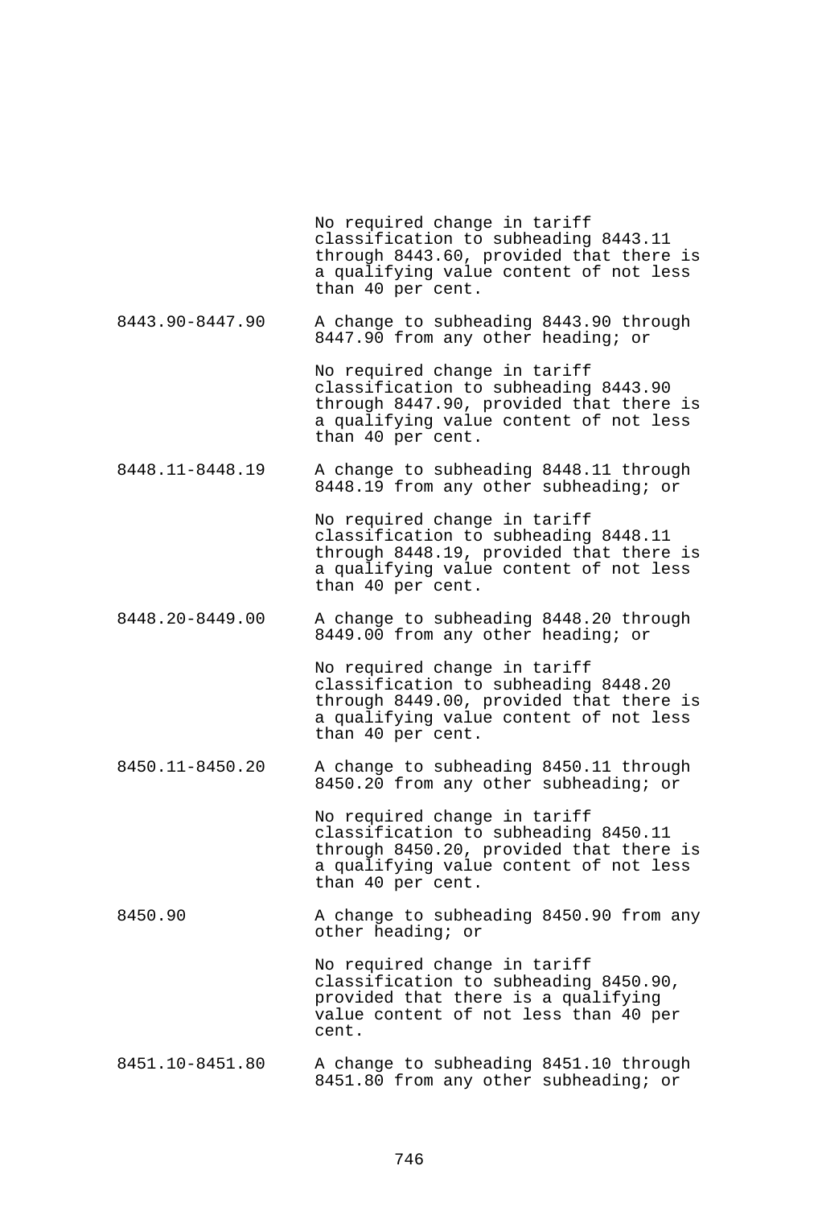| | |
|---|---|
| | No required change in tariff classification to subheading 8443.11 through 8443.60, provided that there is a qualifying value content of not less than 40 per cent. |
| 8443.90-8447.90 | A change to subheading 8443.90 through 8447.90 from any other heading; or |
| | No required change in tariff classification to subheading 8443.90 through 8447.90, provided that there is a qualifying value content of not less than 40 per cent. |
| 8448.11-8448.19 | A change to subheading 8448.11 through 8448.19 from any other subheading; or |
| | No required change in tariff classification to subheading 8448.11 through 8448.19, provided that there is a qualifying value content of not less than 40 per cent. |
| 8448.20-8449.00 | A change to subheading 8448.20 through 8449.00 from any other heading; or |
| | No required change in tariff classification to subheading 8448.20 through 8449.00, provided that there is a qualifying value content of not less than 40 per cent. |
| 8450.11-8450.20 | A change to subheading 8450.11 through 8450.20 from any other subheading; or |
| | No required change in tariff classification to subheading 8450.11 through 8450.20, provided that there is a qualifying value content of not less than 40 per cent. |
| 8450.90 | A change to subheading 8450.90 from any other heading; or |
| | No required change in tariff classification to subheading 8450.90, provided that there is a qualifying value content of not less than 40 per cent. |
| 8451.10-8451.80 | A change to subheading 8451.10 through 8451.80 from any other subheading; or |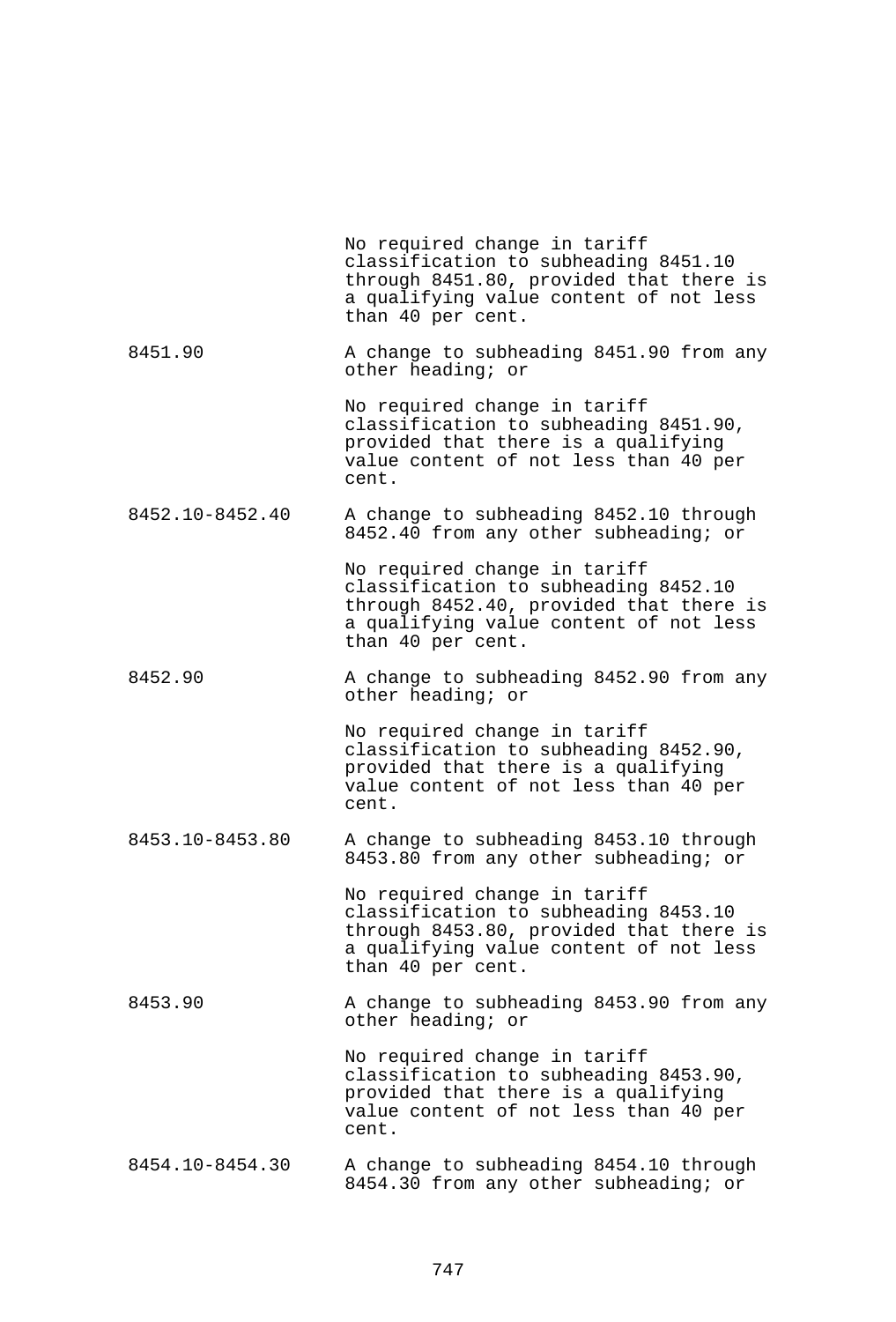| | |
|---|---|
| | No required change in tariff classification to subheading 8451.10 through 8451.80, provided that there is a qualifying value content of not less than 40 per cent. |
| 8451.90 | A change to subheading 8451.90 from any other heading; or |
| | No required change in tariff classification to subheading 8451.90, provided that there is a qualifying value content of not less than 40 per cent. |
| 8452.10-8452.40 | A change to subheading 8452.10 through 8452.40 from any other subheading; or |
| | No required change in tariff classification to subheading 8452.10 through 8452.40, provided that there is a qualifying value content of not less than 40 per cent. |
| 8452.90 | A change to subheading 8452.90 from any other heading; or |
| | No required change in tariff classification to subheading 8452.90, provided that there is a qualifying value content of not less than 40 per cent. |
| 8453.10-8453.80 | A change to subheading 8453.10 through 8453.80 from any other subheading; or |
| | No required change in tariff classification to subheading 8453.10 through 8453.80, provided that there is a qualifying value content of not less than 40 per cent. |
| 8453.90 | A change to subheading 8453.90 from any other heading; or |
| | No required change in tariff classification to subheading 8453.90, provided that there is a qualifying value content of not less than 40 per cent. |
| 8454.10-8454.30 | A change to subheading 8454.10 through 8454.30 from any other subheading; or |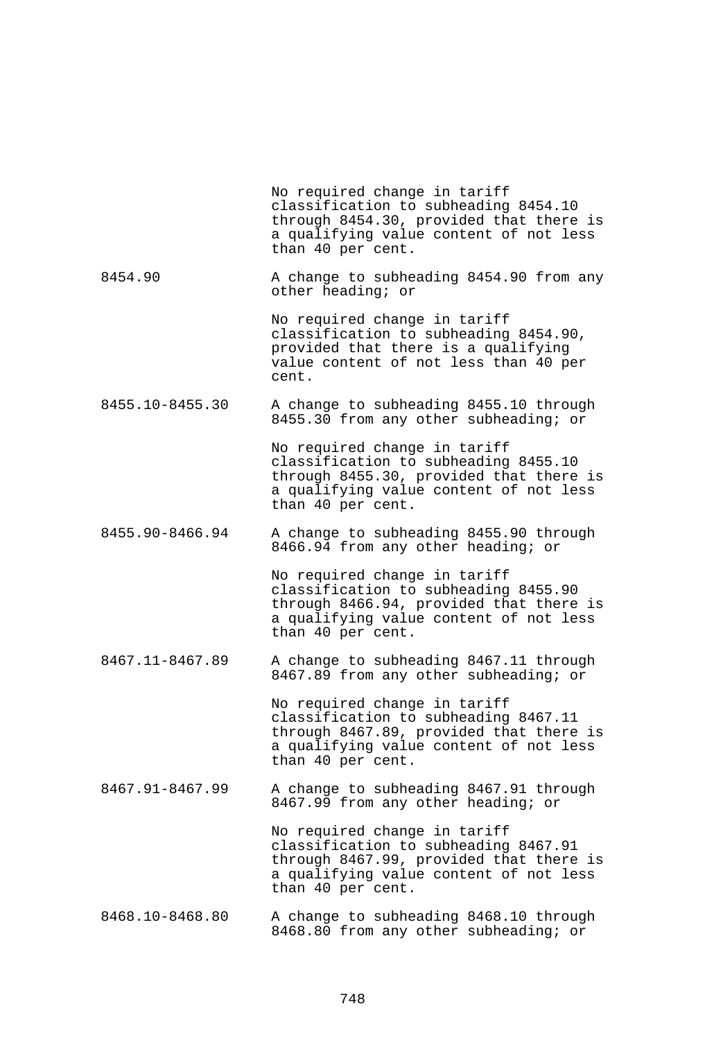| | |
|---|---|
| | No required change in tariff classification to subheading 8454.10 through 8454.30, provided that there is a qualifying value content of not less than 40 per cent. |
| 8454.90 | A change to subheading 8454.90 from any other heading; or |
| | No required change in tariff classification to subheading 8454.90, provided that there is a qualifying value content of not less than 40 per cent. |
| 8455.10-8455.30 | A change to subheading 8455.10 through 8455.30 from any other subheading; or |
| | No required change in tariff classification to subheading 8455.10 through 8455.30, provided that there is a qualifying value content of not less than 40 per cent. |
| 8455.90-8466.94 | A change to subheading 8455.90 through 8466.94 from any other heading; or |
| | No required change in tariff classification to subheading 8455.90 through 8466.94, provided that there is a qualifying value content of not less than 40 per cent. |
| 8467.11-8467.89 | A change to subheading 8467.11 through 8467.89 from any other subheading; or |
| | No required change in tariff classification to subheading 8467.11 through 8467.89, provided that there is a qualifying value content of not less than 40 per cent. |
| 8467.91-8467.99 | A change to subheading 8467.91 through 8467.99 from any other heading; or |
| | No required change in tariff classification to subheading 8467.91 through 8467.99, provided that there is a qualifying value content of not less than 40 per cent. |
| 8468.10-8468.80 | A change to subheading 8468.10 through 8468.80 from any other subheading; or |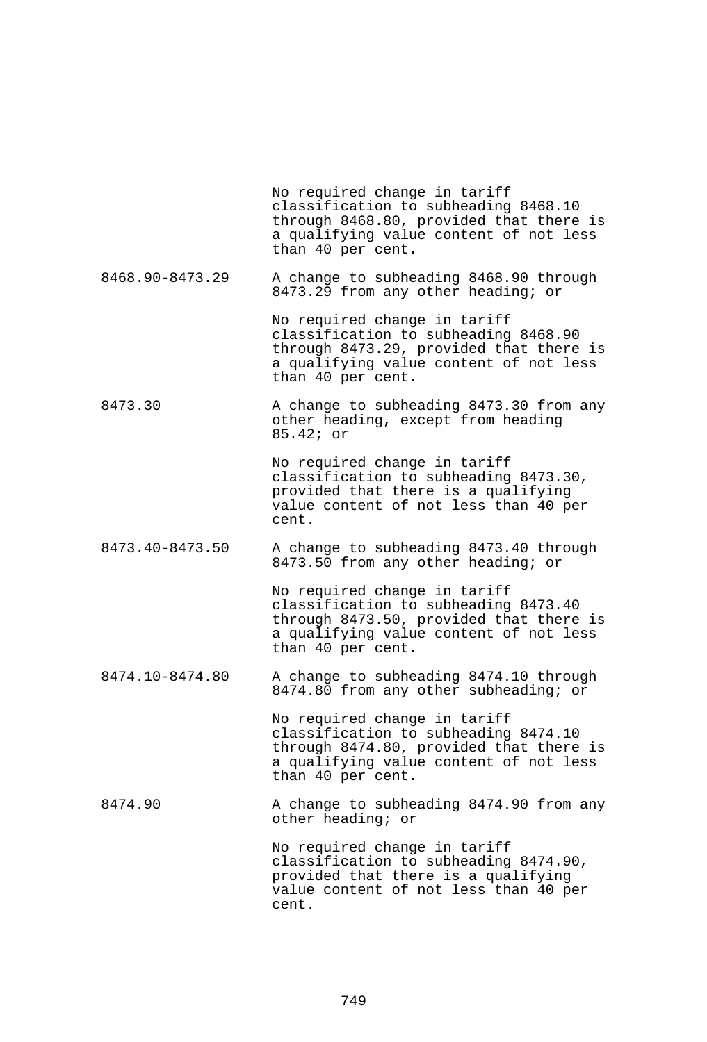| | |
|---|---|
| | No required change in tariff classification to subheading 8468.10 through 8468.80, provided that there is a qualifying value content of not less than 40 per cent. |
| 8468.90-8473.29 | A change to subheading 8468.90 through 8473.29 from any other heading; or |
| | No required change in tariff classification to subheading 8468.90 through 8473.29, provided that there is a qualifying value content of not less than 40 per cent. |
| 8473.30 | A change to subheading 8473.30 from any other heading, except from heading 85.42; or |
| | No required change in tariff classification to subheading 8473.30, provided that there is a qualifying value content of not less than 40 per cent. |
| 8473.40-8473.50 | A change to subheading 8473.40 through 8473.50 from any other heading; or |
| | No required change in tariff classification to subheading 8473.40 through 8473.50, provided that there is a qualifying value content of not less than 40 per cent. |
| 8474.10-8474.80 | A change to subheading 8474.10 through 8474.80 from any other subheading; or |
| | No required change in tariff classification to subheading 8474.10 through 8474.80, provided that there is a qualifying value content of not less than 40 per cent. |
| 8474.90 | A change to subheading 8474.90 from any other heading; or |
| | No required change in tariff classification to subheading 8474.90, provided that there is a qualifying value content of not less than 40 per cent. |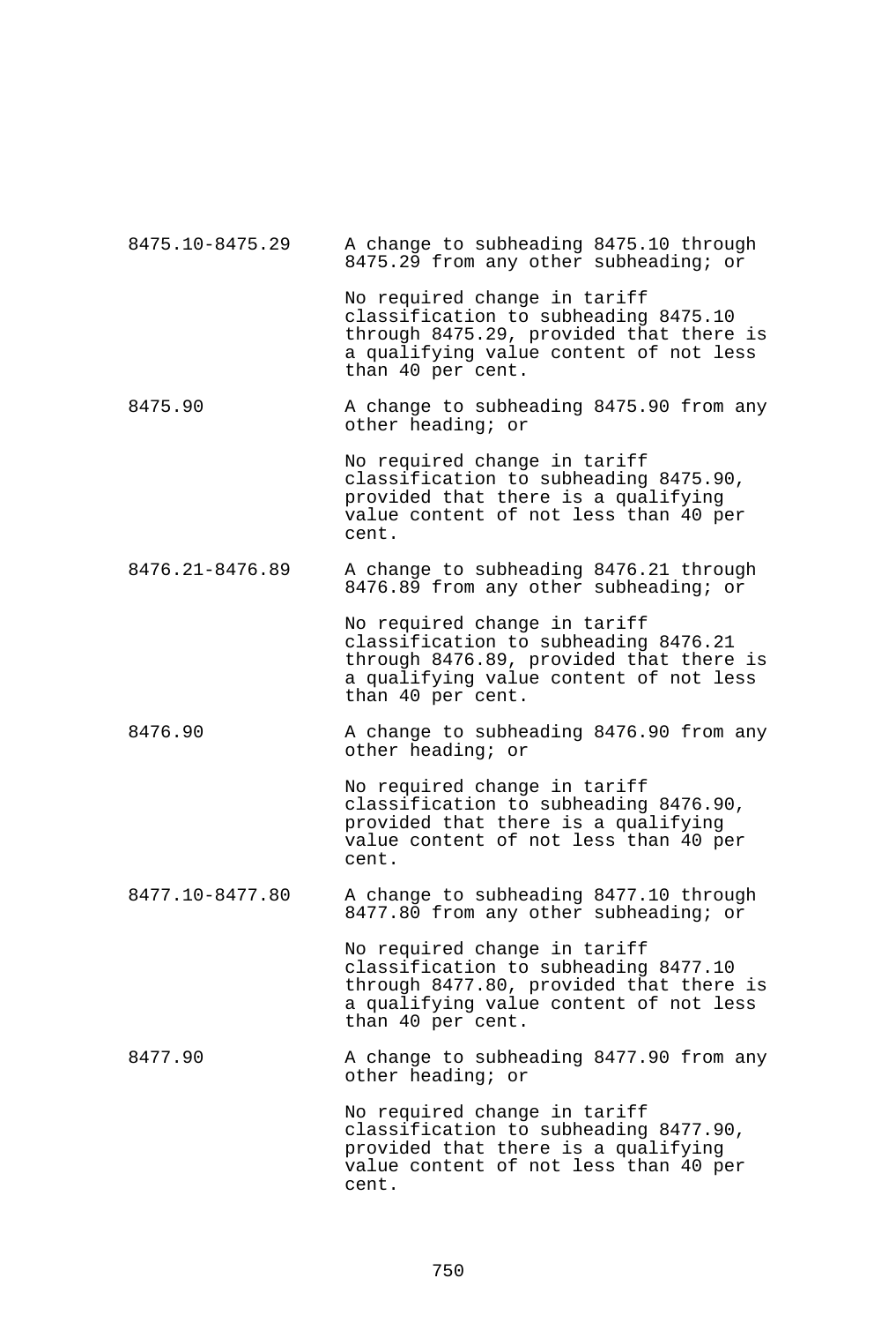| | |
|---|---|
| 8475.10-8475.29 | A change to subheading 8475.10 through 8475.29 from any other subheading; or |
| | No required change in tariff classification to subheading 8475.10 through 8475.29, provided that there is a qualifying value content of not less than 40 per cent. |
| 8475.90 | A change to subheading 8475.90 from any other heading; or |
| | No required change in tariff classification to subheading 8475.90, provided that there is a qualifying value content of not less than 40 per cent. |
| 8476.21-8476.89 | A change to subheading 8476.21 through 8476.89 from any other subheading; or |
| | No required change in tariff classification to subheading 8476.21 through 8476.89, provided that there is a qualifying value content of not less than 40 per cent. |
| 8476.90 | A change to subheading 8476.90 from any other heading; or |
| | No required change in tariff classification to subheading 8476.90, provided that there is a qualifying value content of not less than 40 per cent. |
| 8477.10-8477.80 | A change to subheading 8477.10 through 8477.80 from any other subheading; or |
| | No required change in tariff classification to subheading 8477.10 through 8477.80, provided that there is a qualifying value content of not less than 40 per cent. |
| 8477.90 | A change to subheading 8477.90 from any other heading; or |
| | No required change in tariff classification to subheading 8477.90, provided that there is a qualifying value content of not less than 40 per cent. |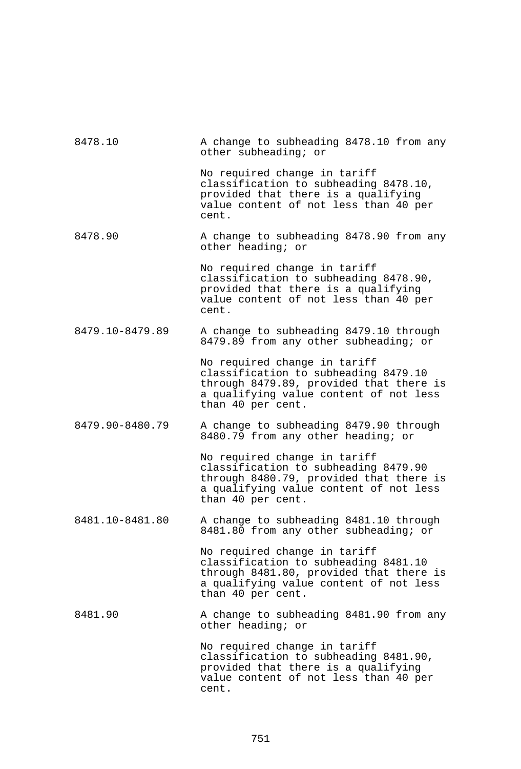| | |
|---|---|
| 8478.10 | A change to subheading 8478.10 from any other subheading; or |
| | No required change in tariff classification to subheading 8478.10, provided that there is a qualifying value content of not less than 40 per cent. |
| 8478.90 | A change to subheading 8478.90 from any other heading; or |
| | No required change in tariff classification to subheading 8478.90, provided that there is a qualifying value content of not less than 40 per cent. |
| 8479.10-8479.89 | A change to subheading 8479.10 through 8479.89 from any other subheading; or |
| | No required change in tariff classification to subheading 8479.10 through 8479.89, provided that there is a qualifying value content of not less than 40 per cent. |
| 8479.90-8480.79 | A change to subheading 8479.90 through 8480.79 from any other heading; or |
| | No required change in tariff classification to subheading 8479.90 through 8480.79, provided that there is a qualifying value content of not less than 40 per cent. |
| 8481.10-8481.80 | A change to subheading 8481.10 through 8481.80 from any other subheading; or |
| | No required change in tariff classification to subheading 8481.10 through 8481.80, provided that there is a qualifying value content of not less than 40 per cent. |
| 8481.90 | A change to subheading 8481.90 from any other heading; or |
| | No required change in tariff classification to subheading 8481.90, provided that there is a qualifying value content of not less than 40 per cent. |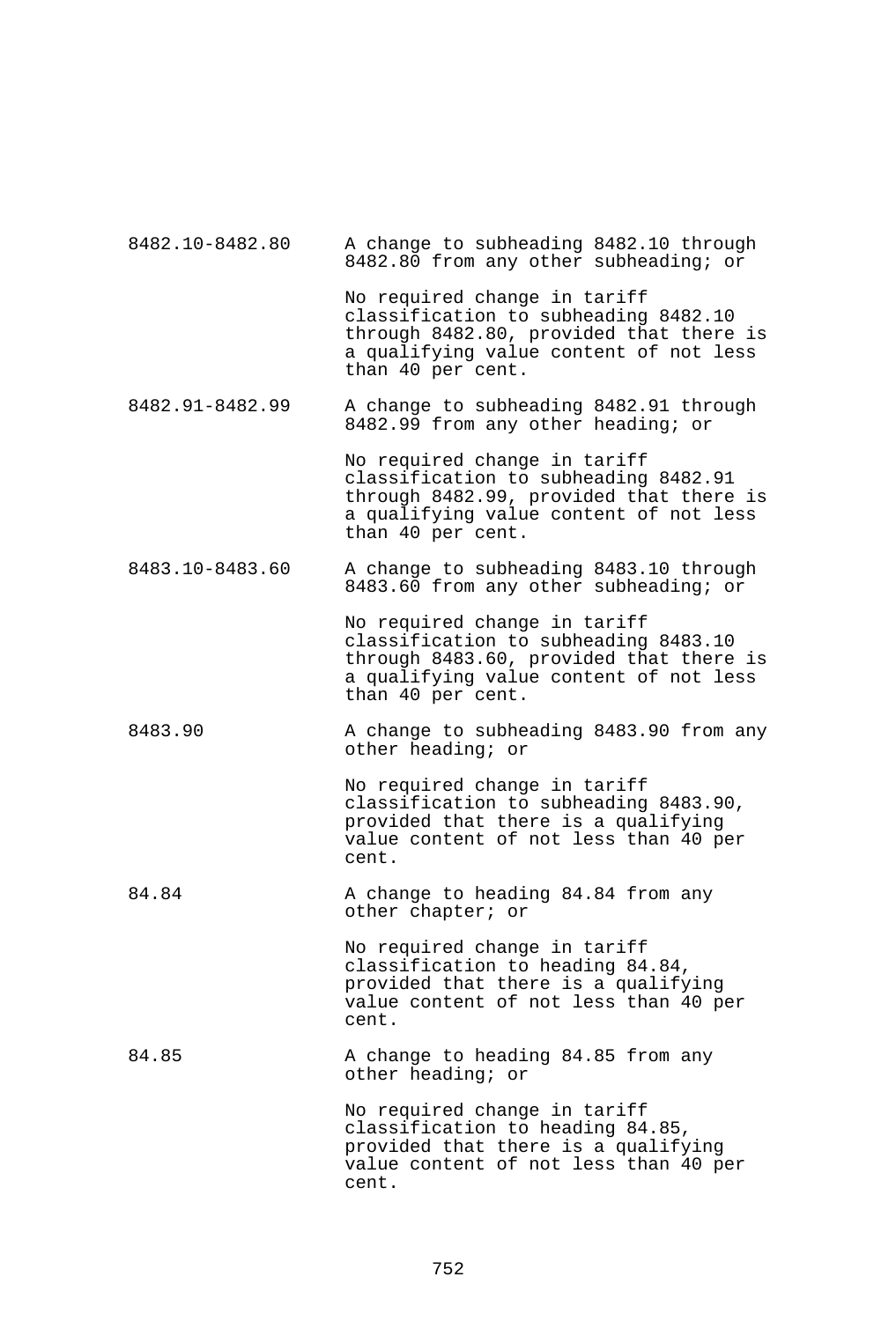| | |
|---|---|
| 8482.10-8482.80 | A change to subheading 8482.10 through 8482.80 from any other subheading; or<br><br>No required change in tariff classification to subheading 8482.10 through 8482.80, provided that there is a qualifying value content of not less than 40 per cent. |
| 8482.91-8482.99 | A change to subheading 8482.91 through 8482.99 from any other heading; or<br><br>No required change in tariff classification to subheading 8482.91 through 8482.99, provided that there is a qualifying value content of not less than 40 per cent. |
| 8483.10-8483.60 | A change to subheading 8483.10 through 8483.60 from any other subheading; or<br><br>No required change in tariff classification to subheading 8483.10 through 8483.60, provided that there is a qualifying value content of not less than 40 per cent. |
| 8483.90 | A change to subheading 8483.90 from any other heading; or<br><br>No required change in tariff classification to subheading 8483.90, provided that there is a qualifying value content of not less than 40 per cent. |
| 84.84 | A change to heading 84.84 from any other chapter; or<br><br>No required change in tariff classification to heading 84.84, provided that there is a qualifying value content of not less than 40 per cent. |
| 84.85 | A change to heading 84.85 from any other heading; or<br><br>No required change in tariff classification to heading 84.85, provided that there is a qualifying value content of not less than 40 per cent. |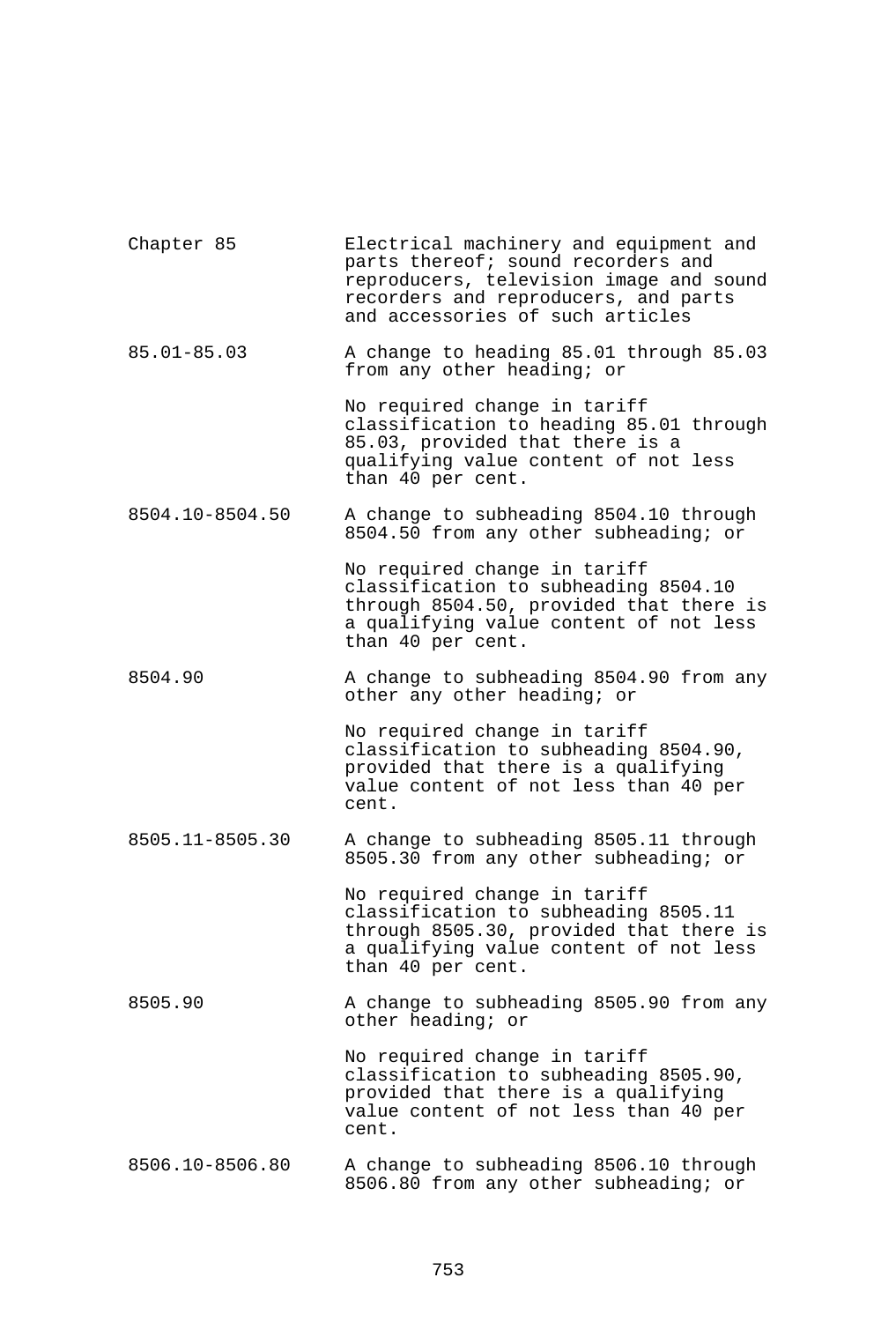| | |
|---|---|
| Chapter 85 | Electrical machinery and equipment and parts thereof; sound recorders and reproducers, television image and sound recorders and reproducers, and parts and accessories of such articles |
| 85.01-85.03 | A change to heading 85.01 through 85.03 from any other heading; or<br><br>No required change in tariff classification to heading 85.01 through 85.03, provided that there is a qualifying value content of not less than 40 per cent. |
| 8504.10-8504.50 | A change to subheading 8504.10 through 8504.50 from any other subheading; or<br><br>No required change in tariff classification to subheading 8504.10 through 8504.50, provided that there is a qualifying value content of not less than 40 per cent. |
| 8504.90 | A change to subheading 8504.90 from any other any other heading; or<br><br>No required change in tariff classification to subheading 8504.90, provided that there is a qualifying value content of not less than 40 per cent. |
| 8505.11-8505.30 | A change to subheading 8505.11 through 8505.30 from any other subheading; or<br><br>No required change in tariff classification to subheading 8505.11 through 8505.30, provided that there is a qualifying value content of not less than 40 per cent. |
| 8505.90 | A change to subheading 8505.90 from any other heading; or<br><br>No required change in tariff classification to subheading 8505.90, provided that there is a qualifying value content of not less than 40 per cent. |
| 8506.10-8506.80 | A change to subheading 8506.10 through 8506.80 from any other subheading; or |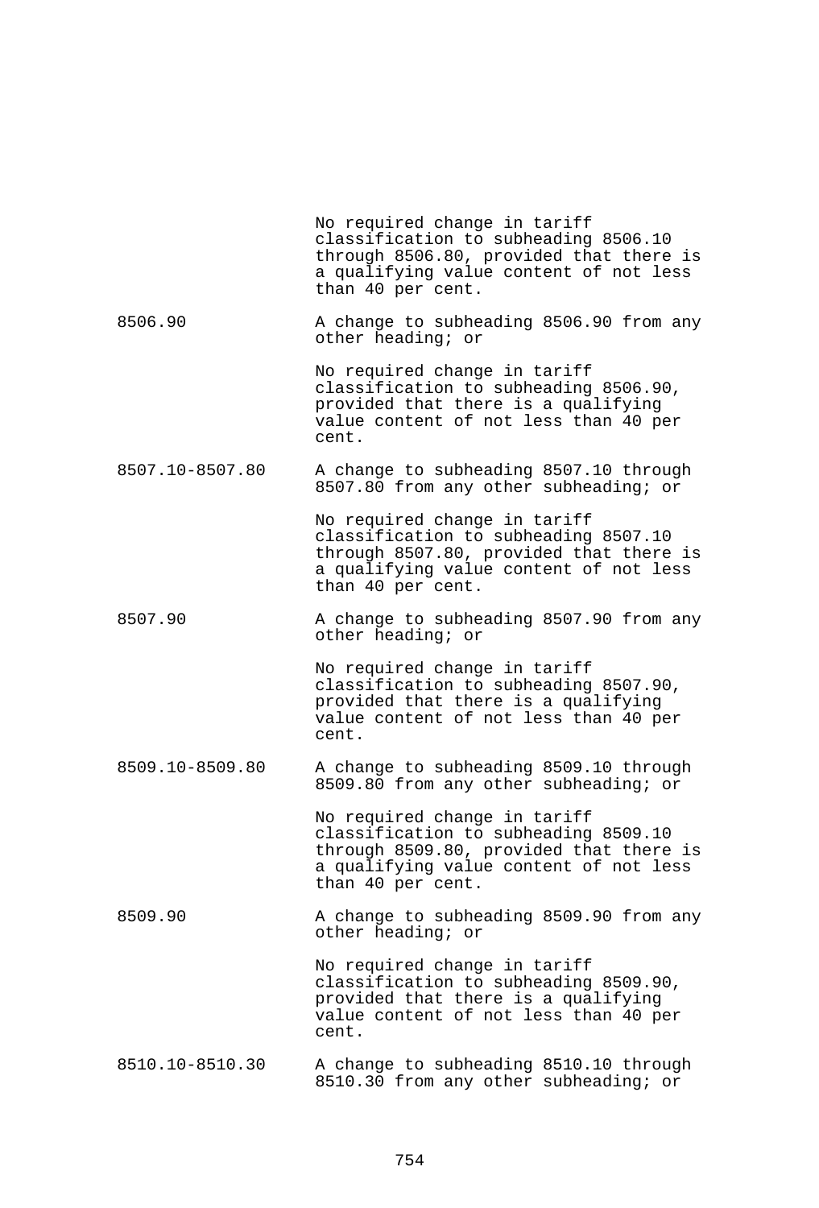| | |
|---|---|
| | No required change in tariff classification to subheading 8506.10 through 8506.80, provided that there is a qualifying value content of not less than 40 per cent. |
| 8506.90 | A change to subheading 8506.90 from any other heading; or |
| | No required change in tariff classification to subheading 8506.90, provided that there is a qualifying value content of not less than 40 per cent. |
| 8507.10-8507.80 | A change to subheading 8507.10 through 8507.80 from any other subheading; or |
| | No required change in tariff classification to subheading 8507.10 through 8507.80, provided that there is a qualifying value content of not less than 40 per cent. |
| 8507.90 | A change to subheading 8507.90 from any other heading; or |
| | No required change in tariff classification to subheading 8507.90, provided that there is a qualifying value content of not less than 40 per cent. |
| 8509.10-8509.80 | A change to subheading 8509.10 through 8509.80 from any other subheading; or |
| | No required change in tariff classification to subheading 8509.10 through 8509.80, provided that there is a qualifying value content of not less than 40 per cent. |
| 8509.90 | A change to subheading 8509.90 from any other heading; or |
| | No required change in tariff classification to subheading 8509.90, provided that there is a qualifying value content of not less than 40 per cent. |
| 8510.10-8510.30 | A change to subheading 8510.10 through 8510.30 from any other subheading; or |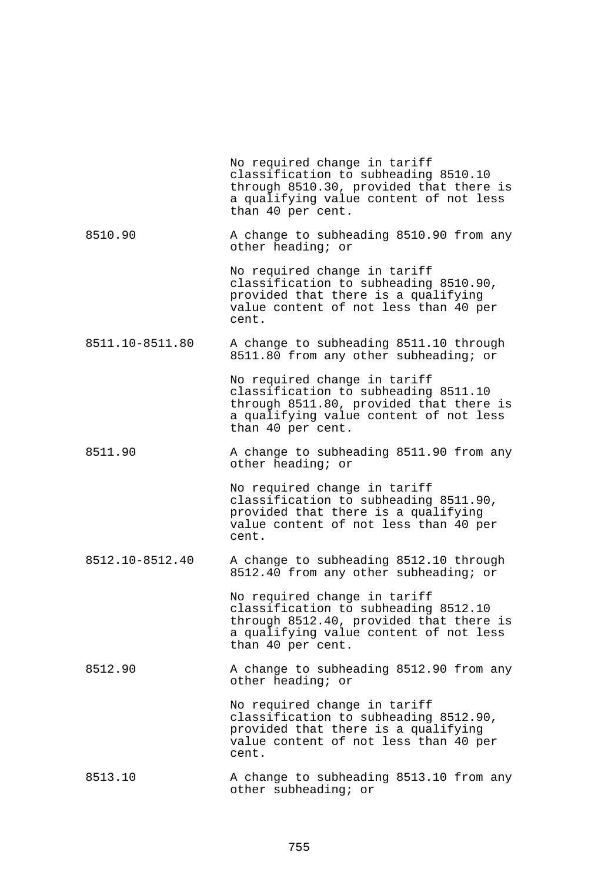| | |
|---|---|
| | No required change in tariff classification to subheading 8510.10 through 8510.30, provided that there is a qualifying value content of not less than 40 per cent. |
| 8510.90 | A change to subheading 8510.90 from any other heading; or |
| | No required change in tariff classification to subheading 8510.90, provided that there is a qualifying value content of not less than 40 per cent. |
| 8511.10-8511.80 | A change to subheading 8511.10 through 8511.80 from any other subheading; or |
| | No required change in tariff classification to subheading 8511.10 through 8511.80, provided that there is a qualifying value content of not less than 40 per cent. |
| 8511.90 | A change to subheading 8511.90 from any other heading; or |
| | No required change in tariff classification to subheading 8511.90, provided that there is a qualifying value content of not less than 40 per cent. |
| 8512.10-8512.40 | A change to subheading 8512.10 through 8512.40 from any other subheading; or |
| | No required change in tariff classification to subheading 8512.10 through 8512.40, provided that there is a qualifying value content of not less than 40 per cent. |
| 8512.90 | A change to subheading 8512.90 from any other heading; or |
| | No required change in tariff classification to subheading 8512.90, provided that there is a qualifying value content of not less than 40 per cent. |
| 8513.10 | A change to subheading 8513.10 from any other subheading; or |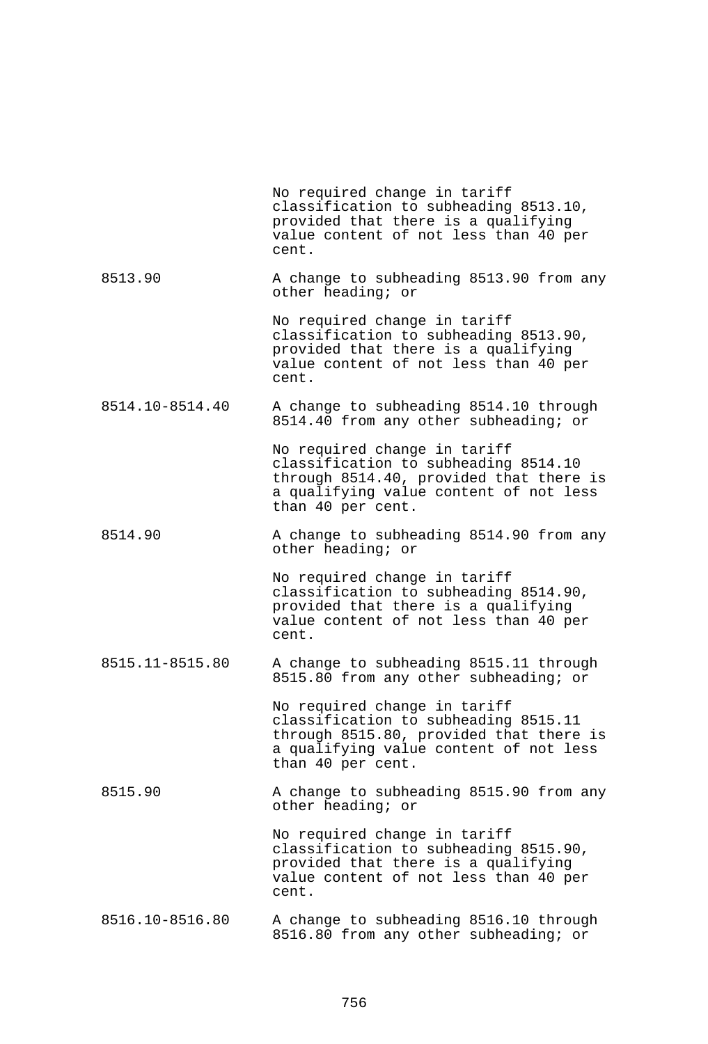| | |
|---|---|
| | No required change in tariff classification to subheading 8513.10, provided that there is a qualifying value content of not less than 40 per cent. |
| 8513.90 | A change to subheading 8513.90 from any other heading; or |
| | No required change in tariff classification to subheading 8513.90, provided that there is a qualifying value content of not less than 40 per cent. |
| 8514.10-8514.40 | A change to subheading 8514.10 through 8514.40 from any other subheading; or |
| | No required change in tariff classification to subheading 8514.10 through 8514.40, provided that there is a qualifying value content of not less than 40 per cent. |
| 8514.90 | A change to subheading 8514.90 from any other heading; or |
| | No required change in tariff classification to subheading 8514.90, provided that there is a qualifying value content of not less than 40 per cent. |
| 8515.11-8515.80 | A change to subheading 8515.11 through 8515.80 from any other subheading; or |
| | No required change in tariff classification to subheading 8515.11 through 8515.80, provided that there is a qualifying value content of not less than 40 per cent. |
| 8515.90 | A change to subheading 8515.90 from any other heading; or |
| | No required change in tariff classification to subheading 8515.90, provided that there is a qualifying value content of not less than 40 per cent. |
| 8516.10-8516.80 | A change to subheading 8516.10 through 8516.80 from any other subheading; or |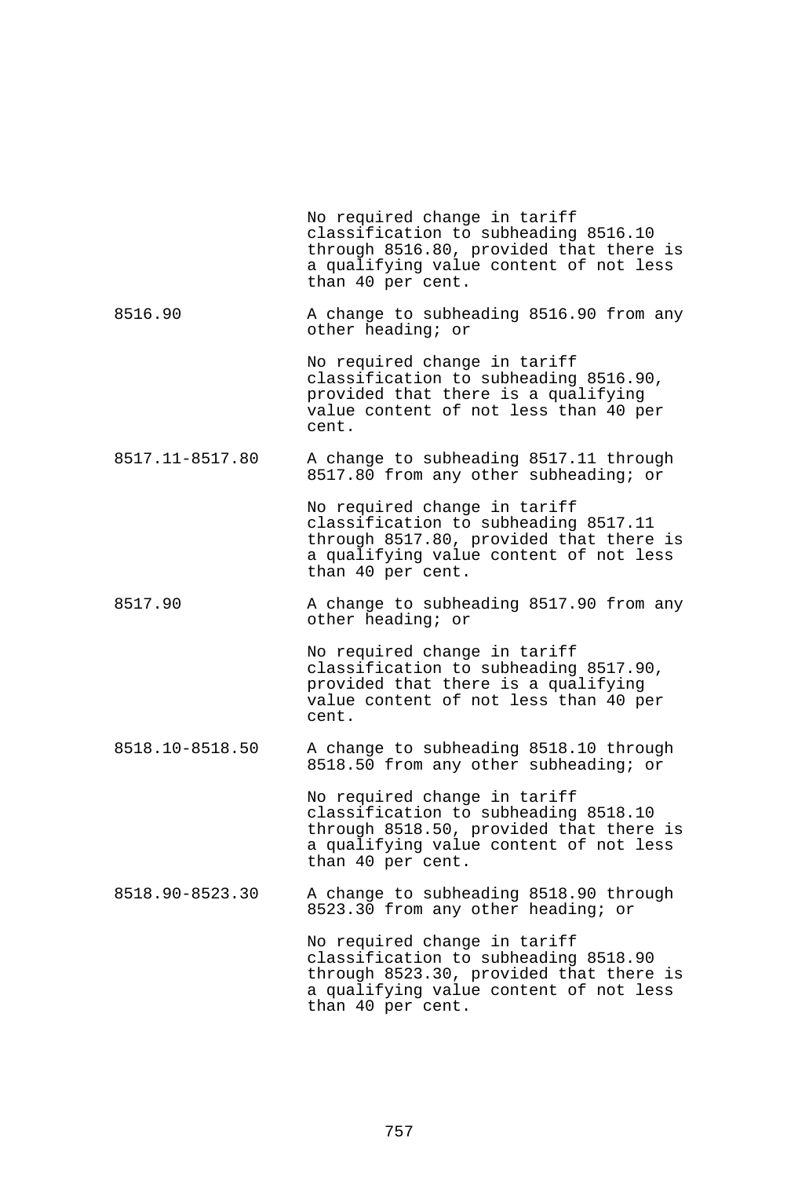| | |
|---|---|
| | No required change in tariff classification to subheading 8516.10 through 8516.80, provided that there is a qualifying value content of not less than 40 per cent. |
| 8516.90 | A change to subheading 8516.90 from any other heading; or |
| | No required change in tariff classification to subheading 8516.90, provided that there is a qualifying value content of not less than 40 per cent. |
| 8517.11-8517.80 | A change to subheading 8517.11 through 8517.80 from any other subheading; or |
| | No required change in tariff classification to subheading 8517.11 through 8517.80, provided that there is a qualifying value content of not less than 40 per cent. |
| 8517.90 | A change to subheading 8517.90 from any other heading; or |
| | No required change in tariff classification to subheading 8517.90, provided that there is a qualifying value content of not less than 40 per cent. |
| 8518.10-8518.50 | A change to subheading 8518.10 through 8518.50 from any other subheading; or |
| | No required change in tariff classification to subheading 8518.10 through 8518.50, provided that there is a qualifying value content of not less than 40 per cent. |
| 8518.90-8523.30 | A change to subheading 8518.90 through 8523.30 from any other heading; or |
| | No required change in tariff classification to subheading 8518.90 through 8523.30, provided that there is a qualifying value content of not less than 40 per cent. |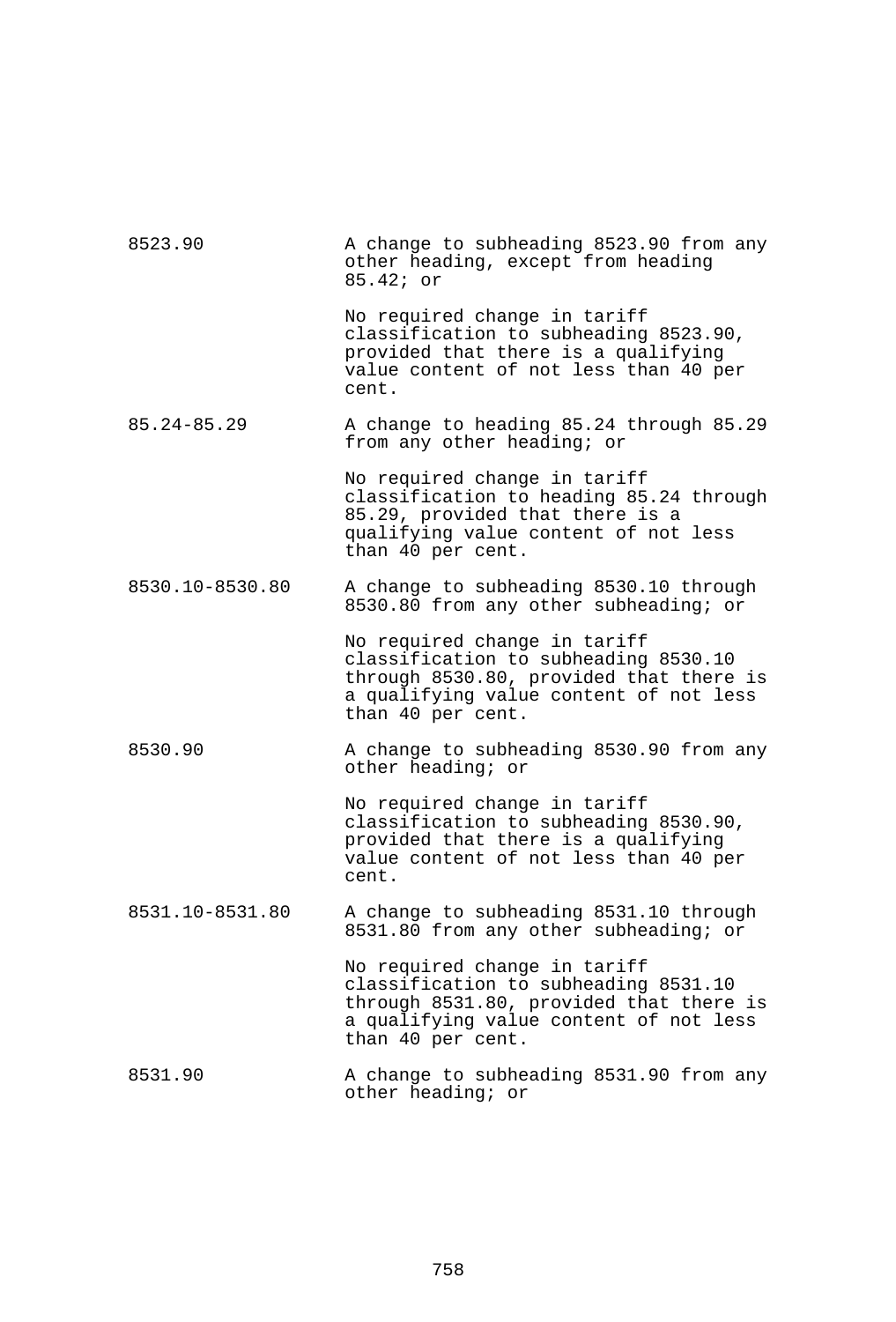| | |
|---|---|
| 8523.90 | A change to subheading 8523.90 from any other heading, except from heading 85.42; or |
| | No required change in tariff classification to subheading 8523.90, provided that there is a qualifying value content of not less than 40 per cent. |
| 85.24-85.29 | A change to heading 85.24 through 85.29 from any other heading; or |
| | No required change in tariff classification to heading 85.24 through 85.29, provided that there is a qualifying value content of not less than 40 per cent. |
| 8530.10-8530.80 | A change to subheading 8530.10 through 8530.80 from any other subheading; or |
| | No required change in tariff classification to subheading 8530.10 through 8530.80, provided that there is a qualifying value content of not less than 40 per cent. |
| 8530.90 | A change to subheading 8530.90 from any other heading; or |
| | No required change in tariff classification to subheading 8530.90, provided that there is a qualifying value content of not less than 40 per cent. |
| 8531.10-8531.80 | A change to subheading 8531.10 through 8531.80 from any other subheading; or |
| | No required change in tariff classification to subheading 8531.10 through 8531.80, provided that there is a qualifying value content of not less than 40 per cent. |
| 8531.90 | A change to subheading 8531.90 from any other heading; or |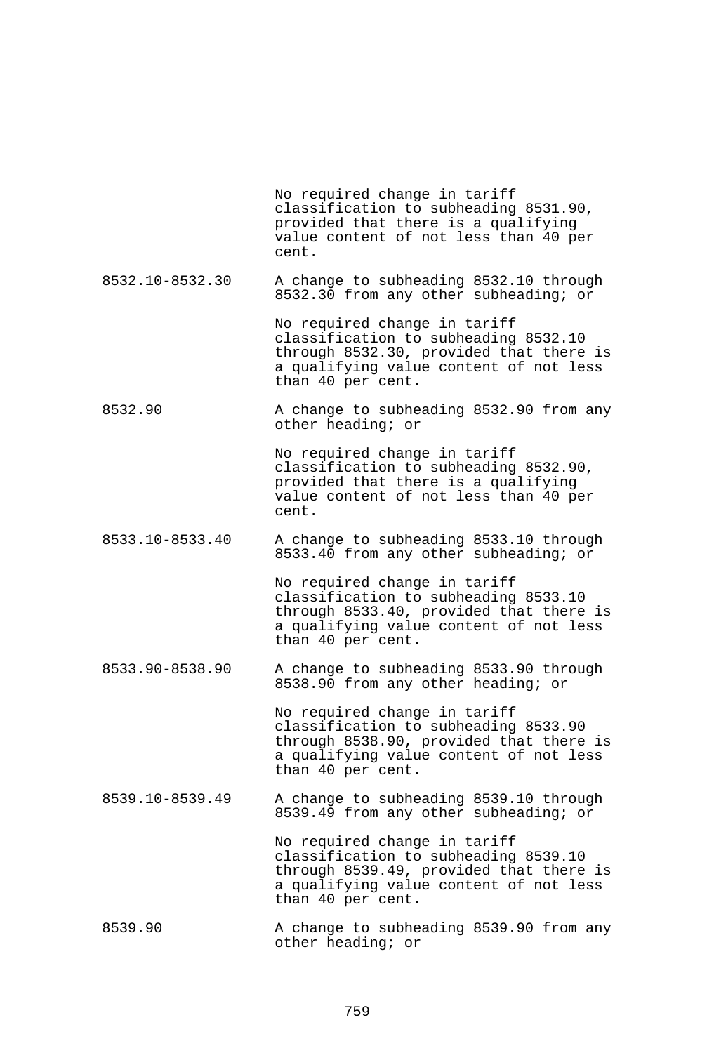| | |
|---|---|
| | No required change in tariff classification to subheading 8531.90, provided that there is a qualifying value content of not less than 40 per cent. |
| 8532.10-8532.30 | A change to subheading 8532.10 through 8532.30 from any other subheading; or |
| | No required change in tariff classification to subheading 8532.10 through 8532.30, provided that there is a qualifying value content of not less than 40 per cent. |
| 8532.90 | A change to subheading 8532.90 from any other heading; or |
| | No required change in tariff classification to subheading 8532.90, provided that there is a qualifying value content of not less than 40 per cent. |
| 8533.10-8533.40 | A change to subheading 8533.10 through 8533.40 from any other subheading; or |
| | No required change in tariff classification to subheading 8533.10 through 8533.40, provided that there is a qualifying value content of not less than 40 per cent. |
| 8533.90-8538.90 | A change to subheading 8533.90 through 8538.90 from any other heading; or |
| | No required change in tariff classification to subheading 8533.90 through 8538.90, provided that there is a qualifying value content of not less than 40 per cent. |
| 8539.10-8539.49 | A change to subheading 8539.10 through 8539.49 from any other subheading; or |
| | No required change in tariff classification to subheading 8539.10 through 8539.49, provided that there is a qualifying value content of not less than 40 per cent. |
| 8539.90 | A change to subheading 8539.90 from any other heading; or |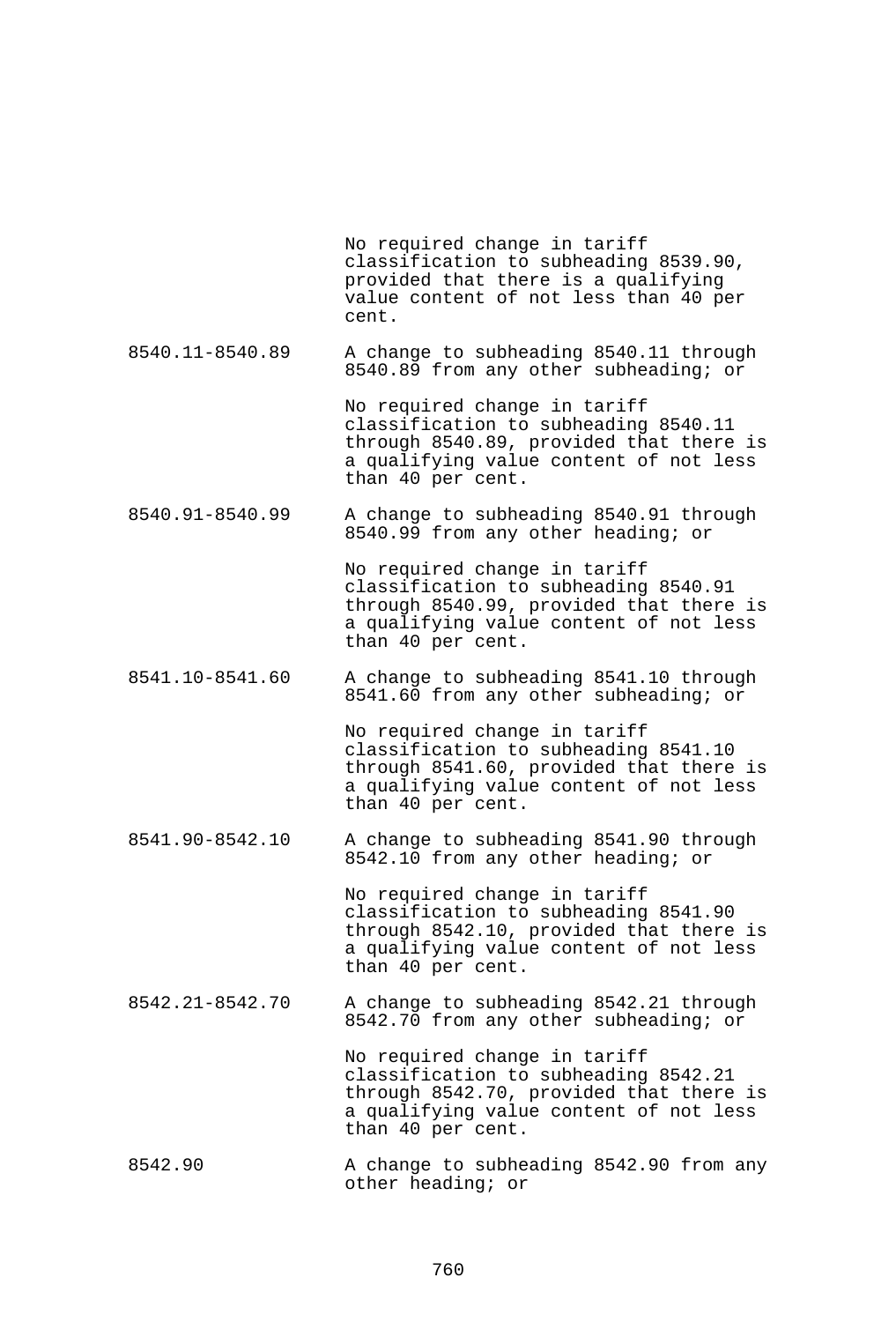| | |
|---|---|
| | No required change in tariff classification to subheading 8539.90, provided that there is a qualifying value content of not less than 40 per cent. |
| 8540.11-8540.89 | A change to subheading 8540.11 through 8540.89 from any other subheading; or |
| | No required change in tariff classification to subheading 8540.11 through 8540.89, provided that there is a qualifying value content of not less than 40 per cent. |
| 8540.91-8540.99 | A change to subheading 8540.91 through 8540.99 from any other heading; or |
| | No required change in tariff classification to subheading 8540.91 through 8540.99, provided that there is a qualifying value content of not less than 40 per cent. |
| 8541.10-8541.60 | A change to subheading 8541.10 through 8541.60 from any other subheading; or |
| | No required change in tariff classification to subheading 8541.10 through 8541.60, provided that there is a qualifying value content of not less than 40 per cent. |
| 8541.90-8542.10 | A change to subheading 8541.90 through 8542.10 from any other heading; or |
| | No required change in tariff classification to subheading 8541.90 through 8542.10, provided that there is a qualifying value content of not less than 40 per cent. |
| 8542.21-8542.70 | A change to subheading 8542.21 through 8542.70 from any other subheading; or |
| | No required change in tariff classification to subheading 8542.21 through 8542.70, provided that there is a qualifying value content of not less than 40 per cent. |
| 8542.90 | A change to subheading 8542.90 from any other heading; or |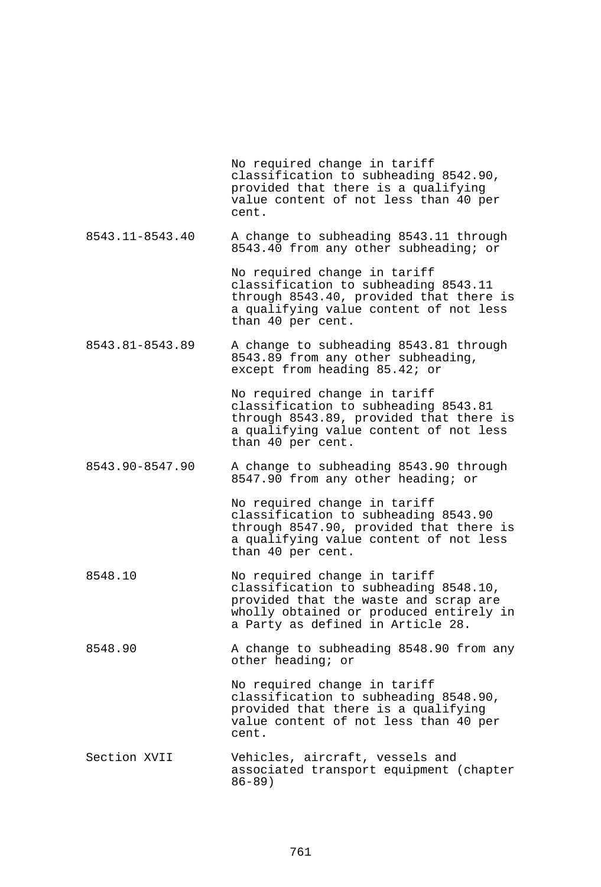| | |
|---|---|
| | No required change in tariff classification to subheading 8542.90, provided that there is a qualifying value content of not less than 40 per cent. |
| 8543.11-8543.40 | A change to subheading 8543.11 through 8543.40 from any other subheading; or |
| | No required change in tariff classification to subheading 8543.11 through 8543.40, provided that there is a qualifying value content of not less than 40 per cent. |
| 8543.81-8543.89 | A change to subheading 8543.81 through 8543.89 from any other subheading, except from heading 85.42; or |
| | No required change in tariff classification to subheading 8543.81 through 8543.89, provided that there is a qualifying value content of not less than 40 per cent. |
| 8543.90-8547.90 | A change to subheading 8543.90 through 8547.90 from any other heading; or |
| | No required change in tariff classification to subheading 8543.90 through 8547.90, provided that there is a qualifying value content of not less than 40 per cent. |
| 8548.10 | No required change in tariff classification to subheading 8548.10, provided that the waste and scrap are wholly obtained or produced entirely in a Party as defined in Article 28. |
| 8548.90 | A change to subheading 8548.90 from any other heading; or |
| | No required change in tariff classification to subheading 8548.90, provided that there is a qualifying value content of not less than 40 per cent. |
| Section XVII | Vehicles, aircraft, vessels and associated transport equipment (chapter 86-89) |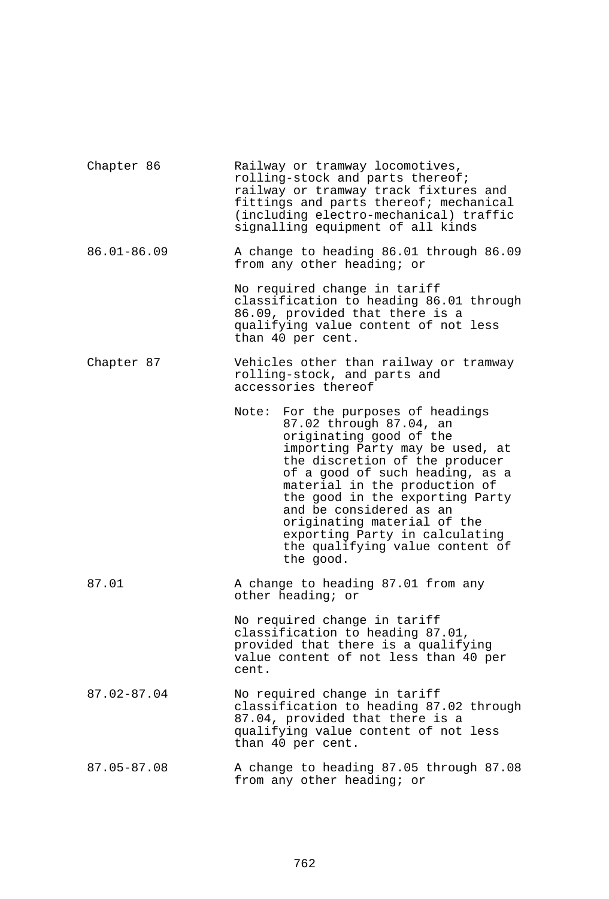| | |
|---|---|
| Chapter 86 | Railway or tramway locomotives, rolling-stock and parts thereof; railway or tramway track fixtures and fittings and parts thereof; mechanical (including electro-mechanical) traffic signalling equipment of all kinds |
| 86.01-86.09 | A change to heading 86.01 through 86.09 from any other heading; or |
| | No required change in tariff classification to heading 86.01 through 86.09, provided that there is a qualifying value content of not less than 40 per cent. |
| Chapter 87 | Vehicles other than railway or tramway rolling-stock, and parts and accessories thereof |
| | Note: For the purposes of headings 87.02 through 87.04, an originating good of the importing Party may be used, at the discretion of the producer of a good of such heading, as a material in the production of the good in the exporting Party and be considered as an originating material of the exporting Party in calculating the qualifying value content of the good. |
| 87.01 | A change to heading 87.01 from any other heading; or |
| | No required change in tariff classification to heading 87.01, provided that there is a qualifying value content of not less than 40 per cent. |
| 87.02-87.04 | No required change in tariff classification to heading 87.02 through 87.04, provided that there is a qualifying value content of not less than 40 per cent. |
| 87.05-87.08 | A change to heading 87.05 through 87.08 from any other heading; or |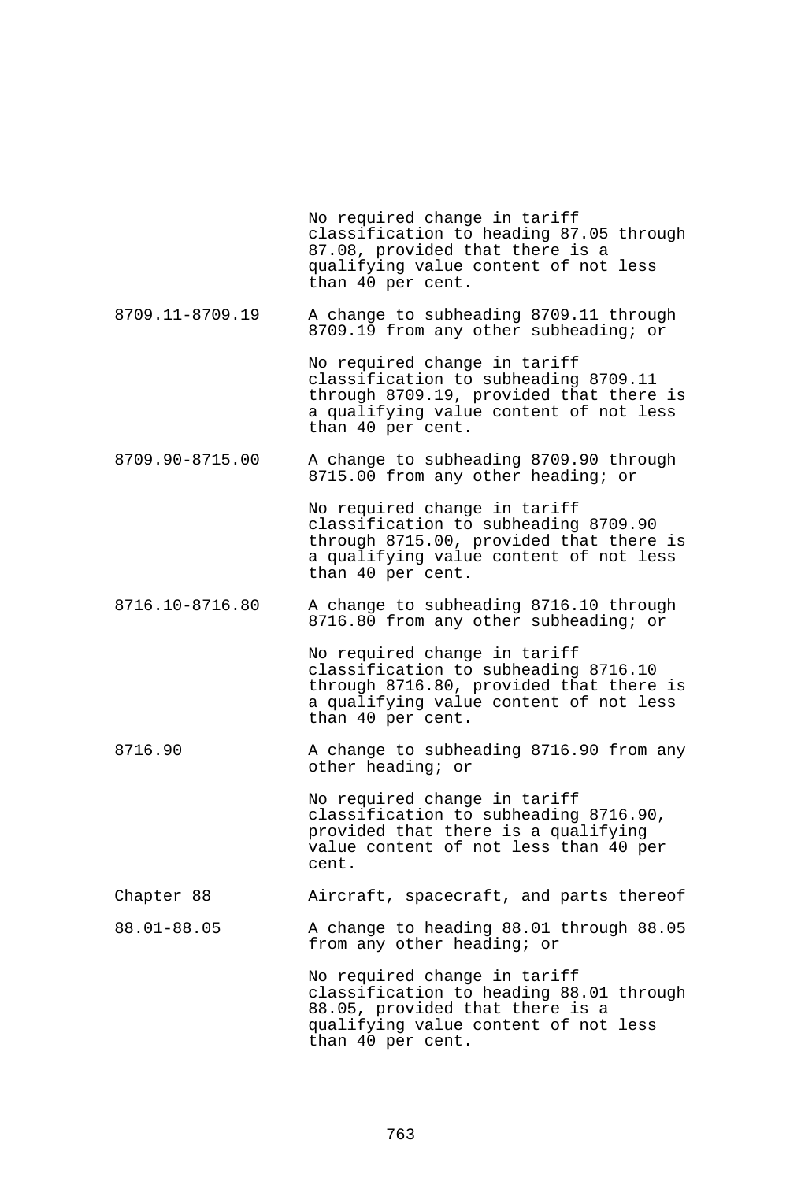| | |
|---|---|
| | No required change in tariff classification to heading 87.05 through 87.08, provided that there is a qualifying value content of not less than 40 per cent. |
| 8709.11-8709.19 | A change to subheading 8709.11 through 8709.19 from any other subheading; or |
| | No required change in tariff classification to subheading 8709.11 through 8709.19, provided that there is a qualifying value content of not less than 40 per cent. |
| 8709.90-8715.00 | A change to subheading 8709.90 through 8715.00 from any other heading; or |
| | No required change in tariff classification to subheading 8709.90 through 8715.00, provided that there is a qualifying value content of not less than 40 per cent. |
| 8716.10-8716.80 | A change to subheading 8716.10 through 8716.80 from any other subheading; or |
| | No required change in tariff classification to subheading 8716.10 through 8716.80, provided that there is a qualifying value content of not less than 40 per cent. |
| 8716.90 | A change to subheading 8716.90 from any other heading; or |
| | No required change in tariff classification to subheading 8716.90, provided that there is a qualifying value content of not less than 40 per cent. |
| Chapter 88 | Aircraft, spacecraft, and parts thereof |
| 88.01-88.05 | A change to heading 88.01 through 88.05 from any other heading; or |
| | No required change in tariff classification to heading 88.01 through 88.05, provided that there is a qualifying value content of not less than 40 per cent. |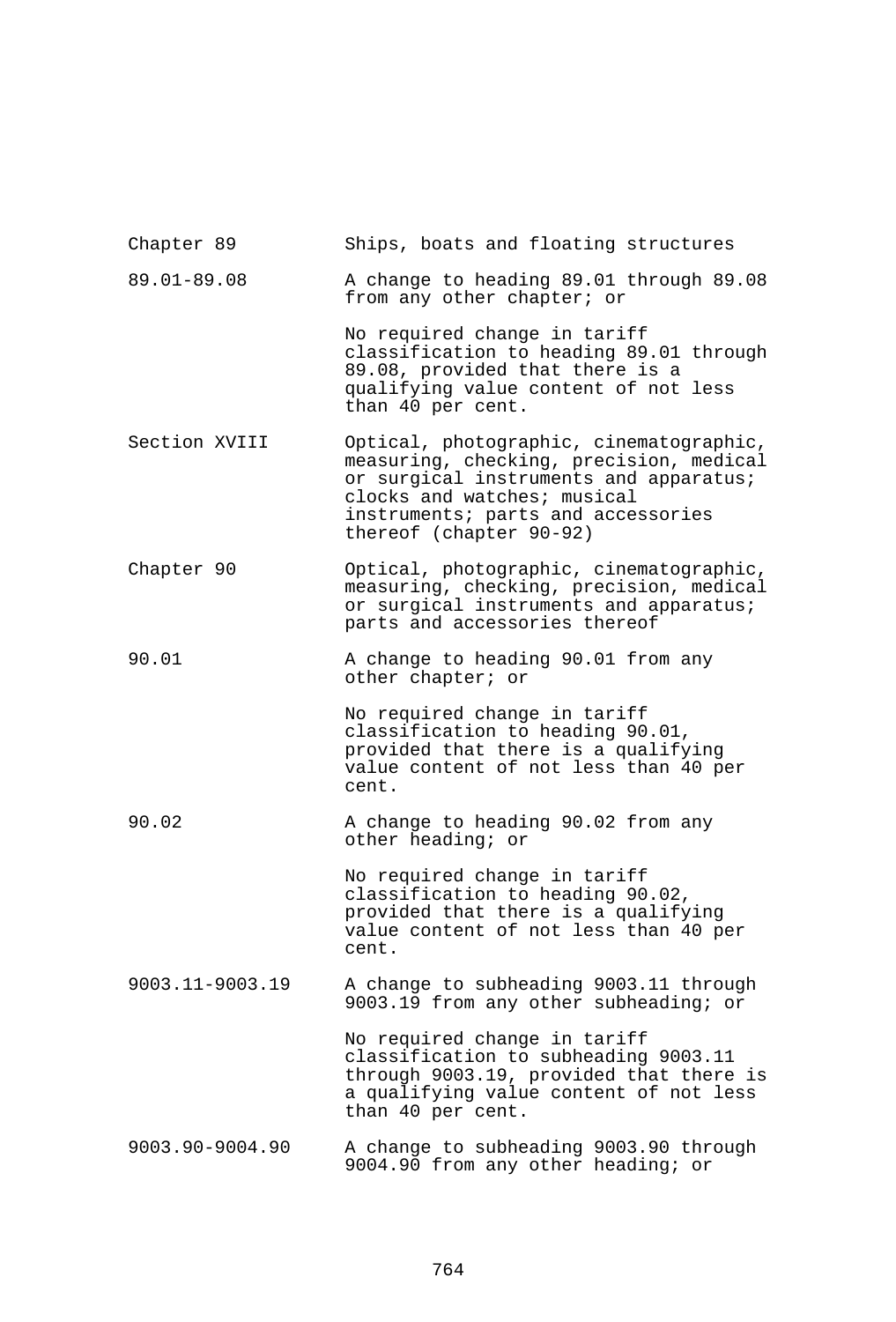| | |
|---|---|
| Chapter 89 | Ships, boats and floating structures |
| 89.01-89.08 | A change to heading 89.01 through 89.08 from any other chapter; or |
| | No required change in tariff classification to heading 89.01 through 89.08, provided that there is a qualifying value content of not less than 40 per cent. |
| Section XVIII | Optical, photographic, cinematographic, measuring, checking, precision, medical or surgical instruments and apparatus; clocks and watches; musical instruments; parts and accessories thereof (chapter 90-92) |
| Chapter 90 | Optical, photographic, cinematographic, measuring, checking, precision, medical or surgical instruments and apparatus; parts and accessories thereof |
| 90.01 | A change to heading 90.01 from any other chapter; or |
| | No required change in tariff classification to heading 90.01, provided that there is a qualifying value content of not less than 40 per cent. |
| 90.02 | A change to heading 90.02 from any other heading; or |
| | No required change in tariff classification to heading 90.02, provided that there is a qualifying value content of not less than 40 per cent. |
| 9003.11-9003.19 | A change to subheading 9003.11 through 9003.19 from any other subheading; or |
| | No required change in tariff classification to subheading 9003.11 through 9003.19, provided that there is a qualifying value content of not less than 40 per cent. |
| 9003.90-9004.90 | A change to subheading 9003.90 through 9004.90 from any other heading; or |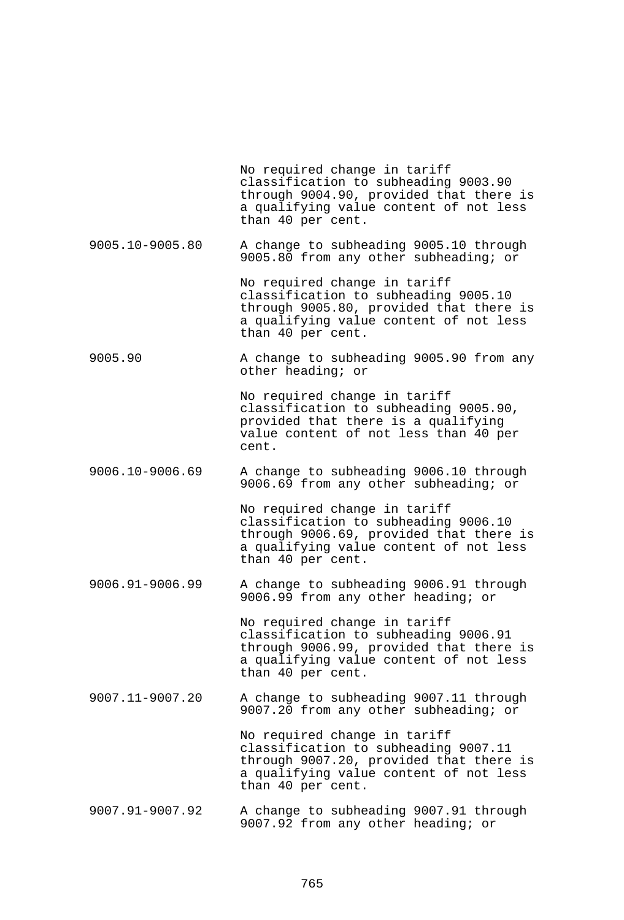| | |
|---|---|
| | No required change in tariff classification to subheading 9003.90 through 9004.90, provided that there is a qualifying value content of not less than 40 per cent. |
| 9005.10-9005.80 | A change to subheading 9005.10 through 9005.80 from any other subheading; or |
| | No required change in tariff classification to subheading 9005.10 through 9005.80, provided that there is a qualifying value content of not less than 40 per cent. |
| 9005.90 | A change to subheading 9005.90 from any other heading; or |
| | No required change in tariff classification to subheading 9005.90, provided that there is a qualifying value content of not less than 40 per cent. |
| 9006.10-9006.69 | A change to subheading 9006.10 through 9006.69 from any other subheading; or |
| | No required change in tariff classification to subheading 9006.10 through 9006.69, provided that there is a qualifying value content of not less than 40 per cent. |
| 9006.91-9006.99 | A change to subheading 9006.91 through 9006.99 from any other heading; or |
| | No required change in tariff classification to subheading 9006.91 through 9006.99, provided that there is a qualifying value content of not less than 40 per cent. |
| 9007.11-9007.20 | A change to subheading 9007.11 through 9007.20 from any other subheading; or |
| | No required change in tariff classification to subheading 9007.11 through 9007.20, provided that there is a qualifying value content of not less than 40 per cent. |
| 9007.91-9007.92 | A change to subheading 9007.91 through 9007.92 from any other heading; or |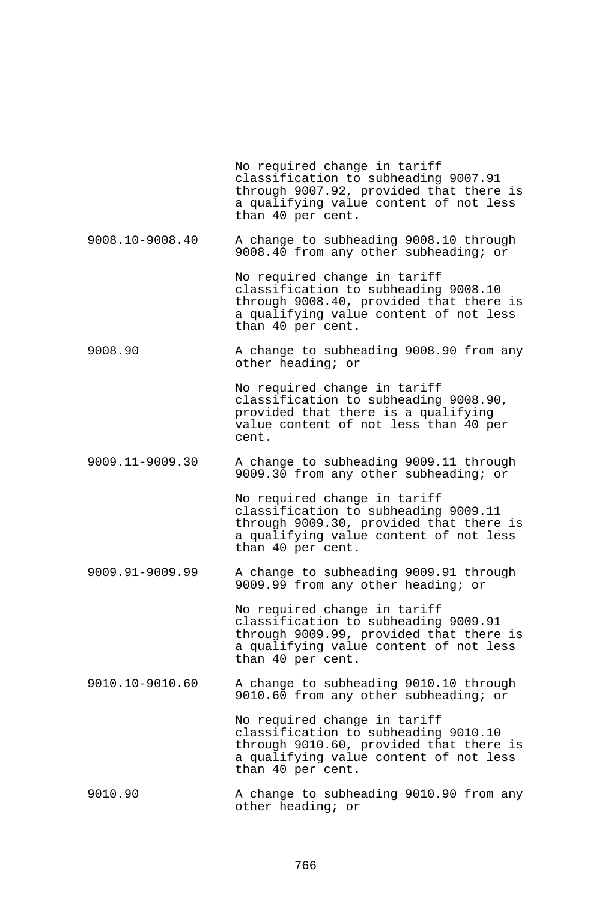| | |
|---|---|
| | No required change in tariff classification to subheading 9007.91 through 9007.92, provided that there is a qualifying value content of not less than 40 per cent. |
| 9008.10-9008.40 | A change to subheading 9008.10 through 9008.40 from any other subheading; or |
| | No required change in tariff classification to subheading 9008.10 through 9008.40, provided that there is a qualifying value content of not less than 40 per cent. |
| 9008.90 | A change to subheading 9008.90 from any other heading; or |
| | No required change in tariff classification to subheading 9008.90, provided that there is a qualifying value content of not less than 40 per cent. |
| 9009.11-9009.30 | A change to subheading 9009.11 through 9009.30 from any other subheading; or |
| | No required change in tariff classification to subheading 9009.11 through 9009.30, provided that there is a qualifying value content of not less than 40 per cent. |
| 9009.91-9009.99 | A change to subheading 9009.91 through 9009.99 from any other heading; or |
| | No required change in tariff classification to subheading 9009.91 through 9009.99, provided that there is a qualifying value content of not less than 40 per cent. |
| 9010.10-9010.60 | A change to subheading 9010.10 through 9010.60 from any other subheading; or |
| | No required change in tariff classification to subheading 9010.10 through 9010.60, provided that there is a qualifying value content of not less than 40 per cent. |
| 9010.90 | A change to subheading 9010.90 from any other heading; or |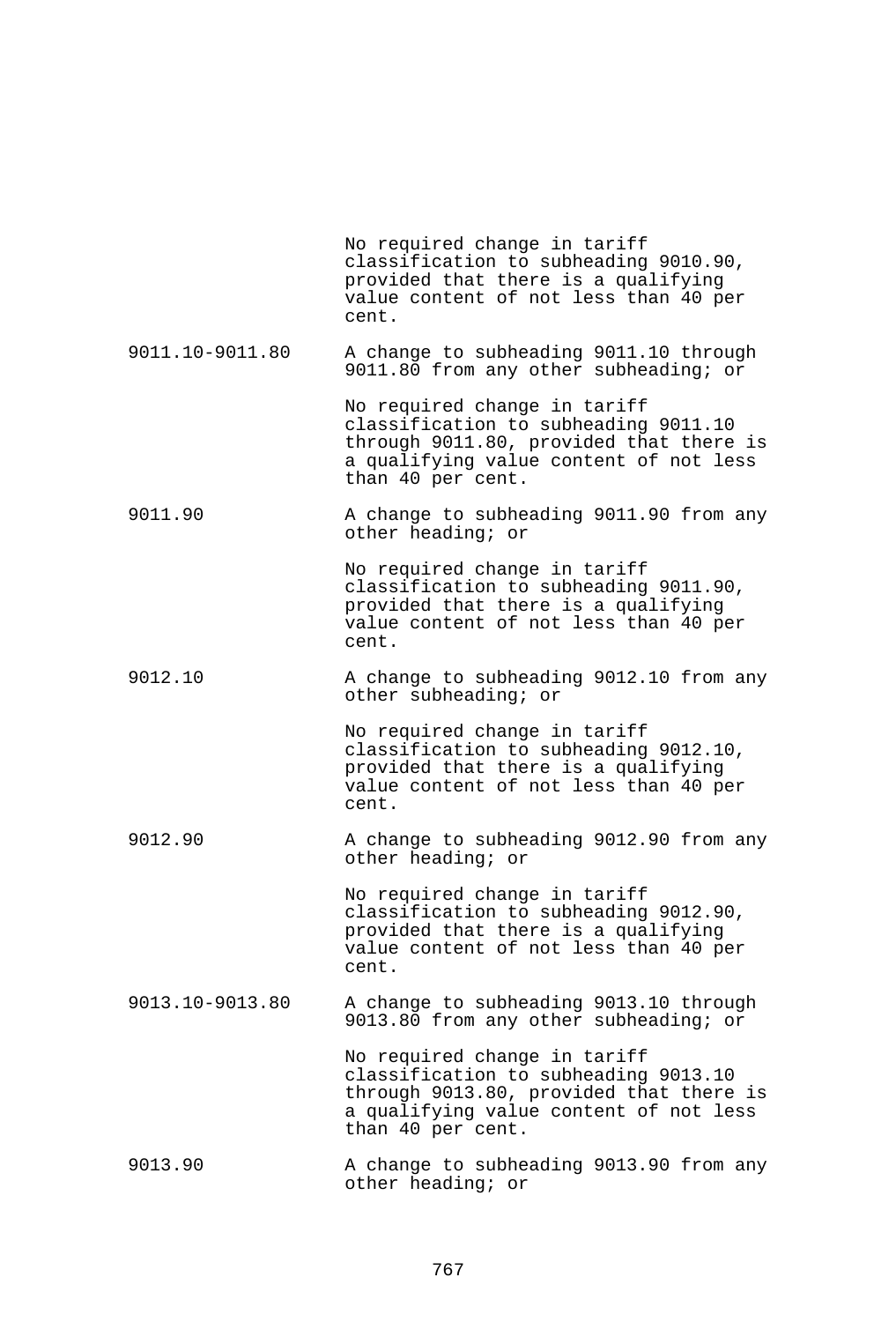| | |
|---|---|
| | No required change in tariff classification to subheading 9010.90, provided that there is a qualifying value content of not less than 40 per cent. |
| 9011.10-9011.80 | A change to subheading 9011.10 through 9011.80 from any other subheading; or |
| | No required change in tariff classification to subheading 9011.10 through 9011.80, provided that there is a qualifying value content of not less than 40 per cent. |
| 9011.90 | A change to subheading 9011.90 from any other heading; or |
| | No required change in tariff classification to subheading 9011.90, provided that there is a qualifying value content of not less than 40 per cent. |
| 9012.10 | A change to subheading 9012.10 from any other subheading; or |
| | No required change in tariff classification to subheading 9012.10, provided that there is a qualifying value content of not less than 40 per cent. |
| 9012.90 | A change to subheading 9012.90 from any other heading; or |
| | No required change in tariff classification to subheading 9012.90, provided that there is a qualifying value content of not less than 40 per cent. |
| 9013.10-9013.80 | A change to subheading 9013.10 through 9013.80 from any other subheading; or |
| | No required change in tariff classification to subheading 9013.10 through 9013.80, provided that there is a qualifying value content of not less than 40 per cent. |
| 9013.90 | A change to subheading 9013.90 from any other heading; or |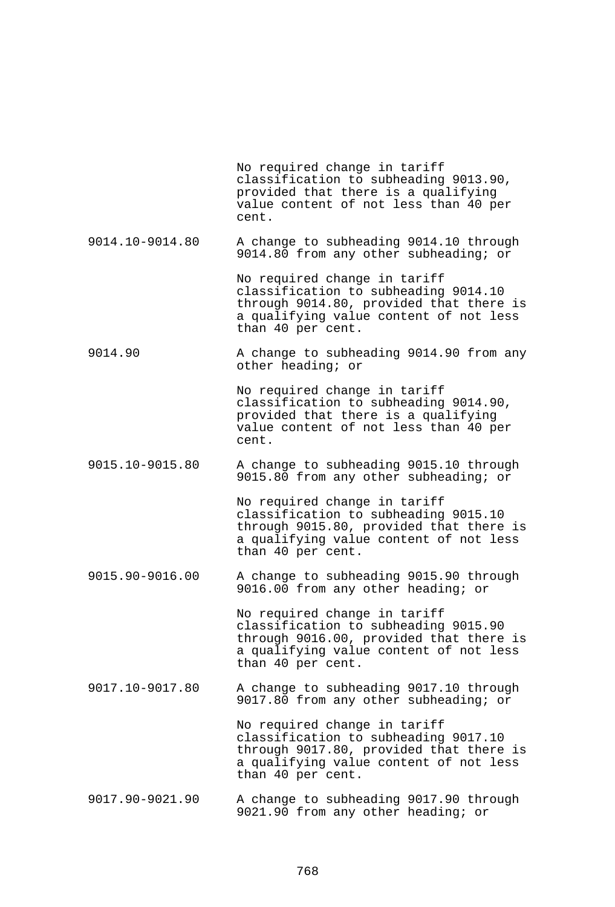| | |
|---|---|
| | No required change in tariff classification to subheading 9013.90, provided that there is a qualifying value content of not less than 40 per cent. |
| 9014.10-9014.80 | A change to subheading 9014.10 through 9014.80 from any other subheading; or |
| | No required change in tariff classification to subheading 9014.10 through 9014.80, provided that there is a qualifying value content of not less than 40 per cent. |
| 9014.90 | A change to subheading 9014.90 from any other heading; or |
| | No required change in tariff classification to subheading 9014.90, provided that there is a qualifying value content of not less than 40 per cent. |
| 9015.10-9015.80 | A change to subheading 9015.10 through 9015.80 from any other subheading; or |
| | No required change in tariff classification to subheading 9015.10 through 9015.80, provided that there is a qualifying value content of not less than 40 per cent. |
| 9015.90-9016.00 | A change to subheading 9015.90 through 9016.00 from any other heading; or |
| | No required change in tariff classification to subheading 9015.90 through 9016.00, provided that there is a qualifying value content of not less than 40 per cent. |
| 9017.10-9017.80 | A change to subheading 9017.10 through 9017.80 from any other subheading; or |
| | No required change in tariff classification to subheading 9017.10 through 9017.80, provided that there is a qualifying value content of not less than 40 per cent. |
| 9017.90-9021.90 | A change to subheading 9017.90 through 9021.90 from any other heading; or |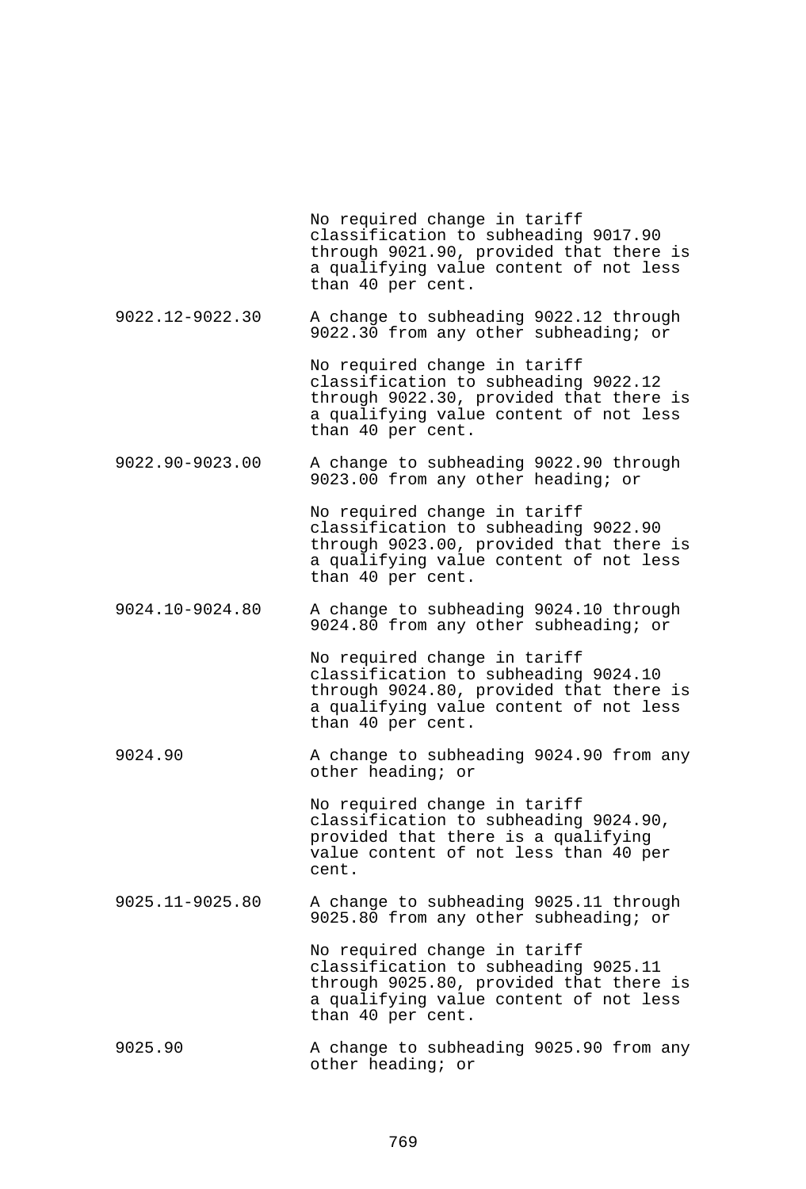| | |
|---|---|
| | No required change in tariff classification to subheading 9017.90 through 9021.90, provided that there is a qualifying value content of not less than 40 per cent. |
| 9022.12-9022.30 | A change to subheading 9022.12 through 9022.30 from any other subheading; or |
| | No required change in tariff classification to subheading 9022.12 through 9022.30, provided that there is a qualifying value content of not less than 40 per cent. |
| 9022.90-9023.00 | A change to subheading 9022.90 through 9023.00 from any other heading; or |
| | No required change in tariff classification to subheading 9022.90 through 9023.00, provided that there is a qualifying value content of not less than 40 per cent. |
| 9024.10-9024.80 | A change to subheading 9024.10 through 9024.80 from any other subheading; or |
| | No required change in tariff classification to subheading 9024.10 through 9024.80, provided that there is a qualifying value content of not less than 40 per cent. |
| 9024.90 | A change to subheading 9024.90 from any other heading; or |
| | No required change in tariff classification to subheading 9024.90, provided that there is a qualifying value content of not less than 40 per cent. |
| 9025.11-9025.80 | A change to subheading 9025.11 through 9025.80 from any other subheading; or |
| | No required change in tariff classification to subheading 9025.11 through 9025.80, provided that there is a qualifying value content of not less than 40 per cent. |
| 9025.90 | A change to subheading 9025.90 from any other heading; or |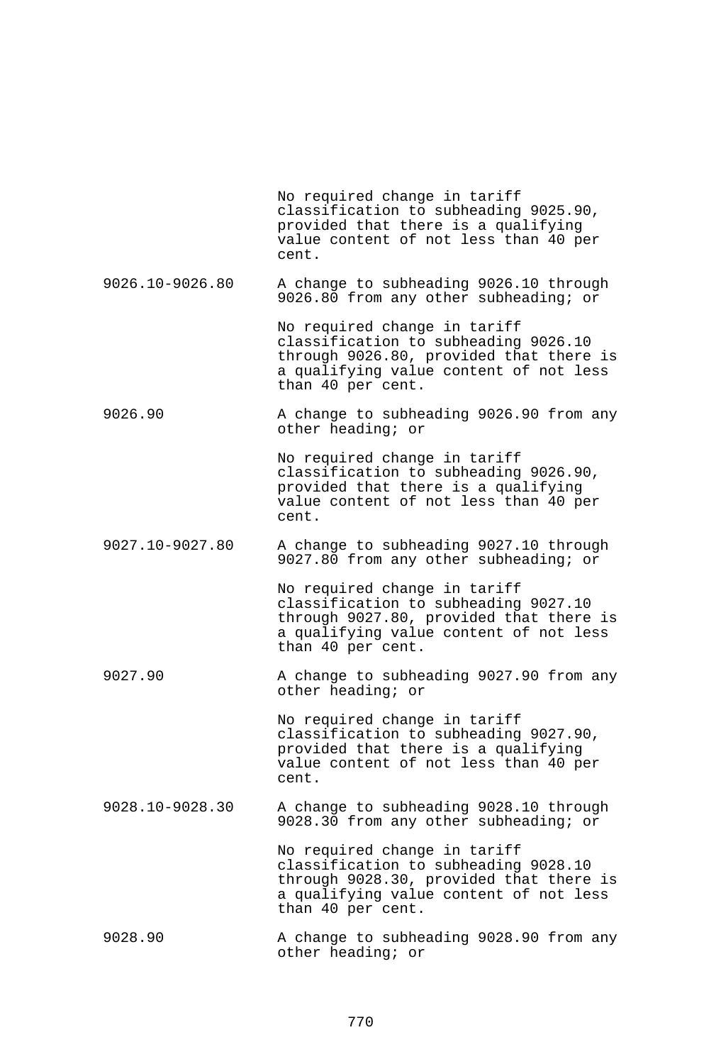| | |
|---|---|
| | No required change in tariff classification to subheading 9025.90, provided that there is a qualifying value content of not less than 40 per cent. |
| 9026.10-9026.80 | A change to subheading 9026.10 through 9026.80 from any other subheading; or |
| | No required change in tariff classification to subheading 9026.10 through 9026.80, provided that there is a qualifying value content of not less than 40 per cent. |
| 9026.90 | A change to subheading 9026.90 from any other heading; or |
| | No required change in tariff classification to subheading 9026.90, provided that there is a qualifying value content of not less than 40 per cent. |
| 9027.10-9027.80 | A change to subheading 9027.10 through 9027.80 from any other subheading; or |
| | No required change in tariff classification to subheading 9027.10 through 9027.80, provided that there is a qualifying value content of not less than 40 per cent. |
| 9027.90 | A change to subheading 9027.90 from any other heading; or |
| | No required change in tariff classification to subheading 9027.90, provided that there is a qualifying value content of not less than 40 per cent. |
| 9028.10-9028.30 | A change to subheading 9028.10 through 9028.30 from any other subheading; or |
| | No required change in tariff classification to subheading 9028.10 through 9028.30, provided that there is a qualifying value content of not less than 40 per cent. |
| 9028.90 | A change to subheading 9028.90 from any other heading; or |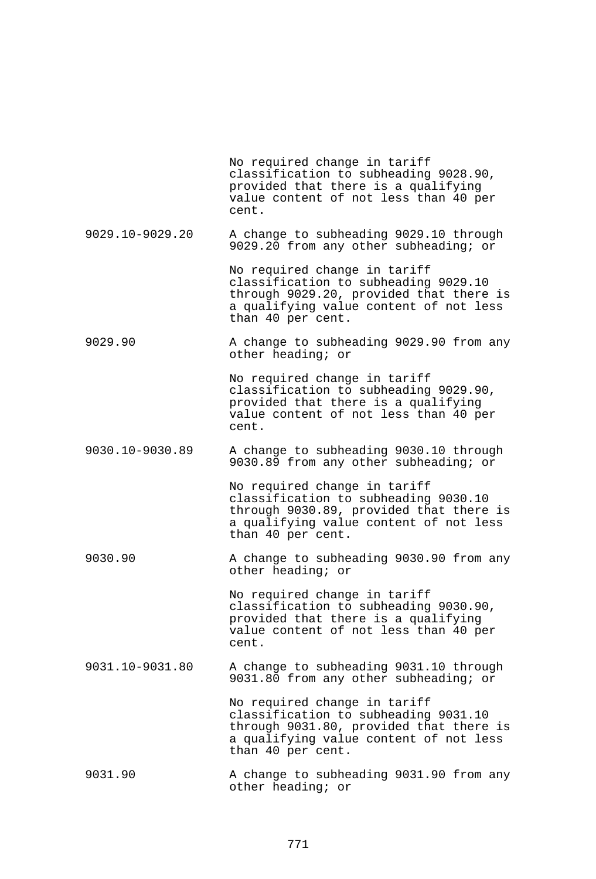| | |
|---|---|
| | No required change in tariff classification to subheading 9028.90, provided that there is a qualifying value content of not less than 40 per cent. |
| 9029.10-9029.20 | A change to subheading 9029.10 through 9029.20 from any other subheading; or |
| | No required change in tariff classification to subheading 9029.10 through 9029.20, provided that there is a qualifying value content of not less than 40 per cent. |
| 9029.90 | A change to subheading 9029.90 from any other heading; or |
| | No required change in tariff classification to subheading 9029.90, provided that there is a qualifying value content of not less than 40 per cent. |
| 9030.10-9030.89 | A change to subheading 9030.10 through 9030.89 from any other subheading; or |
| | No required change in tariff classification to subheading 9030.10 through 9030.89, provided that there is a qualifying value content of not less than 40 per cent. |
| 9030.90 | A change to subheading 9030.90 from any other heading; or |
| | No required change in tariff classification to subheading 9030.90, provided that there is a qualifying value content of not less than 40 per cent. |
| 9031.10-9031.80 | A change to subheading 9031.10 through 9031.80 from any other subheading; or |
| | No required change in tariff classification to subheading 9031.10 through 9031.80, provided that there is a qualifying value content of not less than 40 per cent. |
| 9031.90 | A change to subheading 9031.90 from any other heading; or |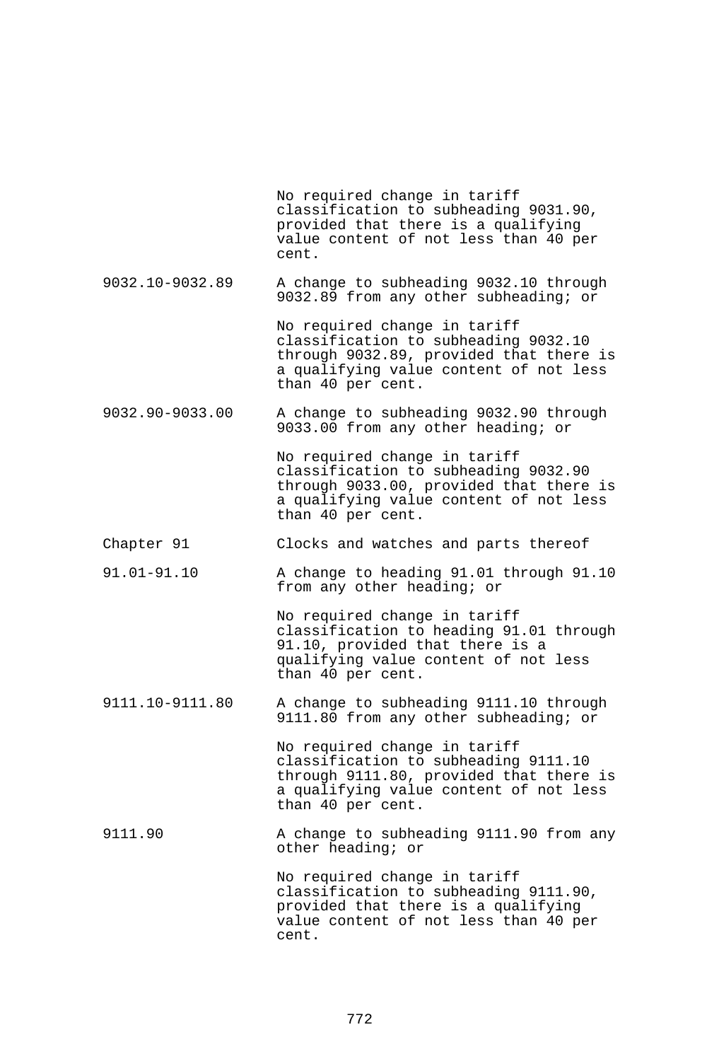| | |
|---|---|
| | No required change in tariff classification to subheading 9031.90, provided that there is a qualifying value content of not less than 40 per cent. |
| 9032.10-9032.89 | A change to subheading 9032.10 through 9032.89 from any other subheading; or |
| | No required change in tariff classification to subheading 9032.10 through 9032.89, provided that there is a qualifying value content of not less than 40 per cent. |
| 9032.90-9033.00 | A change to subheading 9032.90 through 9033.00 from any other heading; or |
| | No required change in tariff classification to subheading 9032.90 through 9033.00, provided that there is a qualifying value content of not less than 40 per cent. |
| Chapter 91 | Clocks and watches and parts thereof |
| 91.01-91.10 | A change to heading 91.01 through 91.10 from any other heading; or |
| | No required change in tariff classification to heading 91.01 through 91.10, provided that there is a qualifying value content of not less than 40 per cent. |
| 9111.10-9111.80 | A change to subheading 9111.10 through 9111.80 from any other subheading; or |
| | No required change in tariff classification to subheading 9111.10 through 9111.80, provided that there is a qualifying value content of not less than 40 per cent. |
| 9111.90 | A change to subheading 9111.90 from any other heading; or |
| | No required change in tariff classification to subheading 9111.90, provided that there is a qualifying value content of not less than 40 per cent. |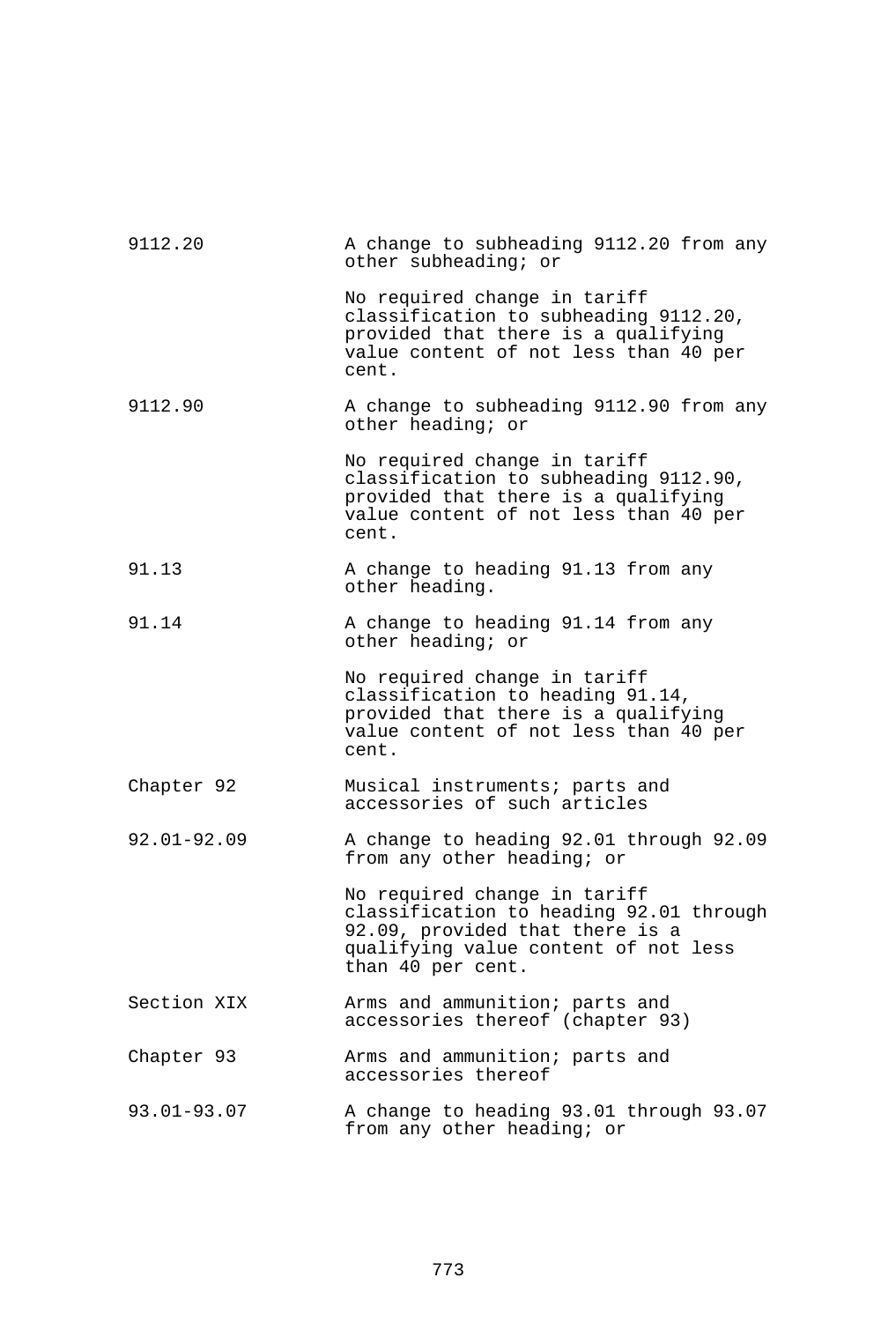| | |
|---|---|
| 9112.20 | A change to subheading 9112.20 from any other subheading; or |
| | No required change in tariff classification to subheading 9112.20, provided that there is a qualifying value content of not less than 40 per cent. |
| 9112.90 | A change to subheading 9112.90 from any other heading; or |
| | No required change in tariff classification to subheading 9112.90, provided that there is a qualifying value content of not less than 40 per cent. |
| 91.13 | A change to heading 91.13 from any other heading. |
| 91.14 | A change to heading 91.14 from any other heading; or |
| | No required change in tariff classification to heading 91.14, provided that there is a qualifying value content of not less than 40 per cent. |
| Chapter 92 | Musical instruments; parts and accessories of such articles |
| 92.01-92.09 | A change to heading 92.01 through 92.09 from any other heading; or |
| | No required change in tariff classification to heading 92.01 through 92.09, provided that there is a qualifying value content of not less than 40 per cent. |
| Section XIX | Arms and ammunition; parts and accessories thereof (chapter 93) |
| Chapter 93 | Arms and ammunition; parts and accessories thereof |
| 93.01-93.07 | A change to heading 93.01 through 93.07 from any other heading; or |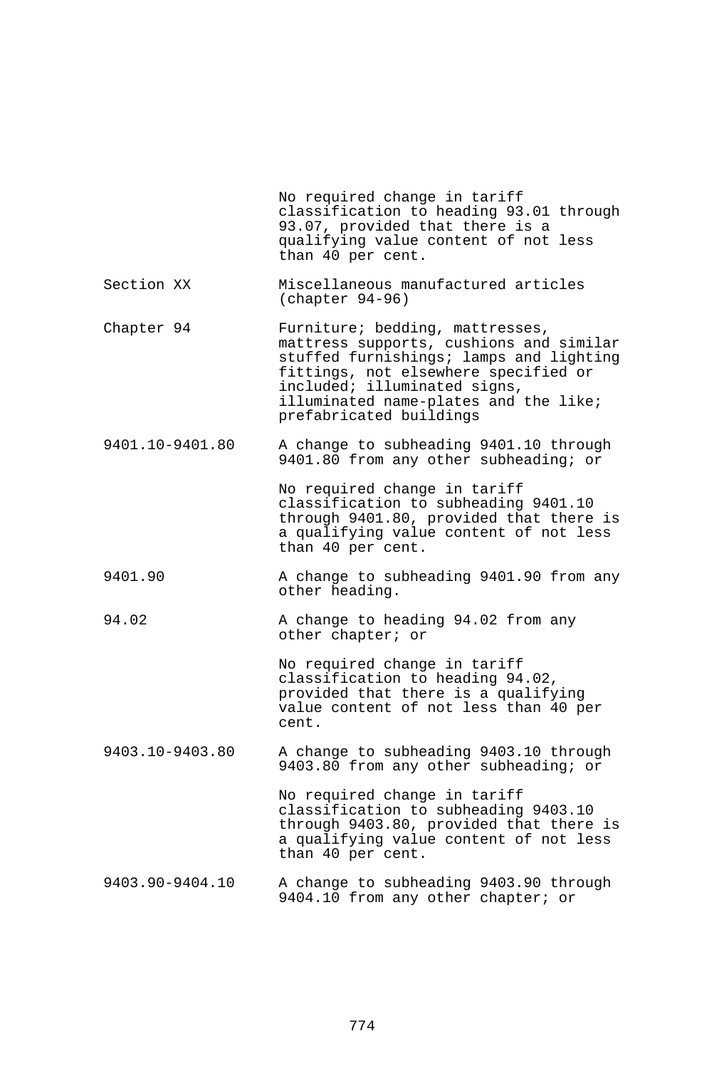| | |
|---|---|
| | No required change in tariff classification to heading 93.01 through 93.07, provided that there is a qualifying value content of not less than 40 per cent. |
| Section XX | Miscellaneous manufactured articles (chapter 94-96) |
| Chapter 94 | Furniture; bedding, mattresses, mattress supports, cushions and similar stuffed furnishings; lamps and lighting fittings, not elsewhere specified or included; illuminated signs, illuminated name-plates and the like; prefabricated buildings |
| 9401.10-9401.80 | A change to subheading 9401.10 through 9401.80 from any other subheading; or |
| | No required change in tariff classification to subheading 9401.10 through 9401.80, provided that there is a qualifying value content of not less than 40 per cent. |
| 9401.90 | A change to subheading 9401.90 from any other heading. |
| 94.02 | A change to heading 94.02 from any other chapter; or |
| | No required change in tariff classification to heading 94.02, provided that there is a qualifying value content of not less than 40 per cent. |
| 9403.10-9403.80 | A change to subheading 9403.10 through 9403.80 from any other subheading; or |
| | No required change in tariff classification to subheading 9403.10 through 9403.80, provided that there is a qualifying value content of not less than 40 per cent. |
| 9403.90-9404.10 | A change to subheading 9403.90 through 9404.10 from any other chapter; or |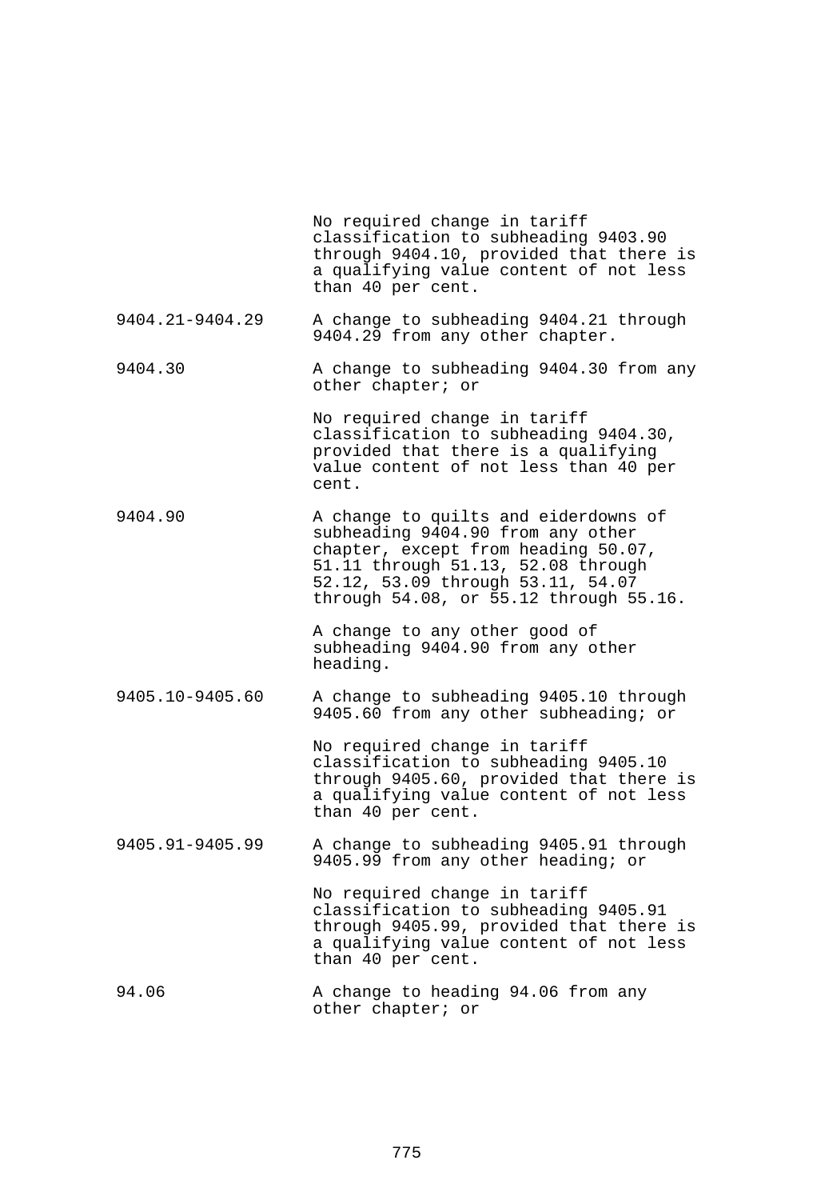| | |
|---|---|
| | No required change in tariff classification to subheading 9403.90 through 9404.10, provided that there is a qualifying value content of not less than 40 per cent. |
| 9404.21-9404.29 | A change to subheading 9404.21 through 9404.29 from any other chapter. |
| 9404.30 | A change to subheading 9404.30 from any other chapter; or |
| | No required change in tariff classification to subheading 9404.30, provided that there is a qualifying value content of not less than 40 per cent. |
| 9404.90 | A change to quilts and eiderdowns of subheading 9404.90 from any other chapter, except from heading 50.07, 51.11 through 51.13, 52.08 through 52.12, 53.09 through 53.11, 54.07 through 54.08, or 55.12 through 55.16. |
| | A change to any other good of subheading 9404.90 from any other heading. |
| 9405.10-9405.60 | A change to subheading 9405.10 through 9405.60 from any other subheading; or |
| | No required change in tariff classification to subheading 9405.10 through 9405.60, provided that there is a qualifying value content of not less than 40 per cent. |
| 9405.91-9405.99 | A change to subheading 9405.91 through 9405.99 from any other heading; or |
| | No required change in tariff classification to subheading 9405.91 through 9405.99, provided that there is a qualifying value content of not less than 40 per cent. |
| 94.06 | A change to heading 94.06 from any other chapter; or |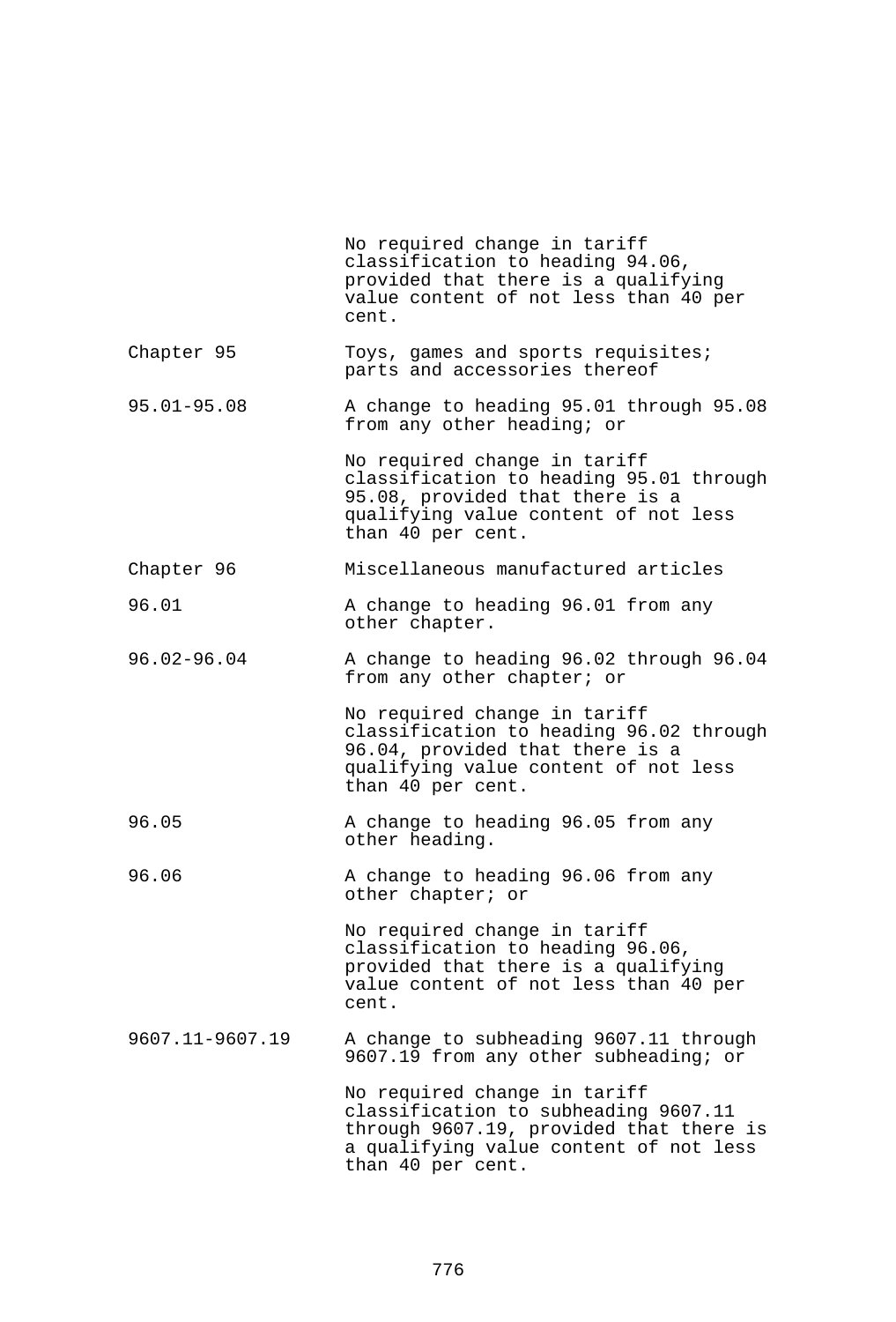| | |
|---|---|
| | No required change in tariff classification to heading 94.06, provided that there is a qualifying value content of not less than 40 per cent. |
| Chapter 95 | Toys, games and sports requisites; parts and accessories thereof |
| 95.01-95.08 | A change to heading 95.01 through 95.08 from any other heading; or |
| | No required change in tariff classification to heading 95.01 through 95.08, provided that there is a qualifying value content of not less than 40 per cent. |
| Chapter 96 | Miscellaneous manufactured articles |
| 96.01 | A change to heading 96.01 from any other chapter. |
| 96.02-96.04 | A change to heading 96.02 through 96.04 from any other chapter; or |
| | No required change in tariff classification to heading 96.02 through 96.04, provided that there is a qualifying value content of not less than 40 per cent. |
| 96.05 | A change to heading 96.05 from any other heading. |
| 96.06 | A change to heading 96.06 from any other chapter; or |
| | No required change in tariff classification to heading 96.06, provided that there is a qualifying value content of not less than 40 per cent. |
| 9607.11-9607.19 | A change to subheading 9607.11 through 9607.19 from any other subheading; or |
| | No required change in tariff classification to subheading 9607.11 through 9607.19, provided that there is a qualifying value content of not less than 40 per cent. |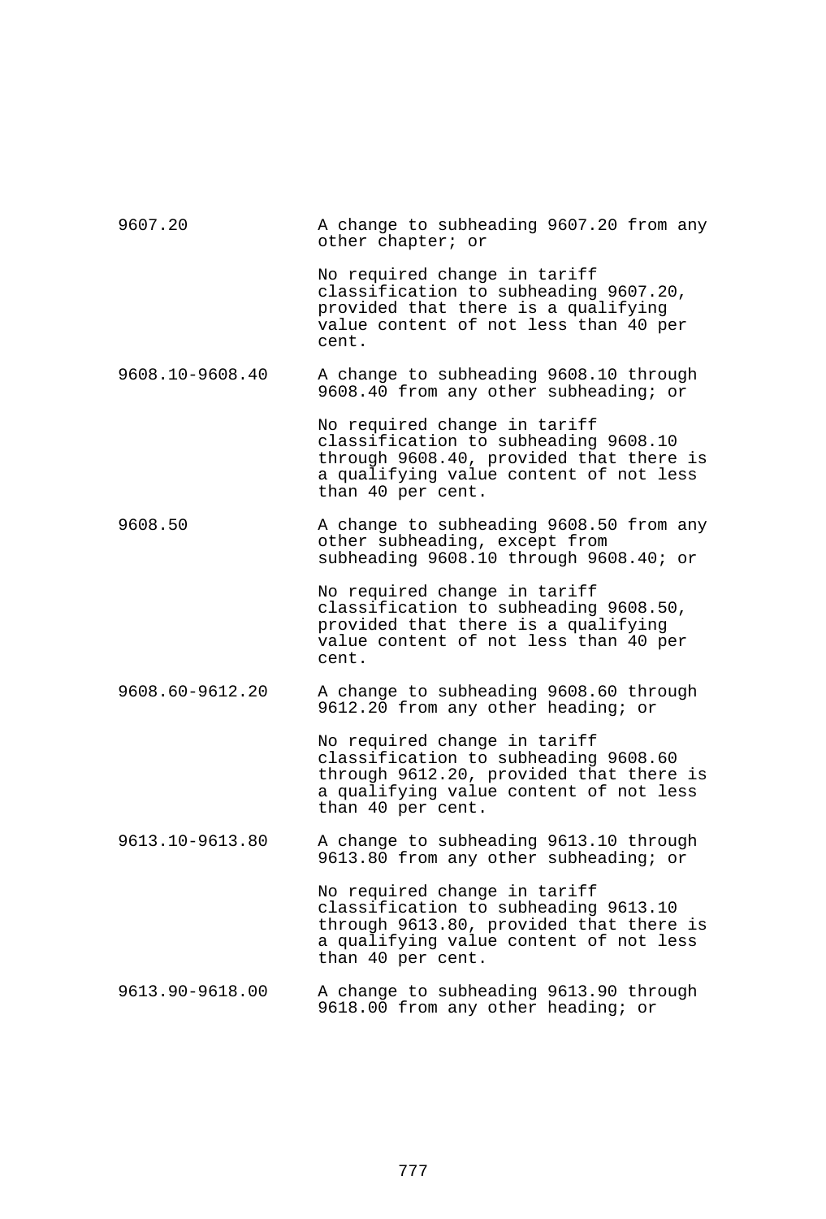| | |
|---|---|
| 9607.20 | A change to subheading 9607.20 from any other chapter; or<br><br>No required change in tariff classification to subheading 9607.20, provided that there is a qualifying value content of not less than 40 per cent. |
| 9608.10-9608.40 | A change to subheading 9608.10 through 9608.40 from any other subheading; or<br><br>No required change in tariff classification to subheading 9608.10 through 9608.40, provided that there is a qualifying value content of not less than 40 per cent. |
| 9608.50 | A change to subheading 9608.50 from any other subheading, except from subheading 9608.10 through 9608.40; or<br><br>No required change in tariff classification to subheading 9608.50, provided that there is a qualifying value content of not less than 40 per cent. |
| 9608.60-9612.20 | A change to subheading 9608.60 through 9612.20 from any other heading; or<br><br>No required change in tariff classification to subheading 9608.60 through 9612.20, provided that there is a qualifying value content of not less than 40 per cent. |
| 9613.10-9613.80 | A change to subheading 9613.10 through 9613.80 from any other subheading; or<br><br>No required change in tariff classification to subheading 9613.10 through 9613.80, provided that there is a qualifying value content of not less than 40 per cent. |
| 9613.90-9618.00 | A change to subheading 9613.90 through 9618.00 from any other heading; or |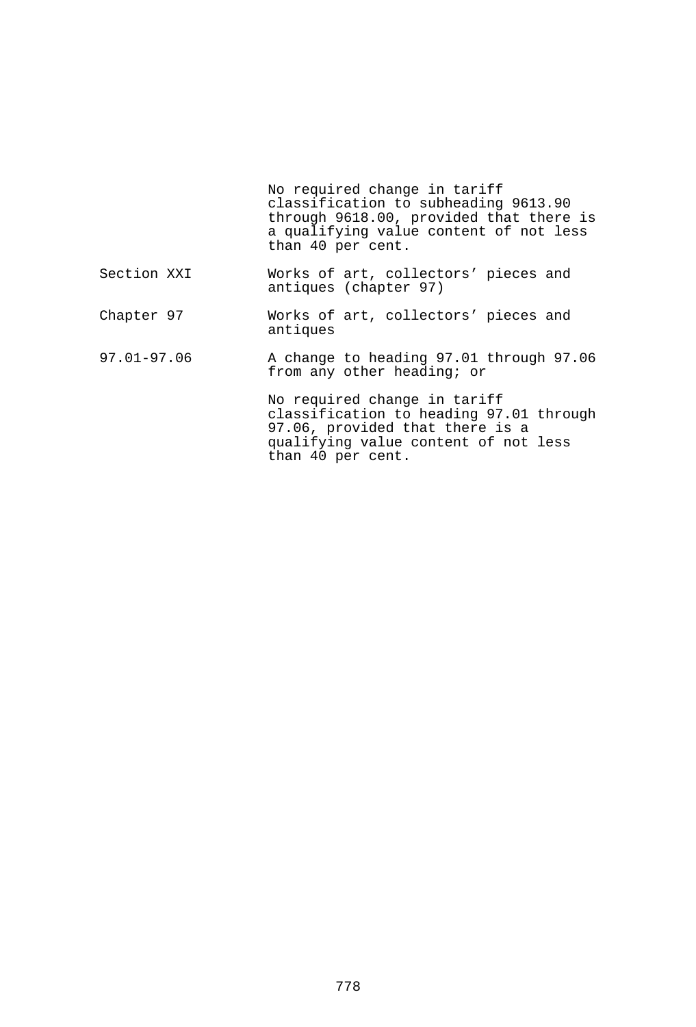| | |
|---|---|
| | No required change in tariff classification to subheading 9613.90 through 9618.00, provided that there is a qualifying value content of not less than 40 per cent. |
| Section XXI | Works of art, collectors' pieces and antiques (chapter 97) |
| Chapter 97 | Works of art, collectors' pieces and antiques |
| 97.01-97.06 | A change to heading 97.01 through 97.06 from any other heading; or |
| | No required change in tariff classification to heading 97.01 through 97.06, provided that there is a qualifying value content of not less than 40 per cent. |